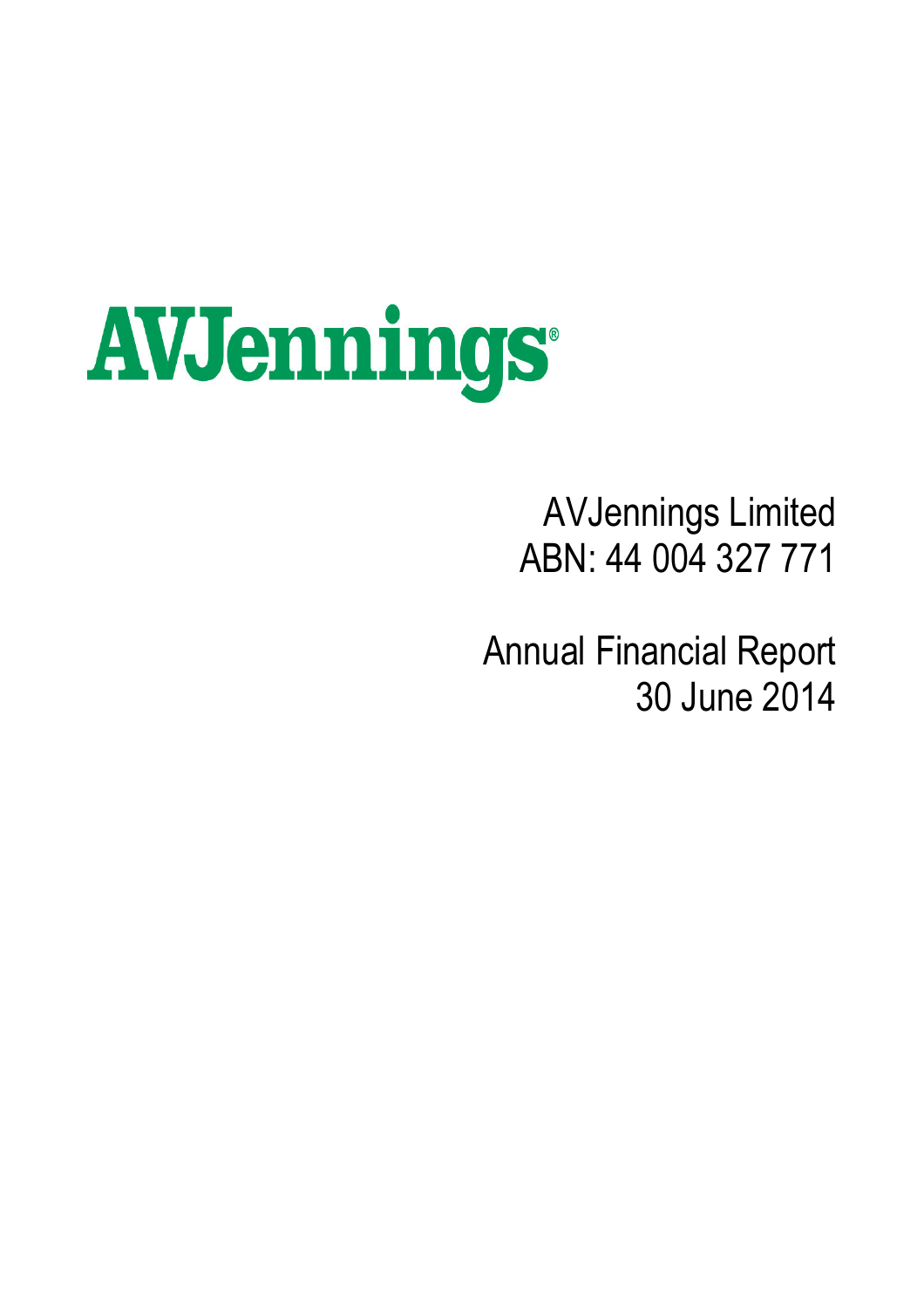AVJennings®

AVJennings Limited
ABN: 44 004 327 771

Annual Financial Report
30 June 2014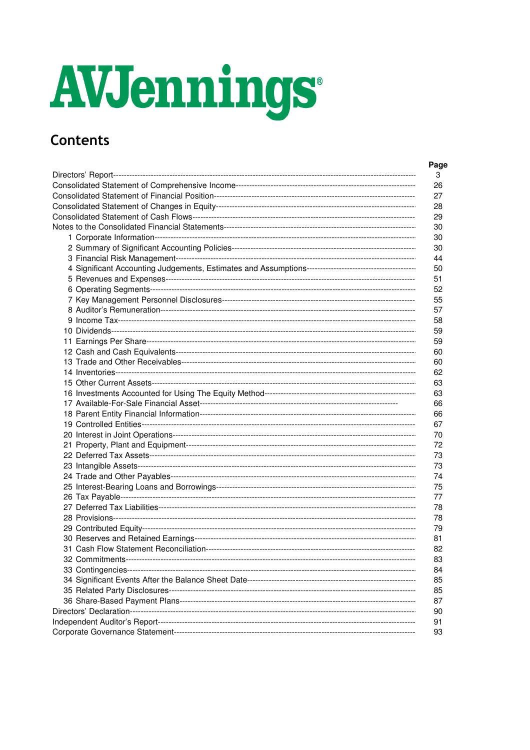# AVJennings®

## Contents

| | Page |
|---|---|
| Directors' Report | 3 |
| Consolidated Statement of Comprehensive Income | 26 |
| Consolidated Statement of Financial Position | 27 |
| Consolidated Statement of Changes in Equity | 28 |
| Consolidated Statement of Cash Flows | 29 |
| Notes to the Consolidated Financial Statements | 30 |
| 1 Corporate Information | 30 |
| 2 Summary of Significant Accounting Policies | 30 |
| 3 Financial Risk Management | 44 |
| 4 Significant Accounting Judgements, Estimates and Assumptions | 50 |
| 5 Revenues and Expenses | 51 |
| 6 Operating Segments | 52 |
| 7 Key Management Personnel Disclosures | 55 |
| 8 Auditor's Remuneration | 57 |
| 9 Income Tax | 58 |
| 10 Dividends | 59 |
| 11 Earnings Per Share | 59 |
| 12 Cash and Cash Equivalents | 60 |
| 13 Trade and Other Receivables | 60 |
| 14 Inventories | 62 |
| 15 Other Current Assets | 63 |
| 16 Investments Accounted for Using The Equity Method | 63 |
| 17 Available-For-Sale Financial Asset | 66 |
| 18 Parent Entity Financial Information | 66 |
| 19 Controlled Entities | 67 |
| 20 Interest in Joint Operations | 70 |
| 21 Property, Plant and Equipment | 72 |
| 22 Deferred Tax Assets | 73 |
| 23 Intangible Assets | 73 |
| 24 Trade and Other Payables | 74 |
| 25 Interest-Bearing Loans and Borrowings | 75 |
| 26 Tax Payable | 77 |
| 27 Deferred Tax Liabilities | 78 |
| 28 Provisions | 78 |
| 29 Contributed Equity | 79 |
| 30 Reserves and Retained Earnings | 81 |
| 31 Cash Flow Statement Reconciliation | 82 |
| 32 Commitments | 83 |
| 33 Contingencies | 84 |
| 34 Significant Events After the Balance Sheet Date | 85 |
| 35 Related Party Disclosures | 85 |
| 36 Share-Based Payment Plans | 87 |
| Directors' Declaration | 90 |
| Independent Auditor's Report | 91 |
| Corporate Governance Statement | 93 |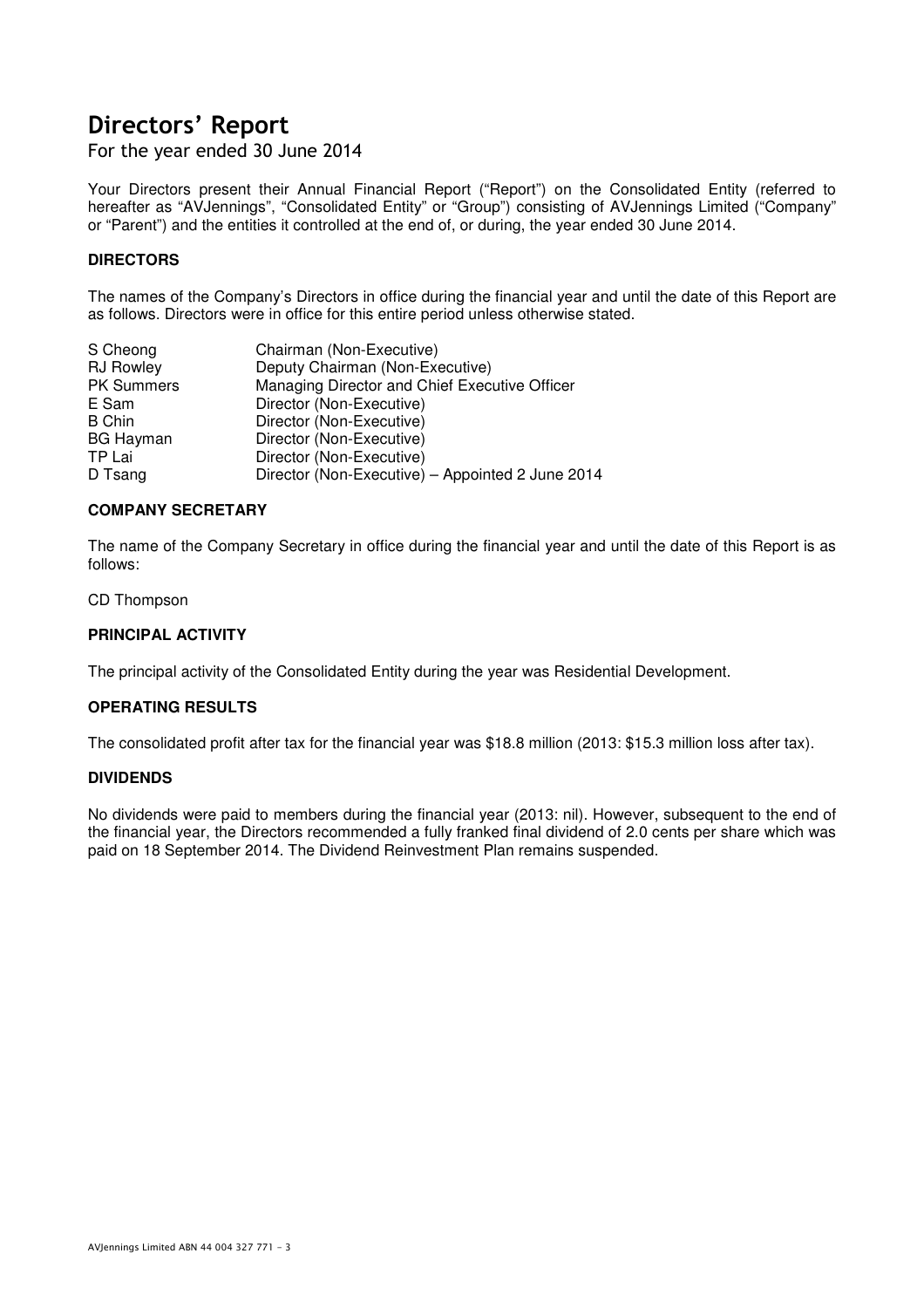# Directors' Report

For the year ended 30 June 2014

Your Directors present their Annual Financial Report ("Report") on the Consolidated Entity (referred to hereafter as "AVJennings", "Consolidated Entity" or "Group") consisting of AVJennings Limited ("Company" or "Parent") and the entities it controlled at the end of, or during, the year ended 30 June 2014.

**DIRECTORS**

The names of the Company's Directors in office during the financial year and until the date of this Report are as follows. Directors were in office for this entire period unless otherwise stated.

| | |
|---|---|
| S Cheong | Chairman (Non-Executive) |
| RJ Rowley | Deputy Chairman (Non-Executive) |
| PK Summers | Managing Director and Chief Executive Officer |
| E Sam | Director (Non-Executive) |
| B Chin | Director (Non-Executive) |
| BG Hayman | Director (Non-Executive) |
| TP Lai | Director (Non-Executive) |
| D Tsang | Director (Non-Executive) – Appointed 2 June 2014 |

**COMPANY SECRETARY**

The name of the Company Secretary in office during the financial year and until the date of this Report is as follows:

CD Thompson

**PRINCIPAL ACTIVITY**

The principal activity of the Consolidated Entity during the year was Residential Development.

**OPERATING RESULTS**

The consolidated profit after tax for the financial year was $18.8 million (2013: $15.3 million loss after tax).

**DIVIDENDS**

No dividends were paid to members during the financial year (2013: nil). However, subsequent to the end of the financial year, the Directors recommended a fully franked final dividend of 2.0 cents per share which was paid on 18 September 2014. The Dividend Reinvestment Plan remains suspended.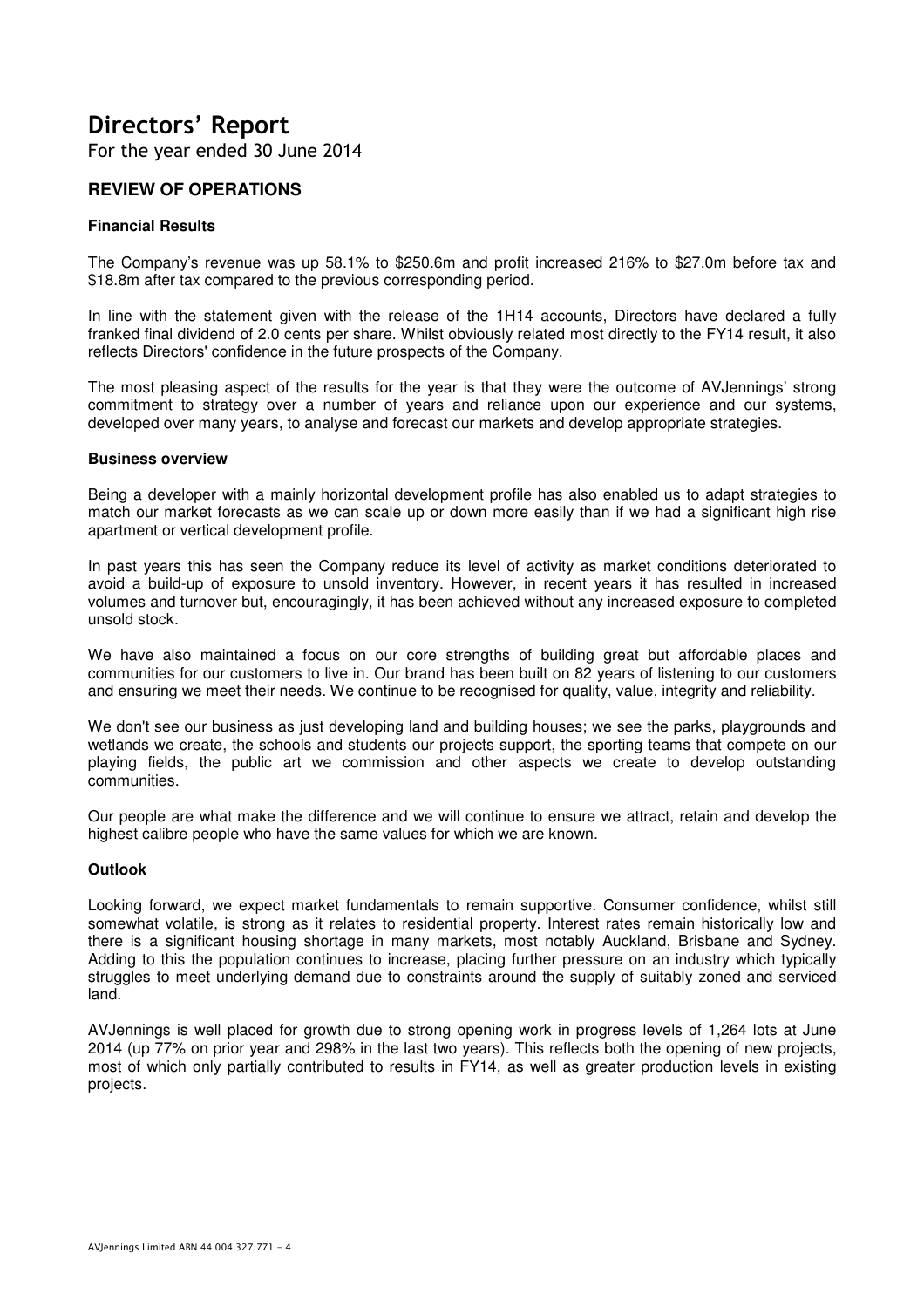# Directors' Report

For the year ended 30 June 2014

## REVIEW OF OPERATIONS

### Financial Results

The Company's revenue was up 58.1% to $250.6m and profit increased 216% to $27.0m before tax and $18.8m after tax compared to the previous corresponding period.

In line with the statement given with the release of the 1H14 accounts, Directors have declared a fully franked final dividend of 2.0 cents per share. Whilst obviously related most directly to the FY14 result, it also reflects Directors' confidence in the future prospects of the Company.

The most pleasing aspect of the results for the year is that they were the outcome of AVJennings' strong commitment to strategy over a number of years and reliance upon our experience and our systems, developed over many years, to analyse and forecast our markets and develop appropriate strategies.

### Business overview

Being a developer with a mainly horizontal development profile has also enabled us to adapt strategies to match our market forecasts as we can scale up or down more easily than if we had a significant high rise apartment or vertical development profile.

In past years this has seen the Company reduce its level of activity as market conditions deteriorated to avoid a build-up of exposure to unsold inventory. However, in recent years it has resulted in increased volumes and turnover but, encouragingly, it has been achieved without any increased exposure to completed unsold stock.

We have also maintained a focus on our core strengths of building great but affordable places and communities for our customers to live in. Our brand has been built on 82 years of listening to our customers and ensuring we meet their needs. We continue to be recognised for quality, value, integrity and reliability.

We don't see our business as just developing land and building houses; we see the parks, playgrounds and wetlands we create, the schools and students our projects support, the sporting teams that compete on our playing fields, the public art we commission and other aspects we create to develop outstanding communities.

Our people are what make the difference and we will continue to ensure we attract, retain and develop the highest calibre people who have the same values for which we are known.

### Outlook

Looking forward, we expect market fundamentals to remain supportive. Consumer confidence, whilst still somewhat volatile, is strong as it relates to residential property. Interest rates remain historically low and there is a significant housing shortage in many markets, most notably Auckland, Brisbane and Sydney. Adding to this the population continues to increase, placing further pressure on an industry which typically struggles to meet underlying demand due to constraints around the supply of suitably zoned and serviced land.

AVJennings is well placed for growth due to strong opening work in progress levels of 1,264 lots at June 2014 (up 77% on prior year and 298% in the last two years). This reflects both the opening of new projects, most of which only partially contributed to results in FY14, as well as greater production levels in existing projects.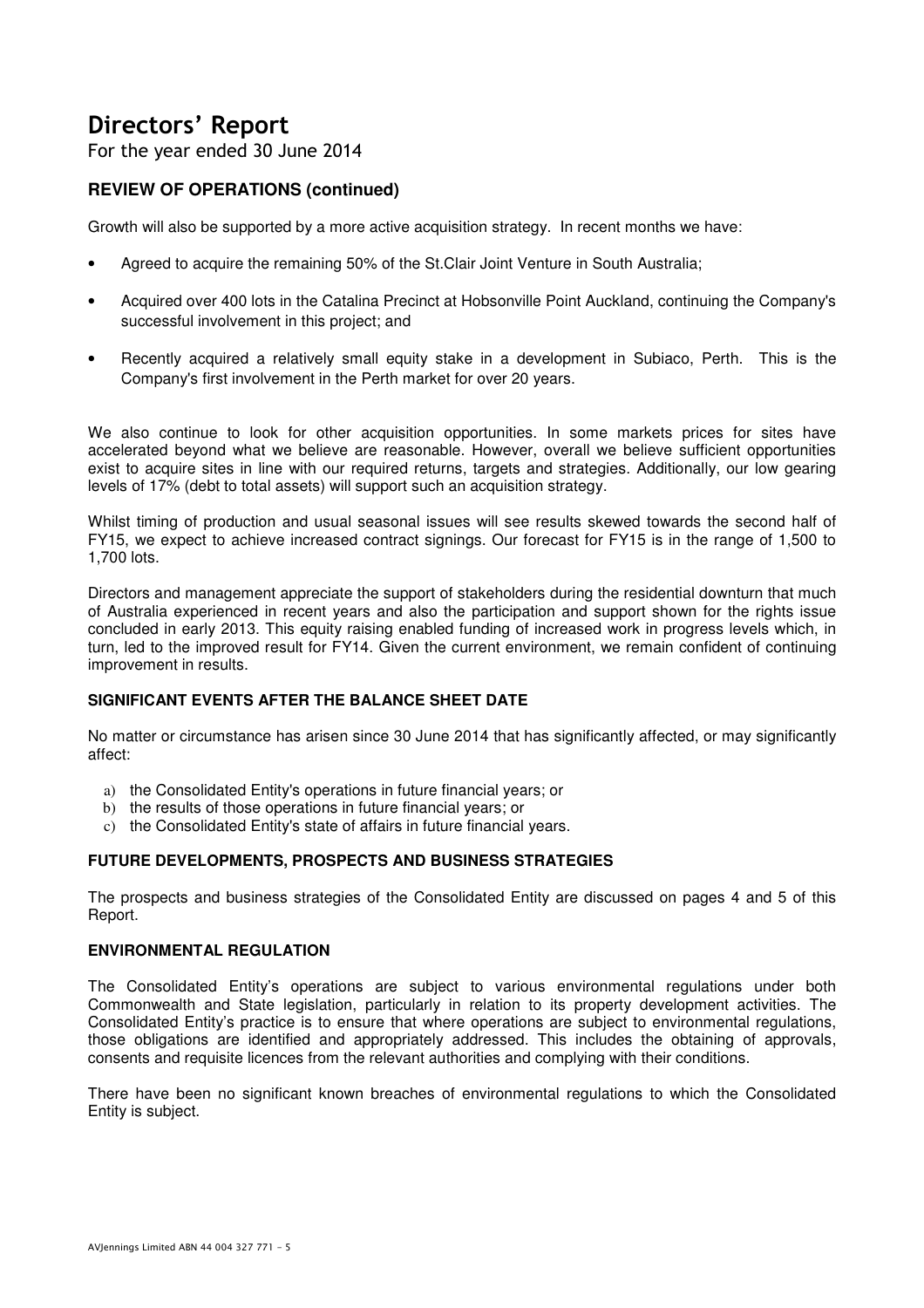# Directors' Report

For the year ended 30 June 2014

### REVIEW OF OPERATIONS (continued)

Growth will also be supported by a more active acquisition strategy. In recent months we have:

- Agreed to acquire the remaining 50% of the St.Clair Joint Venture in South Australia;
- Acquired over 400 lots in the Catalina Precinct at Hobsonville Point Auckland, continuing the Company's successful involvement in this project; and
- Recently acquired a relatively small equity stake in a development in Subiaco, Perth. This is the Company's first involvement in the Perth market for over 20 years.

We also continue to look for other acquisition opportunities. In some markets prices for sites have accelerated beyond what we believe are reasonable. However, overall we believe sufficient opportunities exist to acquire sites in line with our required returns, targets and strategies. Additionally, our low gearing levels of 17% (debt to total assets) will support such an acquisition strategy.

Whilst timing of production and usual seasonal issues will see results skewed towards the second half of FY15, we expect to achieve increased contract signings. Our forecast for FY15 is in the range of 1,500 to 1,700 lots.

Directors and management appreciate the support of stakeholders during the residential downturn that much of Australia experienced in recent years and also the participation and support shown for the rights issue concluded in early 2013. This equity raising enabled funding of increased work in progress levels which, in turn, led to the improved result for FY14. Given the current environment, we remain confident of continuing improvement in results.

### SIGNIFICANT EVENTS AFTER THE BALANCE SHEET DATE

No matter or circumstance has arisen since 30 June 2014 that has significantly affected, or may significantly affect:

a) the Consolidated Entity's operations in future financial years; or
b) the results of those operations in future financial years; or
c) the Consolidated Entity's state of affairs in future financial years.

### FUTURE DEVELOPMENTS, PROSPECTS AND BUSINESS STRATEGIES

The prospects and business strategies of the Consolidated Entity are discussed on pages 4 and 5 of this Report.

### ENVIRONMENTAL REGULATION

The Consolidated Entity's operations are subject to various environmental regulations under both Commonwealth and State legislation, particularly in relation to its property development activities. The Consolidated Entity's practice is to ensure that where operations are subject to environmental regulations, those obligations are identified and appropriately addressed. This includes the obtaining of approvals, consents and requisite licences from the relevant authorities and complying with their conditions.

There have been no significant known breaches of environmental regulations to which the Consolidated Entity is subject.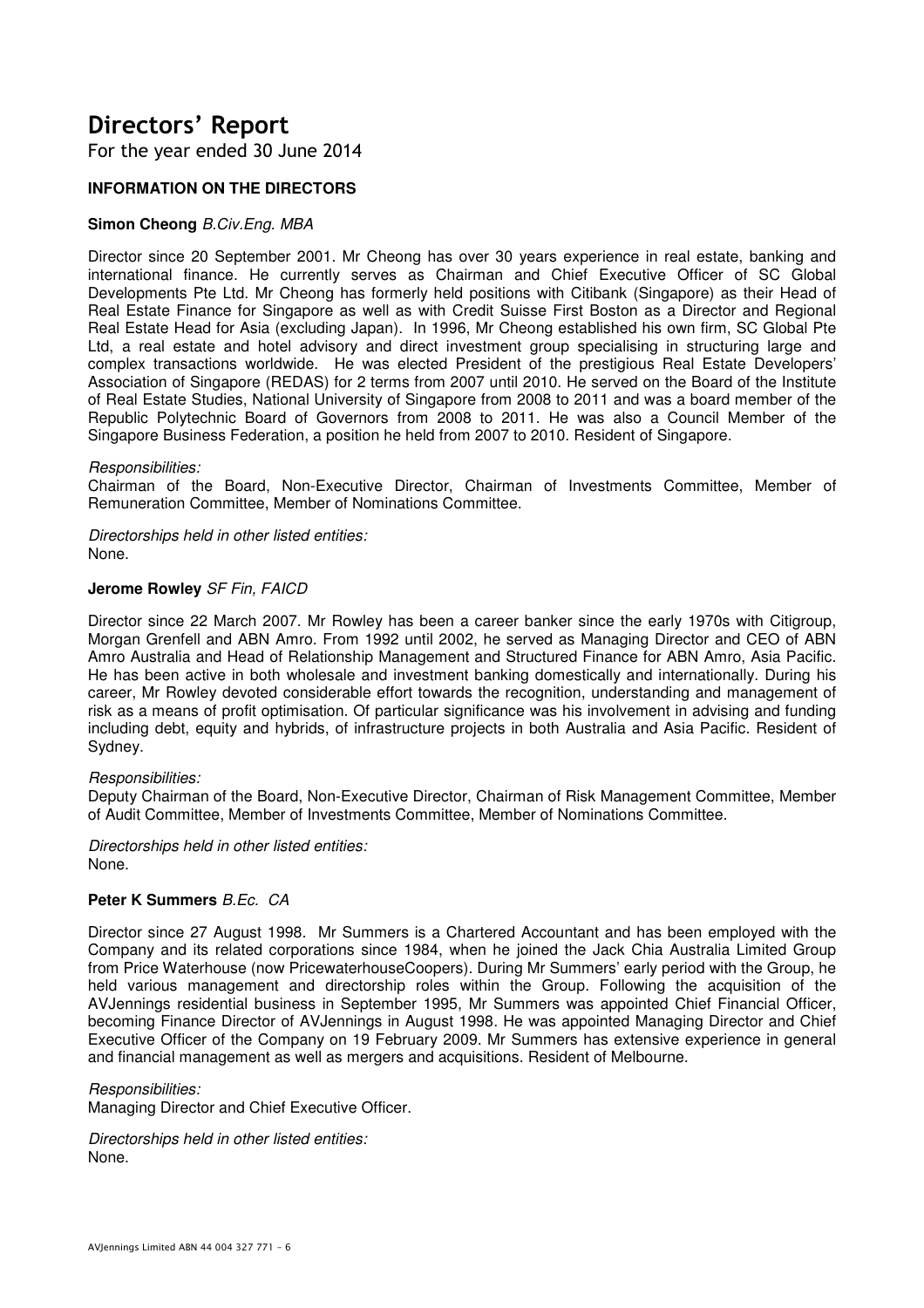# Directors' Report

For the year ended 30 June 2014

## INFORMATION ON THE DIRECTORS

### Simon Cheong *B.Civ.Eng. MBA*

Director since 20 September 2001. Mr Cheong has over 30 years experience in real estate, banking and international finance. He currently serves as Chairman and Chief Executive Officer of SC Global Developments Pte Ltd. Mr Cheong has formerly held positions with Citibank (Singapore) as their Head of Real Estate Finance for Singapore as well as with Credit Suisse First Boston as a Director and Regional Real Estate Head for Asia (excluding Japan). In 1996, Mr Cheong established his own firm, SC Global Pte Ltd, a real estate and hotel advisory and direct investment group specialising in structuring large and complex transactions worldwide. He was elected President of the prestigious Real Estate Developers' Association of Singapore (REDAS) for 2 terms from 2007 until 2010. He served on the Board of the Institute of Real Estate Studies, National University of Singapore from 2008 to 2011 and was a board member of the Republic Polytechnic Board of Governors from 2008 to 2011. He was also a Council Member of the Singapore Business Federation, a position he held from 2007 to 2010. Resident of Singapore.

*Responsibilities:*
Chairman of the Board, Non-Executive Director, Chairman of Investments Committee, Member of Remuneration Committee, Member of Nominations Committee.

*Directorships held in other listed entities:*
None.

### Jerome Rowley *SF Fin, FAICD*

Director since 22 March 2007. Mr Rowley has been a career banker since the early 1970s with Citigroup, Morgan Grenfell and ABN Amro. From 1992 until 2002, he served as Managing Director and CEO of ABN Amro Australia and Head of Relationship Management and Structured Finance for ABN Amro, Asia Pacific. He has been active in both wholesale and investment banking domestically and internationally. During his career, Mr Rowley devoted considerable effort towards the recognition, understanding and management of risk as a means of profit optimisation. Of particular significance was his involvement in advising and funding including debt, equity and hybrids, of infrastructure projects in both Australia and Asia Pacific. Resident of Sydney.

*Responsibilities:*
Deputy Chairman of the Board, Non-Executive Director, Chairman of Risk Management Committee, Member of Audit Committee, Member of Investments Committee, Member of Nominations Committee.

*Directorships held in other listed entities:*
None.

### Peter K Summers *B.Ec. CA*

Director since 27 August 1998. Mr Summers is a Chartered Accountant and has been employed with the Company and its related corporations since 1984, when he joined the Jack Chia Australia Limited Group from Price Waterhouse (now PricewaterhouseCoopers). During Mr Summers' early period with the Group, he held various management and directorship roles within the Group. Following the acquisition of the AVJennings residential business in September 1995, Mr Summers was appointed Chief Financial Officer, becoming Finance Director of AVJennings in August 1998. He was appointed Managing Director and Chief Executive Officer of the Company on 19 February 2009. Mr Summers has extensive experience in general and financial management as well as mergers and acquisitions. Resident of Melbourne.

*Responsibilities:*
Managing Director and Chief Executive Officer.

*Directorships held in other listed entities:*
None.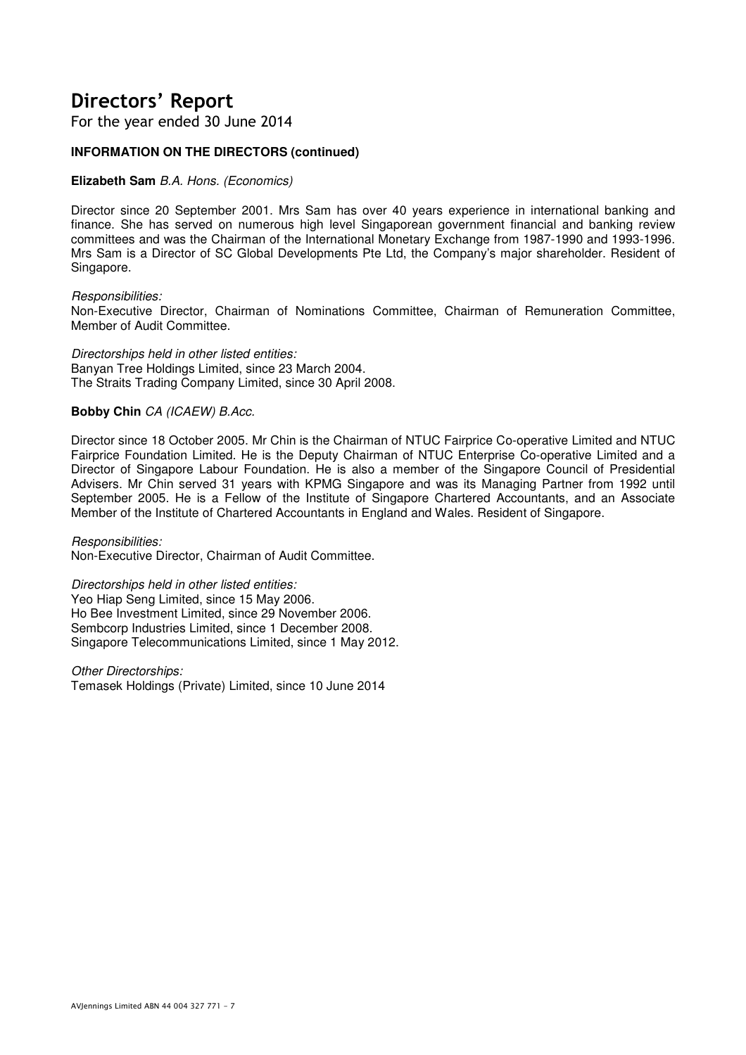# Directors' Report

For the year ended 30 June 2014

**INFORMATION ON THE DIRECTORS (continued)**

**Elizabeth Sam** *B.A. Hons. (Economics)*

Director since 20 September 2001. Mrs Sam has over 40 years experience in international banking and finance. She has served on numerous high level Singaporean government financial and banking review committees and was the Chairman of the International Monetary Exchange from 1987-1990 and 1993-1996. Mrs Sam is a Director of SC Global Developments Pte Ltd, the Company's major shareholder. Resident of Singapore.

*Responsibilities:*
Non-Executive Director, Chairman of Nominations Committee, Chairman of Remuneration Committee, Member of Audit Committee.

*Directorships held in other listed entities:*
Banyan Tree Holdings Limited, since 23 March 2004.
The Straits Trading Company Limited, since 30 April 2008.

**Bobby Chin** *CA (ICAEW) B.Acc.*

Director since 18 October 2005. Mr Chin is the Chairman of NTUC Fairprice Co-operative Limited and NTUC Fairprice Foundation Limited. He is the Deputy Chairman of NTUC Enterprise Co-operative Limited and a Director of Singapore Labour Foundation. He is also a member of the Singapore Council of Presidential Advisers. Mr Chin served 31 years with KPMG Singapore and was its Managing Partner from 1992 until September 2005. He is a Fellow of the Institute of Singapore Chartered Accountants, and an Associate Member of the Institute of Chartered Accountants in England and Wales. Resident of Singapore.

*Responsibilities:*
Non-Executive Director, Chairman of Audit Committee.

*Directorships held in other listed entities:*
Yeo Hiap Seng Limited, since 15 May 2006.
Ho Bee Investment Limited, since 29 November 2006.
Sembcorp Industries Limited, since 1 December 2008.
Singapore Telecommunications Limited, since 1 May 2012.

*Other Directorships:*
Temasek Holdings (Private) Limited, since 10 June 2014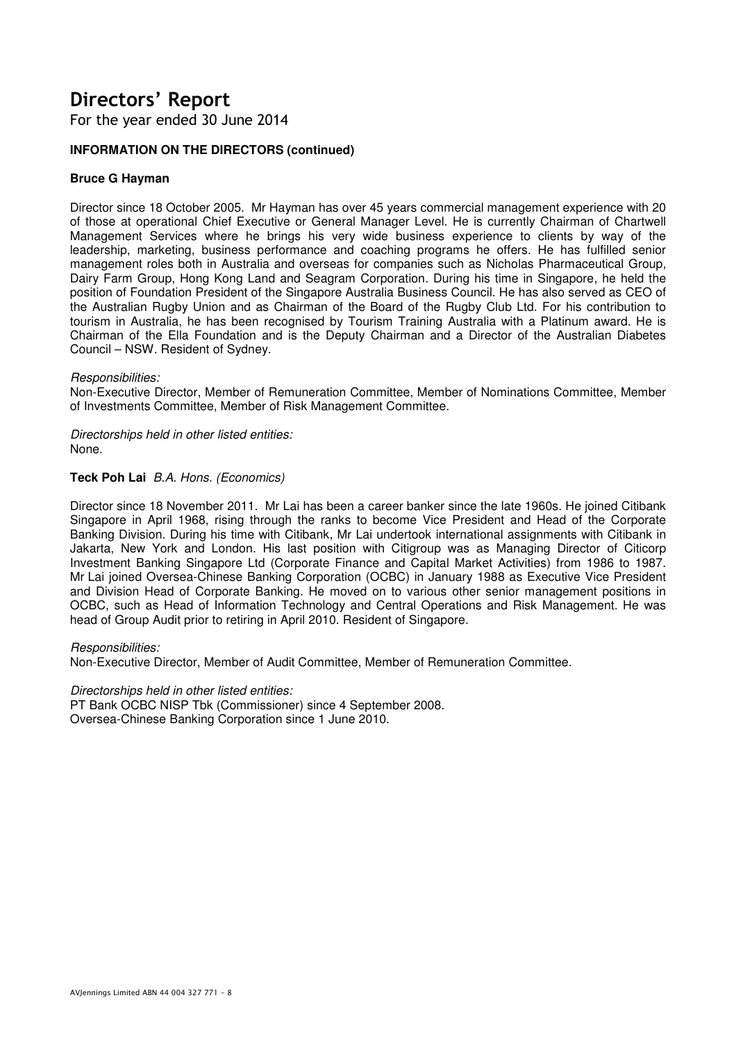# Directors' Report

For the year ended 30 June 2014

**INFORMATION ON THE DIRECTORS (continued)**

**Bruce G Hayman**

Director since 18 October 2005. Mr Hayman has over 45 years commercial management experience with 20 of those at operational Chief Executive or General Manager Level. He is currently Chairman of Chartwell Management Services where he brings his very wide business experience to clients by way of the leadership, marketing, business performance and coaching programs he offers. He has fulfilled senior management roles both in Australia and overseas for companies such as Nicholas Pharmaceutical Group, Dairy Farm Group, Hong Kong Land and Seagram Corporation. During his time in Singapore, he held the position of Foundation President of the Singapore Australia Business Council. He has also served as CEO of the Australian Rugby Union and as Chairman of the Board of the Rugby Club Ltd. For his contribution to tourism in Australia, he has been recognised by Tourism Training Australia with a Platinum award. He is Chairman of the Ella Foundation and is the Deputy Chairman and a Director of the Australian Diabetes Council – NSW. Resident of Sydney.

*Responsibilities:*
Non-Executive Director, Member of Remuneration Committee, Member of Nominations Committee, Member of Investments Committee, Member of Risk Management Committee.

*Directorships held in other listed entities:*
None.

**Teck Poh Lai** *B.A. Hons. (Economics)*

Director since 18 November 2011. Mr Lai has been a career banker since the late 1960s. He joined Citibank Singapore in April 1968, rising through the ranks to become Vice President and Head of the Corporate Banking Division. During his time with Citibank, Mr Lai undertook international assignments with Citibank in Jakarta, New York and London. His last position with Citigroup was as Managing Director of Citicorp Investment Banking Singapore Ltd (Corporate Finance and Capital Market Activities) from 1986 to 1987. Mr Lai joined Oversea-Chinese Banking Corporation (OCBC) in January 1988 as Executive Vice President and Division Head of Corporate Banking. He moved on to various other senior management positions in OCBC, such as Head of Information Technology and Central Operations and Risk Management. He was head of Group Audit prior to retiring in April 2010. Resident of Singapore.

*Responsibilities:*
Non-Executive Director, Member of Audit Committee, Member of Remuneration Committee.

*Directorships held in other listed entities:*
PT Bank OCBC NISP Tbk (Commissioner) since 4 September 2008.
Oversea-Chinese Banking Corporation since 1 June 2010.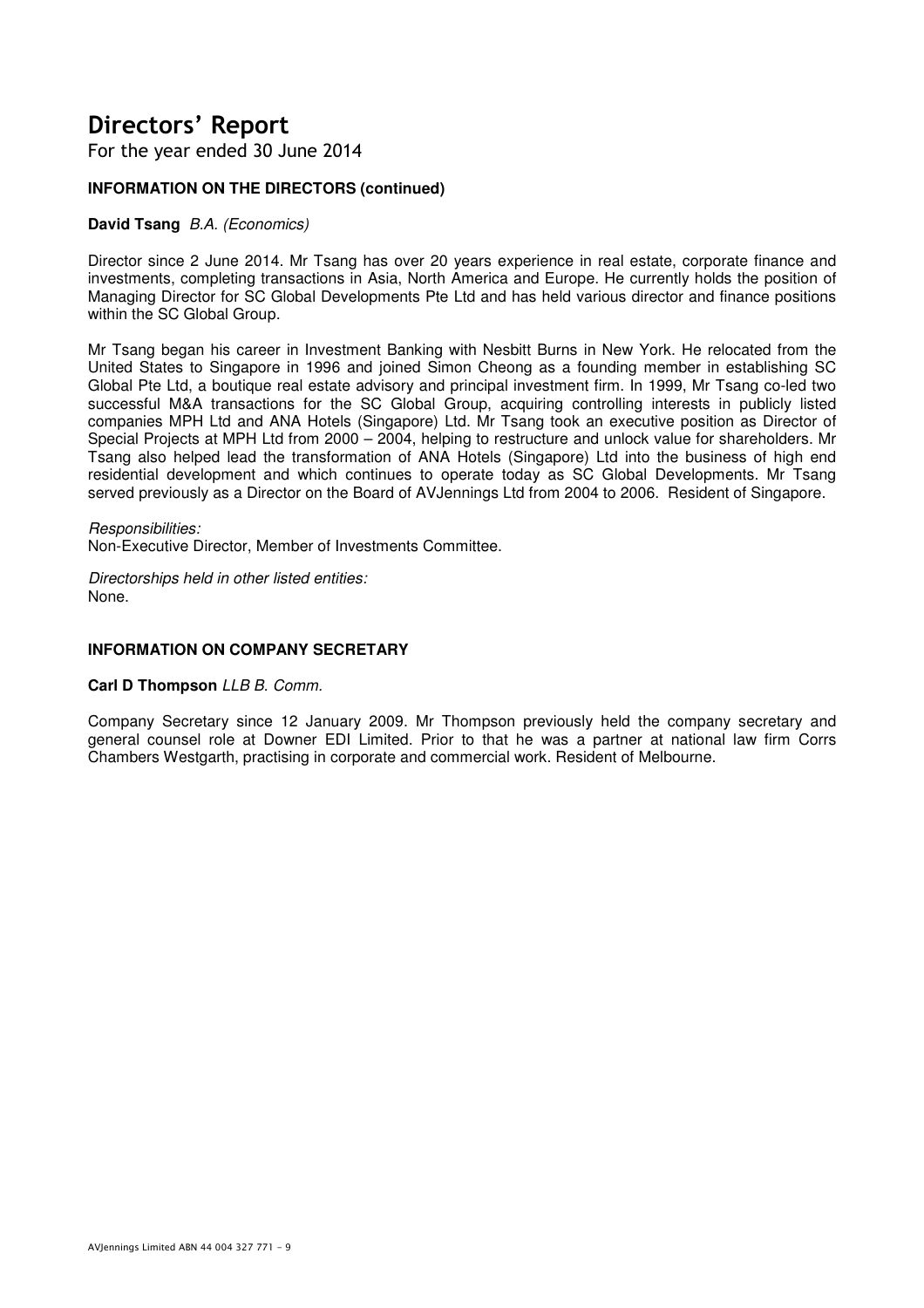# Directors' Report

For the year ended 30 June 2014

**INFORMATION ON THE DIRECTORS (continued)**

**David Tsang** *B.A. (Economics)*

Director since 2 June 2014. Mr Tsang has over 20 years experience in real estate, corporate finance and investments, completing transactions in Asia, North America and Europe. He currently holds the position of Managing Director for SC Global Developments Pte Ltd and has held various director and finance positions within the SC Global Group.

Mr Tsang began his career in Investment Banking with Nesbitt Burns in New York. He relocated from the United States to Singapore in 1996 and joined Simon Cheong as a founding member in establishing SC Global Pte Ltd, a boutique real estate advisory and principal investment firm. In 1999, Mr Tsang co-led two successful M&A transactions for the SC Global Group, acquiring controlling interests in publicly listed companies MPH Ltd and ANA Hotels (Singapore) Ltd. Mr Tsang took an executive position as Director of Special Projects at MPH Ltd from 2000 – 2004, helping to restructure and unlock value for shareholders. Mr Tsang also helped lead the transformation of ANA Hotels (Singapore) Ltd into the business of high end residential development and which continues to operate today as SC Global Developments. Mr Tsang served previously as a Director on the Board of AVJennings Ltd from 2004 to 2006. Resident of Singapore.

*Responsibilities:*
Non-Executive Director, Member of Investments Committee.

*Directorships held in other listed entities:*
None.

**INFORMATION ON COMPANY SECRETARY**

**Carl D Thompson** *LLB B. Comm.*

Company Secretary since 12 January 2009. Mr Thompson previously held the company secretary and general counsel role at Downer EDI Limited. Prior to that he was a partner at national law firm Corrs Chambers Westgarth, practising in corporate and commercial work. Resident of Melbourne.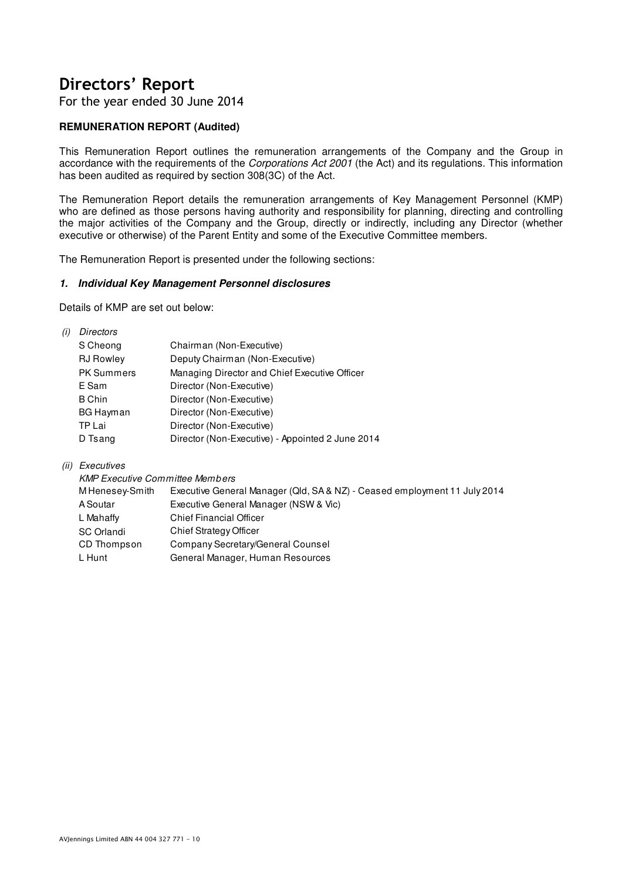# Directors' Report

For the year ended 30 June 2014

**REMUNERATION REPORT (Audited)**

This Remuneration Report outlines the remuneration arrangements of the Company and the Group in accordance with the requirements of the *Corporations Act 2001* (the Act) and its regulations. This information has been audited as required by section 308(3C) of the Act.

The Remuneration Report details the remuneration arrangements of Key Management Personnel (KMP) who are defined as those persons having authority and responsibility for planning, directing and controlling the major activities of the Company and the Group, directly or indirectly, including any Director (whether executive or otherwise) of the Parent Entity and some of the Executive Committee members.

The Remuneration Report is presented under the following sections:

***1. Individual Key Management Personnel disclosures***

Details of KMP are set out below:

*(i) Directors*

| | |
|---|---|
| S Cheong | Chairman (Non-Executive) |
| RJ Rowley | Deputy Chairman (Non-Executive) |
| PK Summers | Managing Director and Chief Executive Officer |
| E Sam | Director (Non-Executive) |
| B Chin | Director (Non-Executive) |
| BG Hayman | Director (Non-Executive) |
| TP Lai | Director (Non-Executive) |
| D Tsang | Director (Non-Executive) - Appointed 2 June 2014 |

*(ii) Executives*

*KMP Executive Committee Members*

| | |
|---|---|
| M Henesey-Smith | Executive General Manager (Qld, SA & NZ) - Ceased employment 11 July 2014 |
| A Soutar | Executive General Manager (NSW & Vic) |
| L Mahaffy | Chief Financial Officer |
| SC Orlandi | Chief Strategy Officer |
| CD Thompson | Company Secretary/General Counsel |
| L Hunt | General Manager, Human Resources |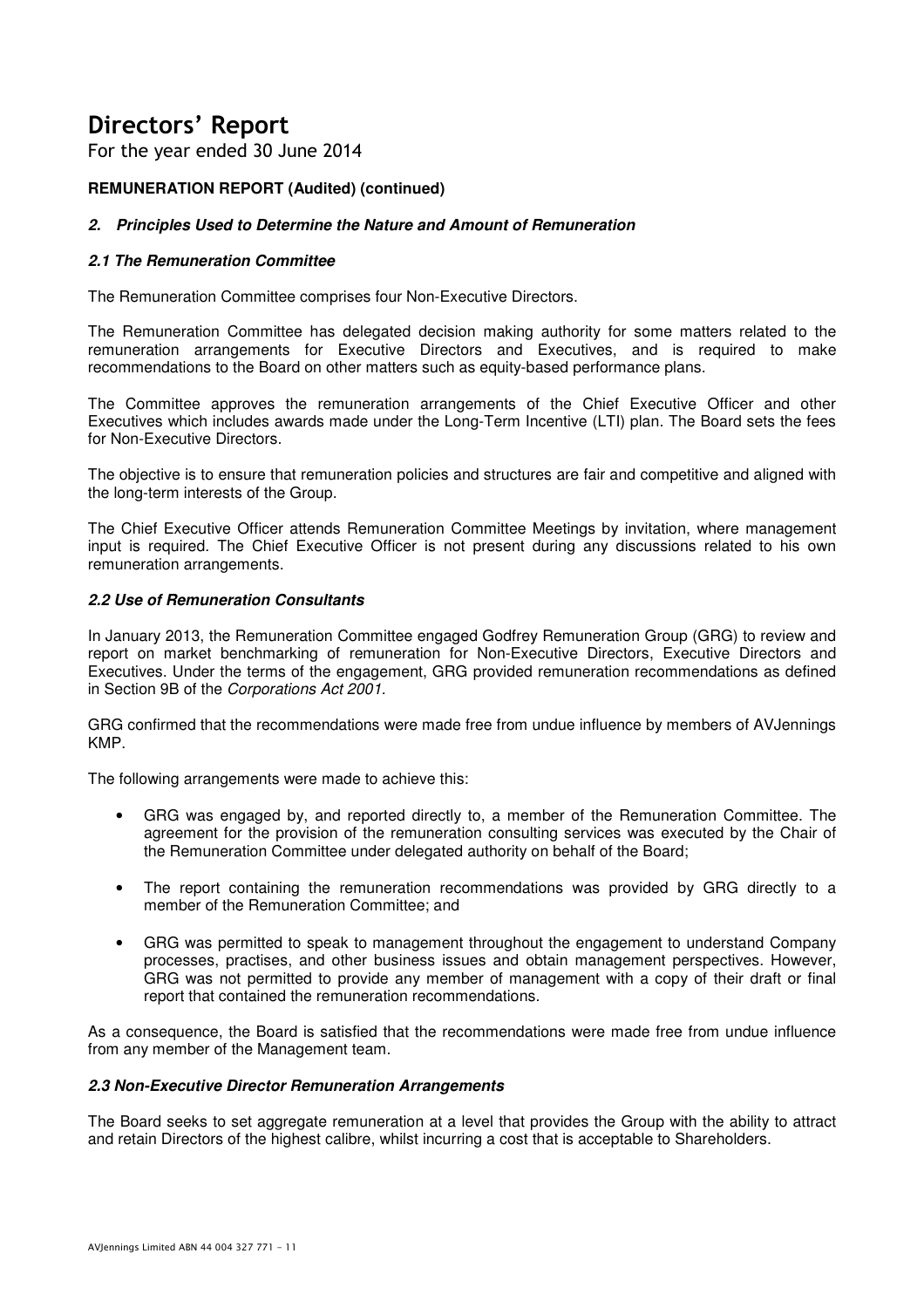# Directors' Report

For the year ended 30 June 2014

**REMUNERATION REPORT (Audited) (continued)**

### *2. Principles Used to Determine the Nature and Amount of Remuneration*

#### *2.1 The Remuneration Committee*

The Remuneration Committee comprises four Non-Executive Directors.

The Remuneration Committee has delegated decision making authority for some matters related to the remuneration arrangements for Executive Directors and Executives, and is required to make recommendations to the Board on other matters such as equity-based performance plans.

The Committee approves the remuneration arrangements of the Chief Executive Officer and other Executives which includes awards made under the Long-Term Incentive (LTI) plan. The Board sets the fees for Non-Executive Directors.

The objective is to ensure that remuneration policies and structures are fair and competitive and aligned with the long-term interests of the Group.

The Chief Executive Officer attends Remuneration Committee Meetings by invitation, where management input is required. The Chief Executive Officer is not present during any discussions related to his own remuneration arrangements.

#### *2.2 Use of Remuneration Consultants*

In January 2013, the Remuneration Committee engaged Godfrey Remuneration Group (GRG) to review and report on market benchmarking of remuneration for Non-Executive Directors, Executive Directors and Executives. Under the terms of the engagement, GRG provided remuneration recommendations as defined in Section 9B of the *Corporations Act 2001.*

GRG confirmed that the recommendations were made free from undue influence by members of AVJennings KMP.

The following arrangements were made to achieve this:

- GRG was engaged by, and reported directly to, a member of the Remuneration Committee. The agreement for the provision of the remuneration consulting services was executed by the Chair of the Remuneration Committee under delegated authority on behalf of the Board;
- The report containing the remuneration recommendations was provided by GRG directly to a member of the Remuneration Committee; and
- GRG was permitted to speak to management throughout the engagement to understand Company processes, practises, and other business issues and obtain management perspectives. However, GRG was not permitted to provide any member of management with a copy of their draft or final report that contained the remuneration recommendations.

As a consequence, the Board is satisfied that the recommendations were made free from undue influence from any member of the Management team.

#### *2.3 Non-Executive Director Remuneration Arrangements*

The Board seeks to set aggregate remuneration at a level that provides the Group with the ability to attract and retain Directors of the highest calibre, whilst incurring a cost that is acceptable to Shareholders.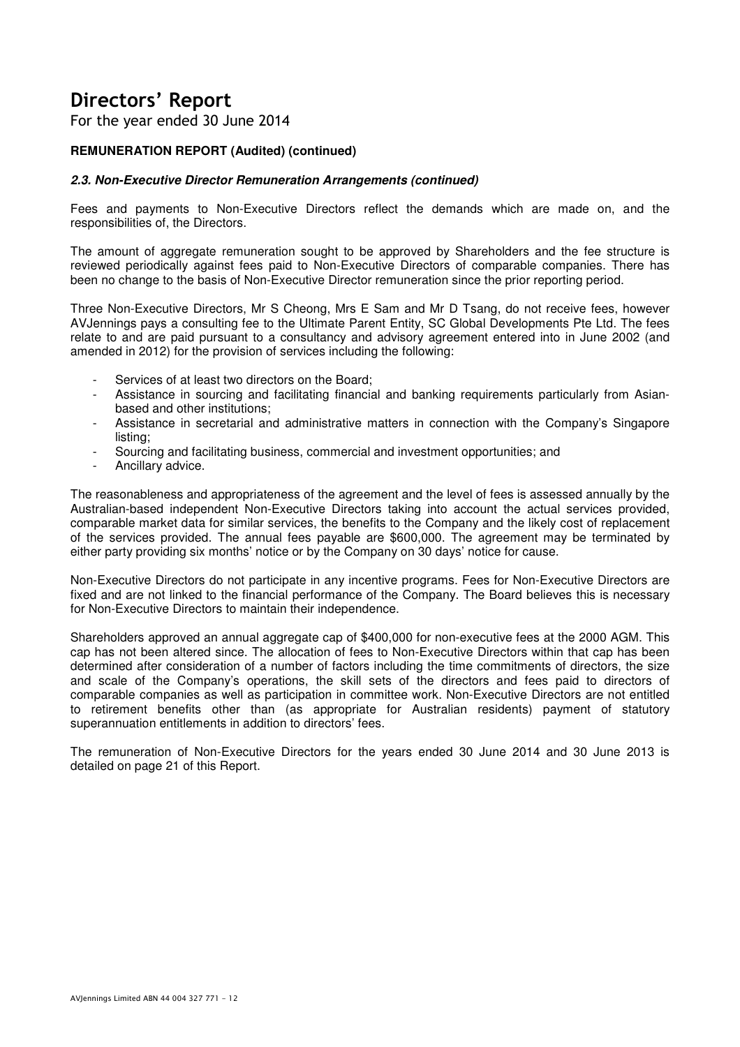# Directors' Report

For the year ended 30 June 2014

**REMUNERATION REPORT (Audited) (continued)**

***2.3. Non-Executive Director Remuneration Arrangements (continued)***

Fees and payments to Non-Executive Directors reflect the demands which are made on, and the responsibilities of, the Directors.

The amount of aggregate remuneration sought to be approved by Shareholders and the fee structure is reviewed periodically against fees paid to Non-Executive Directors of comparable companies. There has been no change to the basis of Non-Executive Director remuneration since the prior reporting period.

Three Non-Executive Directors, Mr S Cheong, Mrs E Sam and Mr D Tsang, do not receive fees, however AVJennings pays a consulting fee to the Ultimate Parent Entity, SC Global Developments Pte Ltd. The fees relate to and are paid pursuant to a consultancy and advisory agreement entered into in June 2002 (and amended in 2012) for the provision of services including the following:

- Services of at least two directors on the Board;
- Assistance in sourcing and facilitating financial and banking requirements particularly from Asian-based and other institutions;
- Assistance in secretarial and administrative matters in connection with the Company's Singapore listing;
- Sourcing and facilitating business, commercial and investment opportunities; and
- Ancillary advice.

The reasonableness and appropriateness of the agreement and the level of fees is assessed annually by the Australian-based independent Non-Executive Directors taking into account the actual services provided, comparable market data for similar services, the benefits to the Company and the likely cost of replacement of the services provided. The annual fees payable are $600,000. The agreement may be terminated by either party providing six months' notice or by the Company on 30 days' notice for cause.

Non-Executive Directors do not participate in any incentive programs. Fees for Non-Executive Directors are fixed and are not linked to the financial performance of the Company. The Board believes this is necessary for Non-Executive Directors to maintain their independence.

Shareholders approved an annual aggregate cap of $400,000 for non-executive fees at the 2000 AGM. This cap has not been altered since. The allocation of fees to Non-Executive Directors within that cap has been determined after consideration of a number of factors including the time commitments of directors, the size and scale of the Company's operations, the skill sets of the directors and fees paid to directors of comparable companies as well as participation in committee work. Non-Executive Directors are not entitled to retirement benefits other than (as appropriate for Australian residents) payment of statutory superannuation entitlements in addition to directors' fees.

The remuneration of Non-Executive Directors for the years ended 30 June 2014 and 30 June 2013 is detailed on page 21 of this Report.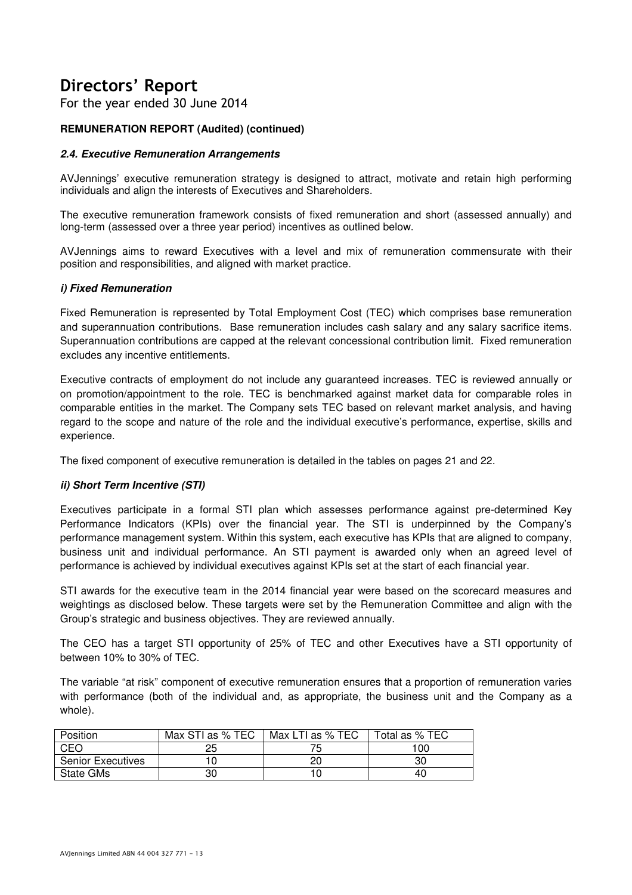# Directors' Report

For the year ended 30 June 2014

**REMUNERATION REPORT (Audited) (continued)**

***2.4. Executive Remuneration Arrangements***

AVJennings' executive remuneration strategy is designed to attract, motivate and retain high performing individuals and align the interests of Executives and Shareholders.

The executive remuneration framework consists of fixed remuneration and short (assessed annually) and long-term (assessed over a three year period) incentives as outlined below.

AVJennings aims to reward Executives with a level and mix of remuneration commensurate with their position and responsibilities, and aligned with market practice.

***i) Fixed Remuneration***

Fixed Remuneration is represented by Total Employment Cost (TEC) which comprises base remuneration and superannuation contributions. Base remuneration includes cash salary and any salary sacrifice items. Superannuation contributions are capped at the relevant concessional contribution limit. Fixed remuneration excludes any incentive entitlements.

Executive contracts of employment do not include any guaranteed increases. TEC is reviewed annually or on promotion/appointment to the role. TEC is benchmarked against market data for comparable roles in comparable entities in the market. The Company sets TEC based on relevant market analysis, and having regard to the scope and nature of the role and the individual executive's performance, expertise, skills and experience.

The fixed component of executive remuneration is detailed in the tables on pages 21 and 22.

***ii) Short Term Incentive (STI)***

Executives participate in a formal STI plan which assesses performance against pre-determined Key Performance Indicators (KPIs) over the financial year. The STI is underpinned by the Company's performance management system. Within this system, each executive has KPIs that are aligned to company, business unit and individual performance. An STI payment is awarded only when an agreed level of performance is achieved by individual executives against KPIs set at the start of each financial year.

STI awards for the executive team in the 2014 financial year were based on the scorecard measures and weightings as disclosed below. These targets were set by the Remuneration Committee and align with the Group's strategic and business objectives. They are reviewed annually.

The CEO has a target STI opportunity of 25% of TEC and other Executives have a STI opportunity of between 10% to 30% of TEC.

The variable "at risk" component of executive remuneration ensures that a proportion of remuneration varies with performance (both of the individual and, as appropriate, the business unit and the Company as a whole).

| Position | Max STI as % TEC | Max LTI as % TEC | Total as % TEC |
|---|---|---|---|
| CEO | 25 | 75 | 100 |
| Senior Executives | 10 | 20 | 30 |
| State GMs | 30 | 10 | 40 |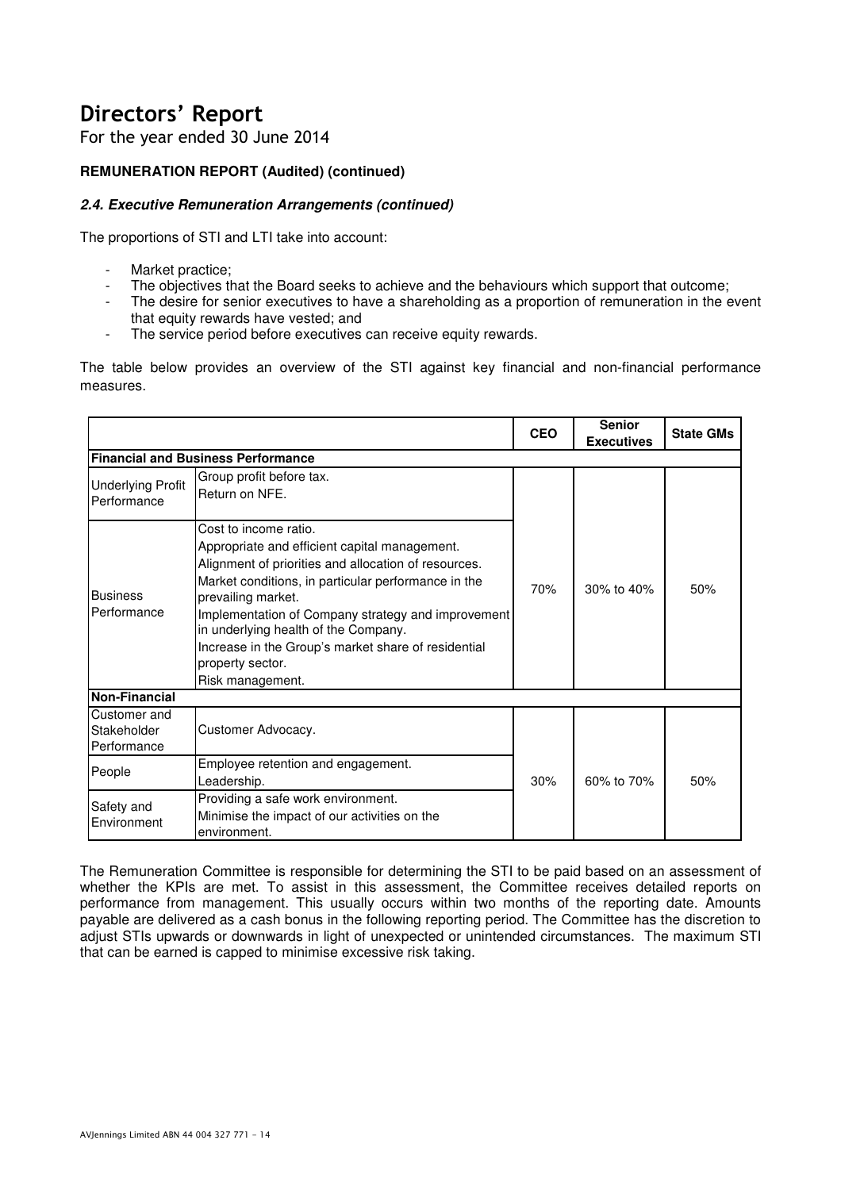# Directors' Report

For the year ended 30 June 2014

**REMUNERATION REPORT (Audited) (continued)**

***2.4. Executive Remuneration Arrangements (continued)***

The proportions of STI and LTI take into account:

- Market practice;
- The objectives that the Board seeks to achieve and the behaviours which support that outcome;
- The desire for senior executives to have a shareholding as a proportion of remuneration in the event that equity rewards have vested; and
- The service period before executives can receive equity rewards.

The table below provides an overview of the STI against key financial and non-financial performance measures.

| | | CEO | Senior Executives | State GMs |
|---|---|---|---|---|
| **Financial and Business Performance** | | | | |
| Underlying Profit Performance | Group profit before tax.<br>Return on NFE. | 70% | 30% to 40% | 50% |
| Business Performance | Cost to income ratio.<br>Appropriate and efficient capital management.<br>Alignment of priorities and allocation of resources.<br>Market conditions, in particular performance in the prevailing market.<br>Implementation of Company strategy and improvement in underlying health of the Company.<br>Increase in the Group's market share of residential property sector.<br>Risk management. | | | |
| **Non-Financial** | | | | |
| Customer and Stakeholder Performance | Customer Advocacy. | 30% | 60% to 70% | 50% |
| People | Employee retention and engagement.<br>Leadership. | | | |
| Safety and Environment | Providing a safe work environment.<br>Minimise the impact of our activities on the environment. | | | |

The Remuneration Committee is responsible for determining the STI to be paid based on an assessment of whether the KPIs are met. To assist in this assessment, the Committee receives detailed reports on performance from management. This usually occurs within two months of the reporting date. Amounts payable are delivered as a cash bonus in the following reporting period. The Committee has the discretion to adjust STIs upwards or downwards in light of unexpected or unintended circumstances. The maximum STI that can be earned is capped to minimise excessive risk taking.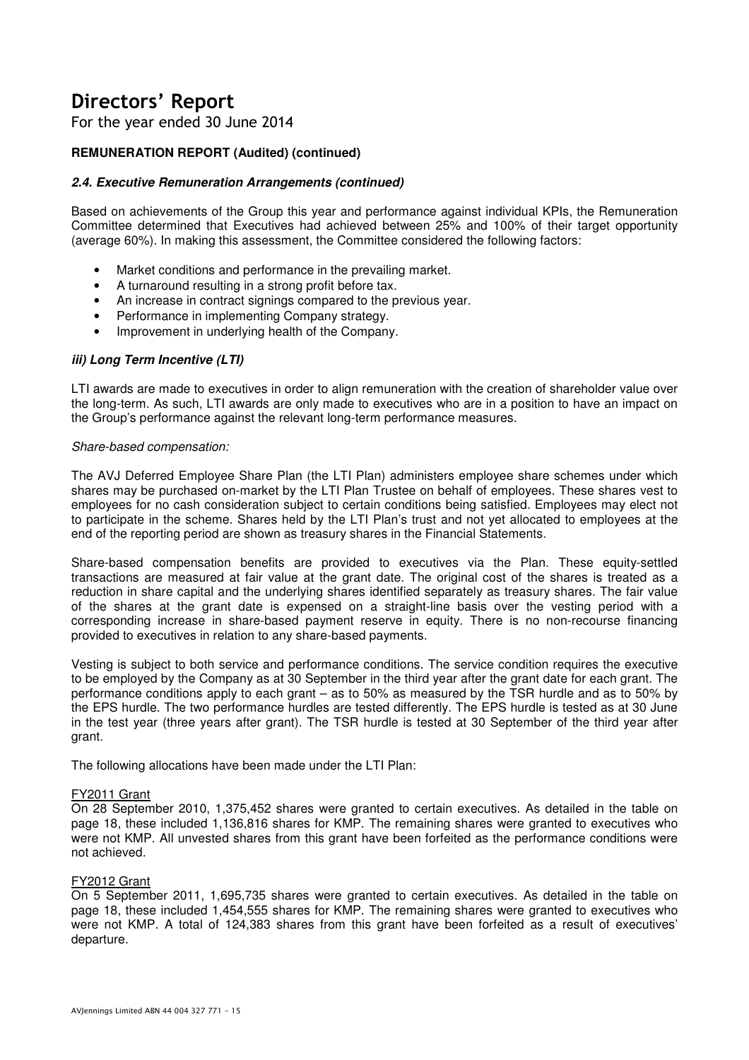# Directors' Report

For the year ended 30 June 2014

**REMUNERATION REPORT (Audited) (continued)**

***2.4. Executive Remuneration Arrangements (continued)***

Based on achievements of the Group this year and performance against individual KPIs, the Remuneration Committee determined that Executives had achieved between 25% and 100% of their target opportunity (average 60%). In making this assessment, the Committee considered the following factors:

- Market conditions and performance in the prevailing market.
- A turnaround resulting in a strong profit before tax.
- An increase in contract signings compared to the previous year.
- Performance in implementing Company strategy.
- Improvement in underlying health of the Company.

***iii) Long Term Incentive (LTI)***

LTI awards are made to executives in order to align remuneration with the creation of shareholder value over the long-term. As such, LTI awards are only made to executives who are in a position to have an impact on the Group's performance against the relevant long-term performance measures.

*Share-based compensation:*

The AVJ Deferred Employee Share Plan (the LTI Plan) administers employee share schemes under which shares may be purchased on-market by the LTI Plan Trustee on behalf of employees. These shares vest to employees for no cash consideration subject to certain conditions being satisfied. Employees may elect not to participate in the scheme. Shares held by the LTI Plan's trust and not yet allocated to employees at the end of the reporting period are shown as treasury shares in the Financial Statements.

Share-based compensation benefits are provided to executives via the Plan. These equity-settled transactions are measured at fair value at the grant date. The original cost of the shares is treated as a reduction in share capital and the underlying shares identified separately as treasury shares. The fair value of the shares at the grant date is expensed on a straight-line basis over the vesting period with a corresponding increase in share-based payment reserve in equity. There is no non-recourse financing provided to executives in relation to any share-based payments.

Vesting is subject to both service and performance conditions. The service condition requires the executive to be employed by the Company as at 30 September in the third year after the grant date for each grant. The performance conditions apply to each grant – as to 50% as measured by the TSR hurdle and as to 50% by the EPS hurdle. The two performance hurdles are tested differently. The EPS hurdle is tested as at 30 June in the test year (three years after grant). The TSR hurdle is tested at 30 September of the third year after grant.

The following allocations have been made under the LTI Plan:

FY2011 Grant

On 28 September 2010, 1,375,452 shares were granted to certain executives. As detailed in the table on page 18, these included 1,136,816 shares for KMP. The remaining shares were granted to executives who were not KMP. All unvested shares from this grant have been forfeited as the performance conditions were not achieved.

FY2012 Grant

On 5 September 2011, 1,695,735 shares were granted to certain executives. As detailed in the table on page 18, these included 1,454,555 shares for KMP. The remaining shares were granted to executives who were not KMP. A total of 124,383 shares from this grant have been forfeited as a result of executives' departure.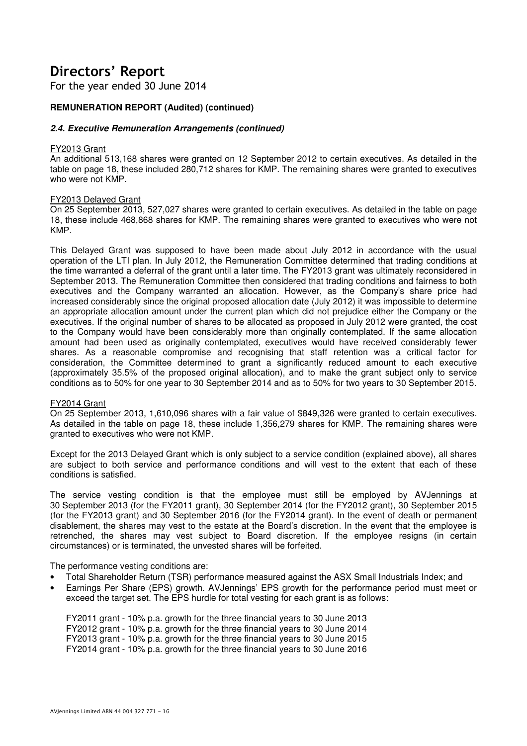# Directors' Report

For the year ended 30 June 2014

**REMUNERATION REPORT (Audited) (continued)**

***2.4. Executive Remuneration Arrangements (continued)***

FY2013 Grant

An additional 513,168 shares were granted on 12 September 2012 to certain executives. As detailed in the table on page 18, these included 280,712 shares for KMP. The remaining shares were granted to executives who were not KMP.

FY2013 Delayed Grant

On 25 September 2013, 527,027 shares were granted to certain executives. As detailed in the table on page 18, these include 468,868 shares for KMP. The remaining shares were granted to executives who were not KMP.

This Delayed Grant was supposed to have been made about July 2012 in accordance with the usual operation of the LTI plan. In July 2012, the Remuneration Committee determined that trading conditions at the time warranted a deferral of the grant until a later time. The FY2013 grant was ultimately reconsidered in September 2013. The Remuneration Committee then considered that trading conditions and fairness to both executives and the Company warranted an allocation. However, as the Company's share price had increased considerably since the original proposed allocation date (July 2012) it was impossible to determine an appropriate allocation amount under the current plan which did not prejudice either the Company or the executives. If the original number of shares to be allocated as proposed in July 2012 were granted, the cost to the Company would have been considerably more than originally contemplated. If the same allocation amount had been used as originally contemplated, executives would have received considerably fewer shares. As a reasonable compromise and recognising that staff retention was a critical factor for consideration, the Committee determined to grant a significantly reduced amount to each executive (approximately 35.5% of the proposed original allocation), and to make the grant subject only to service conditions as to 50% for one year to 30 September 2014 and as to 50% for two years to 30 September 2015.

FY2014 Grant

On 25 September 2013, 1,610,096 shares with a fair value of $849,326 were granted to certain executives. As detailed in the table on page 18, these include 1,356,279 shares for KMP. The remaining shares were granted to executives who were not KMP.

Except for the 2013 Delayed Grant which is only subject to a service condition (explained above), all shares are subject to both service and performance conditions and will vest to the extent that each of these conditions is satisfied.

The service vesting condition is that the employee must still be employed by AVJennings at 30 September 2013 (for the FY2011 grant), 30 September 2014 (for the FY2012 grant), 30 September 2015 (for the FY2013 grant) and 30 September 2016 (for the FY2014 grant). In the event of death or permanent disablement, the shares may vest to the estate at the Board's discretion. In the event that the employee is retrenched, the shares may vest subject to Board discretion. If the employee resigns (in certain circumstances) or is terminated, the unvested shares will be forfeited.

The performance vesting conditions are:

- Total Shareholder Return (TSR) performance measured against the ASX Small Industrials Index; and
- Earnings Per Share (EPS) growth. AVJennings' EPS growth for the performance period must meet or exceed the target set. The EPS hurdle for total vesting for each grant is as follows:

  FY2011 grant - 10% p.a. growth for the three financial years to 30 June 2013
  FY2012 grant - 10% p.a. growth for the three financial years to 30 June 2014
  FY2013 grant - 10% p.a. growth for the three financial years to 30 June 2015
  FY2014 grant - 10% p.a. growth for the three financial years to 30 June 2016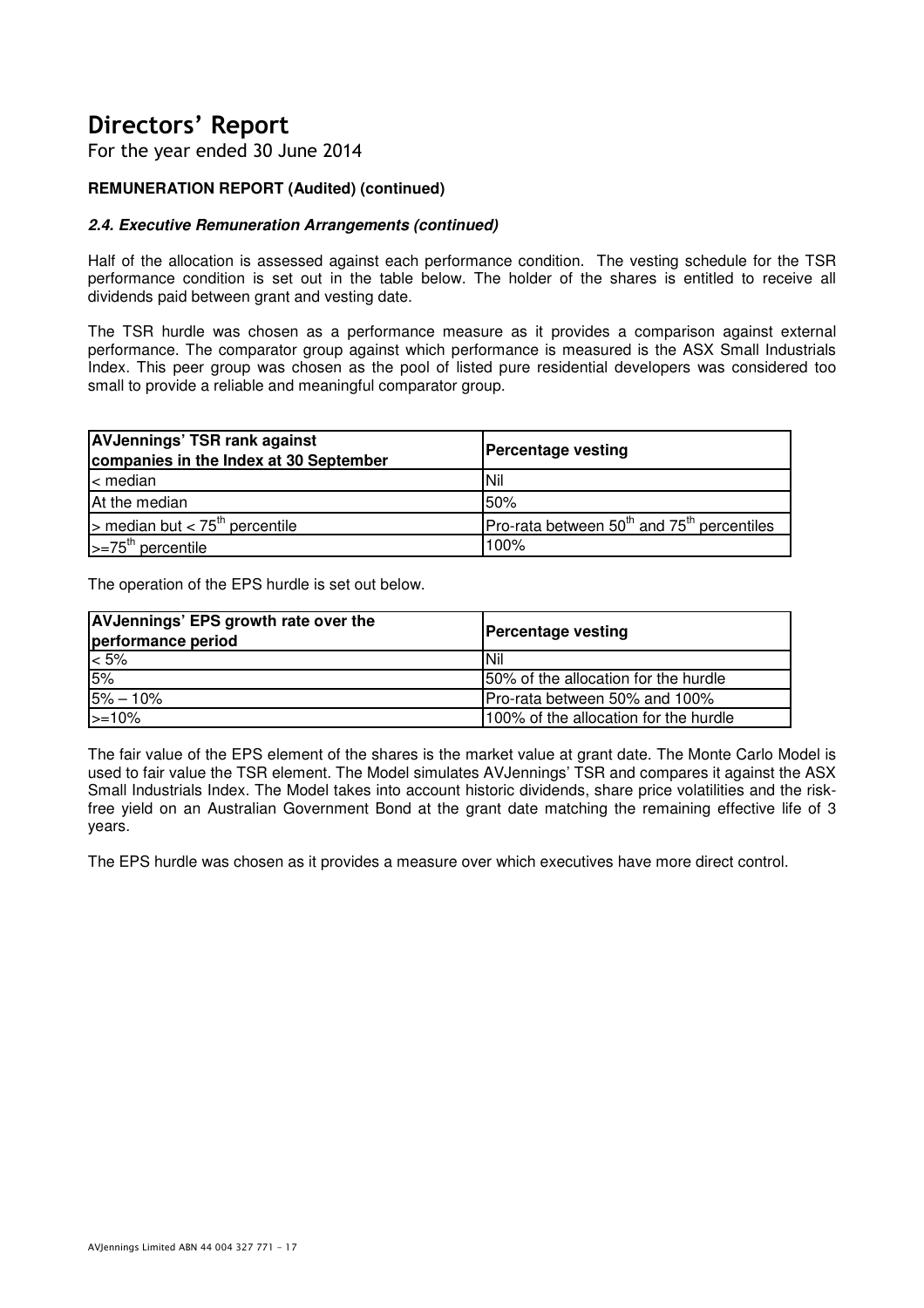# Directors' Report

For the year ended 30 June 2014

**REMUNERATION REPORT (Audited) (continued)**

***2.4. Executive Remuneration Arrangements (continued)***

Half of the allocation is assessed against each performance condition. The vesting schedule for the TSR performance condition is set out in the table below. The holder of the shares is entitled to receive all dividends paid between grant and vesting date.

The TSR hurdle was chosen as a performance measure as it provides a comparison against external performance. The comparator group against which performance is measured is the ASX Small Industrials Index. This peer group was chosen as the pool of listed pure residential developers was considered too small to provide a reliable and meaningful comparator group.

| AVJennings' TSR rank against companies in the Index at 30 September | Percentage vesting |
|---|---|
| < median | Nil |
| At the median | 50% |
| > median but < 75th percentile | Pro-rata between 50th and 75th percentiles |
| >=75th percentile | 100% |

The operation of the EPS hurdle is set out below.

| AVJennings' EPS growth rate over the performance period | Percentage vesting |
|---|---|
| < 5% | Nil |
| 5% | 50% of the allocation for the hurdle |
| 5% – 10% | Pro-rata between 50% and 100% |
| >=10% | 100% of the allocation for the hurdle |

The fair value of the EPS element of the shares is the market value at grant date. The Monte Carlo Model is used to fair value the TSR element. The Model simulates AVJennings' TSR and compares it against the ASX Small Industrials Index. The Model takes into account historic dividends, share price volatilities and the risk-free yield on an Australian Government Bond at the grant date matching the remaining effective life of 3 years.

The EPS hurdle was chosen as it provides a measure over which executives have more direct control.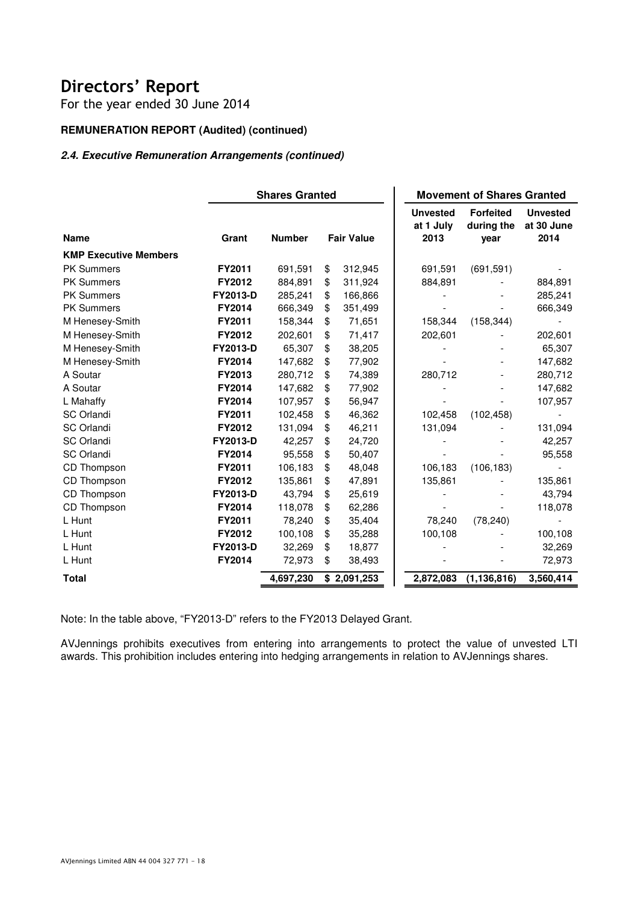# Directors' Report

For the year ended 30 June 2014

**REMUNERATION REPORT (Audited) (continued)**

***2.4. Executive Remuneration Arrangements (continued)***

| | Shares Granted | | | Movement of Shares Granted | | |
|---|---|---|---|---|---|---|
| **Name** | **Grant** | **Number** | **Fair Value** | **Unvested at 1 July 2013** | **Forfeited during the year** | **Unvested at 30 June 2014** |
| **KMP Executive Members** | | | | | | |
| PK Summers | **FY2011** | 691,591 | $ 312,945 | 691,591 | (691,591) | - |
| PK Summers | **FY2012** | 884,891 | $ 311,924 | 884,891 | - | 884,891 |
| PK Summers | **FY2013-D** | 285,241 | $ 166,866 | - | - | 285,241 |
| PK Summers | **FY2014** | 666,349 | $ 351,499 | - | - | 666,349 |
| M Henesey-Smith | **FY2011** | 158,344 | $ 71,651 | 158,344 | (158,344) | - |
| M Henesey-Smith | **FY2012** | 202,601 | $ 71,417 | 202,601 | - | 202,601 |
| M Henesey-Smith | **FY2013-D** | 65,307 | $ 38,205 | - | - | 65,307 |
| M Henesey-Smith | **FY2014** | 147,682 | $ 77,902 | - | - | 147,682 |
| A Soutar | **FY2013** | 280,712 | $ 74,389 | 280,712 | - | 280,712 |
| A Soutar | **FY2014** | 147,682 | $ 77,902 | - | - | 147,682 |
| L Mahaffy | **FY2014** | 107,957 | $ 56,947 | - | - | 107,957 |
| SC Orlandi | **FY2011** | 102,458 | $ 46,362 | 102,458 | (102,458) | - |
| SC Orlandi | **FY2012** | 131,094 | $ 46,211 | 131,094 | - | 131,094 |
| SC Orlandi | **FY2013-D** | 42,257 | $ 24,720 | - | - | 42,257 |
| SC Orlandi | **FY2014** | 95,558 | $ 50,407 | - | - | 95,558 |
| CD Thompson | **FY2011** | 106,183 | $ 48,048 | 106,183 | (106,183) | - |
| CD Thompson | **FY2012** | 135,861 | $ 47,891 | 135,861 | - | 135,861 |
| CD Thompson | **FY2013-D** | 43,794 | $ 25,619 | - | - | 43,794 |
| CD Thompson | **FY2014** | 118,078 | $ 62,286 | - | - | 118,078 |
| L Hunt | **FY2011** | 78,240 | $ 35,404 | 78,240 | (78,240) | - |
| L Hunt | **FY2012** | 100,108 | $ 35,288 | 100,108 | - | 100,108 |
| L Hunt | **FY2013-D** | 32,269 | $ 18,877 | - | - | 32,269 |
| L Hunt | **FY2014** | 72,973 | $ 38,493 | - | - | 72,973 |
| **Total** | | **4,697,230** | **$ 2,091,253** | **2,872,083** | **(1,136,816)** | **3,560,414** |

Note: In the table above, "FY2013-D" refers to the FY2013 Delayed Grant.

AVJennings prohibits executives from entering into arrangements to protect the value of unvested LTI awards. This prohibition includes entering into hedging arrangements in relation to AVJennings shares.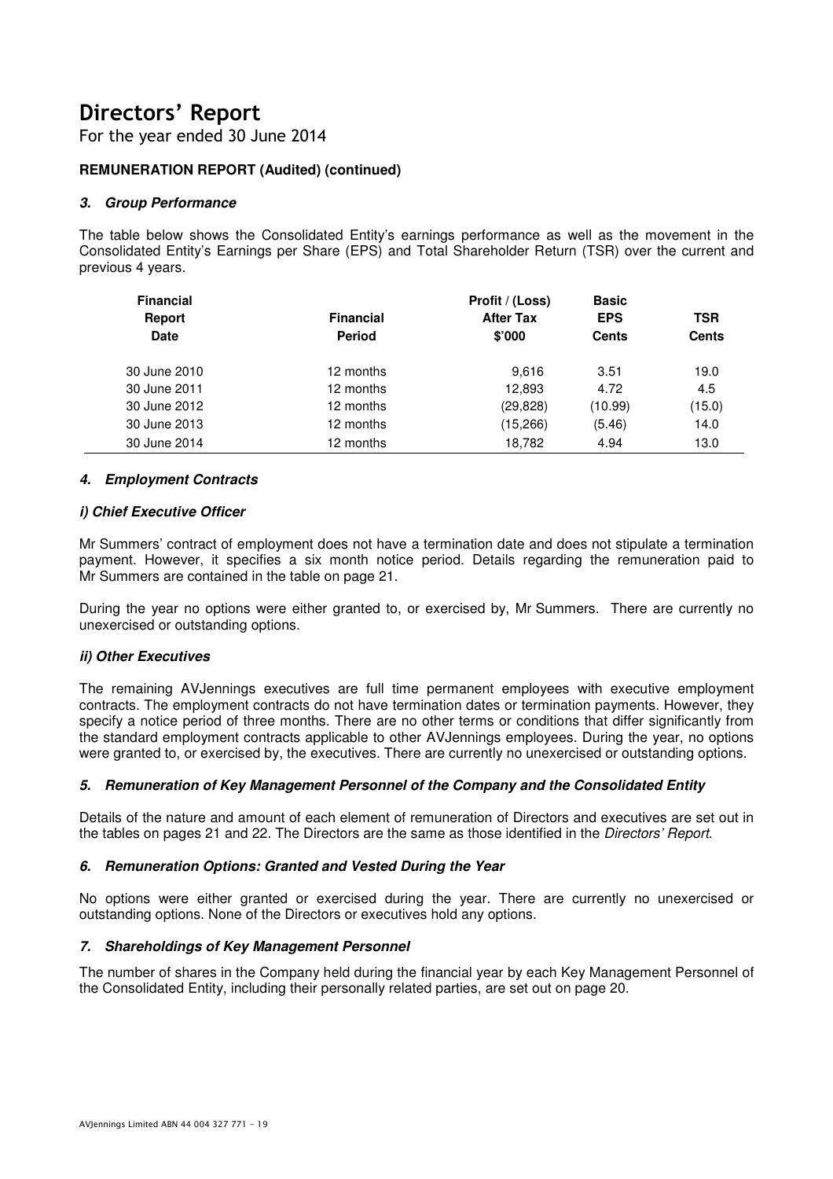# Directors' Report

For the year ended 30 June 2014

**REMUNERATION REPORT (Audited) (continued)**

### *3. Group Performance*

The table below shows the Consolidated Entity's earnings performance as well as the movement in the Consolidated Entity's Earnings per Share (EPS) and Total Shareholder Return (TSR) over the current and previous 4 years.

| Financial Report Date | Financial Period | Profit / (Loss) After Tax $'000 | Basic EPS Cents | TSR Cents |
|---|---|---|---|---|
| 30 June 2010 | 12 months | 9,616 | 3.51 | 19.0 |
| 30 June 2011 | 12 months | 12,893 | 4.72 | 4.5 |
| 30 June 2012 | 12 months | (29,828) | (10.99) | (15.0) |
| 30 June 2013 | 12 months | (15,266) | (5.46) | 14.0 |
| 30 June 2014 | 12 months | 18,782 | 4.94 | 13.0 |

### *4. Employment Contracts*

#### *i) Chief Executive Officer*

Mr Summers' contract of employment does not have a termination date and does not stipulate a termination payment. However, it specifies a six month notice period. Details regarding the remuneration paid to Mr Summers are contained in the table on page 21.

During the year no options were either granted to, or exercised by, Mr Summers. There are currently no unexercised or outstanding options.

#### *ii) Other Executives*

The remaining AVJennings executives are full time permanent employees with executive employment contracts. The employment contracts do not have termination dates or termination payments. However, they specify a notice period of three months. There are no other terms or conditions that differ significantly from the standard employment contracts applicable to other AVJennings employees. During the year, no options were granted to, or exercised by, the executives. There are currently no unexercised or outstanding options.

### *5. Remuneration of Key Management Personnel of the Company and the Consolidated Entity*

Details of the nature and amount of each element of remuneration of Directors and executives are set out in the tables on pages 21 and 22. The Directors are the same as those identified in the *Directors' Report*.

### *6. Remuneration Options: Granted and Vested During the Year*

No options were either granted or exercised during the year. There are currently no unexercised or outstanding options. None of the Directors or executives hold any options.

### *7. Shareholdings of Key Management Personnel*

The number of shares in the Company held during the financial year by each Key Management Personnel of the Consolidated Entity, including their personally related parties, are set out on page 20.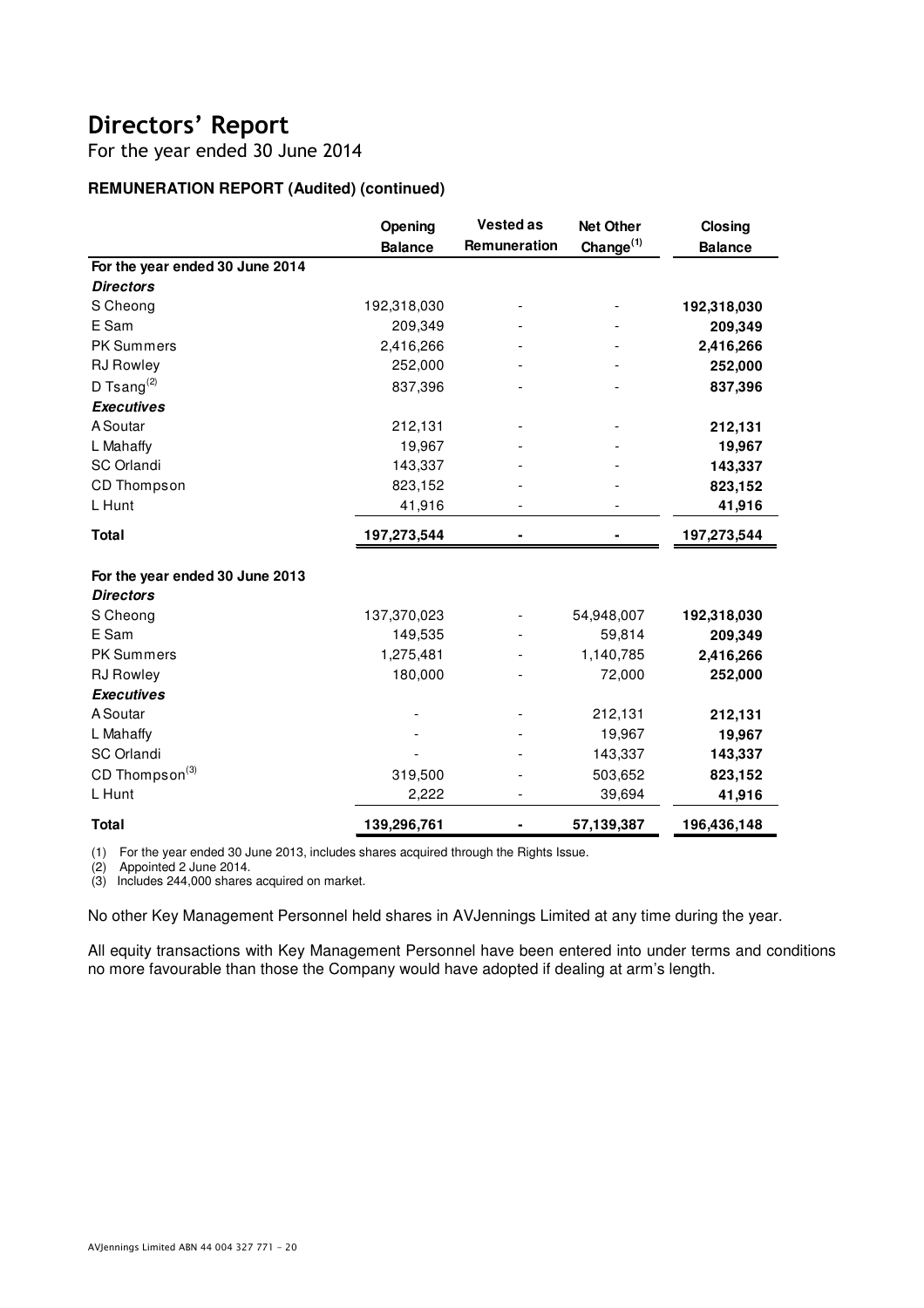# Directors' Report

For the year ended 30 June 2014

**REMUNERATION REPORT (Audited) (continued)**

| | Opening Balance | Vested as Remuneration | Net Other Change[1] | Closing Balance |
|---|---|---|---|---|
| **For the year ended 30 June 2014** | | | | |
| ***Directors*** | | | | |
| S Cheong | 192,318,030 | - | - | **192,318,030** |
| E Sam | 209,349 | - | - | **209,349** |
| PK Summers | 2,416,266 | - | - | **2,416,266** |
| RJ Rowley | 252,000 | - | - | **252,000** |
| D Tsang[2] | 837,396 | - | - | **837,396** |
| ***Executives*** | | | | |
| A Soutar | 212,131 | - | - | **212,131** |
| L Mahaffy | 19,967 | - | - | **19,967** |
| SC Orlandi | 143,337 | - | - | **143,337** |
| CD Thompson | 823,152 | - | - | **823,152** |
| L Hunt | 41,916 | - | - | **41,916** |
| **Total** | **197,273,544** | **-** | **-** | **197,273,544** |
| **For the year ended 30 June 2013** | | | | |
| ***Directors*** | | | | |
| S Cheong | 137,370,023 | - | 54,948,007 | **192,318,030** |
| E Sam | 149,535 | - | 59,814 | **209,349** |
| PK Summers | 1,275,481 | - | 1,140,785 | **2,416,266** |
| RJ Rowley | 180,000 | - | 72,000 | **252,000** |
| ***Executives*** | | | | |
| A Soutar | - | - | 212,131 | **212,131** |
| L Mahaffy | - | - | 19,967 | **19,967** |
| SC Orlandi | - | - | 143,337 | **143,337** |
| CD Thompson[3] | 319,500 | - | 503,652 | **823,152** |
| L Hunt | 2,222 | - | 39,694 | **41,916** |
| **Total** | **139,296,761** | **-** | **57,139,387** | **196,436,148** |

(1) For the year ended 30 June 2013, includes shares acquired through the Rights Issue.
(2) Appointed 2 June 2014.
(3) Includes 244,000 shares acquired on market.

No other Key Management Personnel held shares in AVJennings Limited at any time during the year.

All equity transactions with Key Management Personnel have been entered into under terms and conditions no more favourable than those the Company would have adopted if dealing at arm's length.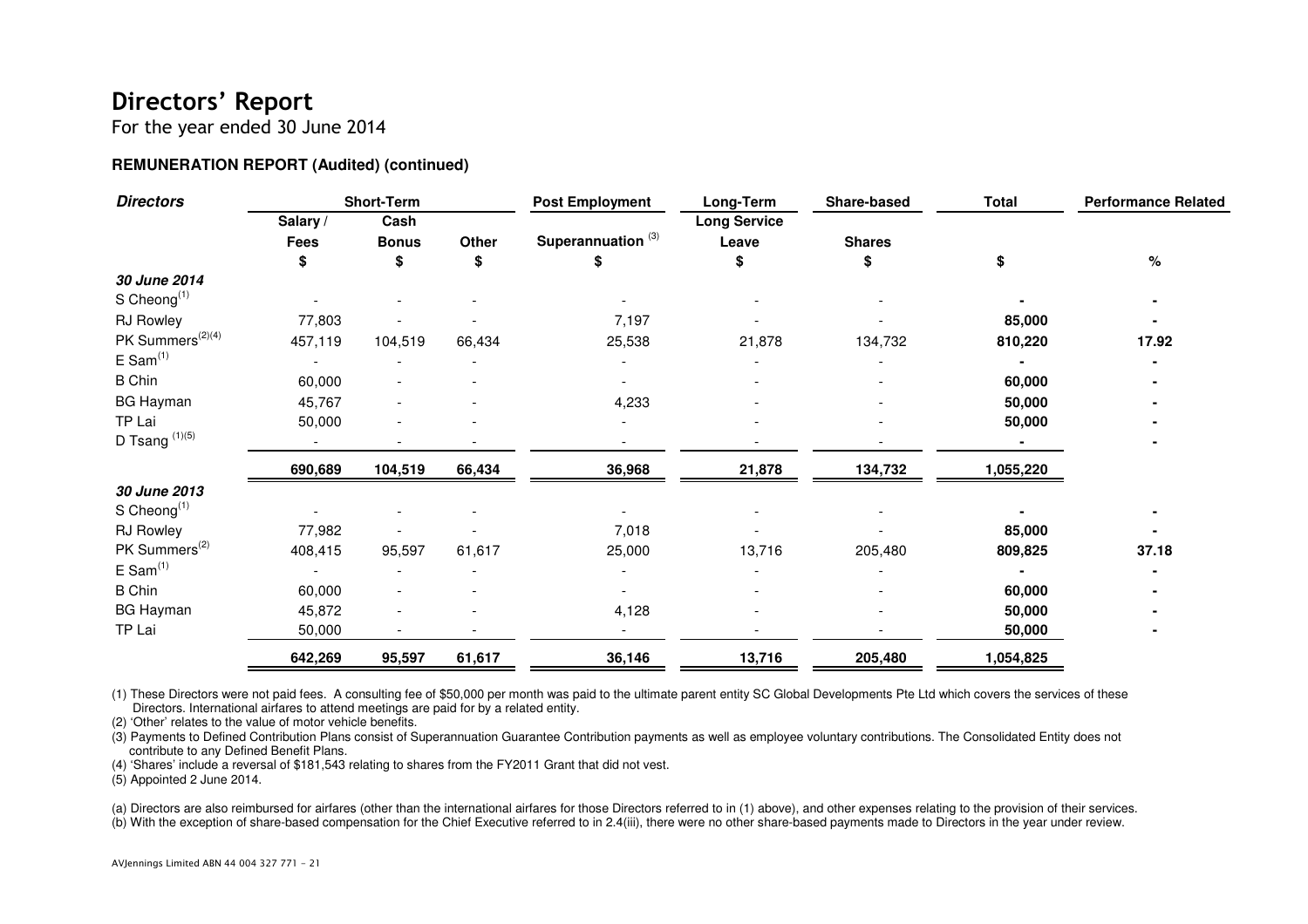# Directors' Report

For the year ended 30 June 2014

**REMUNERATION REPORT (Audited) (continued)**

| ***Directors*** | **Short-Term** | | | **Post Employment** | **Long-Term** | **Share-based** | **Total** | **Performance Related** |
|---|---|---|---|---|---|---|---|---|
| | **Salary / Fees** | **Cash Bonus** | **Other** | **Superannuation [3]** | **Long Service Leave** | **Shares** | | |
| | **$** | **$** | **$** | **$** | **$** | **$** | **$** | **%** |
| ***30 June 2014*** | | | | | | | | |
| S Cheong[1] | - | - | - | - | - | - | **-** | **-** |
| RJ Rowley | 77,803 | - | - | 7,197 | - | - | **85,000** | **-** |
| PK Summers[2][4] | 457,119 | 104,519 | 66,434 | 25,538 | 21,878 | 134,732 | **810,220** | **17.92** |
| E Sam[1] | - | - | - | - | - | - | **-** | **-** |
| B Chin | 60,000 | - | - | - | - | - | **60,000** | **-** |
| BG Hayman | 45,767 | - | - | 4,233 | - | - | **50,000** | **-** |
| TP Lai | 50,000 | - | - | - | - | - | **50,000** | **-** |
| D Tsang [1][5] | - | - | - | - | - | - | **-** | **-** |
| | **690,689** | **104,519** | **66,434** | **36,968** | **21,878** | **134,732** | **1,055,220** | |
| ***30 June 2013*** | | | | | | | | |
| S Cheong[1] | - | - | - | - | - | - | **-** | **-** |
| RJ Rowley | 77,982 | - | - | 7,018 | - | - | **85,000** | **-** |
| PK Summers[2] | 408,415 | 95,597 | 61,617 | 25,000 | 13,716 | 205,480 | **809,825** | **37.18** |
| E Sam[1] | - | - | - | - | - | - | **-** | **-** |
| B Chin | 60,000 | - | - | - | - | - | **60,000** | **-** |
| BG Hayman | 45,872 | - | - | 4,128 | - | - | **50,000** | **-** |
| TP Lai | 50,000 | - | - | - | - | - | **50,000** | **-** |
| | **642,269** | **95,597** | **61,617** | **36,146** | **13,716** | **205,480** | **1,054,825** | |

(1) These Directors were not paid fees. A consulting fee of $50,000 per month was paid to the ultimate parent entity SC Global Developments Pte Ltd which covers the services of these Directors. International airfares to attend meetings are paid for by a related entity.

(2) 'Other' relates to the value of motor vehicle benefits.

(3) Payments to Defined Contribution Plans consist of Superannuation Guarantee Contribution payments as well as employee voluntary contributions. The Consolidated Entity does not contribute to any Defined Benefit Plans.

(4) 'Shares' include a reversal of $181,543 relating to shares from the FY2011 Grant that did not vest.

(5) Appointed 2 June 2014.

(a) Directors are also reimbursed for airfares (other than the international airfares for those Directors referred to in (1) above), and other expenses relating to the provision of their services.

(b) With the exception of share-based compensation for the Chief Executive referred to in 2.4(iii), there were no other share-based payments made to Directors in the year under review.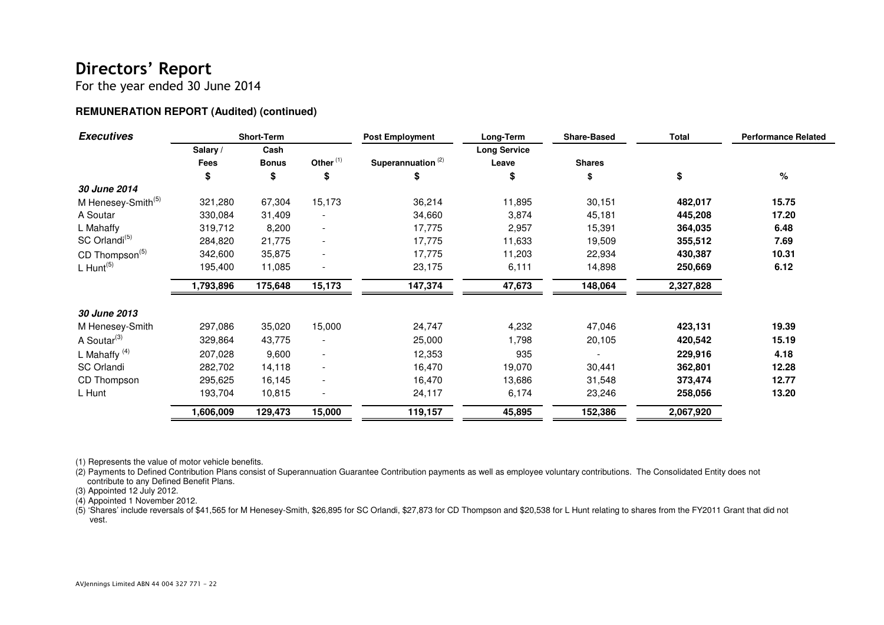# Directors' Report

For the year ended 30 June 2014

**REMUNERATION REPORT (Audited) (continued)**

| ***Executives*** | **Short-Term** | | | **Post Employment** | **Long-Term** | **Share-Based** | **Total** | **Performance Related** |
|---|---|---|---|---|---|---|---|---|
| | **Salary / Fees** | **Cash Bonus** | **Other [1]** | **Superannuation [2]** | **Long Service Leave** | **Shares** | | |
| | **$** | **$** | **$** | **$** | **$** | **$** | **$** | **%** |
| ***30 June 2014*** | | | | | | | | |
| M Henesey-Smith[5] | 321,280 | 67,304 | 15,173 | 36,214 | 11,895 | 30,151 | **482,017** | **15.75** |
| A Soutar | 330,084 | 31,409 | - | 34,660 | 3,874 | 45,181 | **445,208** | **17.20** |
| L Mahaffy | 319,712 | 8,200 | - | 17,775 | 2,957 | 15,391 | **364,035** | **6.48** |
| SC Orlandi[5] | 284,820 | 21,775 | - | 17,775 | 11,633 | 19,509 | **355,512** | **7.69** |
| CD Thompson[5] | 342,600 | 35,875 | - | 17,775 | 11,203 | 22,934 | **430,387** | **10.31** |
| L Hunt[5] | 195,400 | 11,085 | - | 23,175 | 6,111 | 14,898 | **250,669** | **6.12** |
| | **1,793,896** | **175,648** | **15,173** | **147,374** | **47,673** | **148,064** | **2,327,828** | |
| ***30 June 2013*** | | | | | | | | |
| M Henesey-Smith | 297,086 | 35,020 | 15,000 | 24,747 | 4,232 | 47,046 | **423,131** | **19.39** |
| A Soutar[3] | 329,864 | 43,775 | - | 25,000 | 1,798 | 20,105 | **420,542** | **15.19** |
| L Mahaffy [4] | 207,028 | 9,600 | - | 12,353 | 935 | - | **229,916** | **4.18** |
| SC Orlandi | 282,702 | 14,118 | - | 16,470 | 19,070 | 30,441 | **362,801** | **12.28** |
| CD Thompson | 295,625 | 16,145 | - | 16,470 | 13,686 | 31,548 | **373,474** | **12.77** |
| L Hunt | 193,704 | 10,815 | - | 24,117 | 6,174 | 23,246 | **258,056** | **13.20** |
| | **1,606,009** | **129,473** | **15,000** | **119,157** | **45,895** | **152,386** | **2,067,920** | |

(1) Represents the value of motor vehicle benefits.

(2) Payments to Defined Contribution Plans consist of Superannuation Guarantee Contribution payments as well as employee voluntary contributions. The Consolidated Entity does not contribute to any Defined Benefit Plans.

(3) Appointed 12 July 2012.

(4) Appointed 1 November 2012.

(5) 'Shares' include reversals of $41,565 for M Henesey-Smith, $26,895 for SC Orlandi, $27,873 for CD Thompson and $20,538 for L Hunt relating to shares from the FY2011 Grant that did not vest.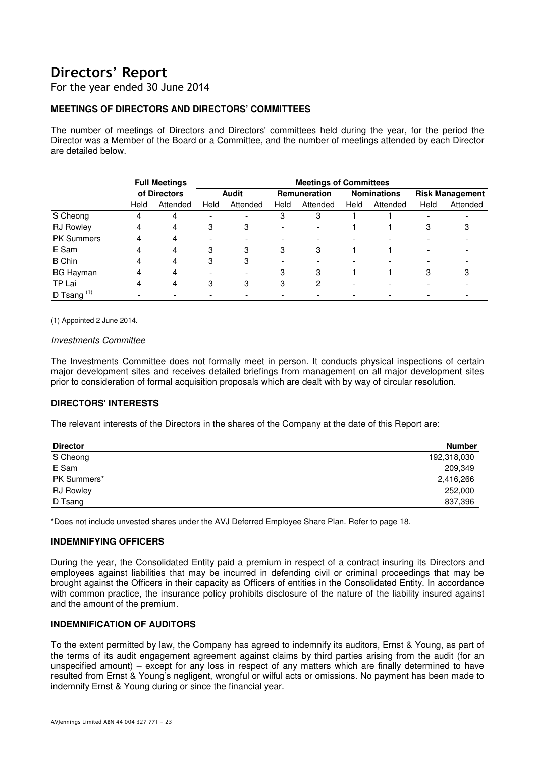# Directors' Report

For the year ended 30 June 2014

### MEETINGS OF DIRECTORS AND DIRECTORS' COMMITTEES

The number of meetings of Directors and Directors' committees held during the year, for the period the Director was a Member of the Board or a Committee, and the number of meetings attended by each Director are detailed below.

| | Full Meetings of Directors | | Meetings of Committees | | | | | | | |
|---|---|---|---|---|---|---|---|---|---|---|
| | | | Audit | | Remuneration | | Nominations | | Risk Management | |
| | Held | Attended | Held | Attended | Held | Attended | Held | Attended | Held | Attended |
| S Cheong | 4 | 4 | - | - | 3 | 3 | 1 | 1 | - | - |
| RJ Rowley | 4 | 4 | 3 | 3 | - | - | 1 | 1 | 3 | 3 |
| PK Summers | 4 | 4 | - | - | - | - | - | - | - | - |
| E Sam | 4 | 4 | 3 | 3 | 3 | 3 | 1 | 1 | - | - |
| B Chin | 4 | 4 | 3 | 3 | - | - | - | - | - | - |
| BG Hayman | 4 | 4 | - | - | 3 | 3 | 1 | 1 | 3 | 3 |
| TP Lai | 4 | 4 | 3 | 3 | 3 | 2 | - | - | - | - |
| D Tsang (1) | - | - | - | - | - | - | - | - | - | - |

(1) Appointed 2 June 2014.

*Investments Committee*

The Investments Committee does not formally meet in person. It conducts physical inspections of certain major development sites and receives detailed briefings from management on all major development sites prior to consideration of formal acquisition proposals which are dealt with by way of circular resolution.

### DIRECTORS' INTERESTS

The relevant interests of the Directors in the shares of the Company at the date of this Report are:

| Director | Number |
|---|---|
| S Cheong | 192,318,030 |
| E Sam | 209,349 |
| PK Summers* | 2,416,266 |
| RJ Rowley | 252,000 |
| D Tsang | 837,396 |

*Does not include unvested shares under the AVJ Deferred Employee Share Plan. Refer to page 18.

### INDEMNIFYING OFFICERS

During the year, the Consolidated Entity paid a premium in respect of a contract insuring its Directors and employees against liabilities that may be incurred in defending civil or criminal proceedings that may be brought against the Officers in their capacity as Officers of entities in the Consolidated Entity. In accordance with common practice, the insurance policy prohibits disclosure of the nature of the liability insured against and the amount of the premium.

### INDEMNIFICATION OF AUDITORS

To the extent permitted by law, the Company has agreed to indemnify its auditors, Ernst & Young, as part of the terms of its audit engagement agreement against claims by third parties arising from the audit (for an unspecified amount) – except for any loss in respect of any matters which are finally determined to have resulted from Ernst & Young's negligent, wrongful or wilful acts or omissions. No payment has been made to indemnify Ernst & Young during or since the financial year.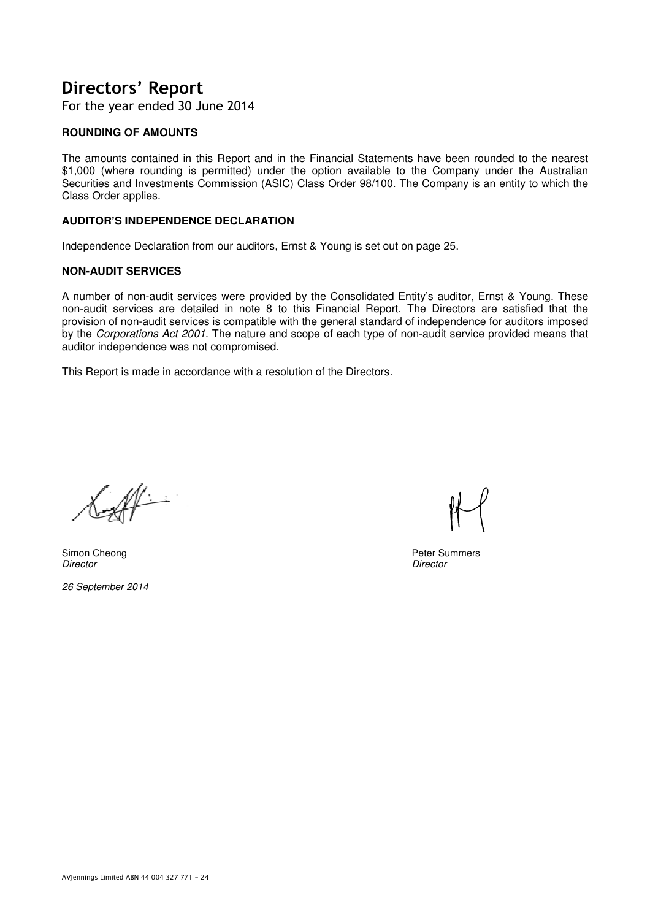# Directors' Report

For the year ended 30 June 2014

**ROUNDING OF AMOUNTS**

The amounts contained in this Report and in the Financial Statements have been rounded to the nearest $1,000 (where rounding is permitted) under the option available to the Company under the Australian Securities and Investments Commission (ASIC) Class Order 98/100. The Company is an entity to which the Class Order applies.

**AUDITOR'S INDEPENDENCE DECLARATION**

Independence Declaration from our auditors, Ernst & Young is set out on page 25.

**NON-AUDIT SERVICES**

A number of non-audit services were provided by the Consolidated Entity's auditor, Ernst & Young. These non-audit services are detailed in note 8 to this Financial Report. The Directors are satisfied that the provision of non-audit services is compatible with the general standard of independence for auditors imposed by the *Corporations Act 2001*. The nature and scope of each type of non-audit service provided means that auditor independence was not compromised.

This Report is made in accordance with a resolution of the Directors.

Simon Cheong
*Director*

Peter Summers
*Director*

*26 September 2014*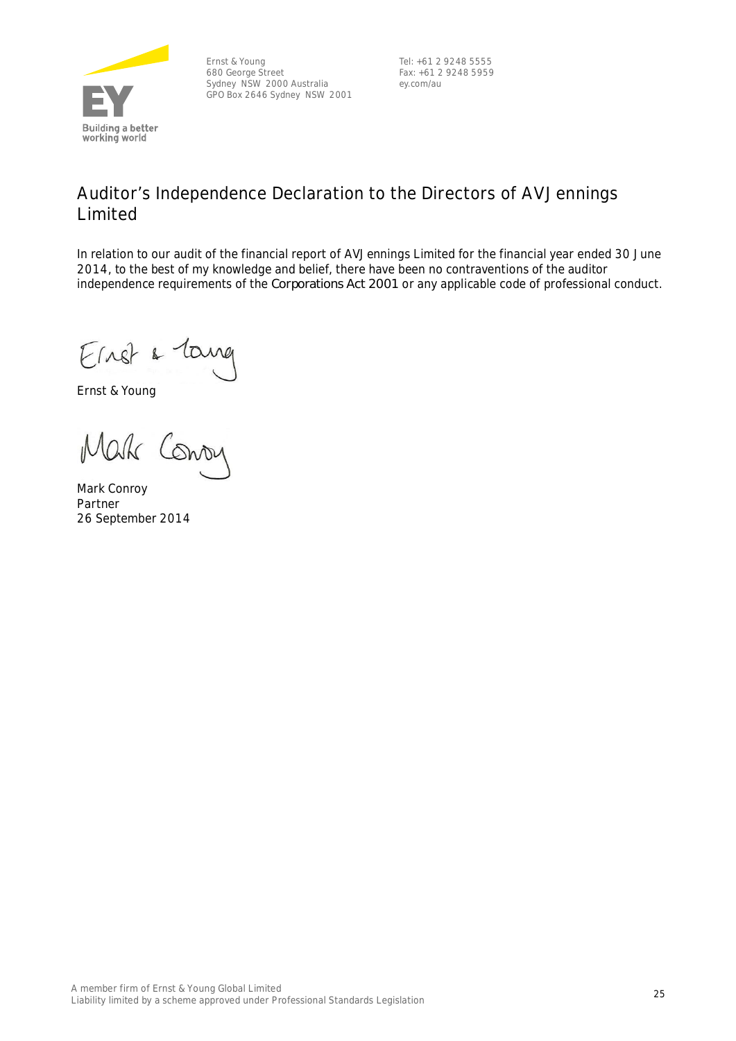Ernst & Young
680 George Street
Sydney NSW 2000 Australia
GPO Box 2646 Sydney NSW 2001

Tel: +61 2 9248 5555
Fax: +61 2 9248 5959
ey.com/au

# Auditor's Independence Declaration to the Directors of AVJennings Limited

In relation to our audit of the financial report of AVJennings Limited for the financial year ended 30 June 2014, to the best of my knowledge and belief, there have been no contraventions of the auditor independence requirements of the *Corporations Act 2001* or any applicable code of professional conduct.

Ernst & Young

Mark Conroy
Partner
26 September 2014

A member firm of Ernst & Young Global Limited
Liability limited by a scheme approved under Professional Standards Legislation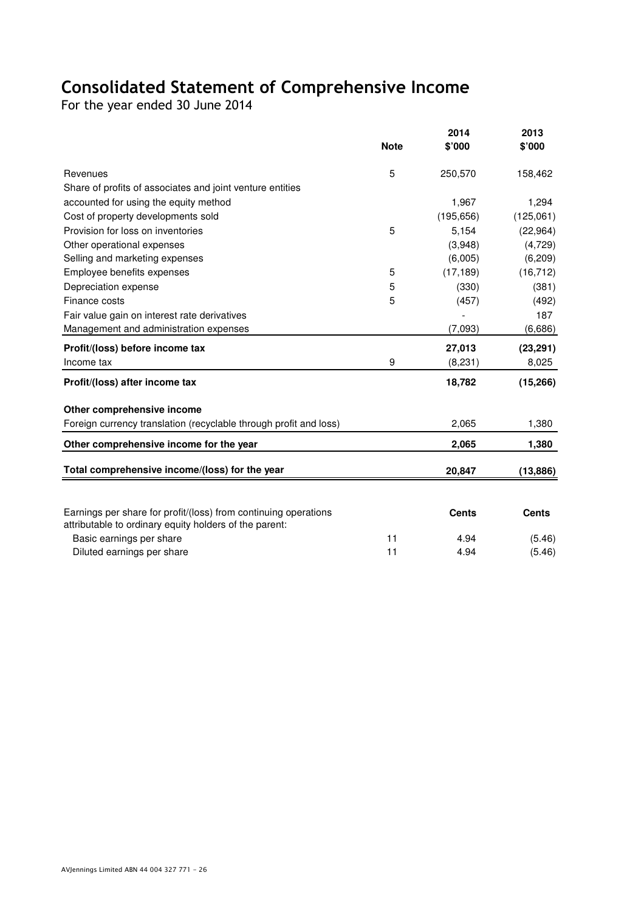# Consolidated Statement of Comprehensive Income

For the year ended 30 June 2014

| | Note | 2014 $'000 | 2013 $'000 |
|---|---|---|---|
| Revenues | 5 | 250,570 | 158,462 |
| Share of profits of associates and joint venture entities accounted for using the equity method | | 1,967 | 1,294 |
| Cost of property developments sold | | (195,656) | (125,061) |
| Provision for loss on inventories | 5 | 5,154 | (22,964) |
| Other operational expenses | | (3,948) | (4,729) |
| Selling and marketing expenses | | (6,005) | (6,209) |
| Employee benefits expenses | 5 | (17,189) | (16,712) |
| Depreciation expense | 5 | (330) | (381) |
| Finance costs | 5 | (457) | (492) |
| Fair value gain on interest rate derivatives | | - | 187 |
| Management and administration expenses | | (7,093) | (6,686) |
| **Profit/(loss) before income tax** | | **27,013** | **(23,291)** |
| Income tax | 9 | (8,231) | 8,025 |
| **Profit/(loss) after income tax** | | **18,782** | **(15,266)** |
| **Other comprehensive income** | | | |
| Foreign currency translation (recyclable through profit and loss) | | 2,065 | 1,380 |
| **Other comprehensive income for the year** | | **2,065** | **1,380** |
| **Total comprehensive income/(loss) for the year** | | **20,847** | **(13,886)** |

| | | | |
|---|---|---|---|
| Earnings per share for profit/(loss) from continuing operations attributable to ordinary equity holders of the parent: | | **Cents** | **Cents** |
| Basic earnings per share | 11 | 4.94 | (5.46) |
| Diluted earnings per share | 11 | 4.94 | (5.46) |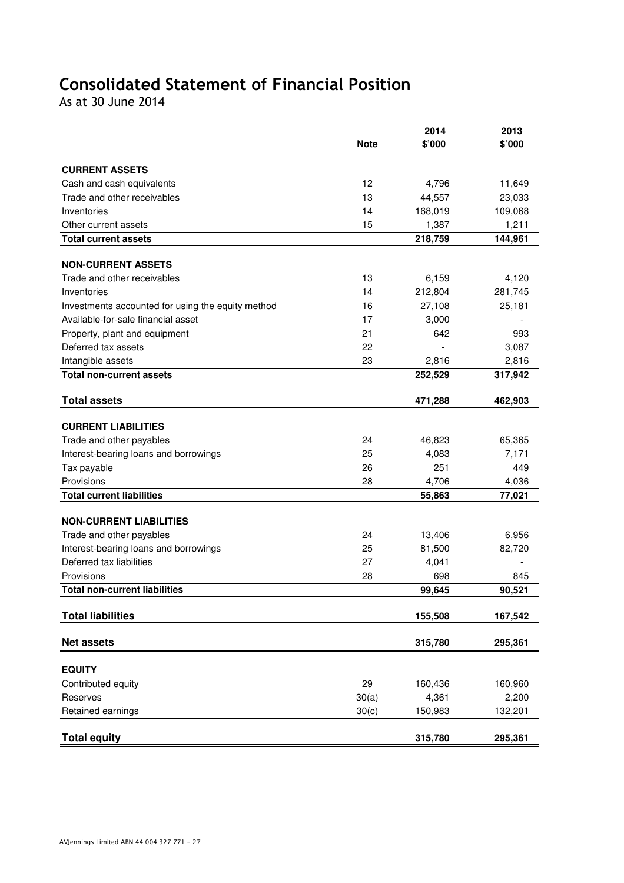# Consolidated Statement of Financial Position

As at 30 June 2014

| | Note | 2014 $'000 | 2013 $'000 |
|---|---|---|---|
| **CURRENT ASSETS** | | | |
| Cash and cash equivalents | 12 | 4,796 | 11,649 |
| Trade and other receivables | 13 | 44,557 | 23,033 |
| Inventories | 14 | 168,019 | 109,068 |
| Other current assets | 15 | 1,387 | 1,211 |
| **Total current assets** | | **218,759** | **144,961** |
| **NON-CURRENT ASSETS** | | | |
| Trade and other receivables | 13 | 6,159 | 4,120 |
| Inventories | 14 | 212,804 | 281,745 |
| Investments accounted for using the equity method | 16 | 27,108 | 25,181 |
| Available-for-sale financial asset | 17 | 3,000 | - |
| Property, plant and equipment | 21 | 642 | 993 |
| Deferred tax assets | 22 | - | 3,087 |
| Intangible assets | 23 | 2,816 | 2,816 |
| **Total non-current assets** | | **252,529** | **317,942** |
| **Total assets** | | **471,288** | **462,903** |
| **CURRENT LIABILITIES** | | | |
| Trade and other payables | 24 | 46,823 | 65,365 |
| Interest-bearing loans and borrowings | 25 | 4,083 | 7,171 |
| Tax payable | 26 | 251 | 449 |
| Provisions | 28 | 4,706 | 4,036 |
| **Total current liabilities** | | **55,863** | **77,021** |
| **NON-CURRENT LIABILITIES** | | | |
| Trade and other payables | 24 | 13,406 | 6,956 |
| Interest-bearing loans and borrowings | 25 | 81,500 | 82,720 |
| Deferred tax liabilities | 27 | 4,041 | - |
| Provisions | 28 | 698 | 845 |
| **Total non-current liabilities** | | **99,645** | **90,521** |
| **Total liabilities** | | **155,508** | **167,542** |
| **Net assets** | | **315,780** | **295,361** |
| **EQUITY** | | | |
| Contributed equity | 29 | 160,436 | 160,960 |
| Reserves | 30(a) | 4,361 | 2,200 |
| Retained earnings | 30(c) | 150,983 | 132,201 |
| **Total equity** | | **315,780** | **295,361** |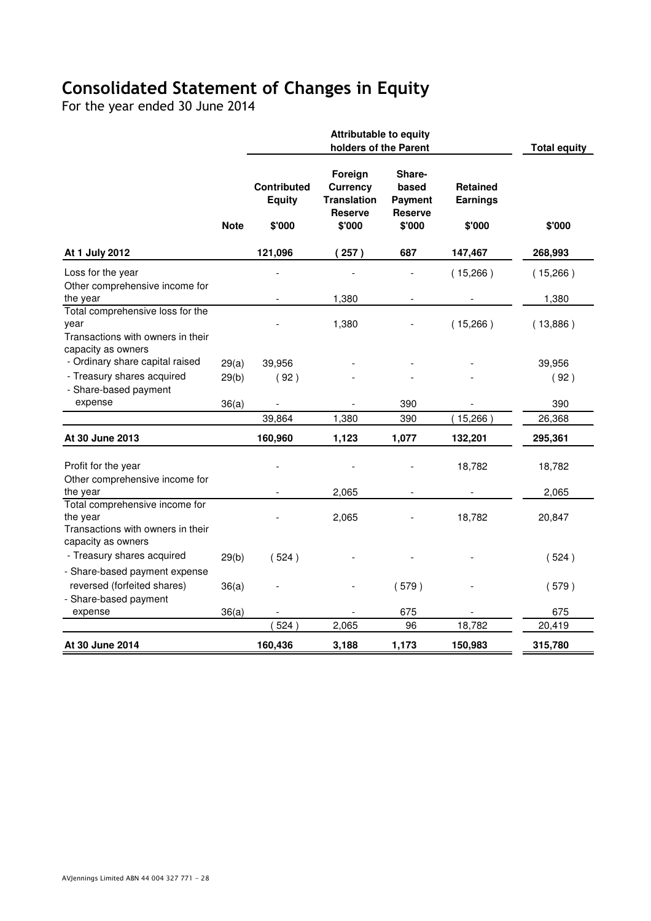# Consolidated Statement of Changes in Equity

For the year ended 30 June 2014

| | | Attributable to equity holders of the Parent | | | | Total equity |
|---|---|---|---|---|---|---|
| | Note | Contributed Equity $'000 | Foreign Currency Translation Reserve $'000 | Share-based Payment Reserve $'000 | Retained Earnings $'000 | $'000 |
| **At 1 July 2012** | | **121,096** | **( 257 )** | **687** | **147,467** | **268,993** |
| Loss for the year | | - | - | - | ( 15,266 ) | ( 15,266 ) |
| Other comprehensive income for the year | | - | 1,380 | - | - | 1,380 |
| Total comprehensive loss for the year | | - | 1,380 | - | ( 15,266 ) | ( 13,886 ) |
| Transactions with owners in their capacity as owners | | | | | | |
| - Ordinary share capital raised | 29(a) | 39,956 | - | - | - | 39,956 |
| - Treasury shares acquired | 29(b) | ( 92 ) | - | - | - | ( 92 ) |
| - Share-based payment expense | 36(a) | - | - | 390 | - | 390 |
| | | 39,864 | 1,380 | 390 | ( 15,266 ) | 26,368 |
| **At 30 June 2013** | | **160,960** | **1,123** | **1,077** | **132,201** | **295,361** |
| Profit for the year | | - | - | - | 18,782 | 18,782 |
| Other comprehensive income for the year | | - | 2,065 | - | - | 2,065 |
| Total comprehensive income for the year | | - | 2,065 | - | 18,782 | 20,847 |
| Transactions with owners in their capacity as owners | | | | | | |
| - Treasury shares acquired | 29(b) | ( 524 ) | - | - | - | ( 524 ) |
| - Share-based payment expense reversed (forfeited shares) | 36(a) | - | - | ( 579 ) | - | ( 579 ) |
| - Share-based payment expense | 36(a) | - | - | 675 | - | 675 |
| | | ( 524 ) | 2,065 | 96 | 18,782 | 20,419 |
| **At 30 June 2014** | | **160,436** | **3,188** | **1,173** | **150,983** | **315,780** |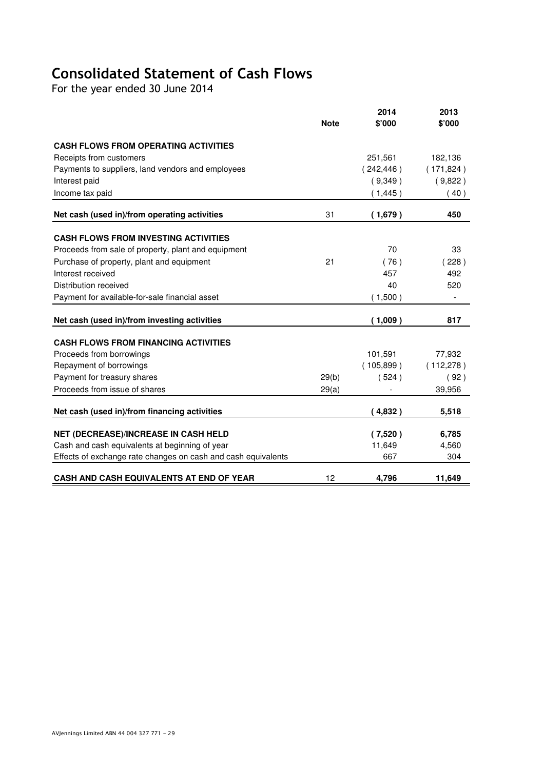# Consolidated Statement of Cash Flows

For the year ended 30 June 2014

| | Note | 2014 $'000 | 2013 $'000 |
|---|---|---|---|
| **CASH FLOWS FROM OPERATING ACTIVITIES** | | | |
| Receipts from customers | | 251,561 | 182,136 |
| Payments to suppliers, land vendors and employees | | ( 242,446 ) | ( 171,824 ) |
| Interest paid | | ( 9,349 ) | ( 9,822 ) |
| Income tax paid | | ( 1,445 ) | ( 40 ) |
| **Net cash (used in)/from operating activities** | 31 | **( 1,679 )** | **450** |
| **CASH FLOWS FROM INVESTING ACTIVITIES** | | | |
| Proceeds from sale of property, plant and equipment | | 70 | 33 |
| Purchase of property, plant and equipment | 21 | ( 76 ) | ( 228 ) |
| Interest received | | 457 | 492 |
| Distribution received | | 40 | 520 |
| Payment for available-for-sale financial asset | | ( 1,500 ) | - |
| **Net cash (used in)/from investing activities** | | **( 1,009 )** | **817** |
| **CASH FLOWS FROM FINANCING ACTIVITIES** | | | |
| Proceeds from borrowings | | 101,591 | 77,932 |
| Repayment of borrowings | | ( 105,899 ) | ( 112,278 ) |
| Payment for treasury shares | 29(b) | ( 524 ) | ( 92 ) |
| Proceeds from issue of shares | 29(a) | - | 39,956 |
| **Net cash (used in)/from financing activities** | | **( 4,832 )** | **5,518** |
| **NET (DECREASE)/INCREASE IN CASH HELD** | | **( 7,520 )** | **6,785** |
| Cash and cash equivalents at beginning of year | | 11,649 | 4,560 |
| Effects of exchange rate changes on cash and cash equivalents | | 667 | 304 |
| **CASH AND CASH EQUIVALENTS AT END OF YEAR** | 12 | **4,796** | **11,649** |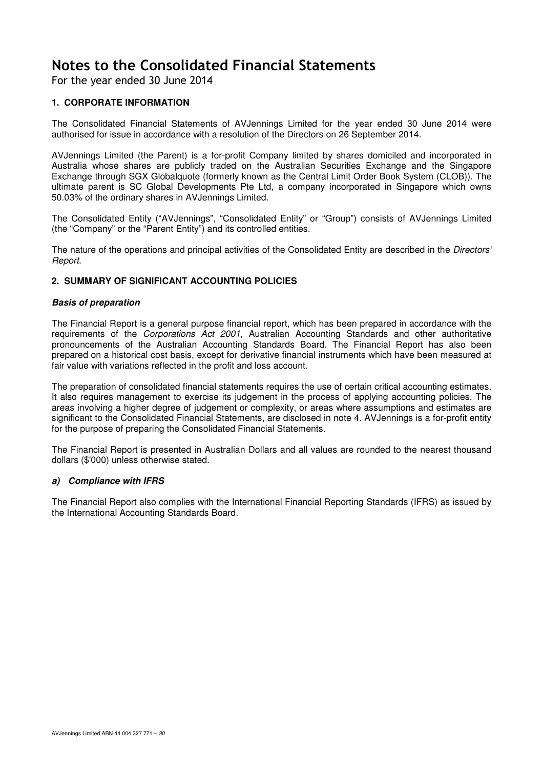# Notes to the Consolidated Financial Statements

For the year ended 30 June 2014

## 1. CORPORATE INFORMATION

The Consolidated Financial Statements of AVJennings Limited for the year ended 30 June 2014 were authorised for issue in accordance with a resolution of the Directors on 26 September 2014.

AVJennings Limited (the Parent) is a for-profit Company limited by shares domiciled and incorporated in Australia whose shares are publicly traded on the Australian Securities Exchange and the Singapore Exchange through SGX Globalquote (formerly known as the Central Limit Order Book System (CLOB)). The ultimate parent is SC Global Developments Pte Ltd, a company incorporated in Singapore which owns 50.03% of the ordinary shares in AVJennings Limited.

The Consolidated Entity ("AVJennings", "Consolidated Entity" or "Group") consists of AVJennings Limited (the "Company" or the "Parent Entity") and its controlled entities.

The nature of the operations and principal activities of the Consolidated Entity are described in the *Directors' Report*.

## 2. SUMMARY OF SIGNIFICANT ACCOUNTING POLICIES

### *Basis of preparation*

The Financial Report is a general purpose financial report, which has been prepared in accordance with the requirements of the *Corporations Act 2001*, Australian Accounting Standards and other authoritative pronouncements of the Australian Accounting Standards Board. The Financial Report has also been prepared on a historical cost basis, except for derivative financial instruments which have been measured at fair value with variations reflected in the profit and loss account.

The preparation of consolidated financial statements requires the use of certain critical accounting estimates. It also requires management to exercise its judgement in the process of applying accounting policies. The areas involving a higher degree of judgement or complexity, or areas where assumptions and estimates are significant to the Consolidated Financial Statements, are disclosed in note 4. AVJennings is a for-profit entity for the purpose of preparing the Consolidated Financial Statements.

The Financial Report is presented in Australian Dollars and all values are rounded to the nearest thousand dollars ($'000) unless otherwise stated.

### *a) Compliance with IFRS*

The Financial Report also complies with the International Financial Reporting Standards (IFRS) as issued by the International Accounting Standards Board.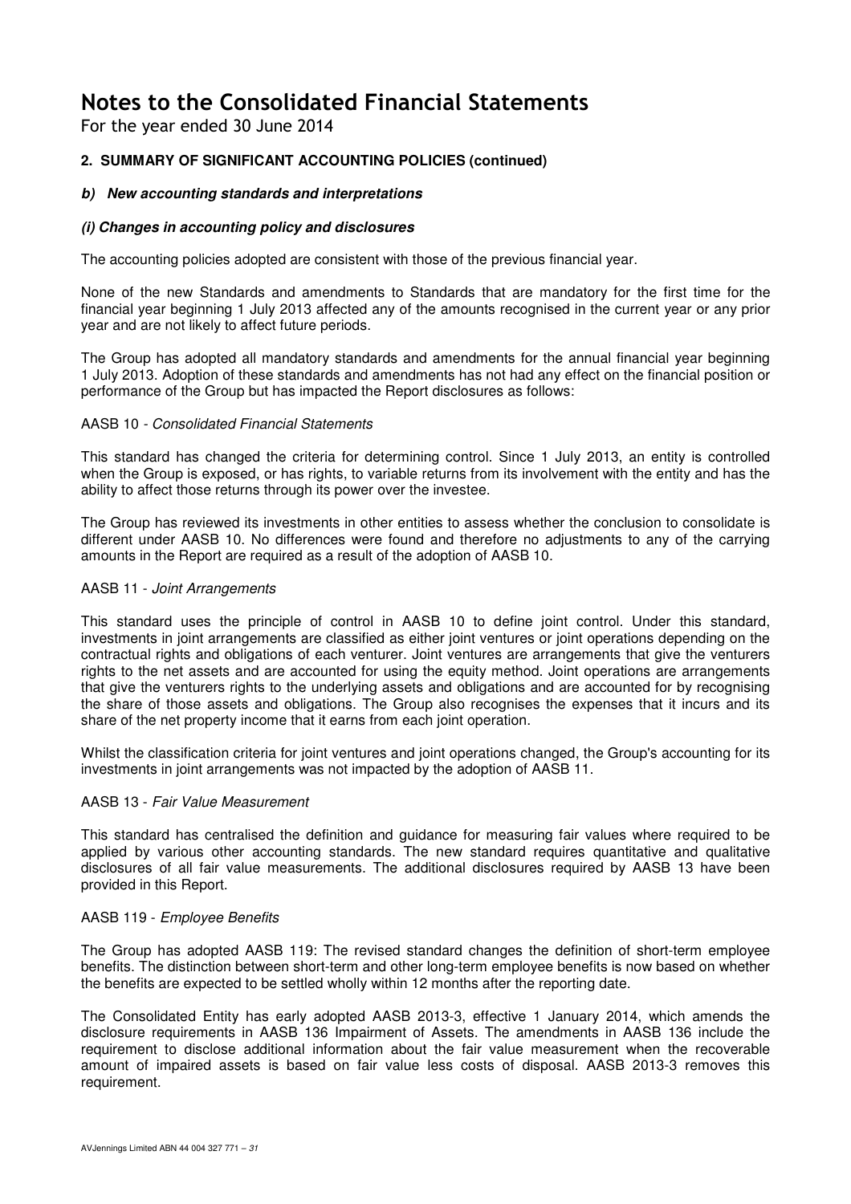# Notes to the Consolidated Financial Statements

For the year ended 30 June 2014

### 2. SUMMARY OF SIGNIFICANT ACCOUNTING POLICIES (continued)

#### *b) New accounting standards and interpretations*

#### *(i) Changes in accounting policy and disclosures*

The accounting policies adopted are consistent with those of the previous financial year.

None of the new Standards and amendments to Standards that are mandatory for the first time for the financial year beginning 1 July 2013 affected any of the amounts recognised in the current year or any prior year and are not likely to affect future periods.

The Group has adopted all mandatory standards and amendments for the annual financial year beginning 1 July 2013. Adoption of these standards and amendments has not had any effect on the financial position or performance of the Group but has impacted the Report disclosures as follows:

AASB 10 - *Consolidated Financial Statements*

This standard has changed the criteria for determining control. Since 1 July 2013, an entity is controlled when the Group is exposed, or has rights, to variable returns from its involvement with the entity and has the ability to affect those returns through its power over the investee.

The Group has reviewed its investments in other entities to assess whether the conclusion to consolidate is different under AASB 10. No differences were found and therefore no adjustments to any of the carrying amounts in the Report are required as a result of the adoption of AASB 10.

AASB 11 - *Joint Arrangements*

This standard uses the principle of control in AASB 10 to define joint control. Under this standard, investments in joint arrangements are classified as either joint ventures or joint operations depending on the contractual rights and obligations of each venturer. Joint ventures are arrangements that give the venturers rights to the net assets and are accounted for using the equity method. Joint operations are arrangements that give the venturers rights to the underlying assets and obligations and are accounted for by recognising the share of those assets and obligations. The Group also recognises the expenses that it incurs and its share of the net property income that it earns from each joint operation.

Whilst the classification criteria for joint ventures and joint operations changed, the Group's accounting for its investments in joint arrangements was not impacted by the adoption of AASB 11.

AASB 13 - *Fair Value Measurement*

This standard has centralised the definition and guidance for measuring fair values where required to be applied by various other accounting standards. The new standard requires quantitative and qualitative disclosures of all fair value measurements. The additional disclosures required by AASB 13 have been provided in this Report.

AASB 119 - *Employee Benefits*

The Group has adopted AASB 119: The revised standard changes the definition of short-term employee benefits. The distinction between short-term and other long-term employee benefits is now based on whether the benefits are expected to be settled wholly within 12 months after the reporting date.

The Consolidated Entity has early adopted AASB 2013-3, effective 1 January 2014, which amends the disclosure requirements in AASB 136 Impairment of Assets. The amendments in AASB 136 include the requirement to disclose additional information about the fair value measurement when the recoverable amount of impaired assets is based on fair value less costs of disposal. AASB 2013-3 removes this requirement.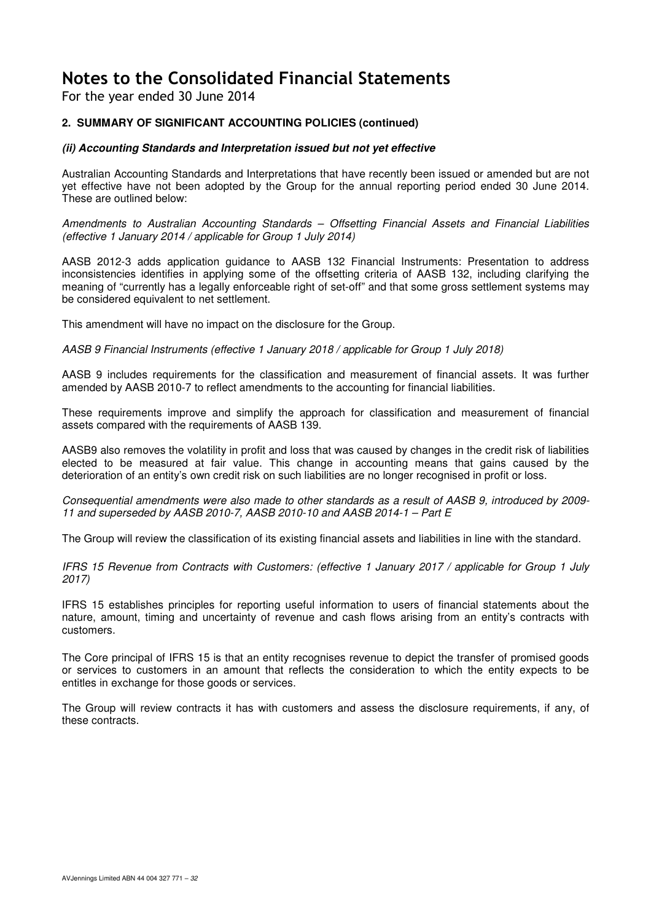# Notes to the Consolidated Financial Statements

For the year ended 30 June 2014

### 2. SUMMARY OF SIGNIFICANT ACCOUNTING POLICIES (continued)

***(ii) Accounting Standards and Interpretation issued but not yet effective***

Australian Accounting Standards and Interpretations that have recently been issued or amended but are not yet effective have not been adopted by the Group for the annual reporting period ended 30 June 2014. These are outlined below:

*Amendments to Australian Accounting Standards – Offsetting Financial Assets and Financial Liabilities (effective 1 January 2014 / applicable for Group 1 July 2014)*

AASB 2012-3 adds application guidance to AASB 132 Financial Instruments: Presentation to address inconsistencies identifies in applying some of the offsetting criteria of AASB 132, including clarifying the meaning of "currently has a legally enforceable right of set-off" and that some gross settlement systems may be considered equivalent to net settlement.

This amendment will have no impact on the disclosure for the Group.

*AASB 9 Financial Instruments (effective 1 January 2018 / applicable for Group 1 July 2018)*

AASB 9 includes requirements for the classification and measurement of financial assets. It was further amended by AASB 2010-7 to reflect amendments to the accounting for financial liabilities.

These requirements improve and simplify the approach for classification and measurement of financial assets compared with the requirements of AASB 139.

AASB9 also removes the volatility in profit and loss that was caused by changes in the credit risk of liabilities elected to be measured at fair value. This change in accounting means that gains caused by the deterioration of an entity's own credit risk on such liabilities are no longer recognised in profit or loss.

*Consequential amendments were also made to other standards as a result of AASB 9, introduced by 2009-11 and superseded by AASB 2010-7, AASB 2010-10 and AASB 2014-1 – Part E*

The Group will review the classification of its existing financial assets and liabilities in line with the standard.

*IFRS 15 Revenue from Contracts with Customers: (effective 1 January 2017 / applicable for Group 1 July 2017)*

IFRS 15 establishes principles for reporting useful information to users of financial statements about the nature, amount, timing and uncertainty of revenue and cash flows arising from an entity's contracts with customers.

The Core principal of IFRS 15 is that an entity recognises revenue to depict the transfer of promised goods or services to customers in an amount that reflects the consideration to which the entity expects to be entitles in exchange for those goods or services.

The Group will review contracts it has with customers and assess the disclosure requirements, if any, of these contracts.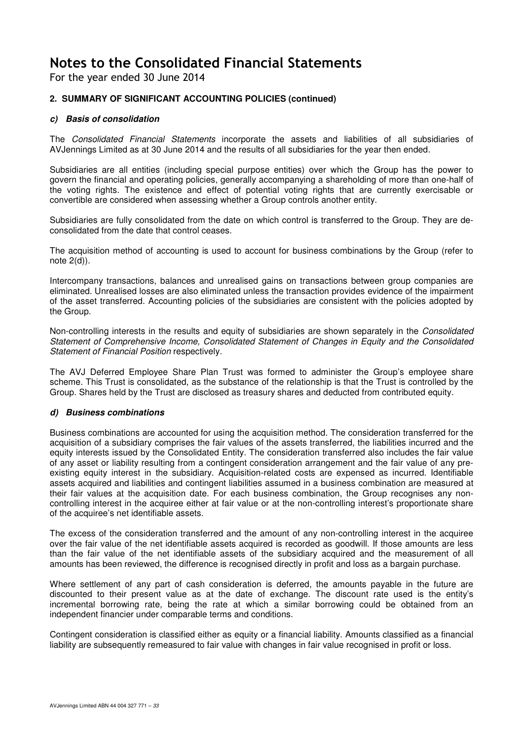# Notes to the Consolidated Financial Statements

For the year ended 30 June 2014

## 2. SUMMARY OF SIGNIFICANT ACCOUNTING POLICIES (continued)

### *c) Basis of consolidation*

The *Consolidated Financial Statements* incorporate the assets and liabilities of all subsidiaries of AVJennings Limited as at 30 June 2014 and the results of all subsidiaries for the year then ended.

Subsidiaries are all entities (including special purpose entities) over which the Group has the power to govern the financial and operating policies, generally accompanying a shareholding of more than one-half of the voting rights. The existence and effect of potential voting rights that are currently exercisable or convertible are considered when assessing whether a Group controls another entity.

Subsidiaries are fully consolidated from the date on which control is transferred to the Group. They are de-consolidated from the date that control ceases.

The acquisition method of accounting is used to account for business combinations by the Group (refer to note 2(d)).

Intercompany transactions, balances and unrealised gains on transactions between group companies are eliminated. Unrealised losses are also eliminated unless the transaction provides evidence of the impairment of the asset transferred. Accounting policies of the subsidiaries are consistent with the policies adopted by the Group.

Non-controlling interests in the results and equity of subsidiaries are shown separately in the *Consolidated Statement of Comprehensive Income, Consolidated Statement of Changes in Equity and the Consolidated Statement of Financial Position* respectively.

The AVJ Deferred Employee Share Plan Trust was formed to administer the Group's employee share scheme. This Trust is consolidated, as the substance of the relationship is that the Trust is controlled by the Group. Shares held by the Trust are disclosed as treasury shares and deducted from contributed equity.

### *d) Business combinations*

Business combinations are accounted for using the acquisition method. The consideration transferred for the acquisition of a subsidiary comprises the fair values of the assets transferred, the liabilities incurred and the equity interests issued by the Consolidated Entity. The consideration transferred also includes the fair value of any asset or liability resulting from a contingent consideration arrangement and the fair value of any pre-existing equity interest in the subsidiary. Acquisition-related costs are expensed as incurred. Identifiable assets acquired and liabilities and contingent liabilities assumed in a business combination are measured at their fair values at the acquisition date. For each business combination, the Group recognises any non-controlling interest in the acquiree either at fair value or at the non-controlling interest's proportionate share of the acquiree's net identifiable assets.

The excess of the consideration transferred and the amount of any non-controlling interest in the acquiree over the fair value of the net identifiable assets acquired is recorded as goodwill. If those amounts are less than the fair value of the net identifiable assets of the subsidiary acquired and the measurement of all amounts has been reviewed, the difference is recognised directly in profit and loss as a bargain purchase.

Where settlement of any part of cash consideration is deferred, the amounts payable in the future are discounted to their present value as at the date of exchange. The discount rate used is the entity's incremental borrowing rate, being the rate at which a similar borrowing could be obtained from an independent financier under comparable terms and conditions.

Contingent consideration is classified either as equity or a financial liability. Amounts classified as a financial liability are subsequently remeasured to fair value with changes in fair value recognised in profit or loss.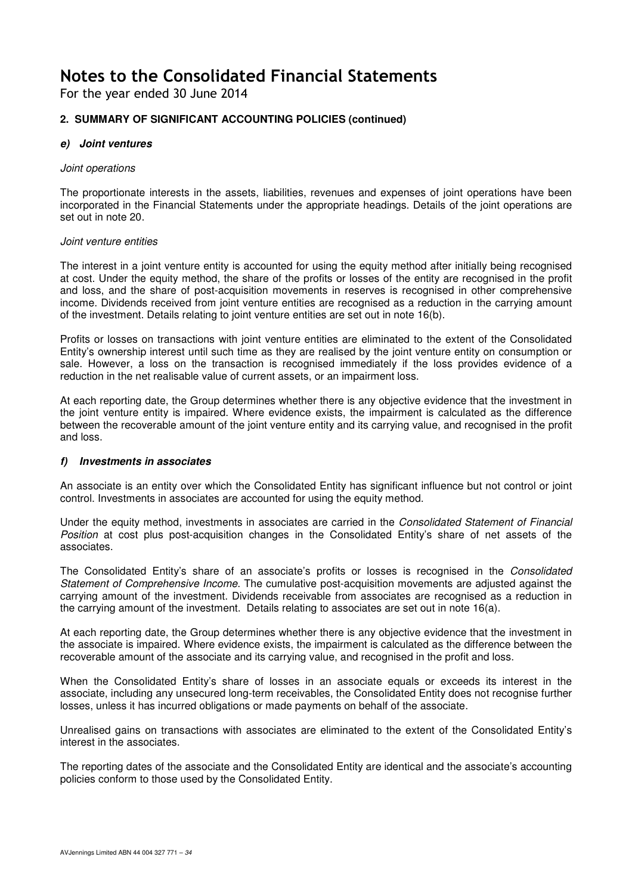# Notes to the Consolidated Financial Statements

For the year ended 30 June 2014

### 2. SUMMARY OF SIGNIFICANT ACCOUNTING POLICIES (continued)

#### *e) Joint ventures*

*Joint operations*

The proportionate interests in the assets, liabilities, revenues and expenses of joint operations have been incorporated in the Financial Statements under the appropriate headings. Details of the joint operations are set out in note 20.

*Joint venture entities*

The interest in a joint venture entity is accounted for using the equity method after initially being recognised at cost. Under the equity method, the share of the profits or losses of the entity are recognised in the profit and loss, and the share of post-acquisition movements in reserves is recognised in other comprehensive income. Dividends received from joint venture entities are recognised as a reduction in the carrying amount of the investment. Details relating to joint venture entities are set out in note 16(b).

Profits or losses on transactions with joint venture entities are eliminated to the extent of the Consolidated Entity's ownership interest until such time as they are realised by the joint venture entity on consumption or sale. However, a loss on the transaction is recognised immediately if the loss provides evidence of a reduction in the net realisable value of current assets, or an impairment loss.

At each reporting date, the Group determines whether there is any objective evidence that the investment in the joint venture entity is impaired. Where evidence exists, the impairment is calculated as the difference between the recoverable amount of the joint venture entity and its carrying value, and recognised in the profit and loss.

#### *f) Investments in associates*

An associate is an entity over which the Consolidated Entity has significant influence but not control or joint control. Investments in associates are accounted for using the equity method.

Under the equity method, investments in associates are carried in the *Consolidated Statement of Financial Position* at cost plus post-acquisition changes in the Consolidated Entity's share of net assets of the associates.

The Consolidated Entity's share of an associate's profits or losses is recognised in the *Consolidated Statement of Comprehensive Income*. The cumulative post-acquisition movements are adjusted against the carrying amount of the investment. Dividends receivable from associates are recognised as a reduction in the carrying amount of the investment. Details relating to associates are set out in note 16(a).

At each reporting date, the Group determines whether there is any objective evidence that the investment in the associate is impaired. Where evidence exists, the impairment is calculated as the difference between the recoverable amount of the associate and its carrying value, and recognised in the profit and loss.

When the Consolidated Entity's share of losses in an associate equals or exceeds its interest in the associate, including any unsecured long-term receivables, the Consolidated Entity does not recognise further losses, unless it has incurred obligations or made payments on behalf of the associate.

Unrealised gains on transactions with associates are eliminated to the extent of the Consolidated Entity's interest in the associates.

The reporting dates of the associate and the Consolidated Entity are identical and the associate's accounting policies conform to those used by the Consolidated Entity.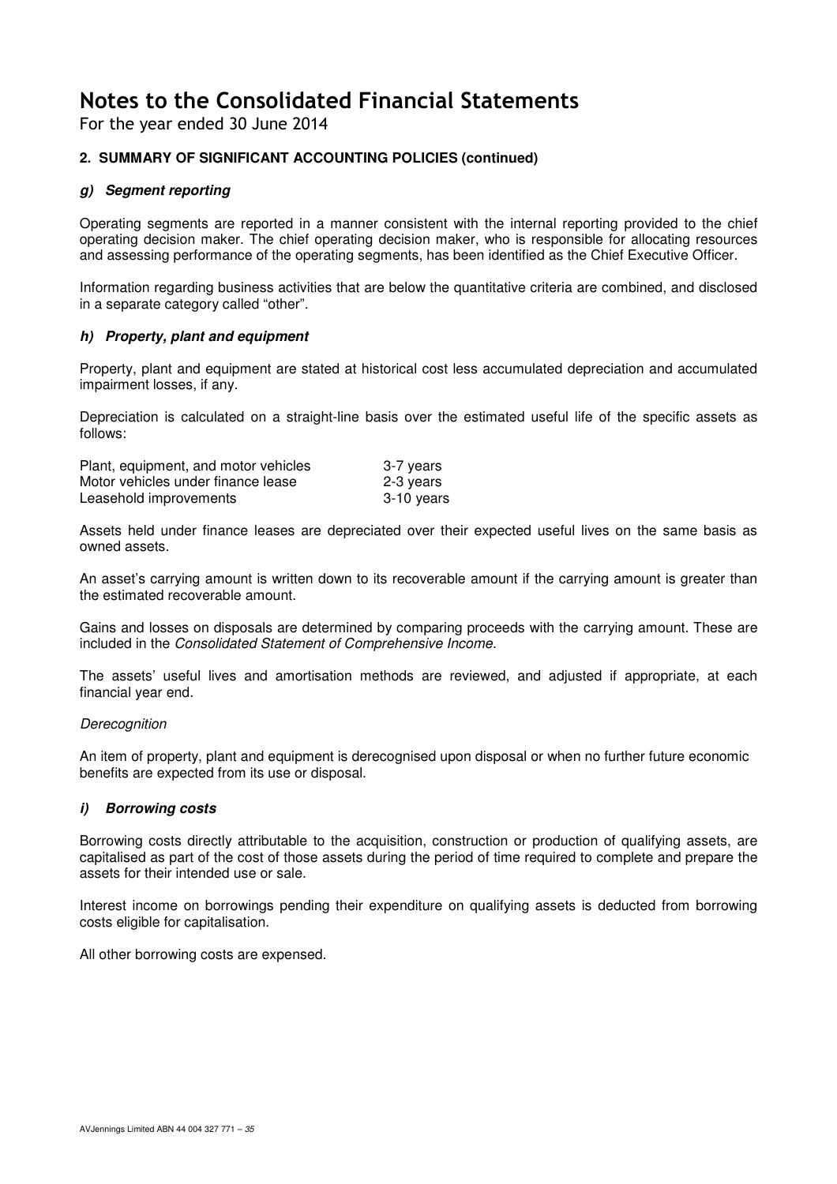# Notes to the Consolidated Financial Statements

For the year ended 30 June 2014

## 2. SUMMARY OF SIGNIFICANT ACCOUNTING POLICIES (continued)

### *g) Segment reporting*

Operating segments are reported in a manner consistent with the internal reporting provided to the chief operating decision maker. The chief operating decision maker, who is responsible for allocating resources and assessing performance of the operating segments, has been identified as the Chief Executive Officer.

Information regarding business activities that are below the quantitative criteria are combined, and disclosed in a separate category called "other".

### *h) Property, plant and equipment*

Property, plant and equipment are stated at historical cost less accumulated depreciation and accumulated impairment losses, if any.

Depreciation is calculated on a straight-line basis over the estimated useful life of the specific assets as follows:

| | |
|---|---|
| Plant, equipment, and motor vehicles | 3-7 years |
| Motor vehicles under finance lease | 2-3 years |
| Leasehold improvements | 3-10 years |

Assets held under finance leases are depreciated over their expected useful lives on the same basis as owned assets.

An asset's carrying amount is written down to its recoverable amount if the carrying amount is greater than the estimated recoverable amount.

Gains and losses on disposals are determined by comparing proceeds with the carrying amount. These are included in the *Consolidated Statement of Comprehensive Income.*

The assets' useful lives and amortisation methods are reviewed, and adjusted if appropriate, at each financial year end.

*Derecognition*

An item of property, plant and equipment is derecognised upon disposal or when no further future economic benefits are expected from its use or disposal.

### *i) Borrowing costs*

Borrowing costs directly attributable to the acquisition, construction or production of qualifying assets, are capitalised as part of the cost of those assets during the period of time required to complete and prepare the assets for their intended use or sale.

Interest income on borrowings pending their expenditure on qualifying assets is deducted from borrowing costs eligible for capitalisation.

All other borrowing costs are expensed.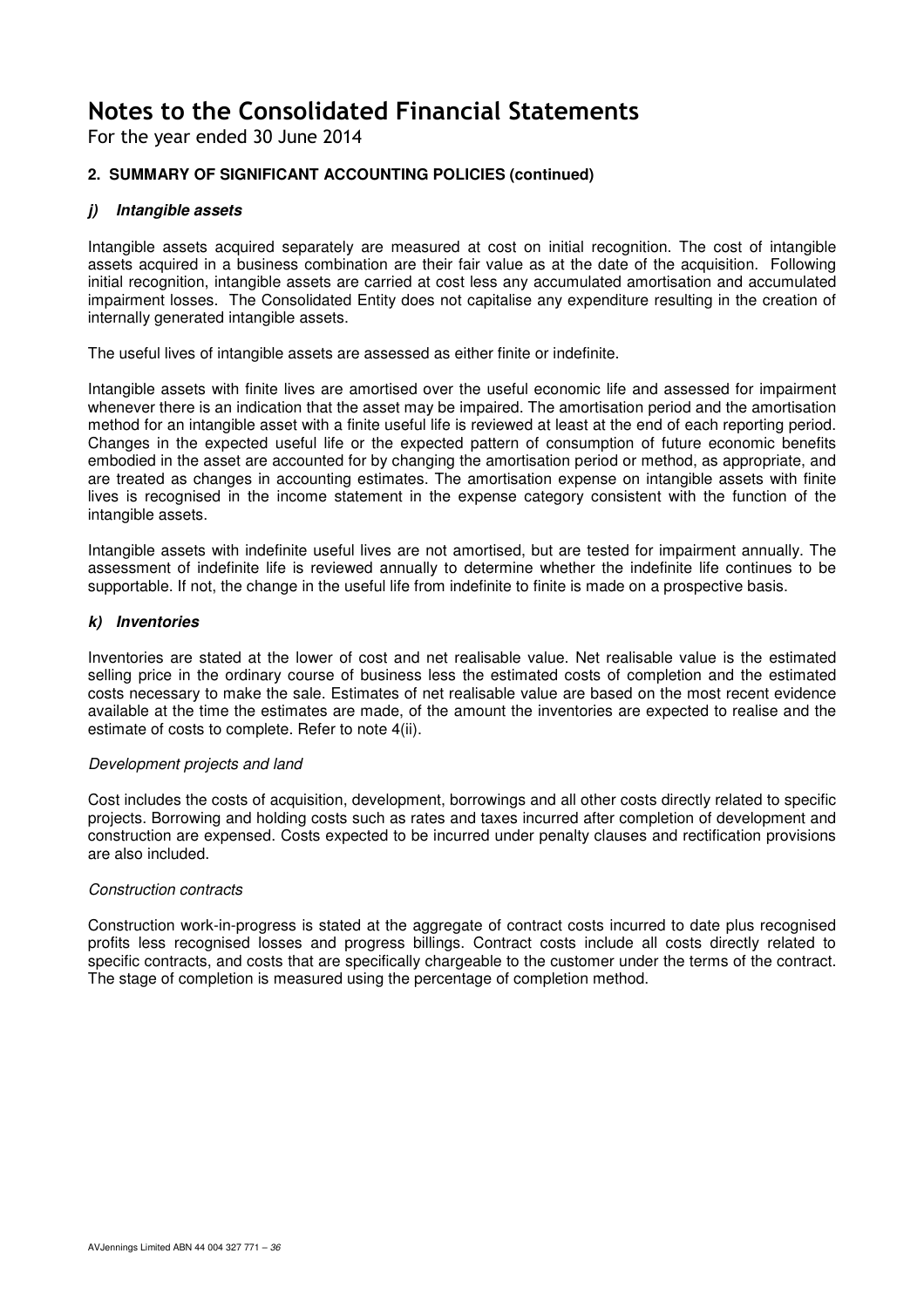# Notes to the Consolidated Financial Statements

For the year ended 30 June 2014

## 2. SUMMARY OF SIGNIFICANT ACCOUNTING POLICIES (continued)

### *j) Intangible assets*

Intangible assets acquired separately are measured at cost on initial recognition. The cost of intangible assets acquired in a business combination are their fair value as at the date of the acquisition. Following initial recognition, intangible assets are carried at cost less any accumulated amortisation and accumulated impairment losses. The Consolidated Entity does not capitalise any expenditure resulting in the creation of internally generated intangible assets.

The useful lives of intangible assets are assessed as either finite or indefinite.

Intangible assets with finite lives are amortised over the useful economic life and assessed for impairment whenever there is an indication that the asset may be impaired. The amortisation period and the amortisation method for an intangible asset with a finite useful life is reviewed at least at the end of each reporting period. Changes in the expected useful life or the expected pattern of consumption of future economic benefits embodied in the asset are accounted for by changing the amortisation period or method, as appropriate, and are treated as changes in accounting estimates. The amortisation expense on intangible assets with finite lives is recognised in the income statement in the expense category consistent with the function of the intangible assets.

Intangible assets with indefinite useful lives are not amortised, but are tested for impairment annually. The assessment of indefinite life is reviewed annually to determine whether the indefinite life continues to be supportable. If not, the change in the useful life from indefinite to finite is made on a prospective basis.

### *k) Inventories*

Inventories are stated at the lower of cost and net realisable value. Net realisable value is the estimated selling price in the ordinary course of business less the estimated costs of completion and the estimated costs necessary to make the sale. Estimates of net realisable value are based on the most recent evidence available at the time the estimates are made, of the amount the inventories are expected to realise and the estimate of costs to complete. Refer to note 4(ii).

*Development projects and land*

Cost includes the costs of acquisition, development, borrowings and all other costs directly related to specific projects. Borrowing and holding costs such as rates and taxes incurred after completion of development and construction are expensed. Costs expected to be incurred under penalty clauses and rectification provisions are also included.

*Construction contracts*

Construction work-in-progress is stated at the aggregate of contract costs incurred to date plus recognised profits less recognised losses and progress billings. Contract costs include all costs directly related to specific contracts, and costs that are specifically chargeable to the customer under the terms of the contract. The stage of completion is measured using the percentage of completion method.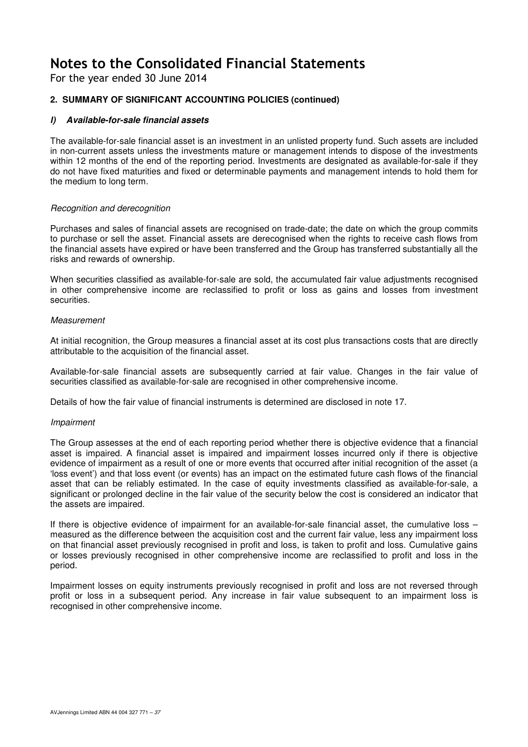# Notes to the Consolidated Financial Statements

For the year ended 30 June 2014

### 2. SUMMARY OF SIGNIFICANT ACCOUNTING POLICIES (continued)

#### *l) Available-for-sale financial assets*

The available-for-sale financial asset is an investment in an unlisted property fund. Such assets are included in non-current assets unless the investments mature or management intends to dispose of the investments within 12 months of the end of the reporting period. Investments are designated as available-for-sale if they do not have fixed maturities and fixed or determinable payments and management intends to hold them for the medium to long term.

*Recognition and derecognition*

Purchases and sales of financial assets are recognised on trade-date; the date on which the group commits to purchase or sell the asset. Financial assets are derecognised when the rights to receive cash flows from the financial assets have expired or have been transferred and the Group has transferred substantially all the risks and rewards of ownership.

When securities classified as available-for-sale are sold, the accumulated fair value adjustments recognised in other comprehensive income are reclassified to profit or loss as gains and losses from investment securities.

*Measurement*

At initial recognition, the Group measures a financial asset at its cost plus transactions costs that are directly attributable to the acquisition of the financial asset.

Available-for-sale financial assets are subsequently carried at fair value. Changes in the fair value of securities classified as available-for-sale are recognised in other comprehensive income.

Details of how the fair value of financial instruments is determined are disclosed in note 17.

*Impairment*

The Group assesses at the end of each reporting period whether there is objective evidence that a financial asset is impaired. A financial asset is impaired and impairment losses incurred only if there is objective evidence of impairment as a result of one or more events that occurred after initial recognition of the asset (a 'loss event') and that loss event (or events) has an impact on the estimated future cash flows of the financial asset that can be reliably estimated. In the case of equity investments classified as available-for-sale, a significant or prolonged decline in the fair value of the security below the cost is considered an indicator that the assets are impaired.

If there is objective evidence of impairment for an available-for-sale financial asset, the cumulative loss – measured as the difference between the acquisition cost and the current fair value, less any impairment loss on that financial asset previously recognised in profit and loss, is taken to profit and loss. Cumulative gains or losses previously recognised in other comprehensive income are reclassified to profit and loss in the period.

Impairment losses on equity instruments previously recognised in profit and loss are not reversed through profit or loss in a subsequent period. Any increase in fair value subsequent to an impairment loss is recognised in other comprehensive income.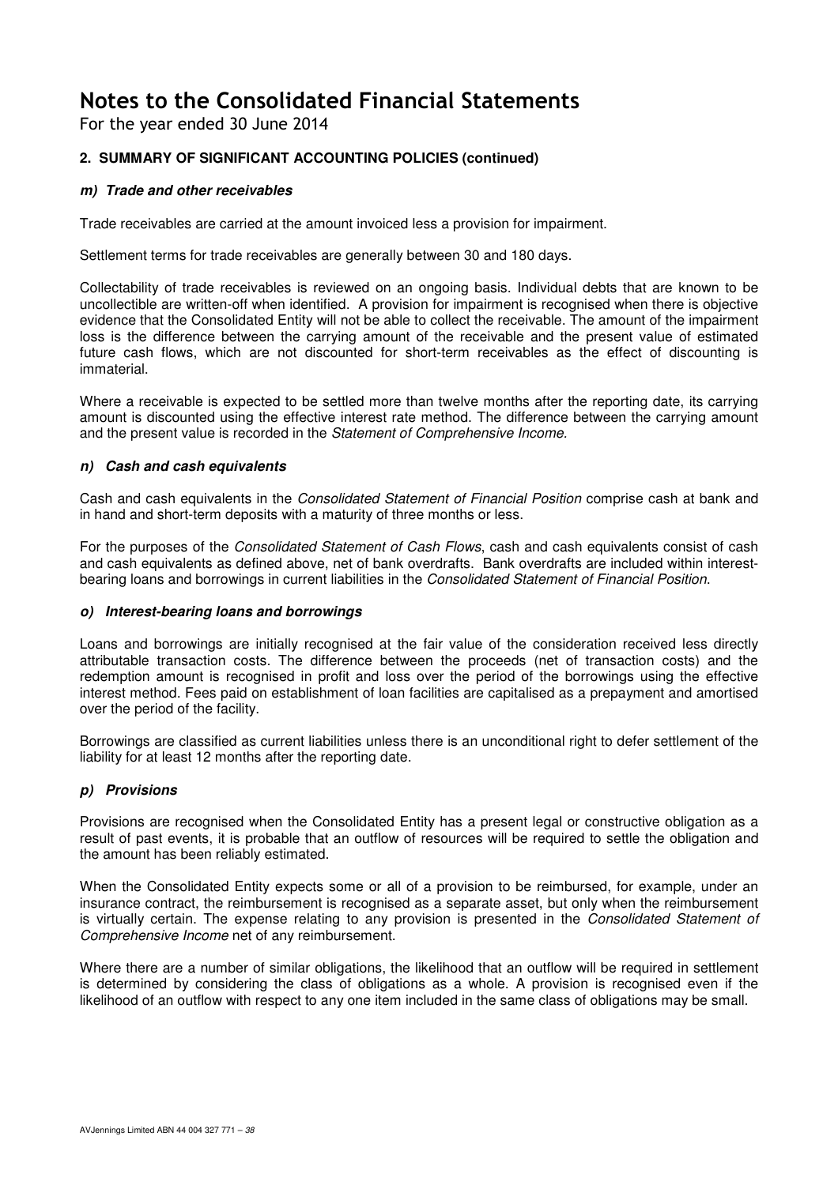# Notes to the Consolidated Financial Statements

For the year ended 30 June 2014

## 2. SUMMARY OF SIGNIFICANT ACCOUNTING POLICIES (continued)

### *m) Trade and other receivables*

Trade receivables are carried at the amount invoiced less a provision for impairment.

Settlement terms for trade receivables are generally between 30 and 180 days.

Collectability of trade receivables is reviewed on an ongoing basis. Individual debts that are known to be uncollectible are written-off when identified. A provision for impairment is recognised when there is objective evidence that the Consolidated Entity will not be able to collect the receivable. The amount of the impairment loss is the difference between the carrying amount of the receivable and the present value of estimated future cash flows, which are not discounted for short-term receivables as the effect of discounting is immaterial.

Where a receivable is expected to be settled more than twelve months after the reporting date, its carrying amount is discounted using the effective interest rate method. The difference between the carrying amount and the present value is recorded in the *Statement of Comprehensive Income.*

### *n) Cash and cash equivalents*

Cash and cash equivalents in the *Consolidated Statement of Financial Position* comprise cash at bank and in hand and short-term deposits with a maturity of three months or less.

For the purposes of the *Consolidated Statement of Cash Flows*, cash and cash equivalents consist of cash and cash equivalents as defined above, net of bank overdrafts. Bank overdrafts are included within interest-bearing loans and borrowings in current liabilities in the *Consolidated Statement of Financial Position*.

### *o) Interest-bearing loans and borrowings*

Loans and borrowings are initially recognised at the fair value of the consideration received less directly attributable transaction costs. The difference between the proceeds (net of transaction costs) and the redemption amount is recognised in profit and loss over the period of the borrowings using the effective interest method. Fees paid on establishment of loan facilities are capitalised as a prepayment and amortised over the period of the facility.

Borrowings are classified as current liabilities unless there is an unconditional right to defer settlement of the liability for at least 12 months after the reporting date.

### *p) Provisions*

Provisions are recognised when the Consolidated Entity has a present legal or constructive obligation as a result of past events, it is probable that an outflow of resources will be required to settle the obligation and the amount has been reliably estimated.

When the Consolidated Entity expects some or all of a provision to be reimbursed, for example, under an insurance contract, the reimbursement is recognised as a separate asset, but only when the reimbursement is virtually certain. The expense relating to any provision is presented in the *Consolidated Statement of Comprehensive Income* net of any reimbursement.

Where there are a number of similar obligations, the likelihood that an outflow will be required in settlement is determined by considering the class of obligations as a whole. A provision is recognised even if the likelihood of an outflow with respect to any one item included in the same class of obligations may be small.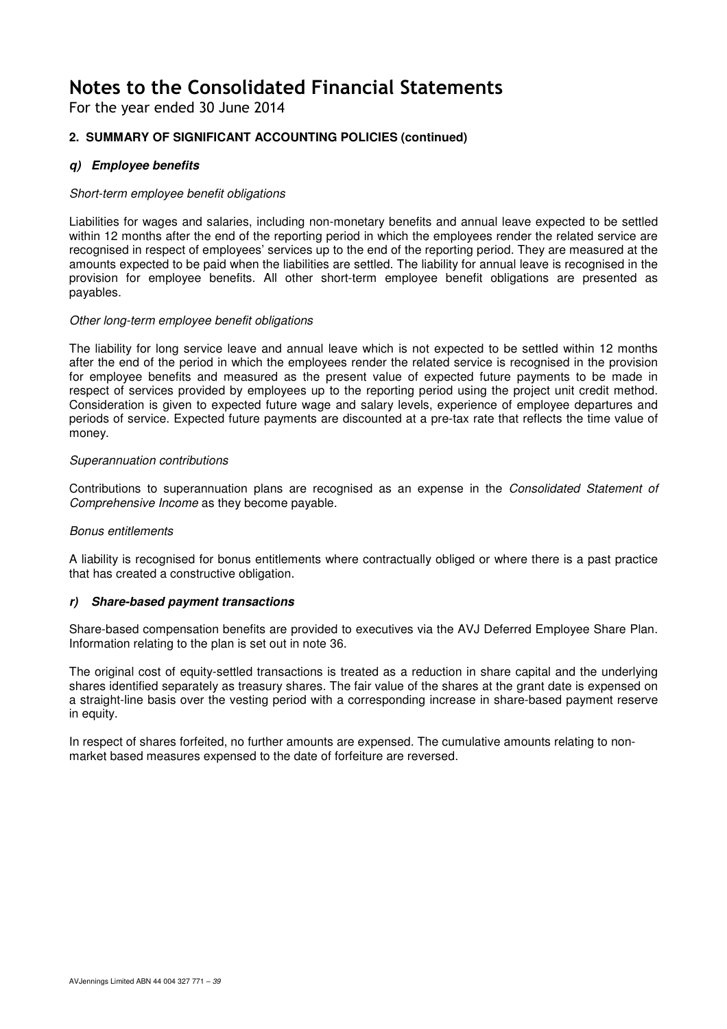# Notes to the Consolidated Financial Statements

For the year ended 30 June 2014

## 2. SUMMARY OF SIGNIFICANT ACCOUNTING POLICIES (continued)

### *q) Employee benefits*

*Short-term employee benefit obligations*

Liabilities for wages and salaries, including non-monetary benefits and annual leave expected to be settled within 12 months after the end of the reporting period in which the employees render the related service are recognised in respect of employees' services up to the end of the reporting period. They are measured at the amounts expected to be paid when the liabilities are settled. The liability for annual leave is recognised in the provision for employee benefits. All other short-term employee benefit obligations are presented as payables.

*Other long-term employee benefit obligations*

The liability for long service leave and annual leave which is not expected to be settled within 12 months after the end of the period in which the employees render the related service is recognised in the provision for employee benefits and measured as the present value of expected future payments to be made in respect of services provided by employees up to the reporting period using the project unit credit method. Consideration is given to expected future wage and salary levels, experience of employee departures and periods of service. Expected future payments are discounted at a pre-tax rate that reflects the time value of money.

*Superannuation contributions*

Contributions to superannuation plans are recognised as an expense in the *Consolidated Statement of Comprehensive Income* as they become payable.

*Bonus entitlements*

A liability is recognised for bonus entitlements where contractually obliged or where there is a past practice that has created a constructive obligation.

### *r) Share-based payment transactions*

Share-based compensation benefits are provided to executives via the AVJ Deferred Employee Share Plan. Information relating to the plan is set out in note 36.

The original cost of equity-settled transactions is treated as a reduction in share capital and the underlying shares identified separately as treasury shares. The fair value of the shares at the grant date is expensed on a straight-line basis over the vesting period with a corresponding increase in share-based payment reserve in equity.

In respect of shares forfeited, no further amounts are expensed. The cumulative amounts relating to non-market based measures expensed to the date of forfeiture are reversed.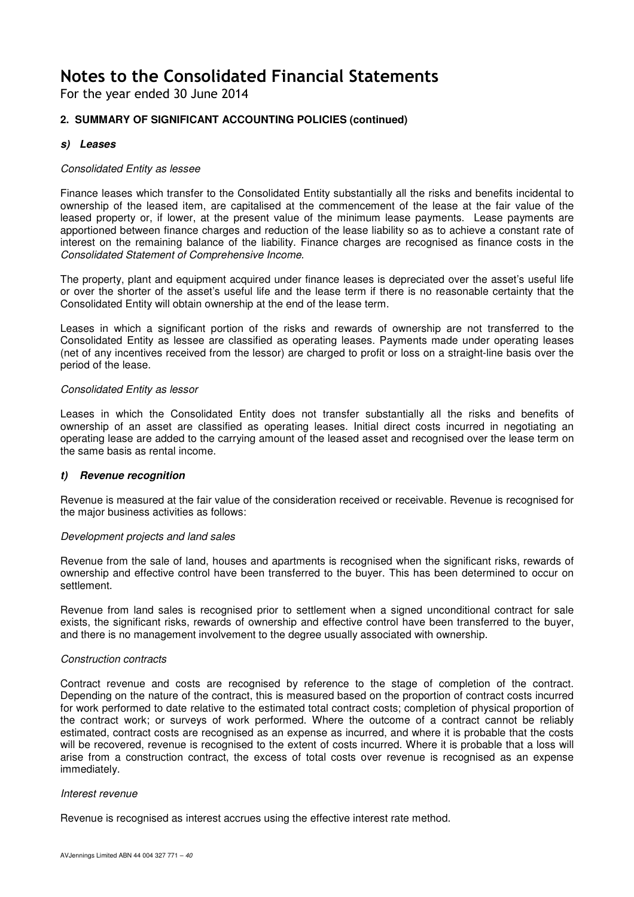# Notes to the Consolidated Financial Statements

For the year ended 30 June 2014

## 2. SUMMARY OF SIGNIFICANT ACCOUNTING POLICIES (continued)

### *s) Leases*

*Consolidated Entity as lessee*

Finance leases which transfer to the Consolidated Entity substantially all the risks and benefits incidental to ownership of the leased item, are capitalised at the commencement of the lease at the fair value of the leased property or, if lower, at the present value of the minimum lease payments. Lease payments are apportioned between finance charges and reduction of the lease liability so as to achieve a constant rate of interest on the remaining balance of the liability. Finance charges are recognised as finance costs in the *Consolidated Statement of Comprehensive Income*.

The property, plant and equipment acquired under finance leases is depreciated over the asset's useful life or over the shorter of the asset's useful life and the lease term if there is no reasonable certainty that the Consolidated Entity will obtain ownership at the end of the lease term.

Leases in which a significant portion of the risks and rewards of ownership are not transferred to the Consolidated Entity as lessee are classified as operating leases. Payments made under operating leases (net of any incentives received from the lessor) are charged to profit or loss on a straight-line basis over the period of the lease.

*Consolidated Entity as lessor*

Leases in which the Consolidated Entity does not transfer substantially all the risks and benefits of ownership of an asset are classified as operating leases. Initial direct costs incurred in negotiating an operating lease are added to the carrying amount of the leased asset and recognised over the lease term on the same basis as rental income.

### *t) Revenue recognition*

Revenue is measured at the fair value of the consideration received or receivable. Revenue is recognised for the major business activities as follows:

*Development projects and land sales*

Revenue from the sale of land, houses and apartments is recognised when the significant risks, rewards of ownership and effective control have been transferred to the buyer. This has been determined to occur on settlement.

Revenue from land sales is recognised prior to settlement when a signed unconditional contract for sale exists, the significant risks, rewards of ownership and effective control have been transferred to the buyer, and there is no management involvement to the degree usually associated with ownership.

*Construction contracts*

Contract revenue and costs are recognised by reference to the stage of completion of the contract. Depending on the nature of the contract, this is measured based on the proportion of contract costs incurred for work performed to date relative to the estimated total contract costs; completion of physical proportion of the contract work; or surveys of work performed. Where the outcome of a contract cannot be reliably estimated, contract costs are recognised as an expense as incurred, and where it is probable that the costs will be recovered, revenue is recognised to the extent of costs incurred. Where it is probable that a loss will arise from a construction contract, the excess of total costs over revenue is recognised as an expense immediately.

*Interest revenue*

Revenue is recognised as interest accrues using the effective interest rate method.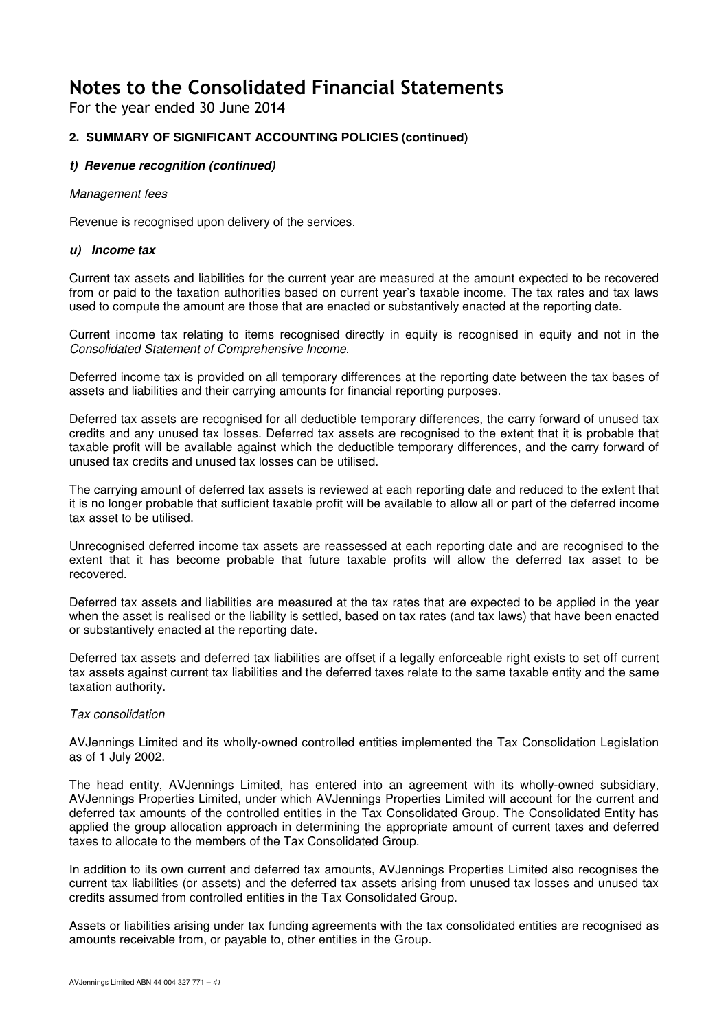# Notes to the Consolidated Financial Statements

For the year ended 30 June 2014

## 2. SUMMARY OF SIGNIFICANT ACCOUNTING POLICIES (continued)

### *t) Revenue recognition (continued)*

*Management fees*

Revenue is recognised upon delivery of the services.

### *u) Income tax*

Current tax assets and liabilities for the current year are measured at the amount expected to be recovered from or paid to the taxation authorities based on current year's taxable income. The tax rates and tax laws used to compute the amount are those that are enacted or substantively enacted at the reporting date.

Current income tax relating to items recognised directly in equity is recognised in equity and not in the *Consolidated Statement of Comprehensive Income*.

Deferred income tax is provided on all temporary differences at the reporting date between the tax bases of assets and liabilities and their carrying amounts for financial reporting purposes.

Deferred tax assets are recognised for all deductible temporary differences, the carry forward of unused tax credits and any unused tax losses. Deferred tax assets are recognised to the extent that it is probable that taxable profit will be available against which the deductible temporary differences, and the carry forward of unused tax credits and unused tax losses can be utilised.

The carrying amount of deferred tax assets is reviewed at each reporting date and reduced to the extent that it is no longer probable that sufficient taxable profit will be available to allow all or part of the deferred income tax asset to be utilised.

Unrecognised deferred income tax assets are reassessed at each reporting date and are recognised to the extent that it has become probable that future taxable profits will allow the deferred tax asset to be recovered.

Deferred tax assets and liabilities are measured at the tax rates that are expected to be applied in the year when the asset is realised or the liability is settled, based on tax rates (and tax laws) that have been enacted or substantively enacted at the reporting date.

Deferred tax assets and deferred tax liabilities are offset if a legally enforceable right exists to set off current tax assets against current tax liabilities and the deferred taxes relate to the same taxable entity and the same taxation authority.

*Tax consolidation*

AVJennings Limited and its wholly-owned controlled entities implemented the Tax Consolidation Legislation as of 1 July 2002.

The head entity, AVJennings Limited, has entered into an agreement with its wholly-owned subsidiary, AVJennings Properties Limited, under which AVJennings Properties Limited will account for the current and deferred tax amounts of the controlled entities in the Tax Consolidated Group. The Consolidated Entity has applied the group allocation approach in determining the appropriate amount of current taxes and deferred taxes to allocate to the members of the Tax Consolidated Group.

In addition to its own current and deferred tax amounts, AVJennings Properties Limited also recognises the current tax liabilities (or assets) and the deferred tax assets arising from unused tax losses and unused tax credits assumed from controlled entities in the Tax Consolidated Group.

Assets or liabilities arising under tax funding agreements with the tax consolidated entities are recognised as amounts receivable from, or payable to, other entities in the Group.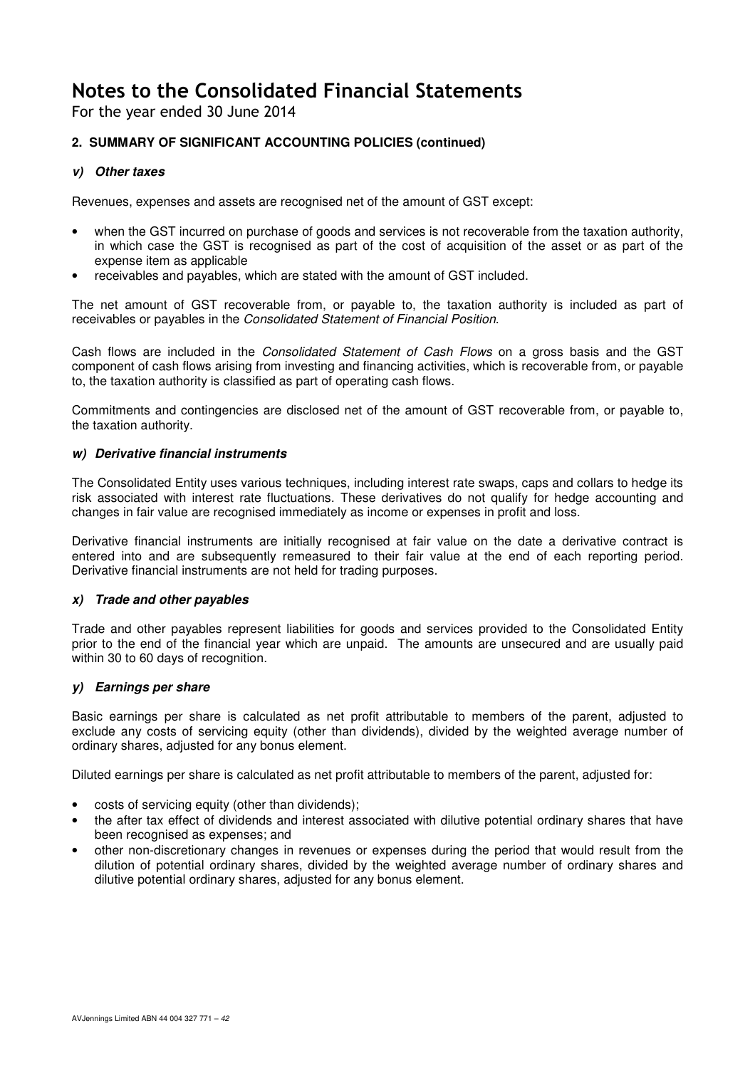# Notes to the Consolidated Financial Statements

For the year ended 30 June 2014

**2. SUMMARY OF SIGNIFICANT ACCOUNTING POLICIES (continued)**

***v) Other taxes***

Revenues, expenses and assets are recognised net of the amount of GST except:

- when the GST incurred on purchase of goods and services is not recoverable from the taxation authority, in which case the GST is recognised as part of the cost of acquisition of the asset or as part of the expense item as applicable
- receivables and payables, which are stated with the amount of GST included.

The net amount of GST recoverable from, or payable to, the taxation authority is included as part of receivables or payables in the *Consolidated Statement of Financial Position*.

Cash flows are included in the *Consolidated Statement of Cash Flows* on a gross basis and the GST component of cash flows arising from investing and financing activities, which is recoverable from, or payable to, the taxation authority is classified as part of operating cash flows.

Commitments and contingencies are disclosed net of the amount of GST recoverable from, or payable to, the taxation authority.

***w) Derivative financial instruments***

The Consolidated Entity uses various techniques, including interest rate swaps, caps and collars to hedge its risk associated with interest rate fluctuations. These derivatives do not qualify for hedge accounting and changes in fair value are recognised immediately as income or expenses in profit and loss.

Derivative financial instruments are initially recognised at fair value on the date a derivative contract is entered into and are subsequently remeasured to their fair value at the end of each reporting period. Derivative financial instruments are not held for trading purposes.

***x) Trade and other payables***

Trade and other payables represent liabilities for goods and services provided to the Consolidated Entity prior to the end of the financial year which are unpaid. The amounts are unsecured and are usually paid within 30 to 60 days of recognition.

***y) Earnings per share***

Basic earnings per share is calculated as net profit attributable to members of the parent, adjusted to exclude any costs of servicing equity (other than dividends), divided by the weighted average number of ordinary shares, adjusted for any bonus element.

Diluted earnings per share is calculated as net profit attributable to members of the parent, adjusted for:

- costs of servicing equity (other than dividends);
- the after tax effect of dividends and interest associated with dilutive potential ordinary shares that have been recognised as expenses; and
- other non-discretionary changes in revenues or expenses during the period that would result from the dilution of potential ordinary shares, divided by the weighted average number of ordinary shares and dilutive potential ordinary shares, adjusted for any bonus element.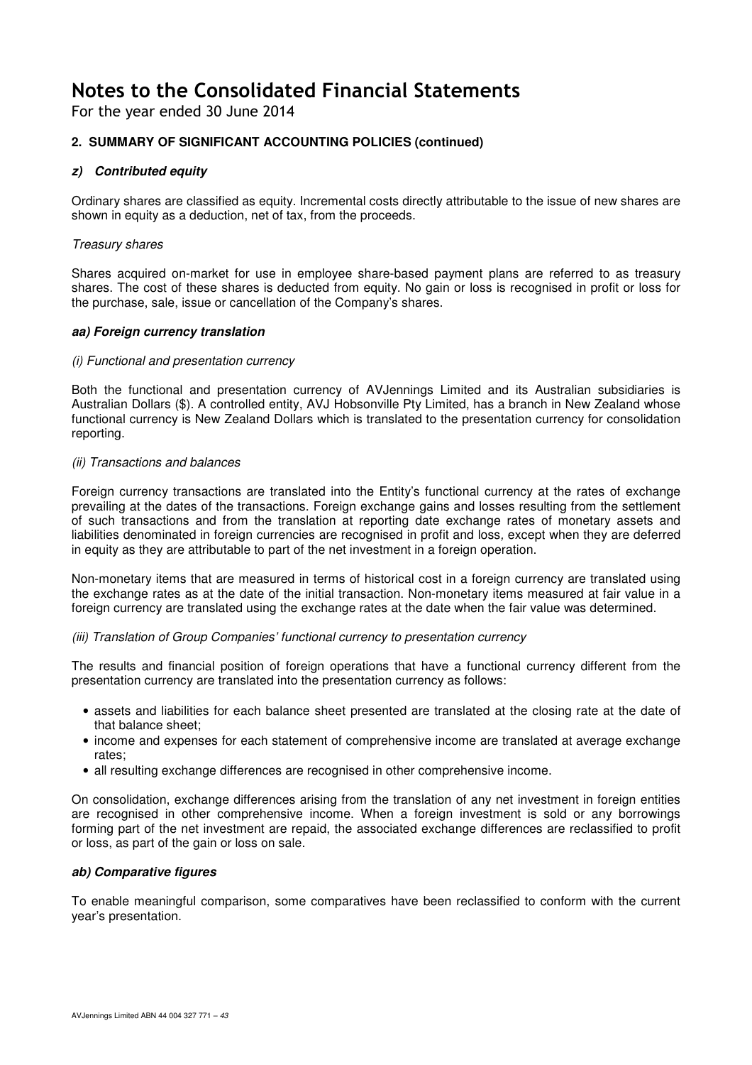# Notes to the Consolidated Financial Statements

For the year ended 30 June 2014

## 2. SUMMARY OF SIGNIFICANT ACCOUNTING POLICIES (continued)

### *z) Contributed equity*

Ordinary shares are classified as equity. Incremental costs directly attributable to the issue of new shares are shown in equity as a deduction, net of tax, from the proceeds.

*Treasury shares*

Shares acquired on-market for use in employee share-based payment plans are referred to as treasury shares. The cost of these shares is deducted from equity. No gain or loss is recognised in profit or loss for the purchase, sale, issue or cancellation of the Company's shares.

### *aa) Foreign currency translation*

*(i) Functional and presentation currency*

Both the functional and presentation currency of AVJennings Limited and its Australian subsidiaries is Australian Dollars ($). A controlled entity, AVJ Hobsonville Pty Limited, has a branch in New Zealand whose functional currency is New Zealand Dollars which is translated to the presentation currency for consolidation reporting.

*(ii) Transactions and balances*

Foreign currency transactions are translated into the Entity's functional currency at the rates of exchange prevailing at the dates of the transactions. Foreign exchange gains and losses resulting from the settlement of such transactions and from the translation at reporting date exchange rates of monetary assets and liabilities denominated in foreign currencies are recognised in profit and loss, except when they are deferred in equity as they are attributable to part of the net investment in a foreign operation.

Non-monetary items that are measured in terms of historical cost in a foreign currency are translated using the exchange rates as at the date of the initial transaction. Non-monetary items measured at fair value in a foreign currency are translated using the exchange rates at the date when the fair value was determined.

*(iii) Translation of Group Companies' functional currency to presentation currency*

The results and financial position of foreign operations that have a functional currency different from the presentation currency are translated into the presentation currency as follows:

- assets and liabilities for each balance sheet presented are translated at the closing rate at the date of that balance sheet;
- income and expenses for each statement of comprehensive income are translated at average exchange rates;
- all resulting exchange differences are recognised in other comprehensive income.

On consolidation, exchange differences arising from the translation of any net investment in foreign entities are recognised in other comprehensive income. When a foreign investment is sold or any borrowings forming part of the net investment are repaid, the associated exchange differences are reclassified to profit or loss, as part of the gain or loss on sale.

### *ab) Comparative figures*

To enable meaningful comparison, some comparatives have been reclassified to conform with the current year's presentation.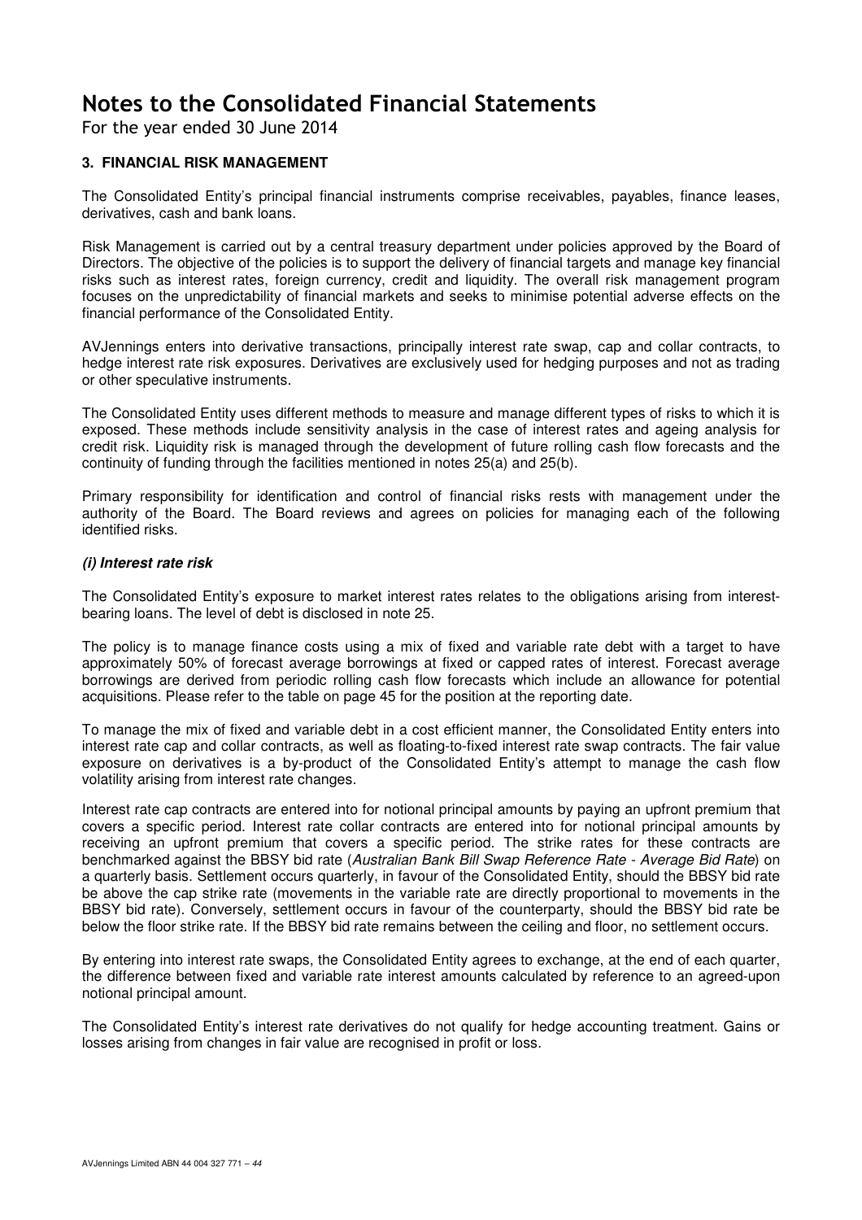# Notes to the Consolidated Financial Statements

For the year ended 30 June 2014

### 3. FINANCIAL RISK MANAGEMENT

The Consolidated Entity's principal financial instruments comprise receivables, payables, finance leases, derivatives, cash and bank loans.

Risk Management is carried out by a central treasury department under policies approved by the Board of Directors. The objective of the policies is to support the delivery of financial targets and manage key financial risks such as interest rates, foreign currency, credit and liquidity. The overall risk management program focuses on the unpredictability of financial markets and seeks to minimise potential adverse effects on the financial performance of the Consolidated Entity.

AVJennings enters into derivative transactions, principally interest rate swap, cap and collar contracts, to hedge interest rate risk exposures. Derivatives are exclusively used for hedging purposes and not as trading or other speculative instruments.

The Consolidated Entity uses different methods to measure and manage different types of risks to which it is exposed. These methods include sensitivity analysis in the case of interest rates and ageing analysis for credit risk. Liquidity risk is managed through the development of future rolling cash flow forecasts and the continuity of funding through the facilities mentioned in notes 25(a) and 25(b).

Primary responsibility for identification and control of financial risks rests with management under the authority of the Board. The Board reviews and agrees on policies for managing each of the following identified risks.

#### *(i) Interest rate risk*

The Consolidated Entity's exposure to market interest rates relates to the obligations arising from interest-bearing loans. The level of debt is disclosed in note 25.

The policy is to manage finance costs using a mix of fixed and variable rate debt with a target to have approximately 50% of forecast average borrowings at fixed or capped rates of interest. Forecast average borrowings are derived from periodic rolling cash flow forecasts which include an allowance for potential acquisitions. Please refer to the table on page 45 for the position at the reporting date.

To manage the mix of fixed and variable debt in a cost efficient manner, the Consolidated Entity enters into interest rate cap and collar contracts, as well as floating-to-fixed interest rate swap contracts. The fair value exposure on derivatives is a by-product of the Consolidated Entity's attempt to manage the cash flow volatility arising from interest rate changes.

Interest rate cap contracts are entered into for notional principal amounts by paying an upfront premium that covers a specific period. Interest rate collar contracts are entered into for notional principal amounts by receiving an upfront premium that covers a specific period. The strike rates for these contracts are benchmarked against the BBSY bid rate (*Australian Bank Bill Swap Reference Rate - Average Bid Rate*) on a quarterly basis. Settlement occurs quarterly, in favour of the Consolidated Entity, should the BBSY bid rate be above the cap strike rate (movements in the variable rate are directly proportional to movements in the BBSY bid rate). Conversely, settlement occurs in favour of the counterparty, should the BBSY bid rate be below the floor strike rate. If the BBSY bid rate remains between the ceiling and floor, no settlement occurs.

By entering into interest rate swaps, the Consolidated Entity agrees to exchange, at the end of each quarter, the difference between fixed and variable rate interest amounts calculated by reference to an agreed-upon notional principal amount.

The Consolidated Entity's interest rate derivatives do not qualify for hedge accounting treatment. Gains or losses arising from changes in fair value are recognised in profit or loss.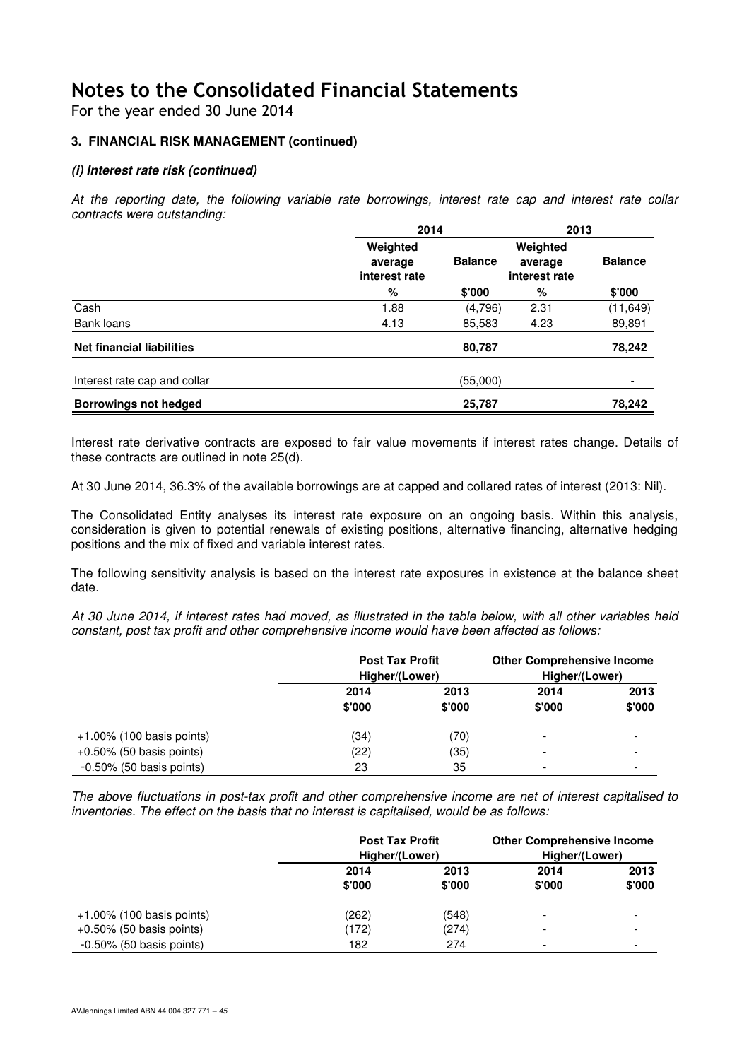# Notes to the Consolidated Financial Statements

For the year ended 30 June 2014

**3. FINANCIAL RISK MANAGEMENT (continued)**

***(i) Interest rate risk (continued)***

*At the reporting date, the following variable rate borrowings, interest rate cap and interest rate collar contracts were outstanding:*

| | 2014 | | 2013 | |
|---|---|---|---|---|
| | Weighted average interest rate | Balance | Weighted average interest rate | Balance |
| | % | $'000 | % | $'000 |
| Cash | 1.88 | (4,796) | 2.31 | (11,649) |
| Bank loans | 4.13 | 85,583 | 4.23 | 89,891 |
| **Net financial liabilities** | | **80,787** | | **78,242** |
| Interest rate cap and collar | | (55,000) | | - |
| **Borrowings not hedged** | | **25,787** | | **78,242** |

Interest rate derivative contracts are exposed to fair value movements if interest rates change. Details of these contracts are outlined in note 25(d).

At 30 June 2014, 36.3% of the available borrowings are at capped and collared rates of interest (2013: Nil).

The Consolidated Entity analyses its interest rate exposure on an ongoing basis. Within this analysis, consideration is given to potential renewals of existing positions, alternative financing, alternative hedging positions and the mix of fixed and variable interest rates.

The following sensitivity analysis is based on the interest rate exposures in existence at the balance sheet date.

*At 30 June 2014, if interest rates had moved, as illustrated in the table below, with all other variables held constant, post tax profit and other comprehensive income would have been affected as follows:*

| | Post Tax Profit Higher/(Lower) | | Other Comprehensive Income Higher/(Lower) | |
|---|---|---|---|---|
| | 2014 $'000 | 2013 $'000 | 2014 $'000 | 2013 $'000 |
| +1.00% (100 basis points) | (34) | (70) | - | - |
| +0.50% (50 basis points) | (22) | (35) | - | - |
| -0.50% (50 basis points) | 23 | 35 | - | - |

*The above fluctuations in post-tax profit and other comprehensive income are net of interest capitalised to inventories. The effect on the basis that no interest is capitalised, would be as follows:*

| | Post Tax Profit Higher/(Lower) | | Other Comprehensive Income Higher/(Lower) | |
|---|---|---|---|---|
| | 2014 $'000 | 2013 $'000 | 2014 $'000 | 2013 $'000 |
| +1.00% (100 basis points) | (262) | (548) | - | - |
| +0.50% (50 basis points) | (172) | (274) | - | - |
| -0.50% (50 basis points) | 182 | 274 | - | - |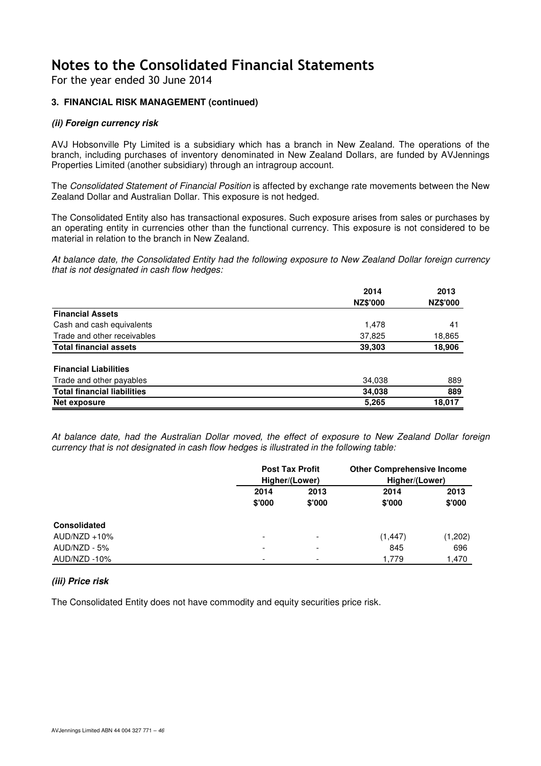# Notes to the Consolidated Financial Statements

For the year ended 30 June 2014

### 3. FINANCIAL RISK MANAGEMENT (continued)

#### *(ii) Foreign currency risk*

AVJ Hobsonville Pty Limited is a subsidiary which has a branch in New Zealand. The operations of the branch, including purchases of inventory denominated in New Zealand Dollars, are funded by AVJennings Properties Limited (another subsidiary) through an intragroup account.

The *Consolidated Statement of Financial Position* is affected by exchange rate movements between the New Zealand Dollar and Australian Dollar. This exposure is not hedged.

The Consolidated Entity also has transactional exposures. Such exposure arises from sales or purchases by an operating entity in currencies other than the functional currency. This exposure is not considered to be material in relation to the branch in New Zealand.

*At balance date, the Consolidated Entity had the following exposure to New Zealand Dollar foreign currency that is not designated in cash flow hedges:*

| | 2014 NZ$'000 | 2013 NZ$'000 |
|---|---|---|
| **Financial Assets** | | |
| Cash and cash equivalents | 1,478 | 41 |
| Trade and other receivables | 37,825 | 18,865 |
| **Total financial assets** | **39,303** | **18,906** |
| **Financial Liabilities** | | |
| Trade and other payables | 34,038 | 889 |
| **Total financial liabilities** | **34,038** | **889** |
| **Net exposure** | **5,265** | **18,017** |

*At balance date, had the Australian Dollar moved, the effect of exposure to New Zealand Dollar foreign currency that is not designated in cash flow hedges is illustrated in the following table:*

| | Post Tax Profit Higher/(Lower) | | Other Comprehensive Income Higher/(Lower) | |
|---|---|---|---|---|
| | 2014 $'000 | 2013 $'000 | 2014 $'000 | 2013 $'000 |
| **Consolidated** | | | | |
| AUD/NZD +10% | - | - | (1,447) | (1,202) |
| AUD/NZD - 5% | - | - | 845 | 696 |
| AUD/NZD -10% | - | - | 1,779 | 1,470 |

#### *(iii) Price risk*

The Consolidated Entity does not have commodity and equity securities price risk.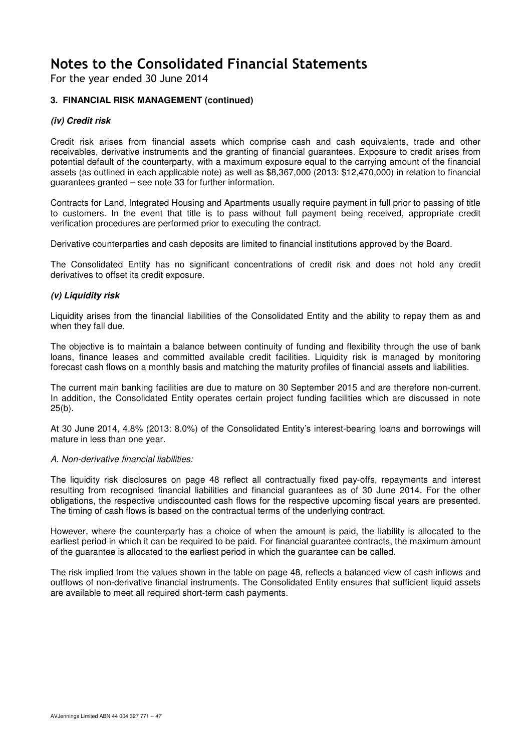# Notes to the Consolidated Financial Statements

For the year ended 30 June 2014

### 3. FINANCIAL RISK MANAGEMENT (continued)

#### *(iv) Credit risk*

Credit risk arises from financial assets which comprise cash and cash equivalents, trade and other receivables, derivative instruments and the granting of financial guarantees. Exposure to credit arises from potential default of the counterparty, with a maximum exposure equal to the carrying amount of the financial assets (as outlined in each applicable note) as well as $8,367,000 (2013: $12,470,000) in relation to financial guarantees granted – see note 33 for further information.

Contracts for Land, Integrated Housing and Apartments usually require payment in full prior to passing of title to customers. In the event that title is to pass without full payment being received, appropriate credit verification procedures are performed prior to executing the contract.

Derivative counterparties and cash deposits are limited to financial institutions approved by the Board.

The Consolidated Entity has no significant concentrations of credit risk and does not hold any credit derivatives to offset its credit exposure.

#### *(v) Liquidity risk*

Liquidity arises from the financial liabilities of the Consolidated Entity and the ability to repay them as and when they fall due.

The objective is to maintain a balance between continuity of funding and flexibility through the use of bank loans, finance leases and committed available credit facilities. Liquidity risk is managed by monitoring forecast cash flows on a monthly basis and matching the maturity profiles of financial assets and liabilities.

The current main banking facilities are due to mature on 30 September 2015 and are therefore non-current. In addition, the Consolidated Entity operates certain project funding facilities which are discussed in note 25(b).

At 30 June 2014, 4.8% (2013: 8.0%) of the Consolidated Entity's interest-bearing loans and borrowings will mature in less than one year.

*A. Non-derivative financial liabilities:*

The liquidity risk disclosures on page 48 reflect all contractually fixed pay-offs, repayments and interest resulting from recognised financial liabilities and financial guarantees as of 30 June 2014. For the other obligations, the respective undiscounted cash flows for the respective upcoming fiscal years are presented. The timing of cash flows is based on the contractual terms of the underlying contract.

However, where the counterparty has a choice of when the amount is paid, the liability is allocated to the earliest period in which it can be required to be paid. For financial guarantee contracts, the maximum amount of the guarantee is allocated to the earliest period in which the guarantee can be called.

The risk implied from the values shown in the table on page 48, reflects a balanced view of cash inflows and outflows of non-derivative financial instruments. The Consolidated Entity ensures that sufficient liquid assets are available to meet all required short-term cash payments.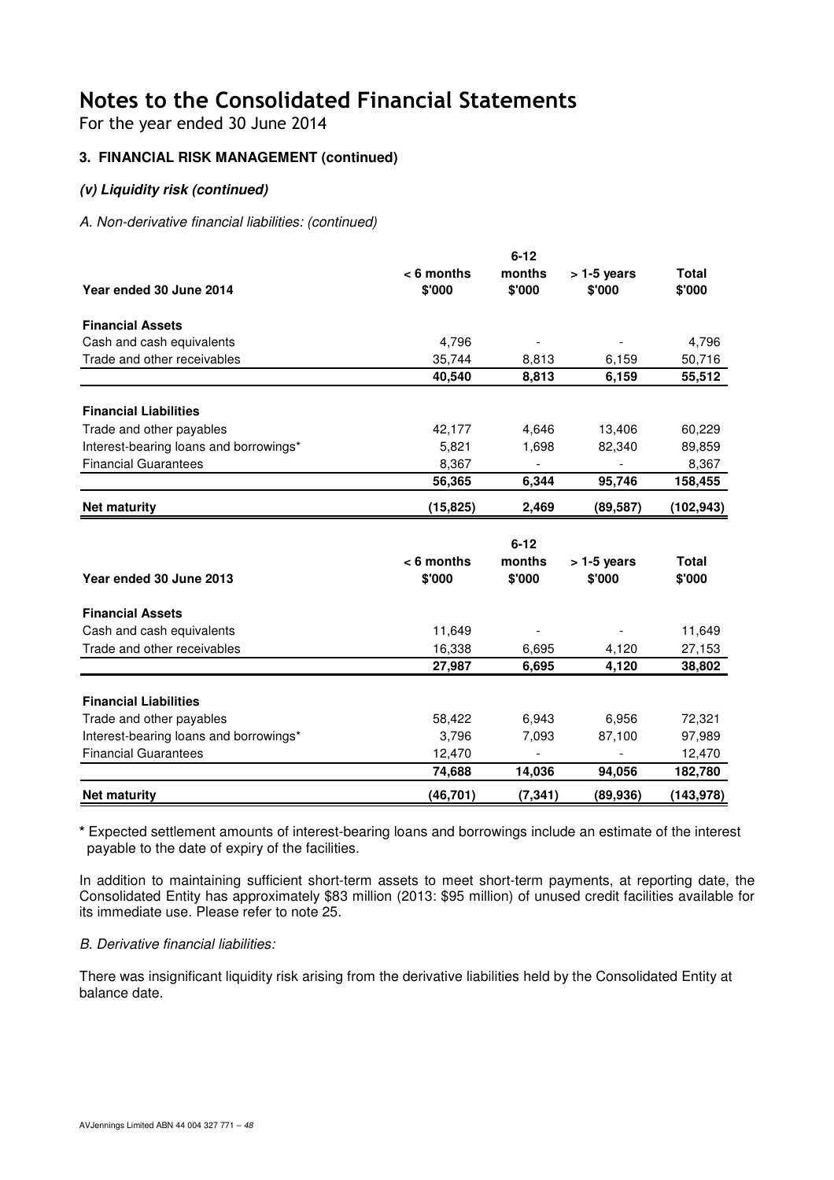# Notes to the Consolidated Financial Statements

For the year ended 30 June 2014

### 3. FINANCIAL RISK MANAGEMENT (continued)

#### *(v) Liquidity risk (continued)*

*A. Non-derivative financial liabilities: (continued)*

| Year ended 30 June 2014 | < 6 months $'000 | 6-12 months $'000 | > 1-5 years $'000 | Total $'000 |
|---|---|---|---|---|
| **Financial Assets** | | | | |
| Cash and cash equivalents | 4,796 | - | - | 4,796 |
| Trade and other receivables | 35,744 | 8,813 | 6,159 | 50,716 |
| | **40,540** | **8,813** | **6,159** | **55,512** |
| **Financial Liabilities** | | | | |
| Trade and other payables | 42,177 | 4,646 | 13,406 | 60,229 |
| Interest-bearing loans and borrowings* | 5,821 | 1,698 | 82,340 | 89,859 |
| Financial Guarantees | 8,367 | - | - | 8,367 |
| | **56,365** | **6,344** | **95,746** | **158,455** |
| **Net maturity** | **(15,825)** | **2,469** | **(89,587)** | **(102,943)** |

| Year ended 30 June 2013 | < 6 months $'000 | 6-12 months $'000 | > 1-5 years $'000 | Total $'000 |
|---|---|---|---|---|
| **Financial Assets** | | | | |
| Cash and cash equivalents | 11,649 | - | - | 11,649 |
| Trade and other receivables | 16,338 | 6,695 | 4,120 | 27,153 |
| | **27,987** | **6,695** | **4,120** | **38,802** |
| **Financial Liabilities** | | | | |
| Trade and other payables | 58,422 | 6,943 | 6,956 | 72,321 |
| Interest-bearing loans and borrowings* | 3,796 | 7,093 | 87,100 | 97,989 |
| Financial Guarantees | 12,470 | - | - | 12,470 |
| | **74,688** | **14,036** | **94,056** | **182,780** |
| **Net maturity** | **(46,701)** | **(7,341)** | **(89,936)** | **(143,978)** |

**\*** Expected settlement amounts of interest-bearing loans and borrowings include an estimate of the interest payable to the date of expiry of the facilities.

In addition to maintaining sufficient short-term assets to meet short-term payments, at reporting date, the Consolidated Entity has approximately $83 million (2013: $95 million) of unused credit facilities available for its immediate use. Please refer to note 25.

*B. Derivative financial liabilities:*

There was insignificant liquidity risk arising from the derivative liabilities held by the Consolidated Entity at balance date.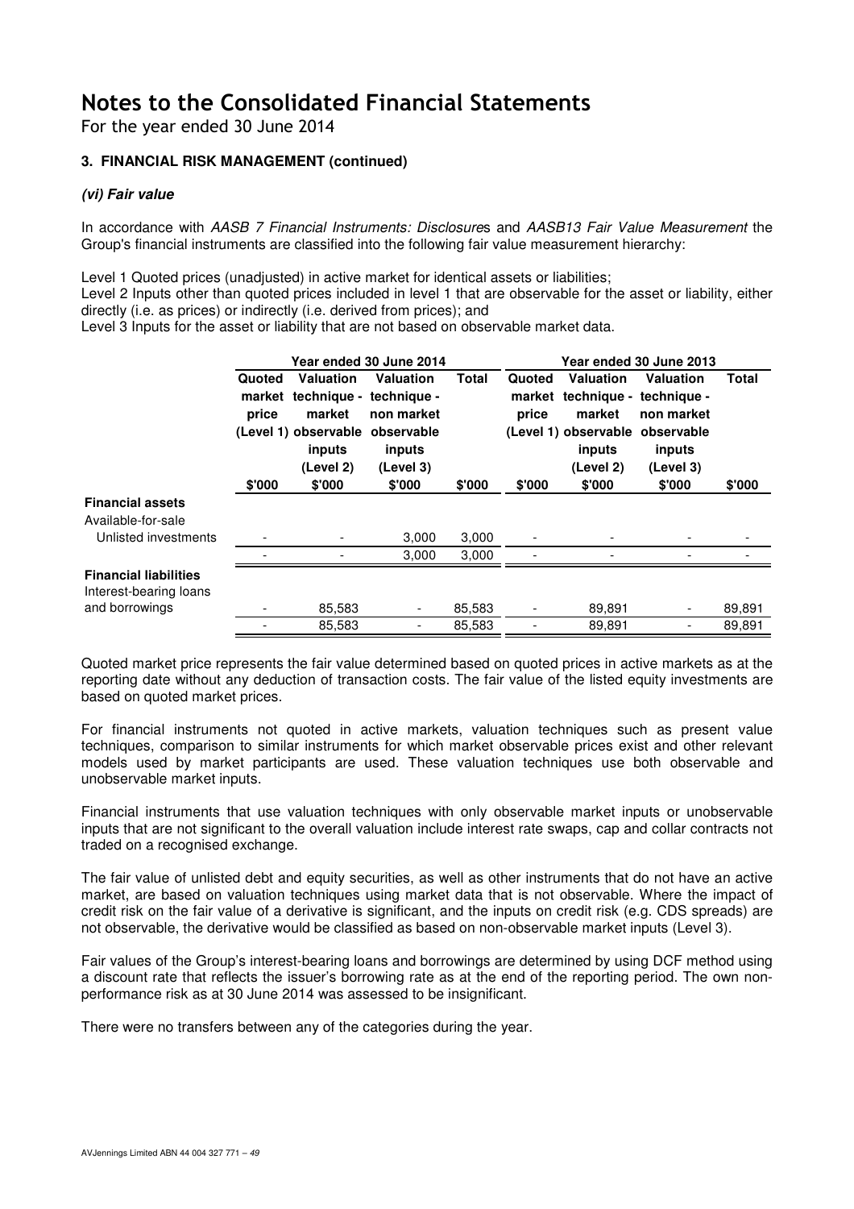# Notes to the Consolidated Financial Statements

For the year ended 30 June 2014

### 3. FINANCIAL RISK MANAGEMENT (continued)

#### *(vi) Fair value*

In accordance with *AASB 7 Financial Instruments: Disclosure*s and *AASB13 Fair Value Measurement* the Group's financial instruments are classified into the following fair value measurement hierarchy:

Level 1 Quoted prices (unadjusted) in active market for identical assets or liabilities;
Level 2 Inputs other than quoted prices included in level 1 that are observable for the asset or liability, either directly (i.e. as prices) or indirectly (i.e. derived from prices); and
Level 3 Inputs for the asset or liability that are not based on observable market data.

| | Year ended 30 June 2014 | | | | Year ended 30 June 2013 | | | |
|---|---|---|---|---|---|---|---|---|
| | Quoted market price (Level 1) | Valuation technique - market observable inputs (Level 2) | Valuation technique - non market observable inputs (Level 3) | Total | Quoted market price (Level 1) | Valuation technique - market observable inputs (Level 2) | Valuation technique - non market observable inputs (Level 3) | Total |
| | $'000 | $'000 | $'000 | $'000 | $'000 | $'000 | $'000 | $'000 |
| **Financial assets** | | | | | | | | |
| Available-for-sale | | | | | | | | |
| Unlisted investments | - | - | 3,000 | 3,000 | - | - | - | - |
| | - | - | 3,000 | 3,000 | - | - | - | - |
| **Financial liabilities** | | | | | | | | |
| Interest-bearing loans and borrowings | - | 85,583 | - | 85,583 | - | 89,891 | - | 89,891 |
| | - | 85,583 | - | 85,583 | - | 89,891 | - | 89,891 |

Quoted market price represents the fair value determined based on quoted prices in active markets as at the reporting date without any deduction of transaction costs. The fair value of the listed equity investments are based on quoted market prices.

For financial instruments not quoted in active markets, valuation techniques such as present value techniques, comparison to similar instruments for which market observable prices exist and other relevant models used by market participants are used. These valuation techniques use both observable and unobservable market inputs.

Financial instruments that use valuation techniques with only observable market inputs or unobservable inputs that are not significant to the overall valuation include interest rate swaps, cap and collar contracts not traded on a recognised exchange.

The fair value of unlisted debt and equity securities, as well as other instruments that do not have an active market, are based on valuation techniques using market data that is not observable. Where the impact of credit risk on the fair value of a derivative is significant, and the inputs on credit risk (e.g. CDS spreads) are not observable, the derivative would be classified as based on non-observable market inputs (Level 3).

Fair values of the Group's interest-bearing loans and borrowings are determined by using DCF method using a discount rate that reflects the issuer's borrowing rate as at the end of the reporting period. The own non-performance risk as at 30 June 2014 was assessed to be insignificant.

There were no transfers between any of the categories during the year.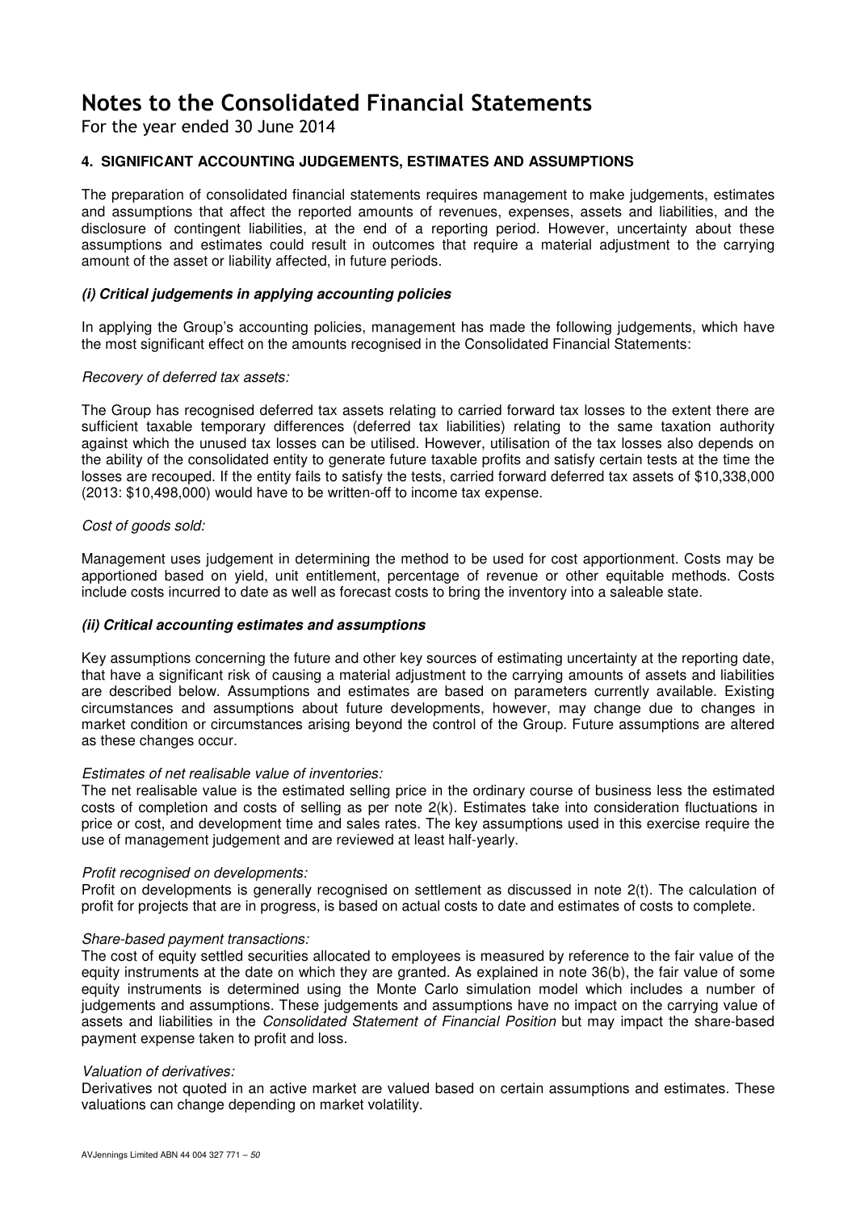# Notes to the Consolidated Financial Statements

For the year ended 30 June 2014

## 4. SIGNIFICANT ACCOUNTING JUDGEMENTS, ESTIMATES AND ASSUMPTIONS

The preparation of consolidated financial statements requires management to make judgements, estimates and assumptions that affect the reported amounts of revenues, expenses, assets and liabilities, and the disclosure of contingent liabilities, at the end of a reporting period. However, uncertainty about these assumptions and estimates could result in outcomes that require a material adjustment to the carrying amount of the asset or liability affected, in future periods.

### *(i) Critical judgements in applying accounting policies*

In applying the Group's accounting policies, management has made the following judgements, which have the most significant effect on the amounts recognised in the Consolidated Financial Statements:

*Recovery of deferred tax assets:*

The Group has recognised deferred tax assets relating to carried forward tax losses to the extent there are sufficient taxable temporary differences (deferred tax liabilities) relating to the same taxation authority against which the unused tax losses can be utilised. However, utilisation of the tax losses also depends on the ability of the consolidated entity to generate future taxable profits and satisfy certain tests at the time the losses are recouped. If the entity fails to satisfy the tests, carried forward deferred tax assets of $10,338,000 (2013: $10,498,000) would have to be written-off to income tax expense.

*Cost of goods sold:*

Management uses judgement in determining the method to be used for cost apportionment. Costs may be apportioned based on yield, unit entitlement, percentage of revenue or other equitable methods. Costs include costs incurred to date as well as forecast costs to bring the inventory into a saleable state.

### *(ii) Critical accounting estimates and assumptions*

Key assumptions concerning the future and other key sources of estimating uncertainty at the reporting date, that have a significant risk of causing a material adjustment to the carrying amounts of assets and liabilities are described below. Assumptions and estimates are based on parameters currently available. Existing circumstances and assumptions about future developments, however, may change due to changes in market condition or circumstances arising beyond the control of the Group. Future assumptions are altered as these changes occur.

*Estimates of net realisable value of inventories:*
The net realisable value is the estimated selling price in the ordinary course of business less the estimated costs of completion and costs of selling as per note 2(k). Estimates take into consideration fluctuations in price or cost, and development time and sales rates. The key assumptions used in this exercise require the use of management judgement and are reviewed at least half-yearly.

*Profit recognised on developments:*
Profit on developments is generally recognised on settlement as discussed in note 2(t). The calculation of profit for projects that are in progress, is based on actual costs to date and estimates of costs to complete.

*Share-based payment transactions:*
The cost of equity settled securities allocated to employees is measured by reference to the fair value of the equity instruments at the date on which they are granted. As explained in note 36(b), the fair value of some equity instruments is determined using the Monte Carlo simulation model which includes a number of judgements and assumptions. These judgements and assumptions have no impact on the carrying value of assets and liabilities in the *Consolidated Statement of Financial Position* but may impact the share-based payment expense taken to profit and loss.

*Valuation of derivatives:*
Derivatives not quoted in an active market are valued based on certain assumptions and estimates. These valuations can change depending on market volatility.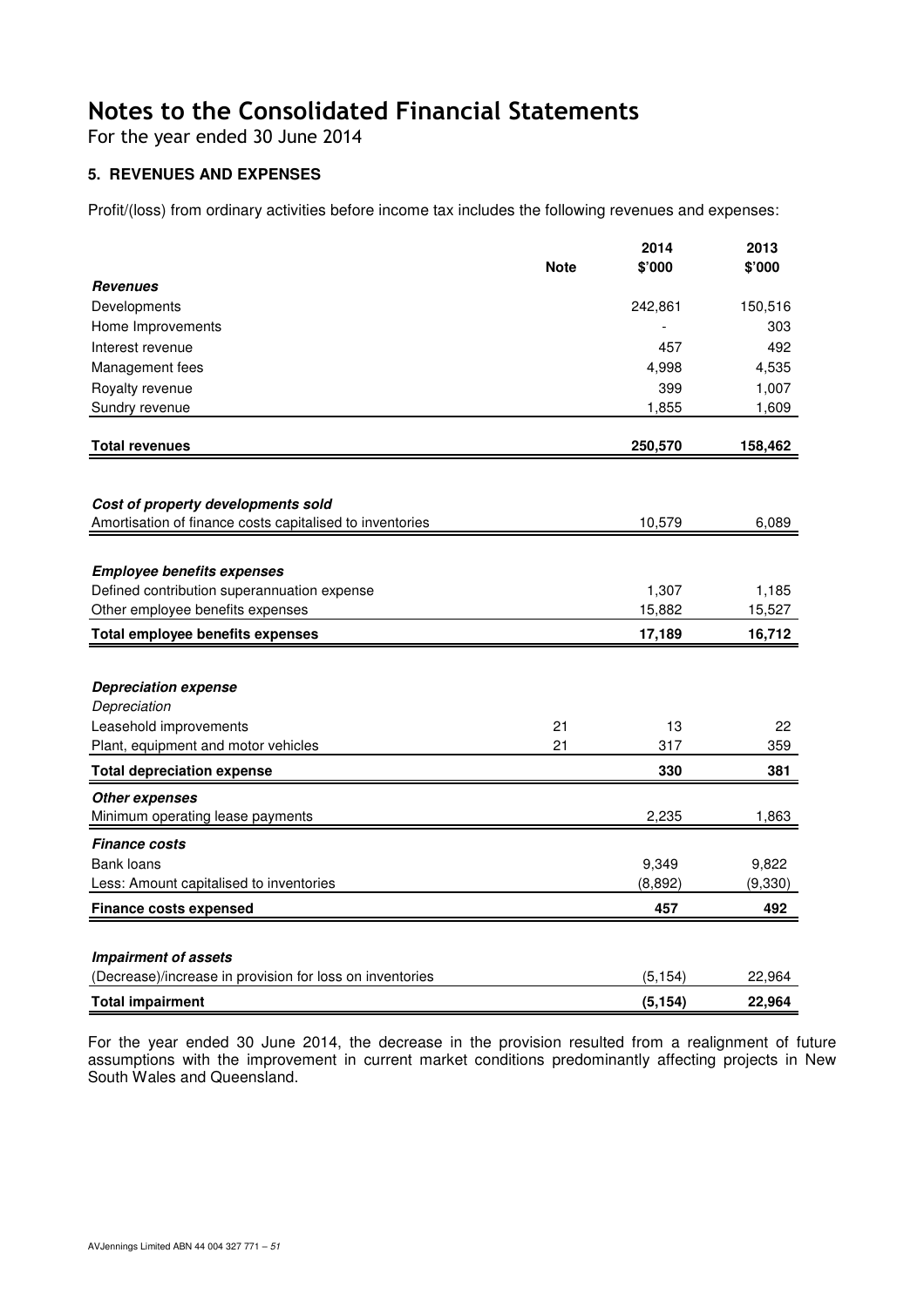# Notes to the Consolidated Financial Statements

For the year ended 30 June 2014

## 5. REVENUES AND EXPENSES

Profit/(loss) from ordinary activities before income tax includes the following revenues and expenses:

| | Note | 2014 $'000 | 2013 $'000 |
|---|---|---|---|
| ***Revenues*** | | | |
| Developments | | 242,861 | 150,516 |
| Home Improvements | | - | 303 |
| Interest revenue | | 457 | 492 |
| Management fees | | 4,998 | 4,535 |
| Royalty revenue | | 399 | 1,007 |
| Sundry revenue | | 1,855 | 1,609 |
| **Total revenues** | | **250,570** | **158,462** |
| | | | |
| ***Cost of property developments sold*** | | | |
| Amortisation of finance costs capitalised to inventories | | 10,579 | 6,089 |
| | | | |
| ***Employee benefits expenses*** | | | |
| Defined contribution superannuation expense | | 1,307 | 1,185 |
| Other employee benefits expenses | | 15,882 | 15,527 |
| **Total employee benefits expenses** | | **17,189** | **16,712** |
| | | | |
| ***Depreciation expense*** | | | |
| *Depreciation* | | | |
| Leasehold improvements | 21 | 13 | 22 |
| Plant, equipment and motor vehicles | 21 | 317 | 359 |
| **Total depreciation expense** | | **330** | **381** |
| ***Other expenses*** | | | |
| Minimum operating lease payments | | 2,235 | 1,863 |
| ***Finance costs*** | | | |
| Bank loans | | 9,349 | 9,822 |
| Less: Amount capitalised to inventories | | (8,892) | (9,330) |
| **Finance costs expensed** | | **457** | **492** |
| | | | |
| ***Impairment of assets*** | | | |
| (Decrease)/increase in provision for loss on inventories | | (5,154) | 22,964 |
| **Total impairment** | | **(5,154)** | **22,964** |

For the year ended 30 June 2014, the decrease in the provision resulted from a realignment of future assumptions with the improvement in current market conditions predominantly affecting projects in New South Wales and Queensland.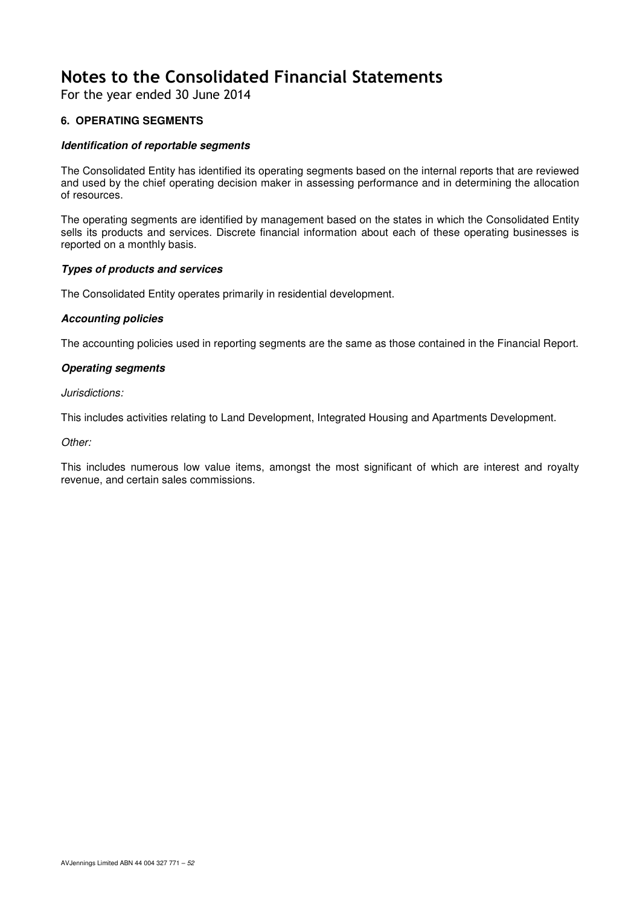# Notes to the Consolidated Financial Statements

For the year ended 30 June 2014

## 6. OPERATING SEGMENTS

***Identification of reportable segments***

The Consolidated Entity has identified its operating segments based on the internal reports that are reviewed and used by the chief operating decision maker in assessing performance and in determining the allocation of resources.

The operating segments are identified by management based on the states in which the Consolidated Entity sells its products and services. Discrete financial information about each of these operating businesses is reported on a monthly basis.

***Types of products and services***

The Consolidated Entity operates primarily in residential development.

***Accounting policies***

The accounting policies used in reporting segments are the same as those contained in the Financial Report.

***Operating segments***

*Jurisdictions:*

This includes activities relating to Land Development, Integrated Housing and Apartments Development.

*Other:*

This includes numerous low value items, amongst the most significant of which are interest and royalty revenue, and certain sales commissions.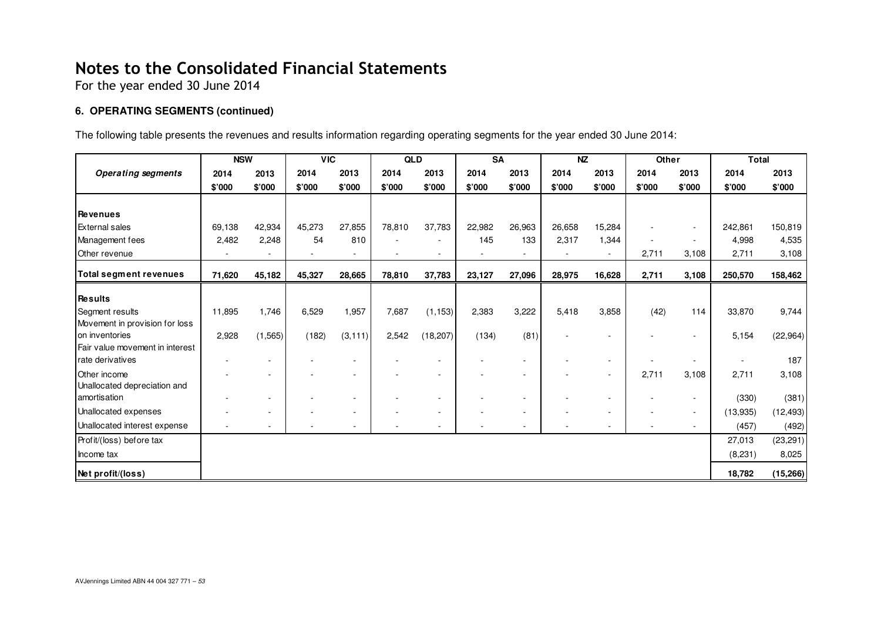# Notes to the Consolidated Financial Statements

For the year ended 30 June 2014

### 6. OPERATING SEGMENTS (continued)

The following table presents the revenues and results information regarding operating segments for the year ended 30 June 2014:

| | NSW | | VIC | | QLD | | SA | | NZ | | Other | | Total | |
|---|---|---|---|---|---|---|---|---|---|---|---|---|---|---|
| ***Operating segments*** | **2014** | **2013** | **2014** | **2013** | **2014** | **2013** | **2014** | **2013** | **2014** | **2013** | **2014** | **2013** | **2014** | **2013** |
| | **$'000** | **$'000** | **$'000** | **$'000** | **$'000** | **$'000** | **$'000** | **$'000** | **$'000** | **$'000** | **$'000** | **$'000** | **$'000** | **$'000** |
| **Revenues** | | | | | | | | | | | | | | |
| External sales | 69,138 | 42,934 | 45,273 | 27,855 | 78,810 | 37,783 | 22,982 | 26,963 | 26,658 | 15,284 | - | - | 242,861 | 150,819 |
| Management fees | 2,482 | 2,248 | 54 | 810 | - | - | 145 | 133 | 2,317 | 1,344 | - | - | 4,998 | 4,535 |
| Other revenue | - | - | - | - | - | - | - | - | - | - | 2,711 | 3,108 | 2,711 | 3,108 |
| **Total segment revenues** | **71,620** | **45,182** | **45,327** | **28,665** | **78,810** | **37,783** | **23,127** | **27,096** | **28,975** | **16,628** | **2,711** | **3,108** | **250,570** | **158,462** |
| **Results** | | | | | | | | | | | | | | |
| Segment results | 11,895 | 1,746 | 6,529 | 1,957 | 7,687 | (1,153) | 2,383 | 3,222 | 5,418 | 3,858 | (42) | 114 | 33,870 | 9,744 |
| Movement in provision for loss on inventories | 2,928 | (1,565) | (182) | (3,111) | 2,542 | (18,207) | (134) | (81) | - | - | - | - | 5,154 | (22,964) |
| Fair value movement in interest rate derivatives | - | - | - | - | - | - | - | - | - | - | - | - | - | 187 |
| Other income | - | - | - | - | - | - | - | - | - | - | 2,711 | 3,108 | 2,711 | 3,108 |
| Unallocated depreciation and amortisation | - | - | - | - | - | - | - | - | - | - | - | - | (330) | (381) |
| Unallocated expenses | - | - | - | - | - | - | - | - | - | - | - | - | (13,935) | (12,493) |
| Unallocated interest expense | - | - | - | - | - | - | - | - | - | - | - | - | (457) | (492) |
| Profit/(loss) before tax | | | | | | | | | | | | | 27,013 | (23,291) |
| Income tax | | | | | | | | | | | | | (8,231) | 8,025 |
| **Net profit/(loss)** | | | | | | | | | | | | | **18,782** | **(15,266)** |

AVJennings Limited ABN 44 004 327 771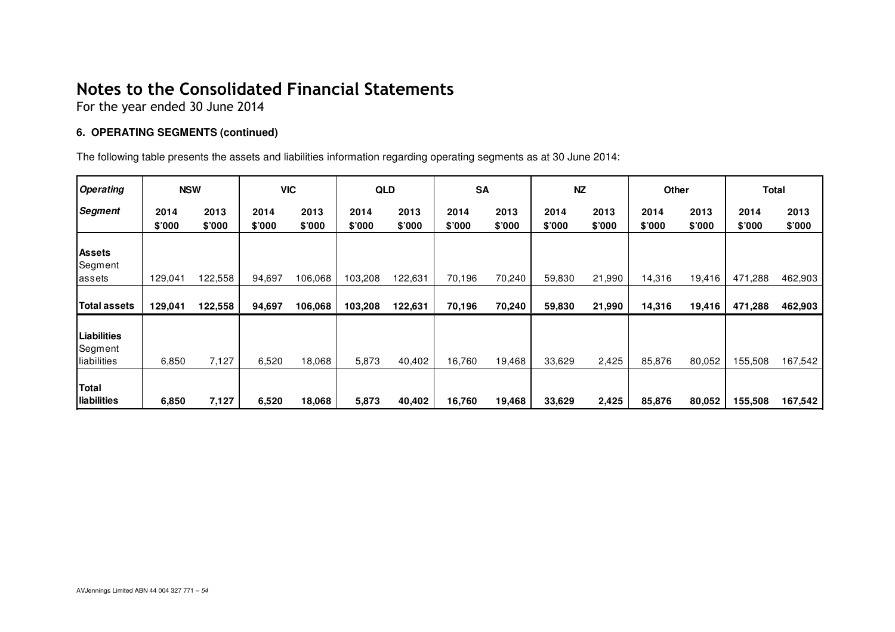# Notes to the Consolidated Financial Statements

For the year ended 30 June 2014

### 6. OPERATING SEGMENTS (continued)

The following table presents the assets and liabilities information regarding operating segments as at 30 June 2014:

| ***Operating Segment*** | **NSW** | | **VIC** | | **QLD** | | **SA** | | **NZ** | | **Other** | | **Total** | |
|---|---|---|---|---|---|---|---|---|---|---|---|---|---|---|
| | **2014 $'000** | **2013 $'000** | **2014 $'000** | **2013 $'000** | **2014 $'000** | **2013 $'000** | **2014 $'000** | **2013 $'000** | **2014 $'000** | **2013 $'000** | **2014 $'000** | **2013 $'000** | **2014 $'000** | **2013 $'000** |
| **Assets** | | | | | | | | | | | | | | |
| Segment assets | 129,041 | 122,558 | 94,697 | 106,068 | 103,208 | 122,631 | 70,196 | 70,240 | 59,830 | 21,990 | 14,316 | 19,416 | 471,288 | 462,903 |
| **Total assets** | **129,041** | **122,558** | **94,697** | **106,068** | **103,208** | **122,631** | **70,196** | **70,240** | **59,830** | **21,990** | **14,316** | **19,416** | **471,288** | **462,903** |
| **Liabilities** | | | | | | | | | | | | | | |
| Segment liabilities | 6,850 | 7,127 | 6,520 | 18,068 | 5,873 | 40,402 | 16,760 | 19,468 | 33,629 | 2,425 | 85,876 | 80,052 | 155,508 | 167,542 |
| **Total liabilities** | **6,850** | **7,127** | **6,520** | **18,068** | **5,873** | **40,402** | **16,760** | **19,468** | **33,629** | **2,425** | **85,876** | **80,052** | **155,508** | **167,542** |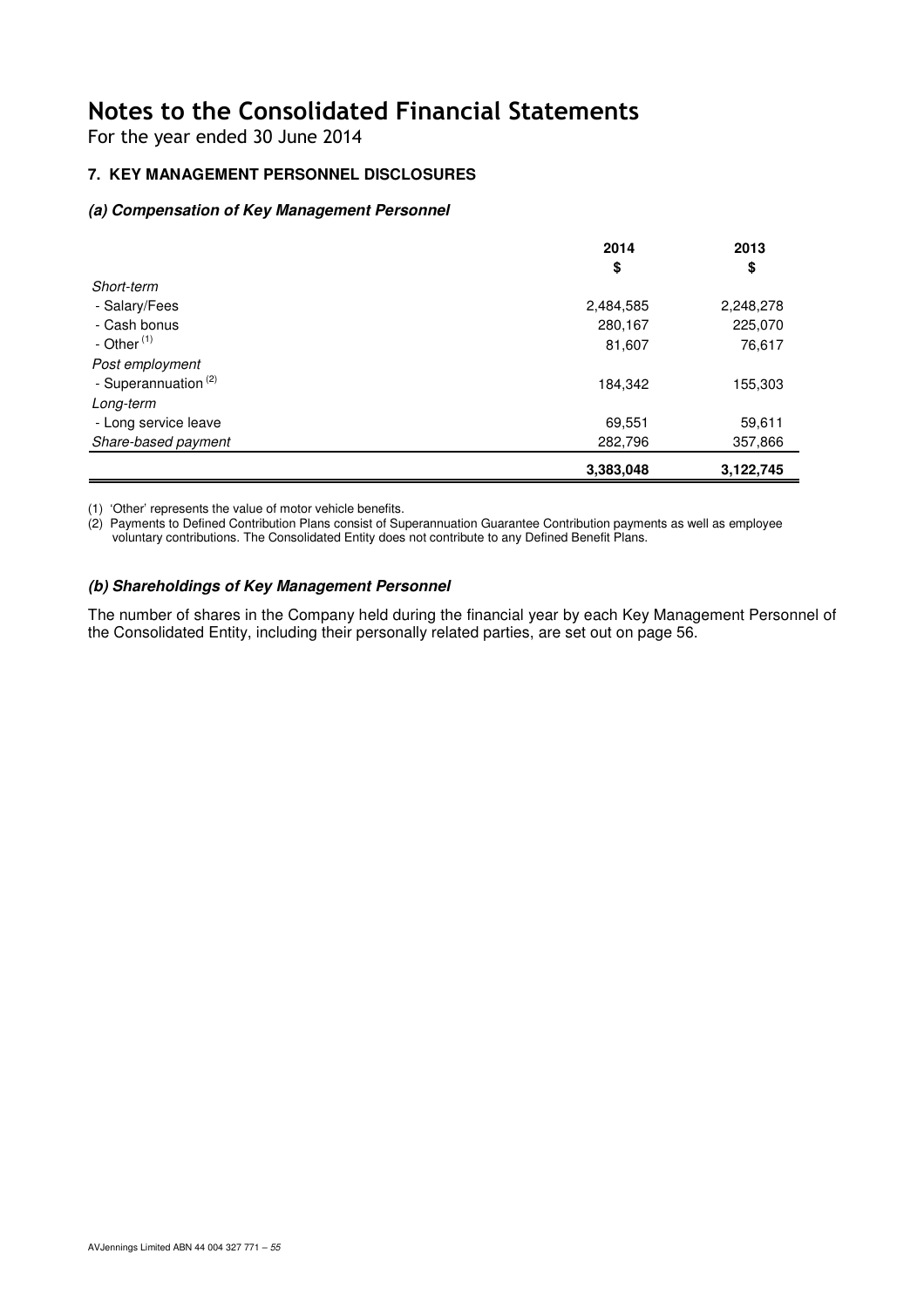# Notes to the Consolidated Financial Statements

For the year ended 30 June 2014

### 7. KEY MANAGEMENT PERSONNEL DISCLOSURES

#### *(a) Compensation of Key Management Personnel*

| | 2014 | 2013 |
|---|---|---|
| | $ | $ |
| *Short-term* | | |
| - Salary/Fees | 2,484,585 | 2,248,278 |
| - Cash bonus | 280,167 | 225,070 |
| - Other (1) | 81,607 | 76,617 |
| *Post employment* | | |
| - Superannuation (2) | 184,342 | 155,303 |
| *Long-term* | | |
| - Long service leave | 69,551 | 59,611 |
| *Share-based payment* | 282,796 | 357,866 |
| | **3,383,048** | **3,122,745** |

(1) 'Other' represents the value of motor vehicle benefits.

(2) Payments to Defined Contribution Plans consist of Superannuation Guarantee Contribution payments as well as employee voluntary contributions. The Consolidated Entity does not contribute to any Defined Benefit Plans.

#### *(b) Shareholdings of Key Management Personnel*

The number of shares in the Company held during the financial year by each Key Management Personnel of the Consolidated Entity, including their personally related parties, are set out on page 56.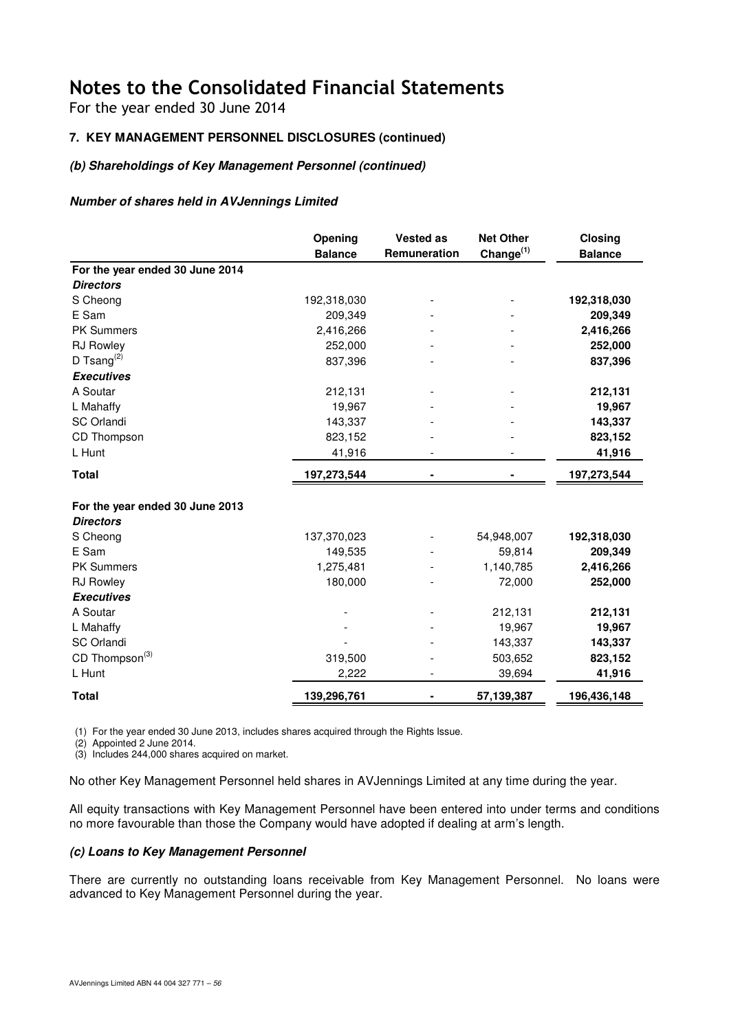# Notes to the Consolidated Financial Statements

For the year ended 30 June 2014

### 7. KEY MANAGEMENT PERSONNEL DISCLOSURES (continued)

#### *(b) Shareholdings of Key Management Personnel (continued)*

***Number of shares held in AVJennings Limited***

| | Opening Balance | Vested as Remuneration | Net Other Change[1] | Closing Balance |
|---|---|---|---|---|
| **For the year ended 30 June 2014** | | | | |
| ***Directors*** | | | | |
| S Cheong | 192,318,030 | - | - | **192,318,030** |
| E Sam | 209,349 | - | - | **209,349** |
| PK Summers | 2,416,266 | - | - | **2,416,266** |
| RJ Rowley | 252,000 | - | - | **252,000** |
| D Tsang[2] | 837,396 | - | - | **837,396** |
| ***Executives*** | | | | |
| A Soutar | 212,131 | - | - | **212,131** |
| L Mahaffy | 19,967 | - | - | **19,967** |
| SC Orlandi | 143,337 | - | - | **143,337** |
| CD Thompson | 823,152 | - | - | **823,152** |
| L Hunt | 41,916 | - | - | **41,916** |
| **Total** | **197,273,544** | **-** | **-** | **197,273,544** |
| **For the year ended 30 June 2013** | | | | |
| ***Directors*** | | | | |
| S Cheong | 137,370,023 | - | 54,948,007 | **192,318,030** |
| E Sam | 149,535 | - | 59,814 | **209,349** |
| PK Summers | 1,275,481 | - | 1,140,785 | **2,416,266** |
| RJ Rowley | 180,000 | - | 72,000 | **252,000** |
| ***Executives*** | | | | |
| A Soutar | - | - | 212,131 | **212,131** |
| L Mahaffy | - | - | 19,967 | **19,967** |
| SC Orlandi | - | - | 143,337 | **143,337** |
| CD Thompson[3] | 319,500 | - | 503,652 | **823,152** |
| L Hunt | 2,222 | - | 39,694 | **41,916** |
| **Total** | **139,296,761** | **-** | **57,139,387** | **196,436,148** |

(1) For the year ended 30 June 2013, includes shares acquired through the Rights Issue.
(2) Appointed 2 June 2014.
(3) Includes 244,000 shares acquired on market.

No other Key Management Personnel held shares in AVJennings Limited at any time during the year.

All equity transactions with Key Management Personnel have been entered into under terms and conditions no more favourable than those the Company would have adopted if dealing at arm's length.

#### *(c) Loans to Key Management Personnel*

There are currently no outstanding loans receivable from Key Management Personnel. No loans were advanced to Key Management Personnel during the year.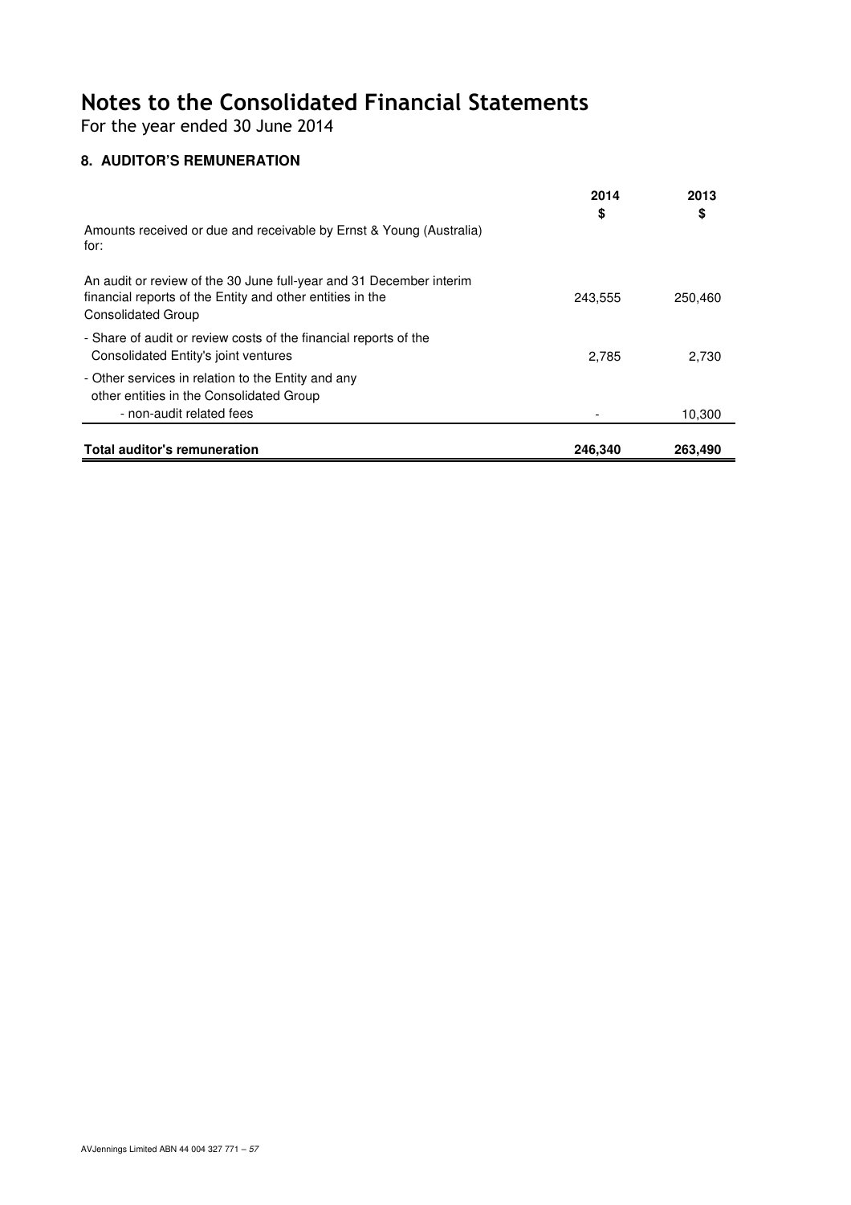# Notes to the Consolidated Financial Statements

For the year ended 30 June 2014

### 8. AUDITOR'S REMUNERATION

| | 2014<br>$ | 2013<br>$ |
|---|---|---|
| Amounts received or due and receivable by Ernst & Young (Australia) for: | | |
| An audit or review of the 30 June full-year and 31 December interim financial reports of the Entity and other entities in the Consolidated Group | 243,555 | 250,460 |
| - Share of audit or review costs of the financial reports of the Consolidated Entity's joint ventures | 2,785 | 2,730 |
| - Other services in relation to the Entity and any other entities in the Consolidated Group | | |
| - non-audit related fees | - | 10,300 |
| **Total auditor's remuneration** | **246,340** | **263,490** |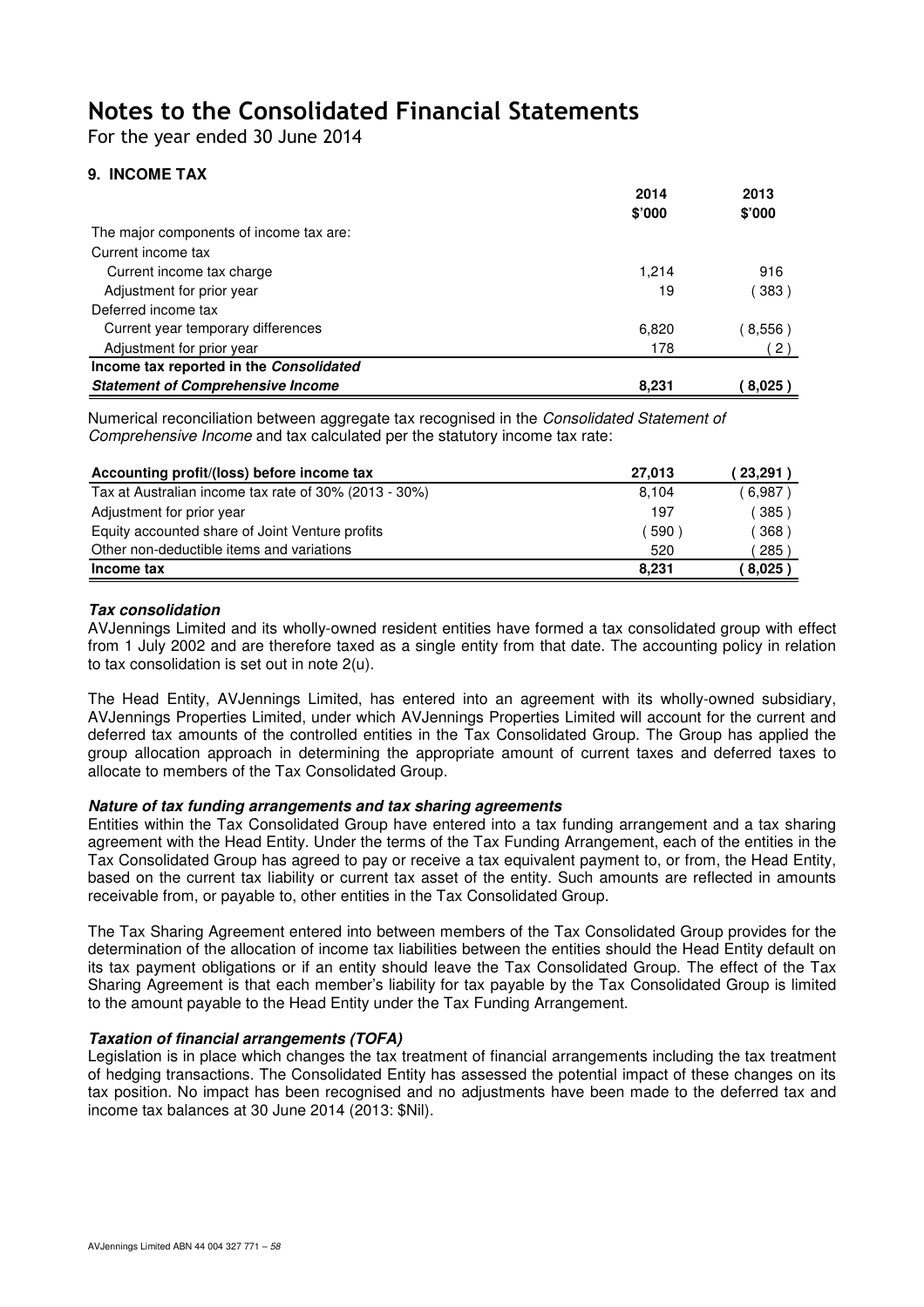# Notes to the Consolidated Financial Statements

For the year ended 30 June 2014

## 9. INCOME TAX

| | 2014 \$'000 | 2013 \$'000 |
|---|---|---|
| The major components of income tax are: | | |
| Current income tax | | |
| Current income tax charge | 1,214 | 916 |
| Adjustment for prior year | 19 | ( 383 ) |
| Deferred income tax | | |
| Current year temporary differences | 6,820 | ( 8,556 ) |
| Adjustment for prior year | 178 | ( 2 ) |
| **Income tax reported in the *Consolidated Statement of Comprehensive Income*** | **8,231** | **( 8,025 )** |

Numerical reconciliation between aggregate tax recognised in the *Consolidated Statement of Comprehensive Income* and tax calculated per the statutory income tax rate:

| **Accounting profit/(loss) before income tax** | **27,013** | **( 23,291 )** |
|---|---|---|
| Tax at Australian income tax rate of 30% (2013 - 30%) | 8,104 | ( 6,987 ) |
| Adjustment for prior year | 197 | ( 385 ) |
| Equity accounted share of Joint Venture profits | ( 590 ) | ( 368 ) |
| Other non-deductible items and variations | 520 | ( 285 ) |
| **Income tax** | **8,231** | **( 8,025 )** |

***Tax consolidation***

AVJennings Limited and its wholly-owned resident entities have formed a tax consolidated group with effect from 1 July 2002 and are therefore taxed as a single entity from that date. The accounting policy in relation to tax consolidation is set out in note 2(u).

The Head Entity, AVJennings Limited, has entered into an agreement with its wholly-owned subsidiary, AVJennings Properties Limited, under which AVJennings Properties Limited will account for the current and deferred tax amounts of the controlled entities in the Tax Consolidated Group. The Group has applied the group allocation approach in determining the appropriate amount of current taxes and deferred taxes to allocate to members of the Tax Consolidated Group.

***Nature of tax funding arrangements and tax sharing agreements***

Entities within the Tax Consolidated Group have entered into a tax funding arrangement and a tax sharing agreement with the Head Entity. Under the terms of the Tax Funding Arrangement, each of the entities in the Tax Consolidated Group has agreed to pay or receive a tax equivalent payment to, or from, the Head Entity, based on the current tax liability or current tax asset of the entity. Such amounts are reflected in amounts receivable from, or payable to, other entities in the Tax Consolidated Group.

The Tax Sharing Agreement entered into between members of the Tax Consolidated Group provides for the determination of the allocation of income tax liabilities between the entities should the Head Entity default on its tax payment obligations or if an entity should leave the Tax Consolidated Group. The effect of the Tax Sharing Agreement is that each member's liability for tax payable by the Tax Consolidated Group is limited to the amount payable to the Head Entity under the Tax Funding Arrangement.

***Taxation of financial arrangements (TOFA)***

Legislation is in place which changes the tax treatment of financial arrangements including the tax treatment of hedging transactions. The Consolidated Entity has assessed the potential impact of these changes on its tax position. No impact has been recognised and no adjustments have been made to the deferred tax and income tax balances at 30 June 2014 (2013: \$Nil).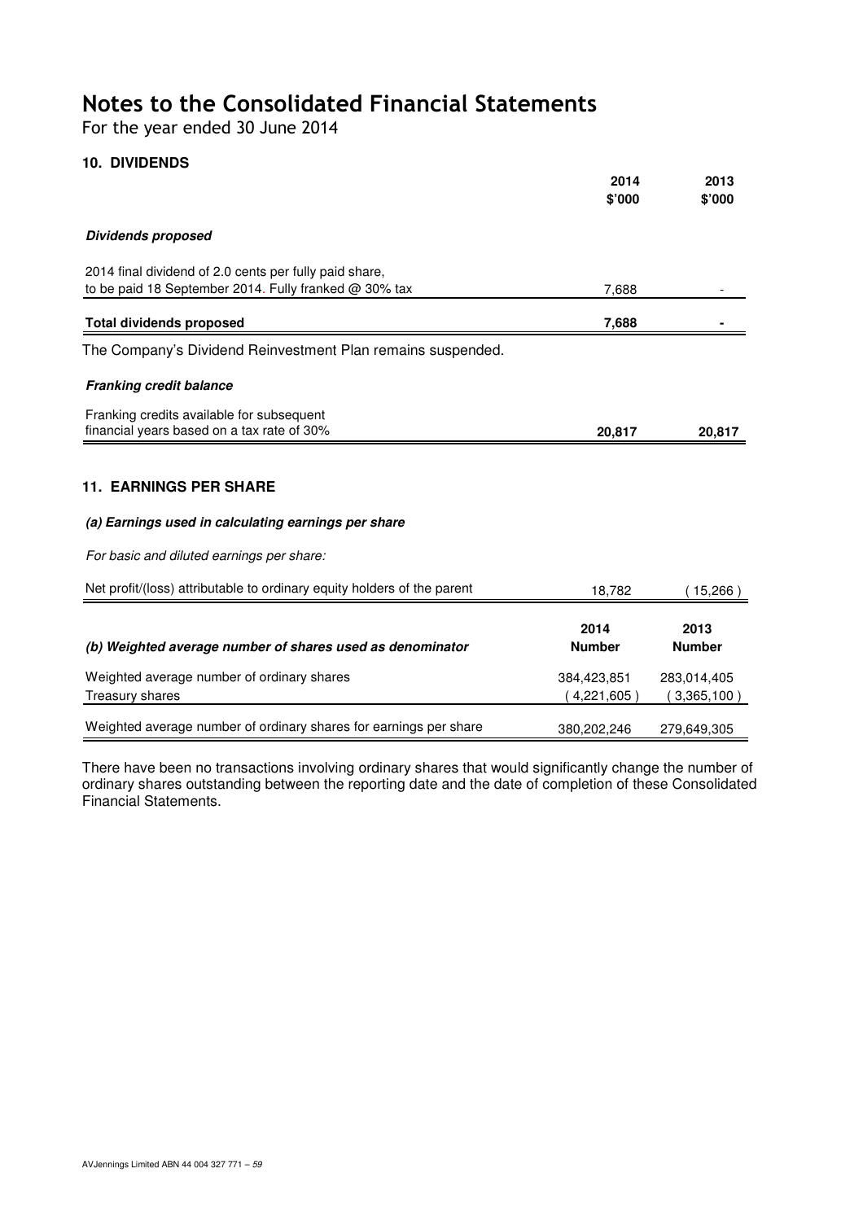# Notes to the Consolidated Financial Statements

For the year ended 30 June 2014

## 10. DIVIDENDS

| | 2014 \$'000 | 2013 \$'000 |
|---|---|---|
| ***Dividends proposed*** | | |
| 2014 final dividend of 2.0 cents per fully paid share, to be paid 18 September 2014. Fully franked @ 30% tax | 7,688 | - |
| **Total dividends proposed** | **7,688** | **-** |

The Company's Dividend Reinvestment Plan remains suspended.

| | 2014 \$'000 | 2013 \$'000 |
|---|---|---|
| ***Franking credit balance*** | | |
| Franking credits available for subsequent financial years based on a tax rate of 30% | **20,817** | **20,817** |

## 11. EARNINGS PER SHARE

***(a) Earnings used in calculating earnings per share***

*For basic and diluted earnings per share:*

| | 2014 \$'000 | 2013 \$'000 |
|---|---|---|
| Net profit/(loss) attributable to ordinary equity holders of the parent | 18,782 | ( 15,266 ) |

| ***(b) Weighted average number of shares used as denominator*** | 2014 Number | 2013 Number |
|---|---|---|
| Weighted average number of ordinary shares | 384,423,851 | 283,014,405 |
| Treasury shares | ( 4,221,605 ) | ( 3,365,100 ) |
| Weighted average number of ordinary shares for earnings per share | 380,202,246 | 279,649,305 |

There have been no transactions involving ordinary shares that would significantly change the number of ordinary shares outstanding between the reporting date and the date of completion of these Consolidated Financial Statements.

AVJennings Limited ABN 44 004 327 771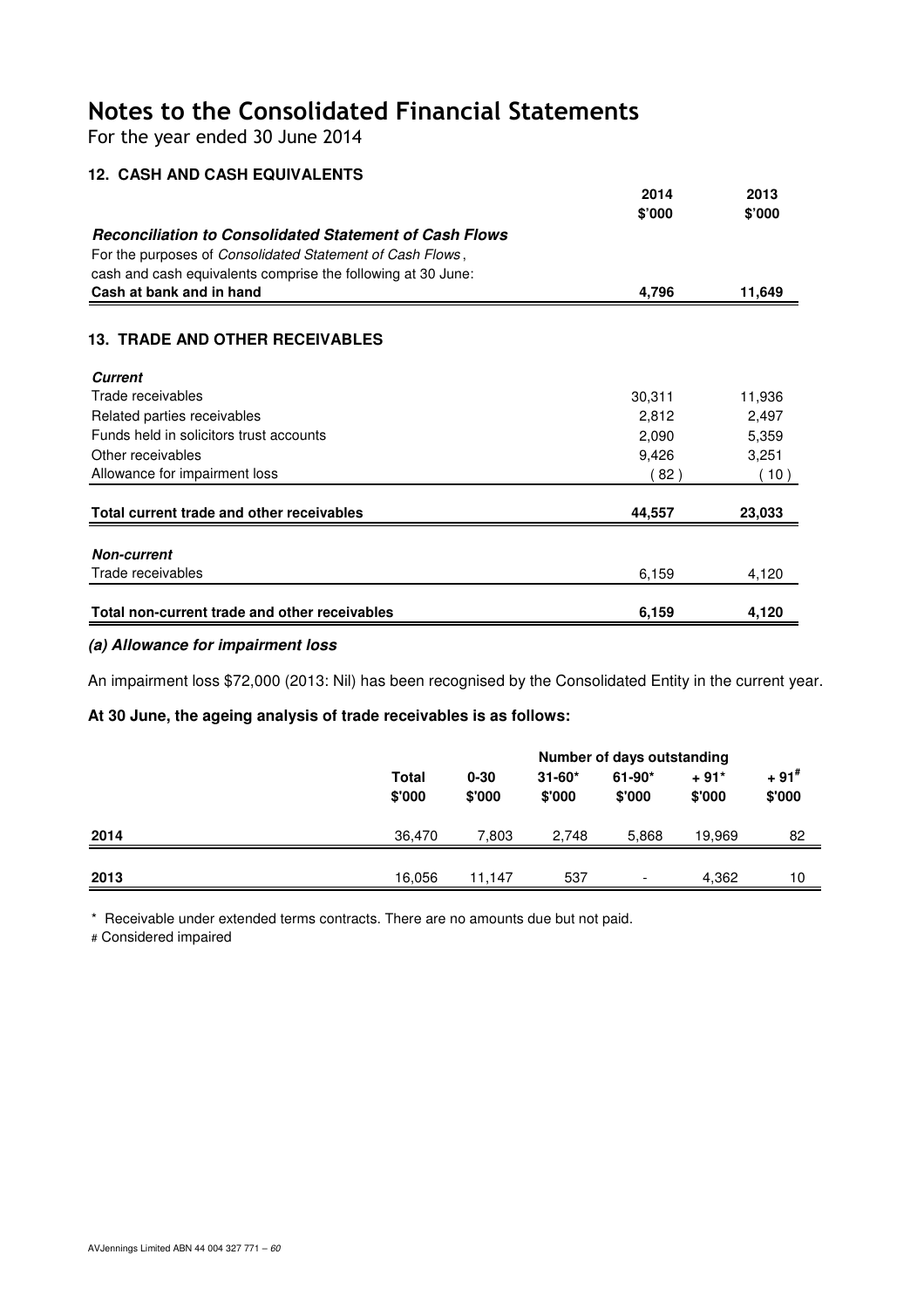# Notes to the Consolidated Financial Statements

For the year ended 30 June 2014

## 12. CASH AND CASH EQUIVALENTS

| | 2014 $'000 | 2013 $'000 |
|---|---|---|
| ***Reconciliation to Consolidated Statement of Cash Flows*** | | |
| For the purposes of *Consolidated Statement of Cash Flows*, cash and cash equivalents comprise the following at 30 June: | | |
| **Cash at bank and in hand** | **4,796** | **11,649** |

## 13. TRADE AND OTHER RECEIVABLES

| | 2014 $'000 | 2013 $'000 |
|---|---|---|
| ***Current*** | | |
| Trade receivables | 30,311 | 11,936 |
| Related parties receivables | 2,812 | 2,497 |
| Funds held in solicitors trust accounts | 2,090 | 5,359 |
| Other receivables | 9,426 | 3,251 |
| Allowance for impairment loss | ( 82 ) | ( 10 ) |
| **Total current trade and other receivables** | **44,557** | **23,033** |
| ***Non-current*** | | |
| Trade receivables | 6,159 | 4,120 |
| **Total non-current trade and other receivables** | **6,159** | **4,120** |

***(a) Allowance for impairment loss***

An impairment loss $72,000 (2013: Nil) has been recognised by the Consolidated Entity in the current year.

**At 30 June, the ageing analysis of trade receivables is as follows:**

| | | Number of days outstanding | | | | |
|---|---|---|---|---|---|---|
| | **Total $'000** | **0-30 $'000** | **31-60* $'000** | **61-90* $'000** | **+ 91* $'000** | **+ 91# $'000** |
| **2014** | 36,470 | 7,803 | 2,748 | 5,868 | 19,969 | 82 |
| **2013** | 16,056 | 11,147 | 537 | - | 4,362 | 10 |

\* Receivable under extended terms contracts. There are no amounts due but not paid.

\# Considered impaired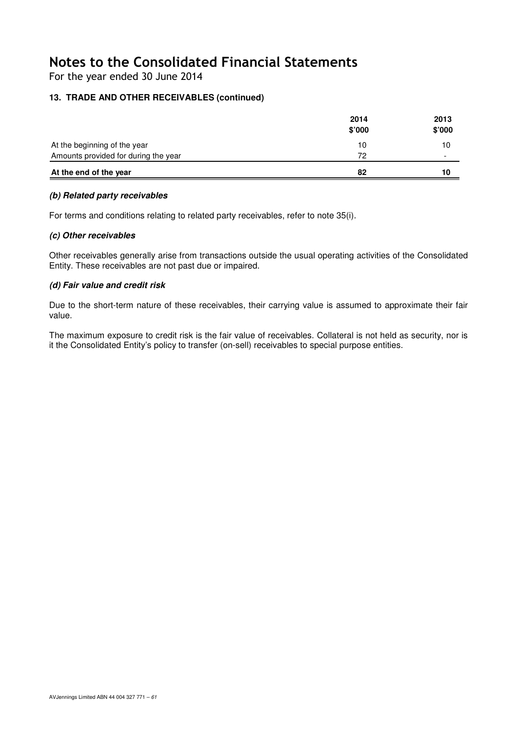# Notes to the Consolidated Financial Statements

For the year ended 30 June 2014

### 13. TRADE AND OTHER RECEIVABLES (continued)

| | 2014<br>$'000 | 2013<br>$'000 |
|---|---|---|
| At the beginning of the year | 10 | 10 |
| Amounts provided for during the year | 72 | - |
| **At the end of the year** | **82** | **10** |

#### *(b) Related party receivables*

For terms and conditions relating to related party receivables, refer to note 35(i).

#### *(c) Other receivables*

Other receivables generally arise from transactions outside the usual operating activities of the Consolidated Entity. These receivables are not past due or impaired.

#### *(d) Fair value and credit risk*

Due to the short-term nature of these receivables, their carrying value is assumed to approximate their fair value.

The maximum exposure to credit risk is the fair value of receivables. Collateral is not held as security, nor is it the Consolidated Entity's policy to transfer (on-sell) receivables to special purpose entities.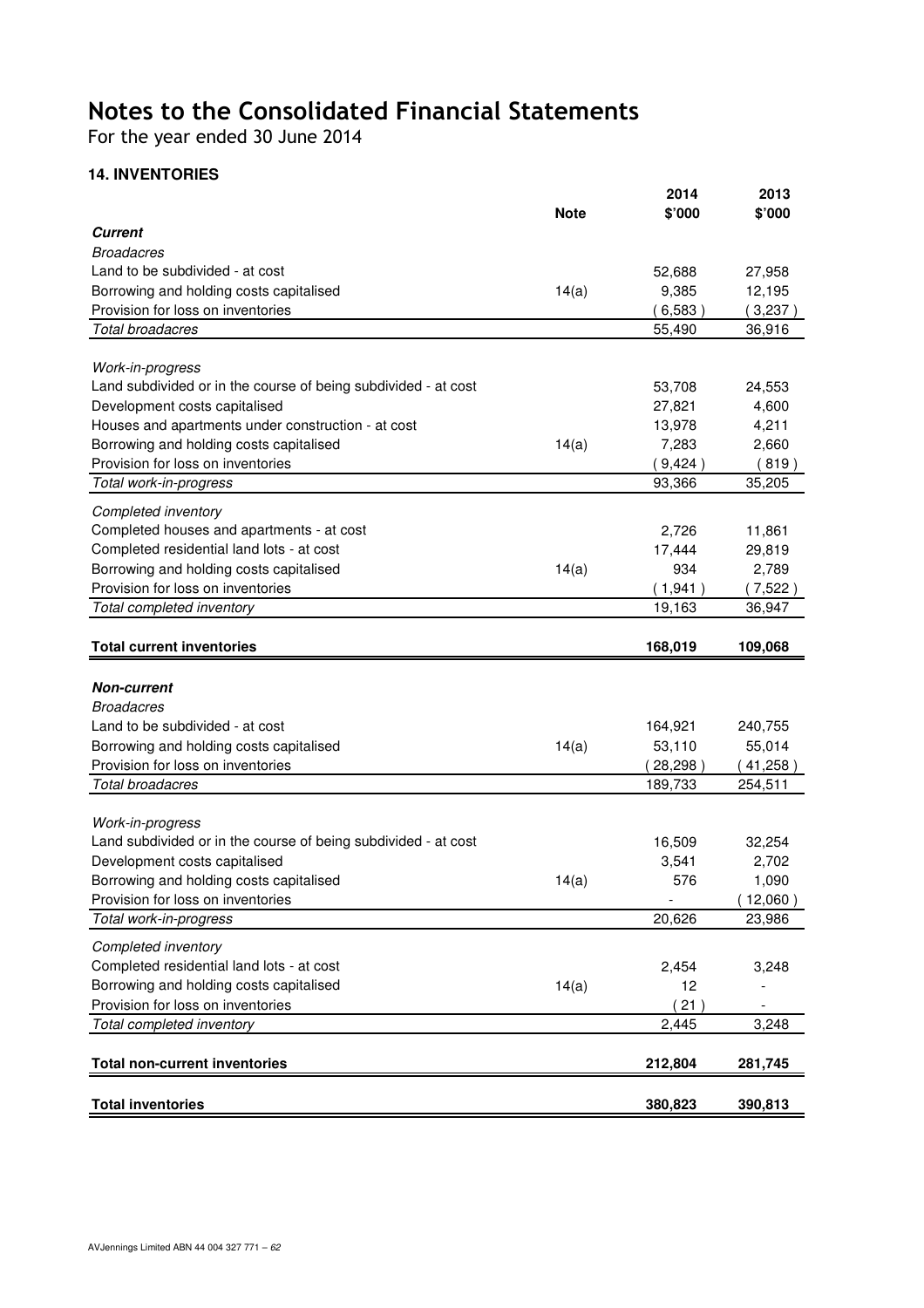# Notes to the Consolidated Financial Statements

For the year ended 30 June 2014

### 14. INVENTORIES

| | Note | 2014 $'000 | 2013 $'000 |
|---|---|---|---|
| ***Current*** | | | |
| *Broadacres* | | | |
| Land to be subdivided - at cost | | 52,688 | 27,958 |
| Borrowing and holding costs capitalised | 14(a) | 9,385 | 12,195 |
| Provision for loss on inventories | | ( 6,583 ) | ( 3,237 ) |
| *Total broadacres* | | 55,490 | 36,916 |
| *Work-in-progress* | | | |
| Land subdivided or in the course of being subdivided - at cost | | 53,708 | 24,553 |
| Development costs capitalised | | 27,821 | 4,600 |
| Houses and apartments under construction - at cost | | 13,978 | 4,211 |
| Borrowing and holding costs capitalised | 14(a) | 7,283 | 2,660 |
| Provision for loss on inventories | | ( 9,424 ) | ( 819 ) |
| *Total work-in-progress* | | 93,366 | 35,205 |
| *Completed inventory* | | | |
| Completed houses and apartments - at cost | | 2,726 | 11,861 |
| Completed residential land lots - at cost | | 17,444 | 29,819 |
| Borrowing and holding costs capitalised | 14(a) | 934 | 2,789 |
| Provision for loss on inventories | | ( 1,941 ) | ( 7,522 ) |
| *Total completed inventory* | | 19,163 | 36,947 |
| **Total current inventories** | | **168,019** | **109,068** |
| ***Non-current*** | | | |
| *Broadacres* | | | |
| Land to be subdivided - at cost | | 164,921 | 240,755 |
| Borrowing and holding costs capitalised | 14(a) | 53,110 | 55,014 |
| Provision for loss on inventories | | ( 28,298 ) | ( 41,258 ) |
| *Total broadacres* | | 189,733 | 254,511 |
| *Work-in-progress* | | | |
| Land subdivided or in the course of being subdivided - at cost | | 16,509 | 32,254 |
| Development costs capitalised | | 3,541 | 2,702 |
| Borrowing and holding costs capitalised | 14(a) | 576 | 1,090 |
| Provision for loss on inventories | | - | ( 12,060 ) |
| *Total work-in-progress* | | 20,626 | 23,986 |
| *Completed inventory* | | | |
| Completed residential land lots - at cost | | 2,454 | 3,248 |
| Borrowing and holding costs capitalised | 14(a) | 12 | - |
| Provision for loss on inventories | | ( 21 ) | - |
| *Total completed inventory* | | 2,445 | 3,248 |
| **Total non-current inventories** | | **212,804** | **281,745** |
| **Total inventories** | | **380,823** | **390,813** |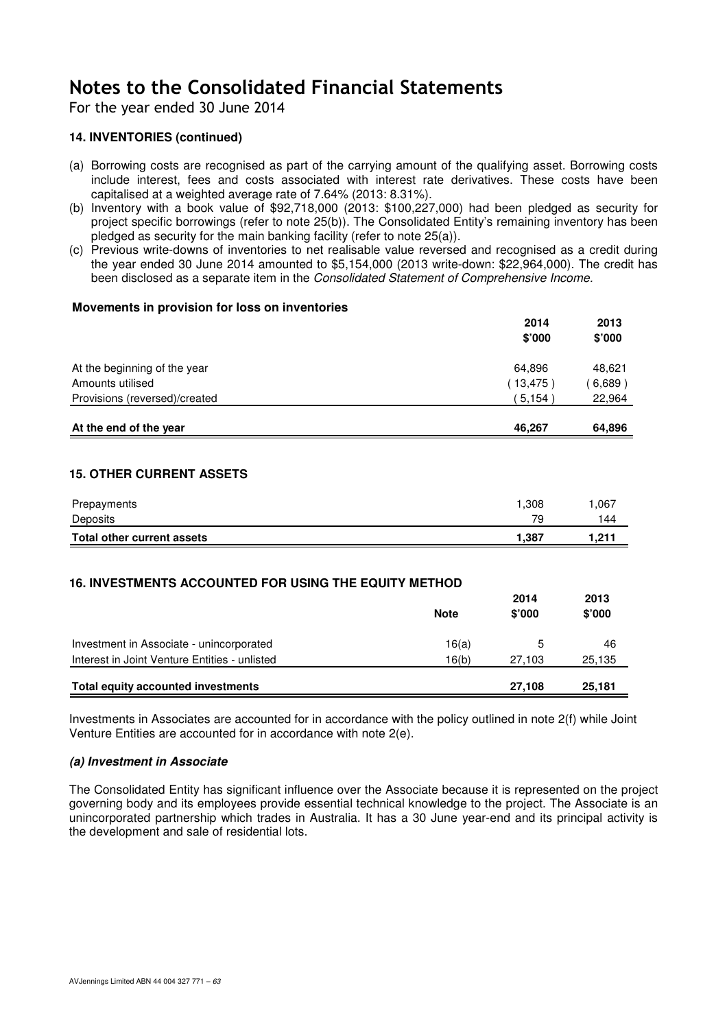# Notes to the Consolidated Financial Statements

For the year ended 30 June 2014

### 14. INVENTORIES (continued)

(a) Borrowing costs are recognised as part of the carrying amount of the qualifying asset. Borrowing costs include interest, fees and costs associated with interest rate derivatives. These costs have been capitalised at a weighted average rate of 7.64% (2013: 8.31%).

(b) Inventory with a book value of $92,718,000 (2013: $100,227,000) had been pledged as security for project specific borrowings (refer to note 25(b)). The Consolidated Entity's remaining inventory has been pledged as security for the main banking facility (refer to note 25(a)).

(c) Previous write-downs of inventories to net realisable value reversed and recognised as a credit during the year ended 30 June 2014 amounted to $5,154,000 (2013 write-down: $22,964,000). The credit has been disclosed as a separate item in the *Consolidated Statement of Comprehensive Income.*

**Movements in provision for loss on inventories**

| | 2014 $'000 | 2013 $'000 |
|---|---|---|
| At the beginning of the year | 64,896 | 48,621 |
| Amounts utilised | ( 13,475 ) | ( 6,689 ) |
| Provisions (reversed)/created | ( 5,154 ) | 22,964 |
| **At the end of the year** | **46,267** | **64,896** |

### 15. OTHER CURRENT ASSETS

| | 2014 | 2013 |
|---|---|---|
| Prepayments | 1,308 | 1,067 |
| Deposits | 79 | 144 |
| **Total other current assets** | **1,387** | **1,211** |

### 16. INVESTMENTS ACCOUNTED FOR USING THE EQUITY METHOD

| | Note | 2014 $'000 | 2013 $'000 |
|---|---|---|---|
| Investment in Associate - unincorporated | 16(a) | 5 | 46 |
| Interest in Joint Venture Entities - unlisted | 16(b) | 27,103 | 25,135 |
| **Total equity accounted investments** | | **27,108** | **25,181** |

Investments in Associates are accounted for in accordance with the policy outlined in note 2(f) while Joint Venture Entities are accounted for in accordance with note 2(e).

***(a) Investment in Associate***

The Consolidated Entity has significant influence over the Associate because it is represented on the project governing body and its employees provide essential technical knowledge to the project. The Associate is an unincorporated partnership which trades in Australia. It has a 30 June year-end and its principal activity is the development and sale of residential lots.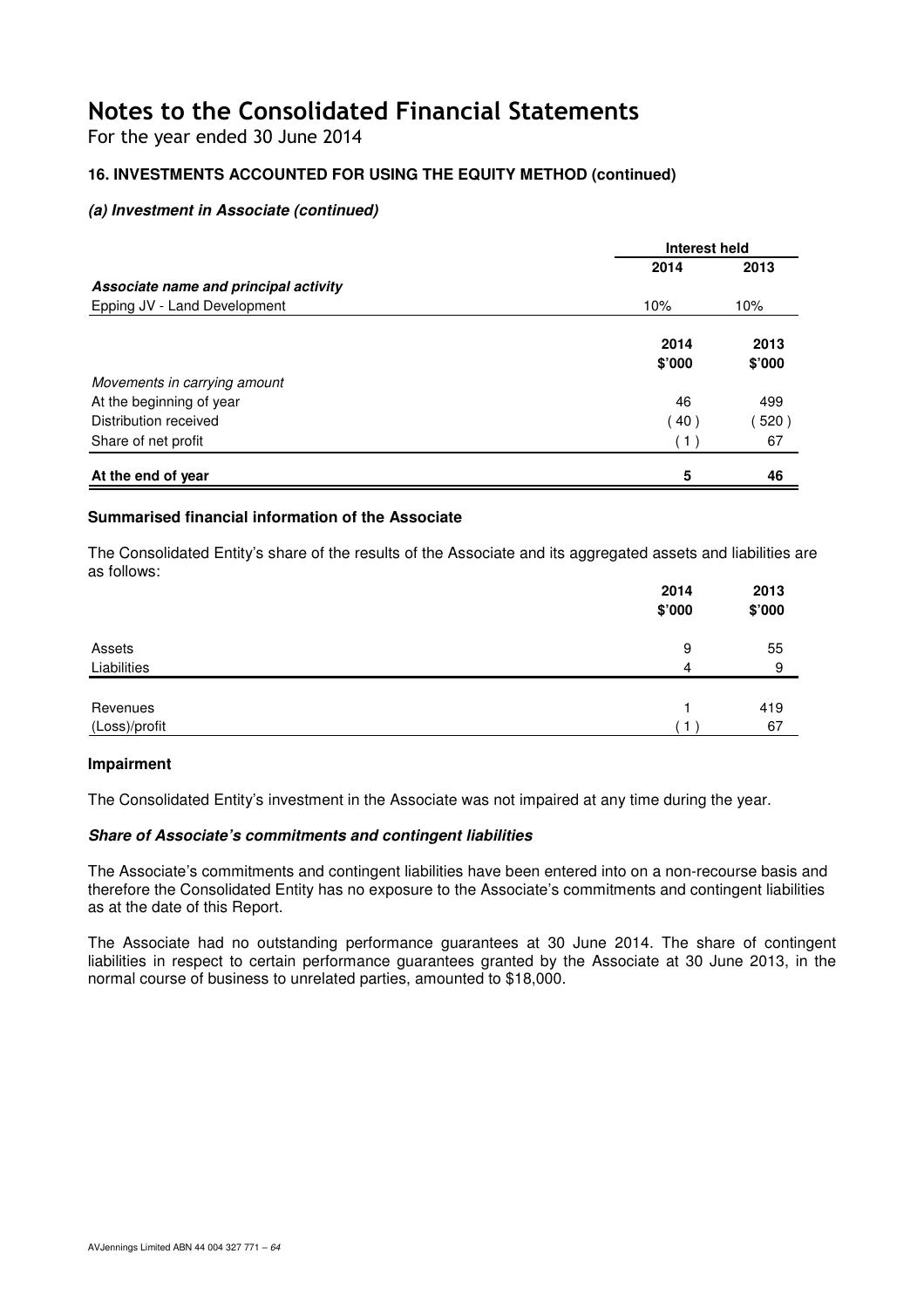# Notes to the Consolidated Financial Statements

For the year ended 30 June 2014

### 16. INVESTMENTS ACCOUNTED FOR USING THE EQUITY METHOD (continued)

#### *(a) Investment in Associate (continued)*

| | Interest held | |
|---|---|---|
| | 2014 | 2013 |
| ***Associate name and principal activity*** | | |
| Epping JV - Land Development | 10% | 10% |

| | 2014 | 2013 |
|---|---|---|
| | $'000 | $'000 |
| *Movements in carrying amount* | | |
| At the beginning of year | 46 | 499 |
| Distribution received | ( 40 ) | ( 520 ) |
| Share of net profit | ( 1 ) | 67 |
| **At the end of year** | **5** | **46** |

#### Summarised financial information of the Associate

The Consolidated Entity's share of the results of the Associate and its aggregated assets and liabilities are as follows:

| | 2014 | 2013 |
|---|---|---|
| | $'000 | $'000 |
| Assets | 9 | 55 |
| Liabilities | 4 | 9 |
| Revenues | 1 | 419 |
| (Loss)/profit | ( 1 ) | 67 |

#### Impairment

The Consolidated Entity's investment in the Associate was not impaired at any time during the year.

#### *Share of Associate's commitments and contingent liabilities*

The Associate's commitments and contingent liabilities have been entered into on a non-recourse basis and therefore the Consolidated Entity has no exposure to the Associate's commitments and contingent liabilities as at the date of this Report.

The Associate had no outstanding performance guarantees at 30 June 2014. The share of contingent liabilities in respect to certain performance guarantees granted by the Associate at 30 June 2013, in the normal course of business to unrelated parties, amounted to $18,000.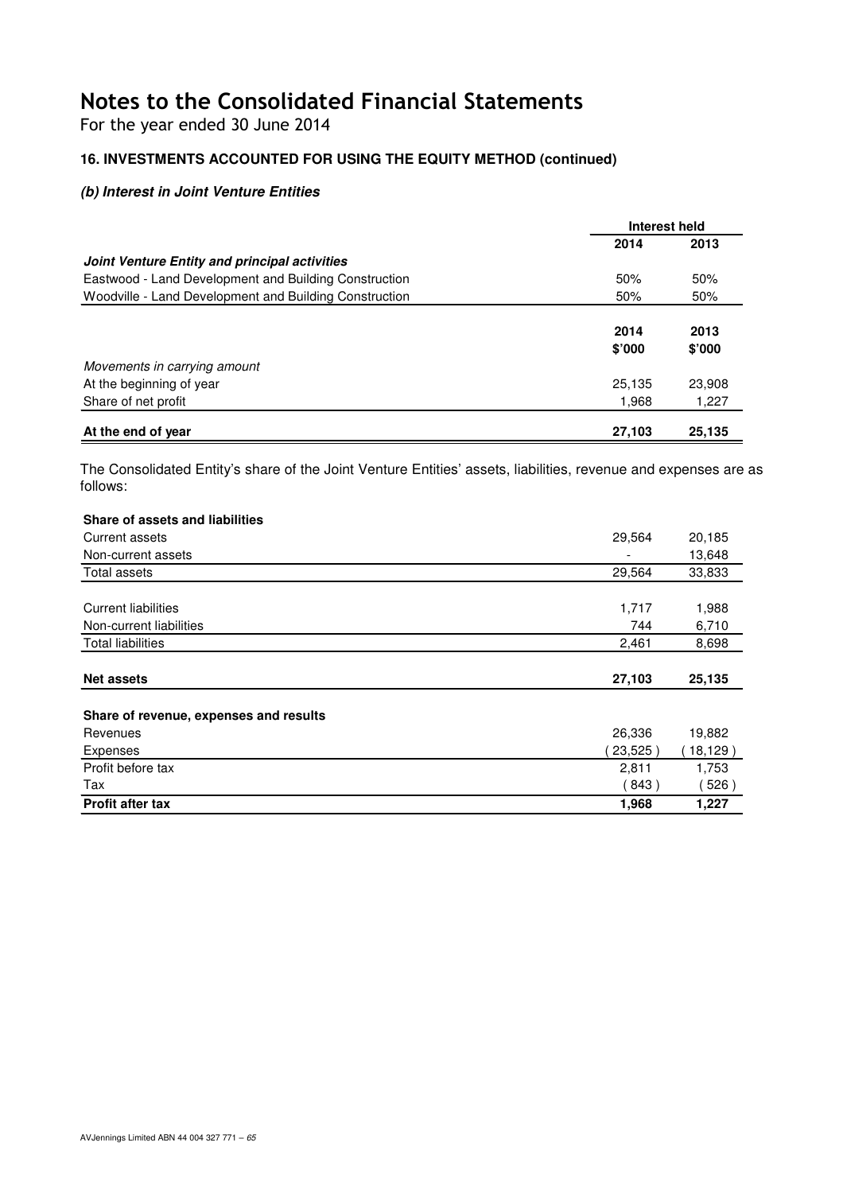# Notes to the Consolidated Financial Statements

For the year ended 30 June 2014

### 16. INVESTMENTS ACCOUNTED FOR USING THE EQUITY METHOD (continued)

#### *(b) Interest in Joint Venture Entities*

| | Interest held | |
|---|---|---|
| | **2014** | **2013** |
| ***Joint Venture Entity and principal activities*** | | |
| Eastwood - Land Development and Building Construction | 50% | 50% |
| Woodville - Land Development and Building Construction | 50% | 50% |

| | 2014 | 2013 |
|---|---|---|
| | **$'000** | **$'000** |
| *Movements in carrying amount* | | |
| At the beginning of year | 25,135 | 23,908 |
| Share of net profit | 1,968 | 1,227 |
| **At the end of year** | **27,103** | **25,135** |

The Consolidated Entity's share of the Joint Venture Entities' assets, liabilities, revenue and expenses are as follows:

| | 2014 | 2013 |
|---|---|---|
| **Share of assets and liabilities** | | |
| Current assets | 29,564 | 20,185 |
| Non-current assets | - | 13,648 |
| Total assets | 29,564 | 33,833 |
| | | |
| Current liabilities | 1,717 | 1,988 |
| Non-current liabilities | 744 | 6,710 |
| Total liabilities | 2,461 | 8,698 |
| | | |
| **Net assets** | **27,103** | **25,135** |
| | | |
| **Share of revenue, expenses and results** | | |
| Revenues | 26,336 | 19,882 |
| Expenses | ( 23,525 ) | ( 18,129 ) |
| Profit before tax | 2,811 | 1,753 |
| Tax | ( 843 ) | ( 526 ) |
| **Profit after tax** | **1,968** | **1,227** |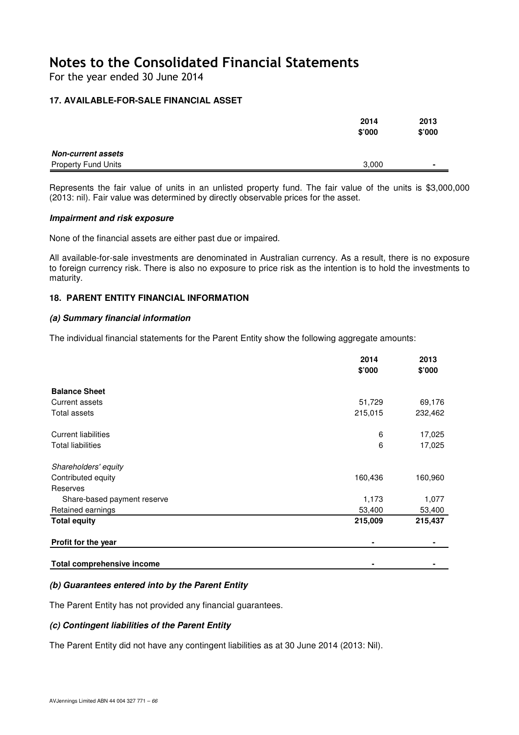# Notes to the Consolidated Financial Statements

For the year ended 30 June 2014

### 17. AVAILABLE-FOR-SALE FINANCIAL ASSET

| | 2014 $'000 | 2013 $'000 |
|---|---|---|
| ***Non-current assets*** | | |
| Property Fund Units | 3,000 | - |

Represents the fair value of units in an unlisted property fund. The fair value of the units is $3,000,000 (2013: nil). Fair value was determined by directly observable prices for the asset.

#### *Impairment and risk exposure*

None of the financial assets are either past due or impaired.

All available-for-sale investments are denominated in Australian currency. As a result, there is no exposure to foreign currency risk. There is also no exposure to price risk as the intention is to hold the investments to maturity.

### 18. PARENT ENTITY FINANCIAL INFORMATION

#### *(a) Summary financial information*

The individual financial statements for the Parent Entity show the following aggregate amounts:

| | 2014 $'000 | 2013 $'000 |
|---|---|---|
| **Balance Sheet** | | |
| Current assets | 51,729 | 69,176 |
| Total assets | 215,015 | 232,462 |
| Current liabilities | 6 | 17,025 |
| Total liabilities | 6 | 17,025 |
| *Shareholders' equity* | | |
| Contributed equity | 160,436 | 160,960 |
| Reserves | | |
| Share-based payment reserve | 1,173 | 1,077 |
| Retained earnings | 53,400 | 53,400 |
| **Total equity** | **215,009** | **215,437** |
| **Profit for the year** | **-** | **-** |
| **Total comprehensive income** | **-** | **-** |

#### *(b) Guarantees entered into by the Parent Entity*

The Parent Entity has not provided any financial guarantees.

#### *(c) Contingent liabilities of the Parent Entity*

The Parent Entity did not have any contingent liabilities as at 30 June 2014 (2013: Nil).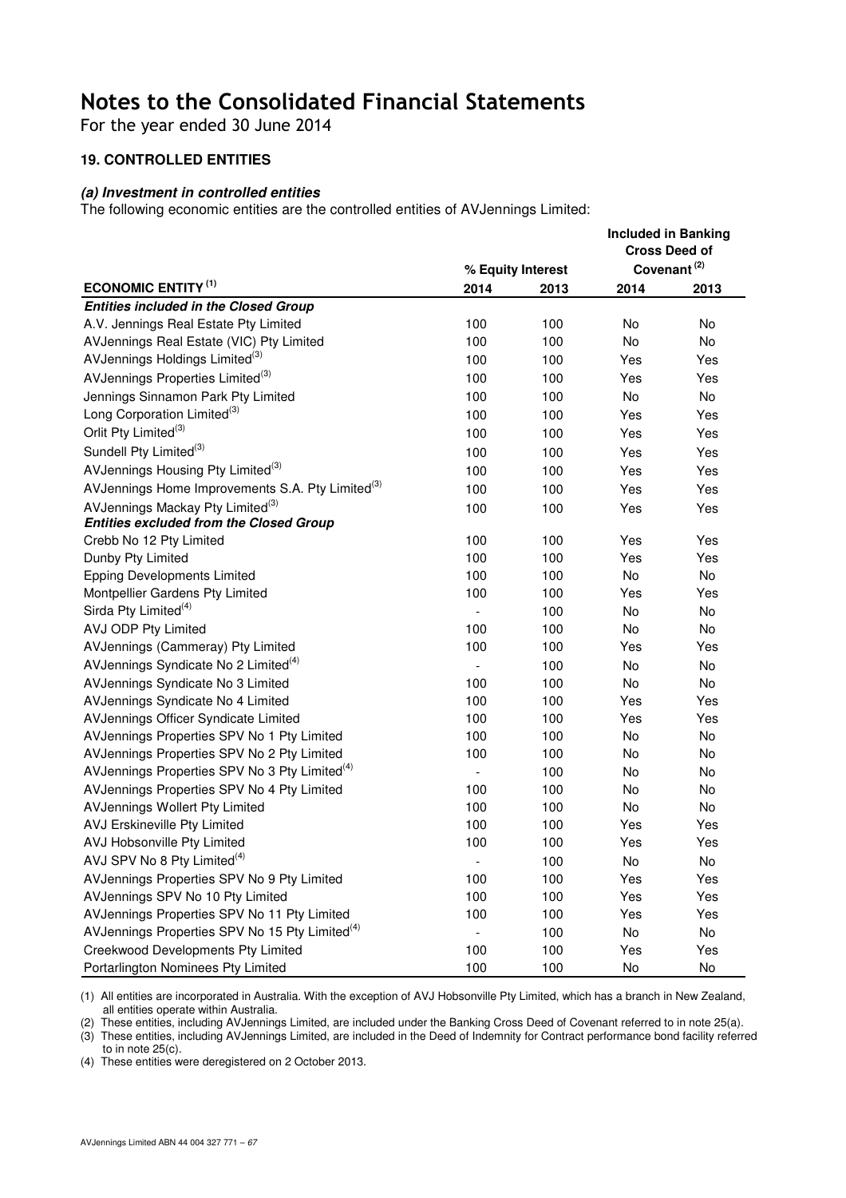# Notes to the Consolidated Financial Statements

For the year ended 30 June 2014

### 19. CONTROLLED ENTITIES

#### *(a) Investment in controlled entities*

The following economic entities are the controlled entities of AVJennings Limited:

| | % Equity Interest | | Included in Banking Cross Deed of Covenant [(2)] | |
|---|---|---|---|---|
| **ECONOMIC ENTITY [(1)]** | **2014** | **2013** | **2014** | **2013** |
| ***Entities included in the Closed Group*** | | | | |
| A.V. Jennings Real Estate Pty Limited | 100 | 100 | No | No |
| AVJennings Real Estate (VIC) Pty Limited | 100 | 100 | No | No |
| AVJennings Holdings Limited[(3)] | 100 | 100 | Yes | Yes |
| AVJennings Properties Limited[(3)] | 100 | 100 | Yes | Yes |
| Jennings Sinnamon Park Pty Limited | 100 | 100 | No | No |
| Long Corporation Limited[(3)] | 100 | 100 | Yes | Yes |
| Orlit Pty Limited[(3)] | 100 | 100 | Yes | Yes |
| Sundell Pty Limited[(3)] | 100 | 100 | Yes | Yes |
| AVJennings Housing Pty Limited[(3)] | 100 | 100 | Yes | Yes |
| AVJennings Home Improvements S.A. Pty Limited[(3)] | 100 | 100 | Yes | Yes |
| AVJennings Mackay Pty Limited[(3)] | 100 | 100 | Yes | Yes |
| ***Entities excluded from the Closed Group*** | | | | |
| Crebb No 12 Pty Limited | 100 | 100 | Yes | Yes |
| Dunby Pty Limited | 100 | 100 | Yes | Yes |
| Epping Developments Limited | 100 | 100 | No | No |
| Montpellier Gardens Pty Limited | 100 | 100 | Yes | Yes |
| Sirda Pty Limited[(4)] | - | 100 | No | No |
| AVJ ODP Pty Limited | 100 | 100 | No | No |
| AVJennings (Cammeray) Pty Limited | 100 | 100 | Yes | Yes |
| AVJennings Syndicate No 2 Limited[(4)] | - | 100 | No | No |
| AVJennings Syndicate No 3 Limited | 100 | 100 | No | No |
| AVJennings Syndicate No 4 Limited | 100 | 100 | Yes | Yes |
| AVJennings Officer Syndicate Limited | 100 | 100 | Yes | Yes |
| AVJennings Properties SPV No 1 Pty Limited | 100 | 100 | No | No |
| AVJennings Properties SPV No 2 Pty Limited | 100 | 100 | No | No |
| AVJennings Properties SPV No 3 Pty Limited[(4)] | - | 100 | No | No |
| AVJennings Properties SPV No 4 Pty Limited | 100 | 100 | No | No |
| AVJennings Wollert Pty Limited | 100 | 100 | No | No |
| AVJ Erskineville Pty Limited | 100 | 100 | Yes | Yes |
| AVJ Hobsonville Pty Limited | 100 | 100 | Yes | Yes |
| AVJ SPV No 8 Pty Limited[(4)] | - | 100 | No | No |
| AVJennings Properties SPV No 9 Pty Limited | 100 | 100 | Yes | Yes |
| AVJennings SPV No 10 Pty Limited | 100 | 100 | Yes | Yes |
| AVJennings Properties SPV No 11 Pty Limited | 100 | 100 | Yes | Yes |
| AVJennings Properties SPV No 15 Pty Limited[(4)] | - | 100 | No | No |
| Creekwood Developments Pty Limited | 100 | 100 | Yes | Yes |
| Portarlington Nominees Pty Limited | 100 | 100 | No | No |

(1) All entities are incorporated in Australia. With the exception of AVJ Hobsonville Pty Limited, which has a branch in New Zealand, all entities operate within Australia.

(2) These entities, including AVJennings Limited, are included under the Banking Cross Deed of Covenant referred to in note 25(a).

(3) These entities, including AVJennings Limited, are included in the Deed of Indemnity for Contract performance bond facility referred to in note 25(c).

(4) These entities were deregistered on 2 October 2013.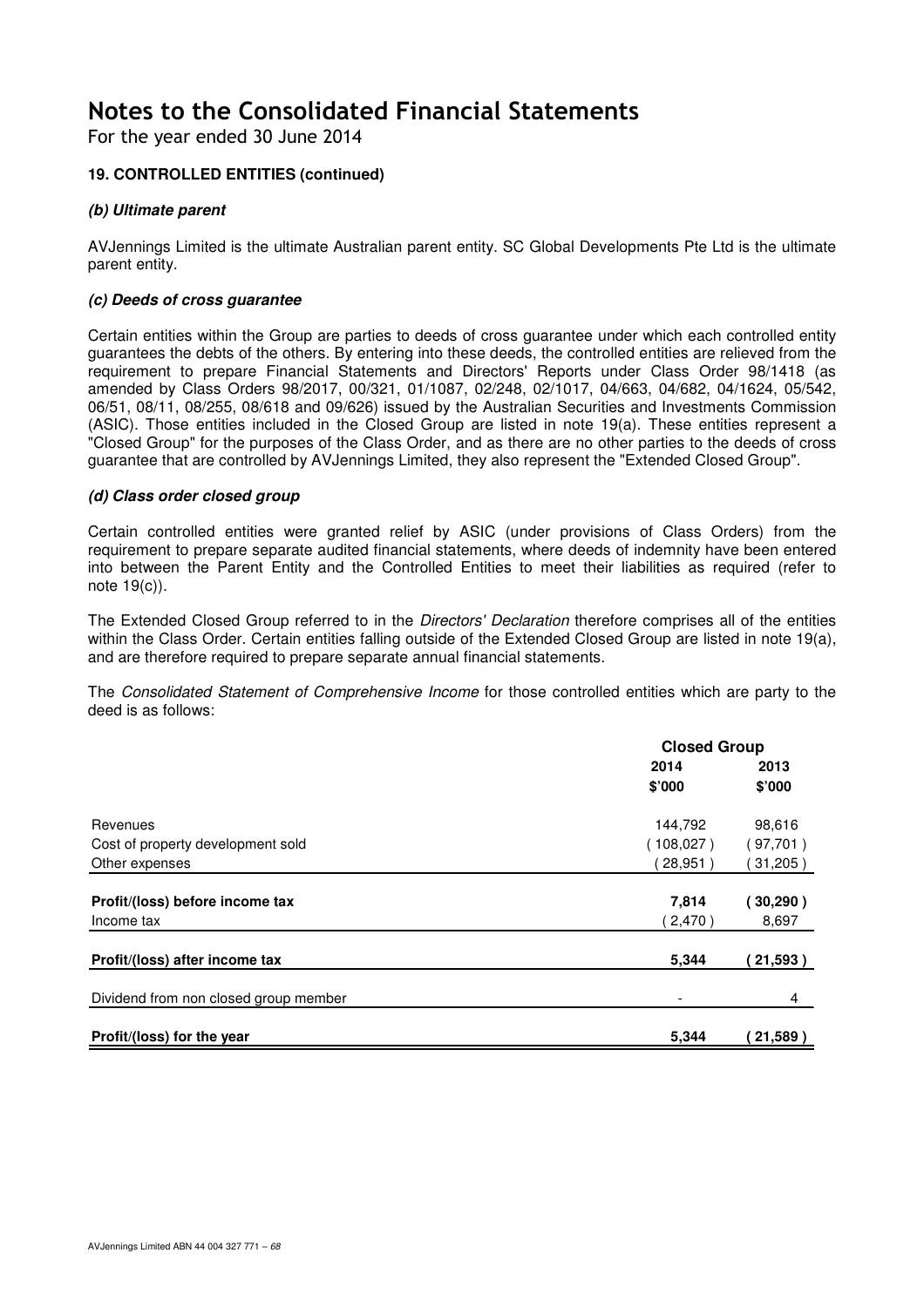# Notes to the Consolidated Financial Statements

For the year ended 30 June 2014

### 19. CONTROLLED ENTITIES (continued)

#### *(b) Ultimate parent*

AVJennings Limited is the ultimate Australian parent entity. SC Global Developments Pte Ltd is the ultimate parent entity.

#### *(c) Deeds of cross guarantee*

Certain entities within the Group are parties to deeds of cross guarantee under which each controlled entity guarantees the debts of the others. By entering into these deeds, the controlled entities are relieved from the requirement to prepare Financial Statements and Directors' Reports under Class Order 98/1418 (as amended by Class Orders 98/2017, 00/321, 01/1087, 02/248, 02/1017, 04/663, 04/682, 04/1624, 05/542, 06/51, 08/11, 08/255, 08/618 and 09/626) issued by the Australian Securities and Investments Commission (ASIC). Those entities included in the Closed Group are listed in note 19(a). These entities represent a "Closed Group" for the purposes of the Class Order, and as there are no other parties to the deeds of cross guarantee that are controlled by AVJennings Limited, they also represent the "Extended Closed Group".

#### *(d) Class order closed group*

Certain controlled entities were granted relief by ASIC (under provisions of Class Orders) from the requirement to prepare separate audited financial statements, where deeds of indemnity have been entered into between the Parent Entity and the Controlled Entities to meet their liabilities as required (refer to note 19(c)).

The Extended Closed Group referred to in the *Directors' Declaration* therefore comprises all of the entities within the Class Order. Certain entities falling outside of the Extended Closed Group are listed in note 19(a), and are therefore required to prepare separate annual financial statements.

The *Consolidated Statement of Comprehensive Income* for those controlled entities which are party to the deed is as follows:

| | Closed Group | |
|---|---|---|
| | 2014<br>$'000 | 2013<br>$'000 |
| Revenues | 144,792 | 98,616 |
| Cost of property development sold | ( 108,027 ) | ( 97,701 ) |
| Other expenses | ( 28,951 ) | ( 31,205 ) |
| **Profit/(loss) before income tax** | **7,814** | **( 30,290 )** |
| Income tax | ( 2,470 ) | 8,697 |
| **Profit/(loss) after income tax** | **5,344** | **( 21,593 )** |
| Dividend from non closed group member | - | 4 |
| **Profit/(loss) for the year** | **5,344** | **( 21,589 )** |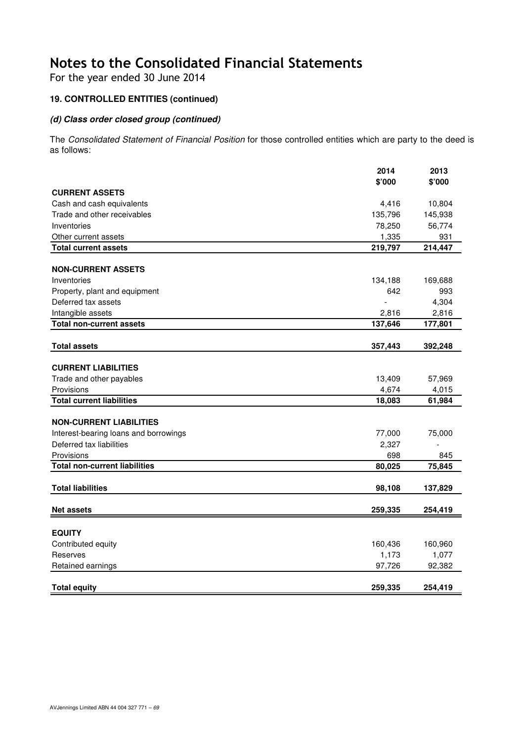# Notes to the Consolidated Financial Statements

For the year ended 30 June 2014

### 19. CONTROLLED ENTITIES (continued)

#### *(d) Class order closed group (continued)*

The *Consolidated Statement of Financial Position* for those controlled entities which are party to the deed is as follows:

| | 2014<br>$'000 | 2013<br>$'000 |
|---|---|---|
| **CURRENT ASSETS** | | |
| Cash and cash equivalents | 4,416 | 10,804 |
| Trade and other receivables | 135,796 | 145,938 |
| Inventories | 78,250 | 56,774 |
| Other current assets | 1,335 | 931 |
| **Total current assets** | **219,797** | **214,447** |
| **NON-CURRENT ASSETS** | | |
| Inventories | 134,188 | 169,688 |
| Property, plant and equipment | 642 | 993 |
| Deferred tax assets | - | 4,304 |
| Intangible assets | 2,816 | 2,816 |
| **Total non-current assets** | **137,646** | **177,801** |
| **Total assets** | **357,443** | **392,248** |
| **CURRENT LIABILITIES** | | |
| Trade and other payables | 13,409 | 57,969 |
| Provisions | 4,674 | 4,015 |
| **Total current liabilities** | **18,083** | **61,984** |
| **NON-CURRENT LIABILITIES** | | |
| Interest-bearing loans and borrowings | 77,000 | 75,000 |
| Deferred tax liabilities | 2,327 | - |
| Provisions | 698 | 845 |
| **Total non-current liabilities** | **80,025** | **75,845** |
| **Total liabilities** | **98,108** | **137,829** |
| **Net assets** | **259,335** | **254,419** |
| **EQUITY** | | |
| Contributed equity | 160,436 | 160,960 |
| Reserves | 1,173 | 1,077 |
| Retained earnings | 97,726 | 92,382 |
| **Total equity** | **259,335** | **254,419** |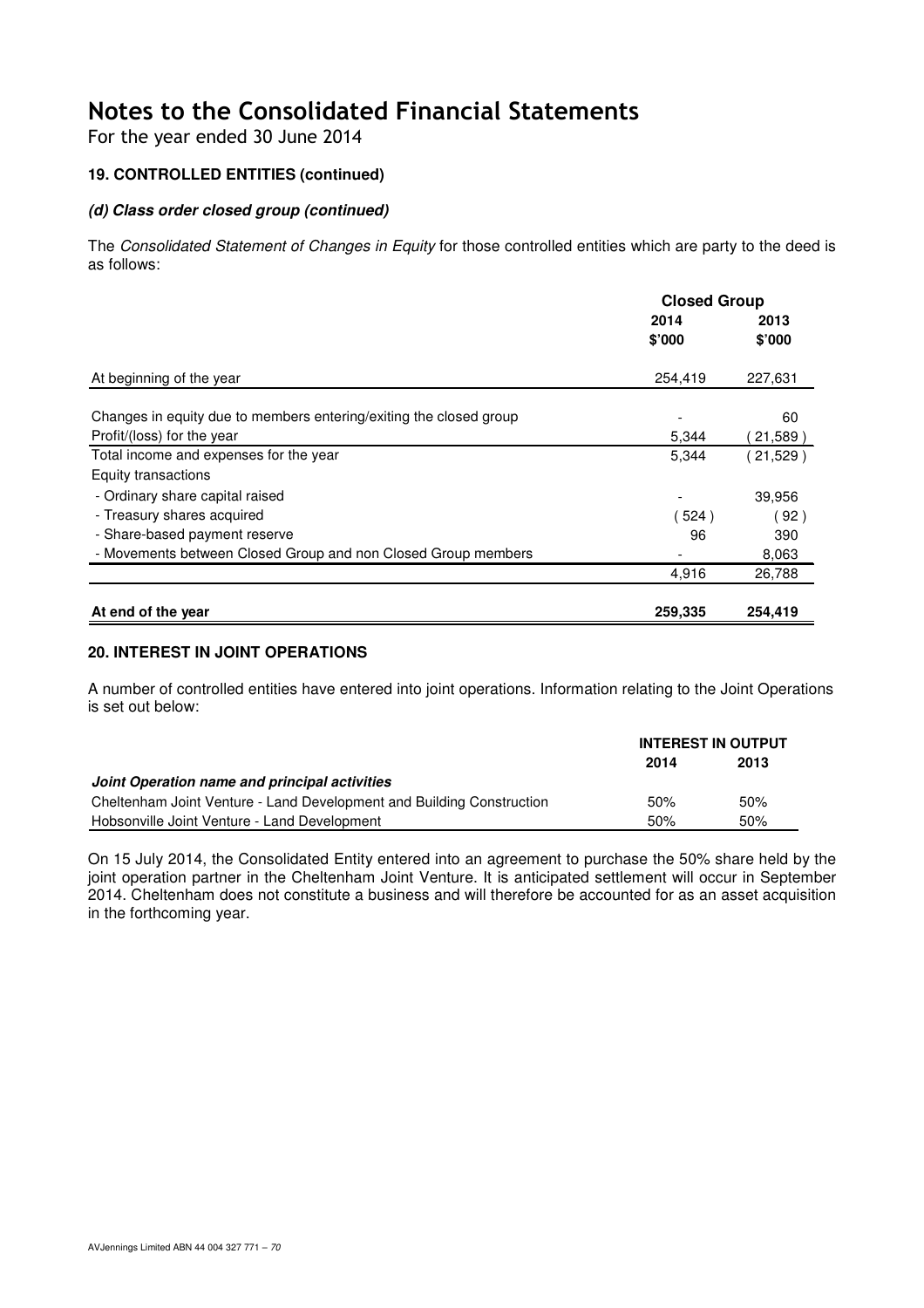# Notes to the Consolidated Financial Statements

For the year ended 30 June 2014

### 19. CONTROLLED ENTITIES (continued)

#### *(d) Class order closed group (continued)*

The *Consolidated Statement of Changes in Equity* for those controlled entities which are party to the deed is as follows:

| | Closed Group | |
|---|---|---|
| | 2014 | 2013 |
| | $'000 | $'000 |
| At beginning of the year | 254,419 | 227,631 |
| Changes in equity due to members entering/exiting the closed group | - | 60 |
| Profit/(loss) for the year | 5,344 | ( 21,589 ) |
| Total income and expenses for the year | 5,344 | ( 21,529 ) |
| Equity transactions | | |
| - Ordinary share capital raised | - | 39,956 |
| - Treasury shares acquired | ( 524 ) | ( 92 ) |
| - Share-based payment reserve | 96 | 390 |
| - Movements between Closed Group and non Closed Group members | - | 8,063 |
| | 4,916 | 26,788 |
| **At end of the year** | **259,335** | **254,419** |

### 20. INTEREST IN JOINT OPERATIONS

A number of controlled entities have entered into joint operations. Information relating to the Joint Operations is set out below:

| | INTEREST IN OUTPUT | |
|---|---|---|
| | 2014 | 2013 |
| ***Joint Operation name and principal activities*** | | |
| Cheltenham Joint Venture - Land Development and Building Construction | 50% | 50% |
| Hobsonville Joint Venture - Land Development | 50% | 50% |

On 15 July 2014, the Consolidated Entity entered into an agreement to purchase the 50% share held by the joint operation partner in the Cheltenham Joint Venture. It is anticipated settlement will occur in September 2014. Cheltenham does not constitute a business and will therefore be accounted for as an asset acquisition in the forthcoming year.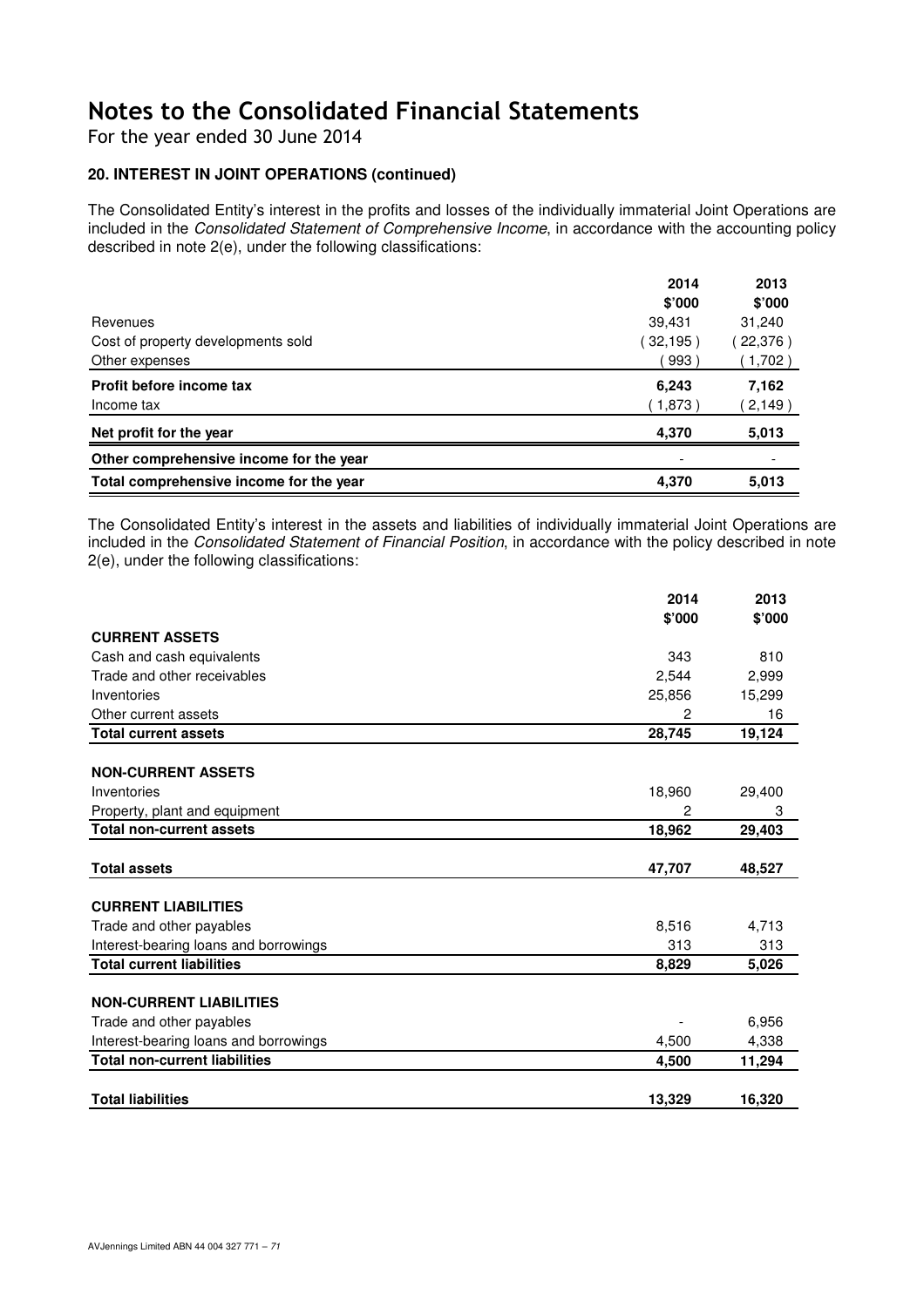# Notes to the Consolidated Financial Statements

For the year ended 30 June 2014

**20. INTEREST IN JOINT OPERATIONS (continued)**

The Consolidated Entity's interest in the profits and losses of the individually immaterial Joint Operations are included in the *Consolidated Statement of Comprehensive Income*, in accordance with the accounting policy described in note 2(e), under the following classifications:

| | 2014 $'000 | 2013 $'000 |
|---|---|---|
| Revenues | 39,431 | 31,240 |
| Cost of property developments sold | ( 32,195 ) | ( 22,376 ) |
| Other expenses | ( 993 ) | ( 1,702 ) |
| **Profit before income tax** | **6,243** | **7,162** |
| Income tax | ( 1,873 ) | ( 2,149 ) |
| **Net profit for the year** | **4,370** | **5,013** |
| **Other comprehensive income for the year** | - | - |
| **Total comprehensive income for the year** | **4,370** | **5,013** |

The Consolidated Entity's interest in the assets and liabilities of individually immaterial Joint Operations are included in the *Consolidated Statement of Financial Position*, in accordance with the policy described in note 2(e), under the following classifications:

| | 2014 $'000 | 2013 $'000 |
|---|---|---|
| **CURRENT ASSETS** | | |
| Cash and cash equivalents | 343 | 810 |
| Trade and other receivables | 2,544 | 2,999 |
| Inventories | 25,856 | 15,299 |
| Other current assets | 2 | 16 |
| **Total current assets** | **28,745** | **19,124** |
| **NON-CURRENT ASSETS** | | |
| Inventories | 18,960 | 29,400 |
| Property, plant and equipment | 2 | 3 |
| **Total non-current assets** | **18,962** | **29,403** |
| **Total assets** | **47,707** | **48,527** |
| **CURRENT LIABILITIES** | | |
| Trade and other payables | 8,516 | 4,713 |
| Interest-bearing loans and borrowings | 313 | 313 |
| **Total current liabilities** | **8,829** | **5,026** |
| **NON-CURRENT LIABILITIES** | | |
| Trade and other payables | - | 6,956 |
| Interest-bearing loans and borrowings | 4,500 | 4,338 |
| **Total non-current liabilities** | **4,500** | **11,294** |
| **Total liabilities** | **13,329** | **16,320** |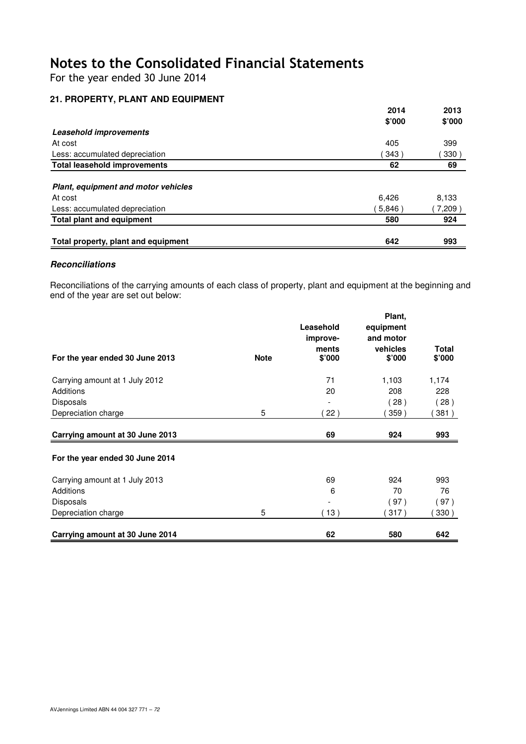# Notes to the Consolidated Financial Statements

For the year ended 30 June 2014

### 21. PROPERTY, PLANT AND EQUIPMENT

| | 2014 $'000 | 2013 $'000 |
|---|---|---|
| ***Leasehold improvements*** | | |
| At cost | 405 | 399 |
| Less: accumulated depreciation | ( 343 ) | ( 330 ) |
| **Total leasehold improvements** | **62** | **69** |
| ***Plant, equipment and motor vehicles*** | | |
| At cost | 6,426 | 8,133 |
| Less: accumulated depreciation | ( 5,846 ) | ( 7,209 ) |
| **Total plant and equipment** | **580** | **924** |
| **Total property, plant and equipment** | **642** | **993** |

***Reconciliations***

Reconciliations of the carrying amounts of each class of property, plant and equipment at the beginning and end of the year are set out below:

| For the year ended 30 June 2013 | Note | Leasehold improve-ments $'000 | Plant, equipment and motor vehicles $'000 | Total $'000 |
|---|---|---|---|---|
| Carrying amount at 1 July 2012 | | 71 | 1,103 | 1,174 |
| Additions | | 20 | 208 | 228 |
| Disposals | | - | ( 28 ) | ( 28 ) |
| Depreciation charge | 5 | ( 22 ) | ( 359 ) | ( 381 ) |
| **Carrying amount at 30 June 2013** | | **69** | **924** | **993** |
| **For the year ended 30 June 2014** | | | | |
| Carrying amount at 1 July 2013 | | 69 | 924 | 993 |
| Additions | | 6 | 70 | 76 |
| Disposals | | - | ( 97 ) | ( 97 ) |
| Depreciation charge | 5 | ( 13 ) | ( 317 ) | ( 330 ) |
| **Carrying amount at 30 June 2014** | | **62** | **580** | **642** |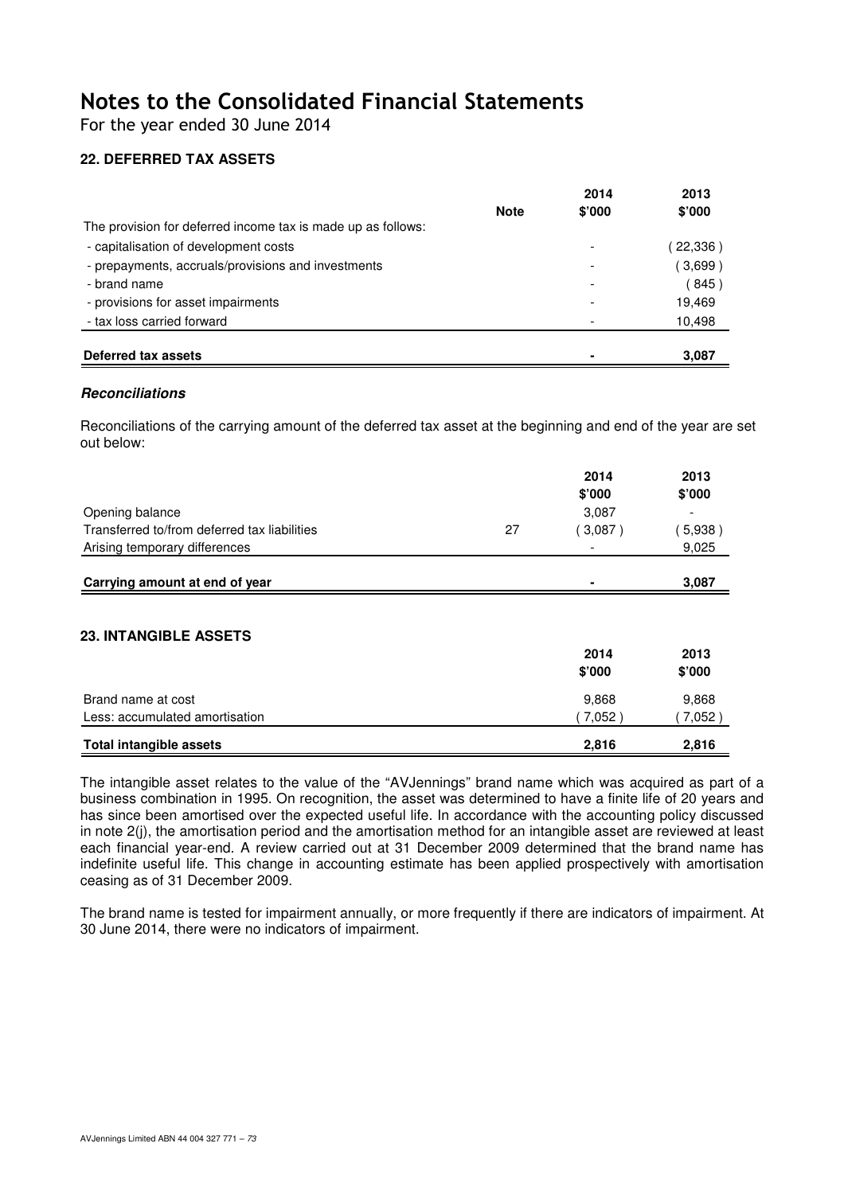# Notes to the Consolidated Financial Statements

For the year ended 30 June 2014

## 22. DEFERRED TAX ASSETS

| | Note | 2014 $'000 | 2013 $'000 |
|---|---|---|---|
| The provision for deferred income tax is made up as follows: | | | |
| - capitalisation of development costs | | - | ( 22,336 ) |
| - prepayments, accruals/provisions and investments | | - | ( 3,699 ) |
| - brand name | | - | ( 845 ) |
| - provisions for asset impairments | | - | 19,469 |
| - tax loss carried forward | | - | 10,498 |
| **Deferred tax assets** | | **-** | **3,087** |

### *Reconciliations*

Reconciliations of the carrying amount of the deferred tax asset at the beginning and end of the year are set out below:

| | | 2014 $'000 | 2013 $'000 |
|---|---|---|---|
| Opening balance | | 3,087 | - |
| Transferred to/from deferred tax liabilities | 27 | ( 3,087 ) | ( 5,938 ) |
| Arising temporary differences | | - | 9,025 |
| **Carrying amount at end of year** | | **-** | **3,087** |

## 23. INTANGIBLE ASSETS

| | 2014 $'000 | 2013 $'000 |
|---|---|---|
| Brand name at cost | 9,868 | 9,868 |
| Less: accumulated amortisation | ( 7,052 ) | ( 7,052 ) |
| **Total intangible assets** | **2,816** | **2,816** |

The intangible asset relates to the value of the "AVJennings" brand name which was acquired as part of a business combination in 1995. On recognition, the asset was determined to have a finite life of 20 years and has since been amortised over the expected useful life. In accordance with the accounting policy discussed in note 2(j), the amortisation period and the amortisation method for an intangible asset are reviewed at least each financial year-end. A review carried out at 31 December 2009 determined that the brand name has indefinite useful life. This change in accounting estimate has been applied prospectively with amortisation ceasing as of 31 December 2009.

The brand name is tested for impairment annually, or more frequently if there are indicators of impairment. At 30 June 2014, there were no indicators of impairment.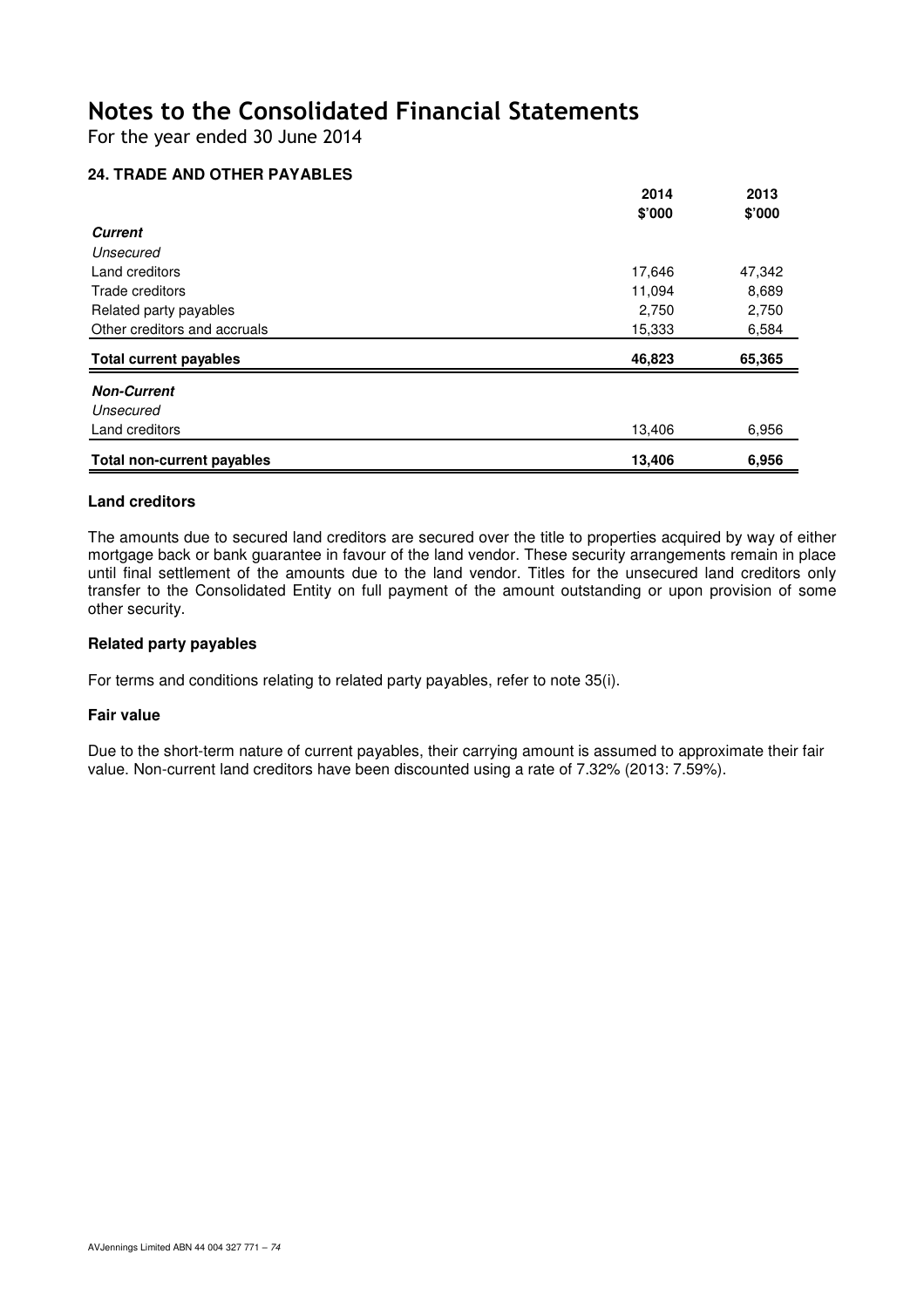# Notes to the Consolidated Financial Statements

For the year ended 30 June 2014

## 24. TRADE AND OTHER PAYABLES

| | 2014 | 2013 |
|---|---|---|
| | $'000 | $'000 |
| ***Current*** | | |
| *Unsecured* | | |
| Land creditors | 17,646 | 47,342 |
| Trade creditors | 11,094 | 8,689 |
| Related party payables | 2,750 | 2,750 |
| Other creditors and accruals | 15,333 | 6,584 |
| **Total current payables** | **46,823** | **65,365** |
| ***Non-Current*** | | |
| *Unsecured* | | |
| Land creditors | 13,406 | 6,956 |
| **Total non-current payables** | **13,406** | **6,956** |

### Land creditors

The amounts due to secured land creditors are secured over the title to properties acquired by way of either mortgage back or bank guarantee in favour of the land vendor. These security arrangements remain in place until final settlement of the amounts due to the land vendor. Titles for the unsecured land creditors only transfer to the Consolidated Entity on full payment of the amount outstanding or upon provision of some other security.

### Related party payables

For terms and conditions relating to related party payables, refer to note 35(i).

### Fair value

Due to the short-term nature of current payables, their carrying amount is assumed to approximate their fair value. Non-current land creditors have been discounted using a rate of 7.32% (2013: 7.59%).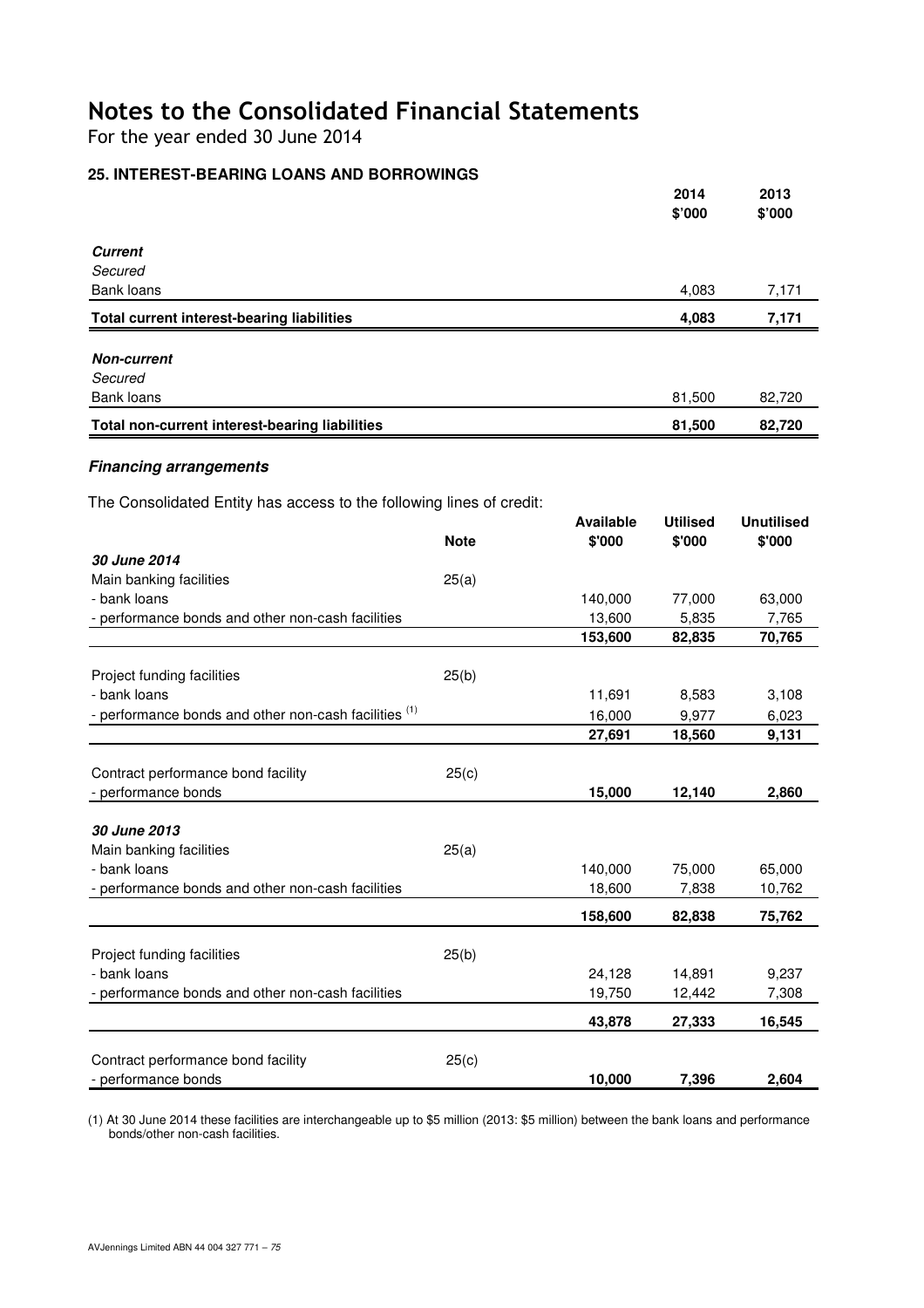# Notes to the Consolidated Financial Statements

For the year ended 30 June 2014

## 25. INTEREST-BEARING LOANS AND BORROWINGS

| | 2014 $'000 | 2013 $'000 |
|---|---|---|
| ***Current*** | | |
| *Secured* | | |
| Bank loans | 4,083 | 7,171 |
| **Total current interest-bearing liabilities** | **4,083** | **7,171** |
| ***Non-current*** | | |
| *Secured* | | |
| Bank loans | 81,500 | 82,720 |
| **Total non-current interest-bearing liabilities** | **81,500** | **82,720** |

### *Financing arrangements*

The Consolidated Entity has access to the following lines of credit:

| | Note | Available $'000 | Utilised $'000 | Unutilised $'000 |
|---|---|---|---|---|
| ***30 June 2014*** | | | | |
| Main banking facilities | 25(a) | | | |
| - bank loans | | 140,000 | 77,000 | 63,000 |
| - performance bonds and other non-cash facilities | | 13,600 | 5,835 | 7,765 |
| | | **153,600** | **82,835** | **70,765** |
| Project funding facilities | 25(b) | | | |
| - bank loans | | 11,691 | 8,583 | 3,108 |
| - performance bonds and other non-cash facilities (1) | | 16,000 | 9,977 | 6,023 |
| | | **27,691** | **18,560** | **9,131** |
| Contract performance bond facility | 25(c) | | | |
| - performance bonds | | **15,000** | **12,140** | **2,860** |
| ***30 June 2013*** | | | | |
| Main banking facilities | 25(a) | | | |
| - bank loans | | 140,000 | 75,000 | 65,000 |
| - performance bonds and other non-cash facilities | | 18,600 | 7,838 | 10,762 |
| | | **158,600** | **82,838** | **75,762** |
| Project funding facilities | 25(b) | | | |
| - bank loans | | 24,128 | 14,891 | 9,237 |
| - performance bonds and other non-cash facilities | | 19,750 | 12,442 | 7,308 |
| | | **43,878** | **27,333** | **16,545** |
| Contract performance bond facility | 25(c) | | | |
| - performance bonds | | **10,000** | **7,396** | **2,604** |

(1) At 30 June 2014 these facilities are interchangeable up to $5 million (2013: $5 million) between the bank loans and performance bonds/other non-cash facilities.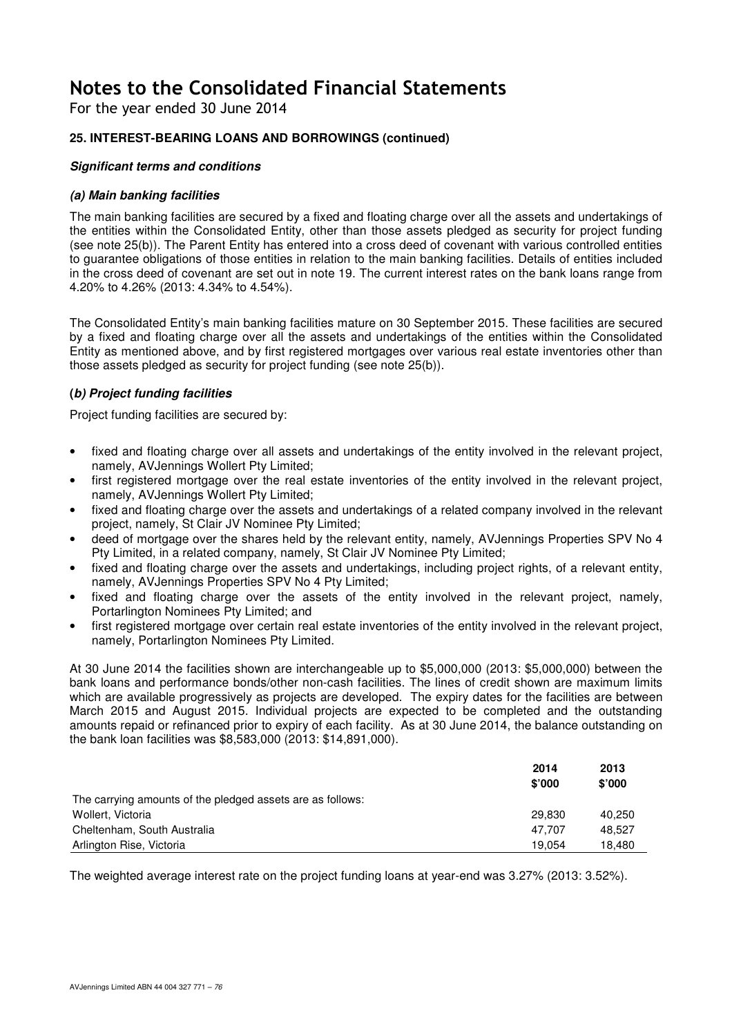# Notes to the Consolidated Financial Statements

For the year ended 30 June 2014

### 25. INTEREST-BEARING LOANS AND BORROWINGS (continued)

***Significant terms and conditions***

***(a) Main banking facilities***

The main banking facilities are secured by a fixed and floating charge over all the assets and undertakings of the entities within the Consolidated Entity, other than those assets pledged as security for project funding (see note 25(b)). The Parent Entity has entered into a cross deed of covenant with various controlled entities to guarantee obligations of those entities in relation to the main banking facilities. Details of entities included in the cross deed of covenant are set out in note 19. The current interest rates on the bank loans range from 4.20% to 4.26% (2013: 4.34% to 4.54%).

The Consolidated Entity's main banking facilities mature on 30 September 2015. These facilities are secured by a fixed and floating charge over all the assets and undertakings of the entities within the Consolidated Entity as mentioned above, and by first registered mortgages over various real estate inventories other than those assets pledged as security for project funding (see note 25(b)).

**(*b) Project funding facilities***

Project funding facilities are secured by:

- fixed and floating charge over all assets and undertakings of the entity involved in the relevant project, namely, AVJennings Wollert Pty Limited;
- first registered mortgage over the real estate inventories of the entity involved in the relevant project, namely, AVJennings Wollert Pty Limited;
- fixed and floating charge over the assets and undertakings of a related company involved in the relevant project, namely, St Clair JV Nominee Pty Limited;
- deed of mortgage over the shares held by the relevant entity, namely, AVJennings Properties SPV No 4 Pty Limited, in a related company, namely, St Clair JV Nominee Pty Limited;
- fixed and floating charge over the assets and undertakings, including project rights, of a relevant entity, namely, AVJennings Properties SPV No 4 Pty Limited;
- fixed and floating charge over the assets of the entity involved in the relevant project, namely, Portarlington Nominees Pty Limited; and
- first registered mortgage over certain real estate inventories of the entity involved in the relevant project, namely, Portarlington Nominees Pty Limited.

At 30 June 2014 the facilities shown are interchangeable up to $5,000,000 (2013: $5,000,000) between the bank loans and performance bonds/other non-cash facilities. The lines of credit shown are maximum limits which are available progressively as projects are developed. The expiry dates for the facilities are between March 2015 and August 2015. Individual projects are expected to be completed and the outstanding amounts repaid or refinanced prior to expiry of each facility. As at 30 June 2014, the balance outstanding on the bank loan facilities was $8,583,000 (2013: $14,891,000).

| | 2014<br>$'000 | 2013<br>$'000 |
|---|---|---|
| The carrying amounts of the pledged assets are as follows: | | |
| Wollert, Victoria | 29,830 | 40,250 |
| Cheltenham, South Australia | 47,707 | 48,527 |
| Arlington Rise, Victoria | 19,054 | 18,480 |

The weighted average interest rate on the project funding loans at year-end was 3.27% (2013: 3.52%).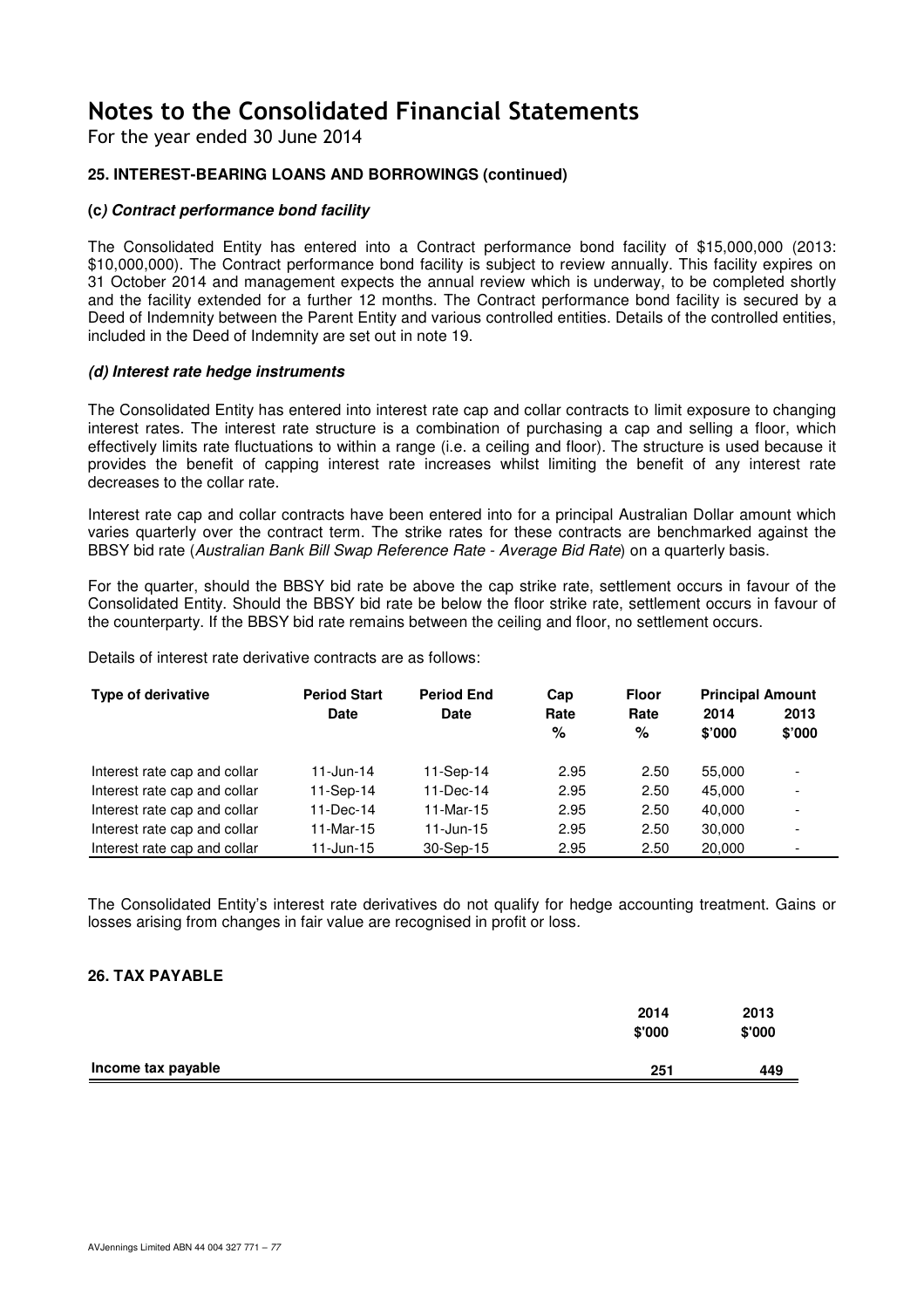# Notes to the Consolidated Financial Statements

For the year ended 30 June 2014

**25. INTEREST-BEARING LOANS AND BORROWINGS (continued)**

**(c) *Contract performance bond facility***

The Consolidated Entity has entered into a Contract performance bond facility of $15,000,000 (2013: $10,000,000). The Contract performance bond facility is subject to review annually. This facility expires on 31 October 2014 and management expects the annual review which is underway, to be completed shortly and the facility extended for a further 12 months. The Contract performance bond facility is secured by a Deed of Indemnity between the Parent Entity and various controlled entities. Details of the controlled entities, included in the Deed of Indemnity are set out in note 19.

***(d) Interest rate hedge instruments***

The Consolidated Entity has entered into interest rate cap and collar contracts to limit exposure to changing interest rates. The interest rate structure is a combination of purchasing a cap and selling a floor, which effectively limits rate fluctuations to within a range (i.e. a ceiling and floor). The structure is used because it provides the benefit of capping interest rate increases whilst limiting the benefit of any interest rate decreases to the collar rate.

Interest rate cap and collar contracts have been entered into for a principal Australian Dollar amount which varies quarterly over the contract term. The strike rates for these contracts are benchmarked against the BBSY bid rate (*Australian Bank Bill Swap Reference Rate - Average Bid Rate*) on a quarterly basis.

For the quarter, should the BBSY bid rate be above the cap strike rate, settlement occurs in favour of the Consolidated Entity. Should the BBSY bid rate be below the floor strike rate, settlement occurs in favour of the counterparty. If the BBSY bid rate remains between the ceiling and floor, no settlement occurs.

Details of interest rate derivative contracts are as follows:

| Type of derivative | Period Start Date | Period End Date | Cap Rate % | Floor Rate % | Principal Amount 2014 $'000 | 2013 $'000 |
|---|---|---|---|---|---|---|
| Interest rate cap and collar | 11-Jun-14 | 11-Sep-14 | 2.95 | 2.50 | 55,000 | - |
| Interest rate cap and collar | 11-Sep-14 | 11-Dec-14 | 2.95 | 2.50 | 45,000 | - |
| Interest rate cap and collar | 11-Dec-14 | 11-Mar-15 | 2.95 | 2.50 | 40,000 | - |
| Interest rate cap and collar | 11-Mar-15 | 11-Jun-15 | 2.95 | 2.50 | 30,000 | - |
| Interest rate cap and collar | 11-Jun-15 | 30-Sep-15 | 2.95 | 2.50 | 20,000 | - |

The Consolidated Entity's interest rate derivatives do not qualify for hedge accounting treatment. Gains or losses arising from changes in fair value are recognised in profit or loss.

**26. TAX PAYABLE**

| | 2014 $'000 | 2013 $'000 |
|---|---|---|
| **Income tax payable** | **251** | **449** |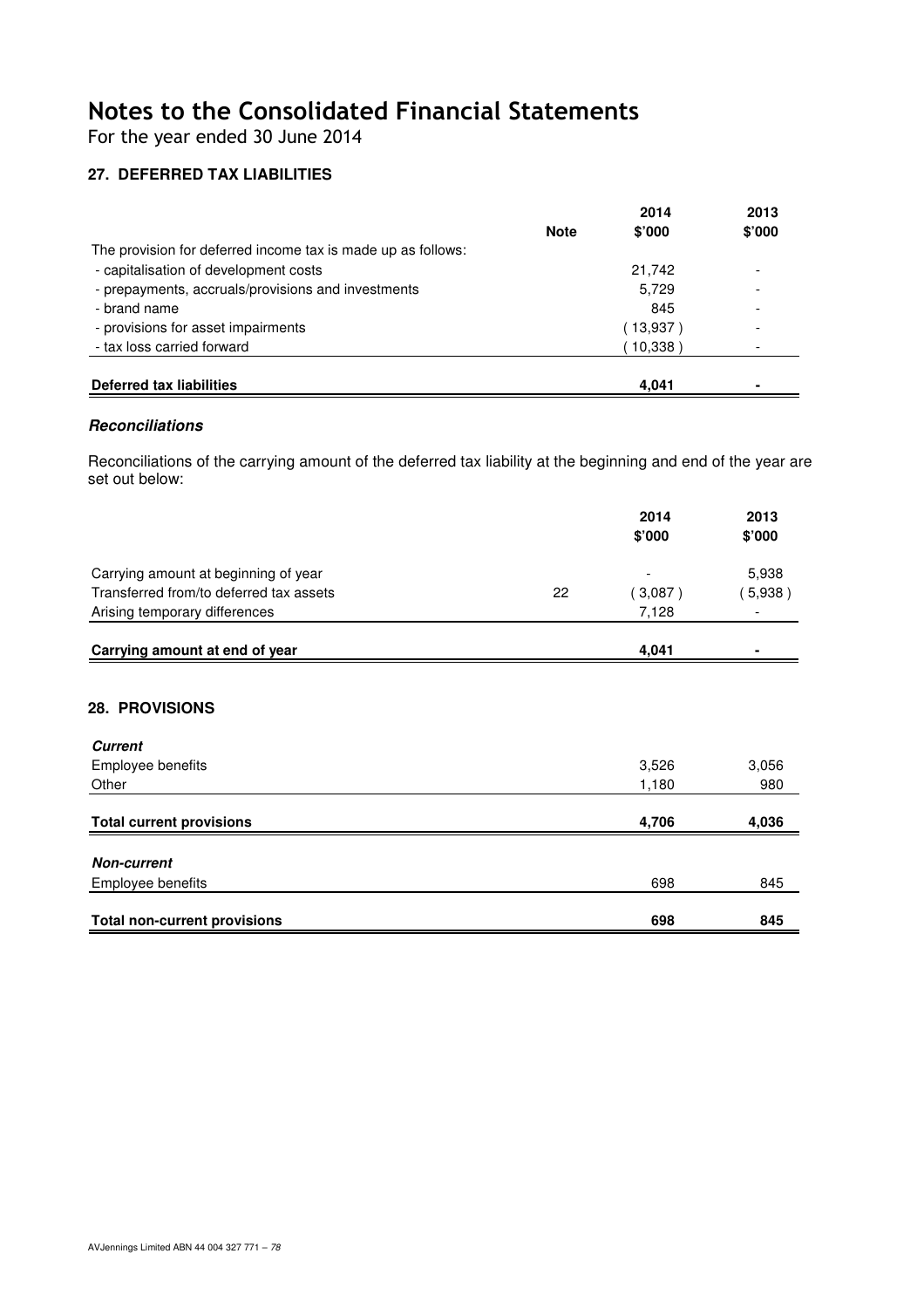# Notes to the Consolidated Financial Statements

For the year ended 30 June 2014

### 27. DEFERRED TAX LIABILITIES

| | Note | 2014<br>$'000 | 2013<br>$'000 |
|---|---|---|---|
| The provision for deferred income tax is made up as follows: | | | |
| - capitalisation of development costs | | 21,742 | - |
| - prepayments, accruals/provisions and investments | | 5,729 | - |
| - brand name | | 845 | - |
| - provisions for asset impairments | | ( 13,937 ) | - |
| - tax loss carried forward | | ( 10,338 ) | - |
| **Deferred tax liabilities** | | **4,041** | **-** |

***Reconciliations***

Reconciliations of the carrying amount of the deferred tax liability at the beginning and end of the year are set out below:

| | | 2014<br>$'000 | 2013<br>$'000 |
|---|---|---|---|
| Carrying amount at beginning of year | | - | 5,938 |
| Transferred from/to deferred tax assets | 22 | ( 3,087 ) | ( 5,938 ) |
| Arising temporary differences | | 7,128 | - |
| **Carrying amount at end of year** | | **4,041** | **-** |

### 28. PROVISIONS

| | | |
|---|---|---|
| ***Current*** | | |
| Employee benefits | 3,526 | 3,056 |
| Other | 1,180 | 980 |
| **Total current provisions** | **4,706** | **4,036** |
| ***Non-current*** | | |
| Employee benefits | 698 | 845 |
| **Total non-current provisions** | **698** | **845** |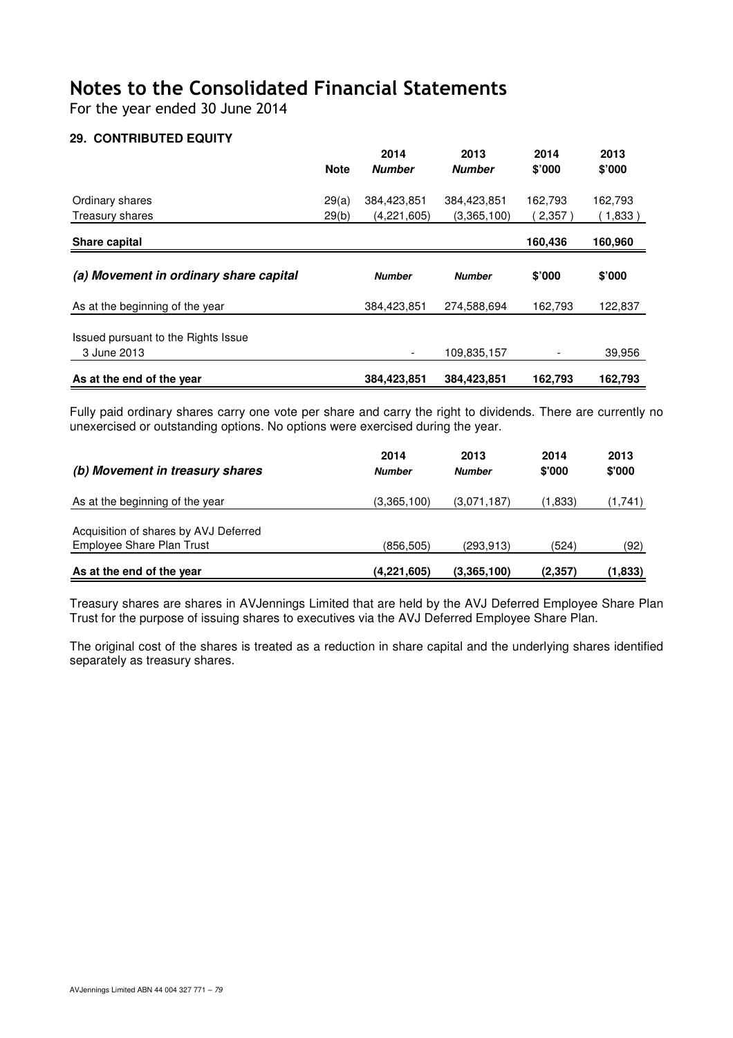# Notes to the Consolidated Financial Statements

For the year ended 30 June 2014

## 29. CONTRIBUTED EQUITY

| | Note | 2014 *Number* | 2013 *Number* | 2014 $'000 | 2013 $'000 |
|---|---|---|---|---|---|
| Ordinary shares | 29(a) | 384,423,851 | 384,423,851 | 162,793 | 162,793 |
| Treasury shares | 29(b) | (4,221,605) | (3,365,100) | ( 2,357 ) | ( 1,833 ) |
| **Share capital** | | | | **160,436** | **160,960** |

| ***(a) Movement in ordinary share capital*** | ***Number*** | ***Number*** | **$'000** | **$'000** |
|---|---|---|---|---|
| As at the beginning of the year | 384,423,851 | 274,588,694 | 162,793 | 122,837 |
| Issued pursuant to the Rights Issue 3 June 2013 | - | 109,835,157 | - | 39,956 |
| **As at the end of the year** | **384,423,851** | **384,423,851** | **162,793** | **162,793** |

Fully paid ordinary shares carry one vote per share and carry the right to dividends. There are currently no unexercised or outstanding options. No options were exercised during the year.

| ***(b) Movement in treasury shares*** | **2014** ***Number*** | **2013** ***Number*** | **2014 $'000** | **2013 $'000** |
|---|---|---|---|---|
| As at the beginning of the year | (3,365,100) | (3,071,187) | (1,833) | (1,741) |
| Acquisition of shares by AVJ Deferred Employee Share Plan Trust | (856,505) | (293,913) | (524) | (92) |
| **As at the end of the year** | **(4,221,605)** | **(3,365,100)** | **(2,357)** | **(1,833)** |

Treasury shares are shares in AVJennings Limited that are held by the AVJ Deferred Employee Share Plan Trust for the purpose of issuing shares to executives via the AVJ Deferred Employee Share Plan.

The original cost of the shares is treated as a reduction in share capital and the underlying shares identified separately as treasury shares.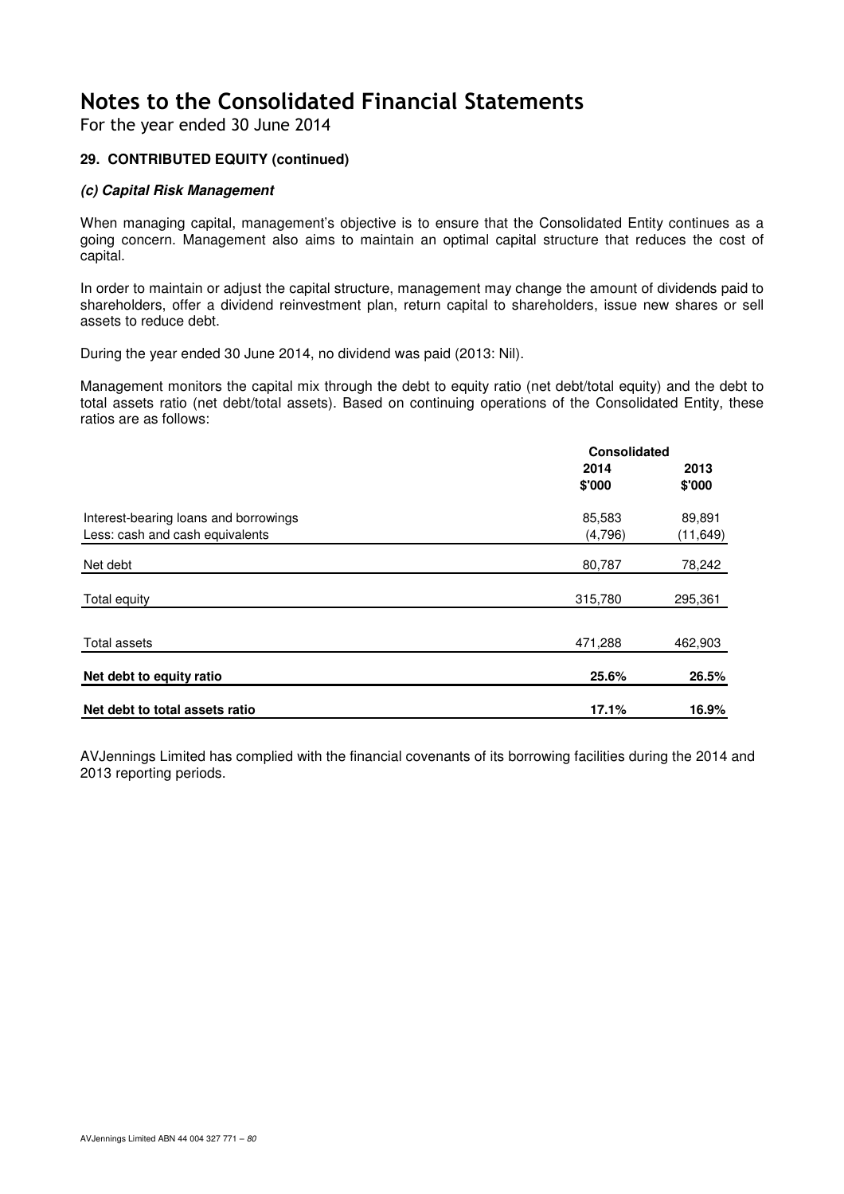# Notes to the Consolidated Financial Statements

For the year ended 30 June 2014

### 29. CONTRIBUTED EQUITY (continued)

#### *(c) Capital Risk Management*

When managing capital, management's objective is to ensure that the Consolidated Entity continues as a going concern. Management also aims to maintain an optimal capital structure that reduces the cost of capital.

In order to maintain or adjust the capital structure, management may change the amount of dividends paid to shareholders, offer a dividend reinvestment plan, return capital to shareholders, issue new shares or sell assets to reduce debt.

During the year ended 30 June 2014, no dividend was paid (2013: Nil).

Management monitors the capital mix through the debt to equity ratio (net debt/total equity) and the debt to total assets ratio (net debt/total assets). Based on continuing operations of the Consolidated Entity, these ratios are as follows:

| | Consolidated | |
|---|---|---|
| | 2014<br>$'000 | 2013<br>$'000 |
| Interest-bearing loans and borrowings | 85,583 | 89,891 |
| Less: cash and cash equivalents | (4,796) | (11,649) |
| Net debt | 80,787 | 78,242 |
| Total equity | 315,780 | 295,361 |
| Total assets | 471,288 | 462,903 |
| **Net debt to equity ratio** | **25.6%** | **26.5%** |
| **Net debt to total assets ratio** | **17.1%** | **16.9%** |

AVJennings Limited has complied with the financial covenants of its borrowing facilities during the 2014 and 2013 reporting periods.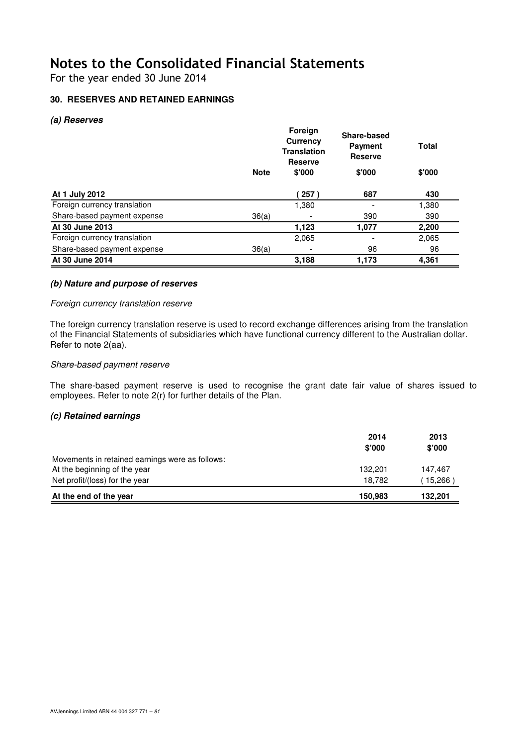# Notes to the Consolidated Financial Statements

For the year ended 30 June 2014

### 30. RESERVES AND RETAINED EARNINGS

#### *(a) Reserves*

| | Note | Foreign Currency Translation Reserve \$'000 | Share-based Payment Reserve \$'000 | Total \$'000 |
|---|---|---|---|---|
| **At 1 July 2012** | | **( 257 )** | **687** | **430** |
| Foreign currency translation | | 1,380 | - | 1,380 |
| Share-based payment expense | 36(a) | - | 390 | 390 |
| **At 30 June 2013** | | **1,123** | **1,077** | **2,200** |
| Foreign currency translation | | 2,065 | - | 2,065 |
| Share-based payment expense | 36(a) | - | 96 | 96 |
| **At 30 June 2014** | | **3,188** | **1,173** | **4,361** |

#### *(b) Nature and purpose of reserves*

*Foreign currency translation reserve*

The foreign currency translation reserve is used to record exchange differences arising from the translation of the Financial Statements of subsidiaries which have functional currency different to the Australian dollar. Refer to note 2(aa).

*Share-based payment reserve*

The share-based payment reserve is used to recognise the grant date fair value of shares issued to employees. Refer to note 2(r) for further details of the Plan.

#### *(c) Retained earnings*

| | 2014 \$'000 | 2013 \$'000 |
|---|---|---|
| Movements in retained earnings were as follows: | | |
| At the beginning of the year | 132,201 | 147,467 |
| Net profit/(loss) for the year | 18,782 | ( 15,266 ) |
| **At the end of the year** | **150,983** | **132,201** |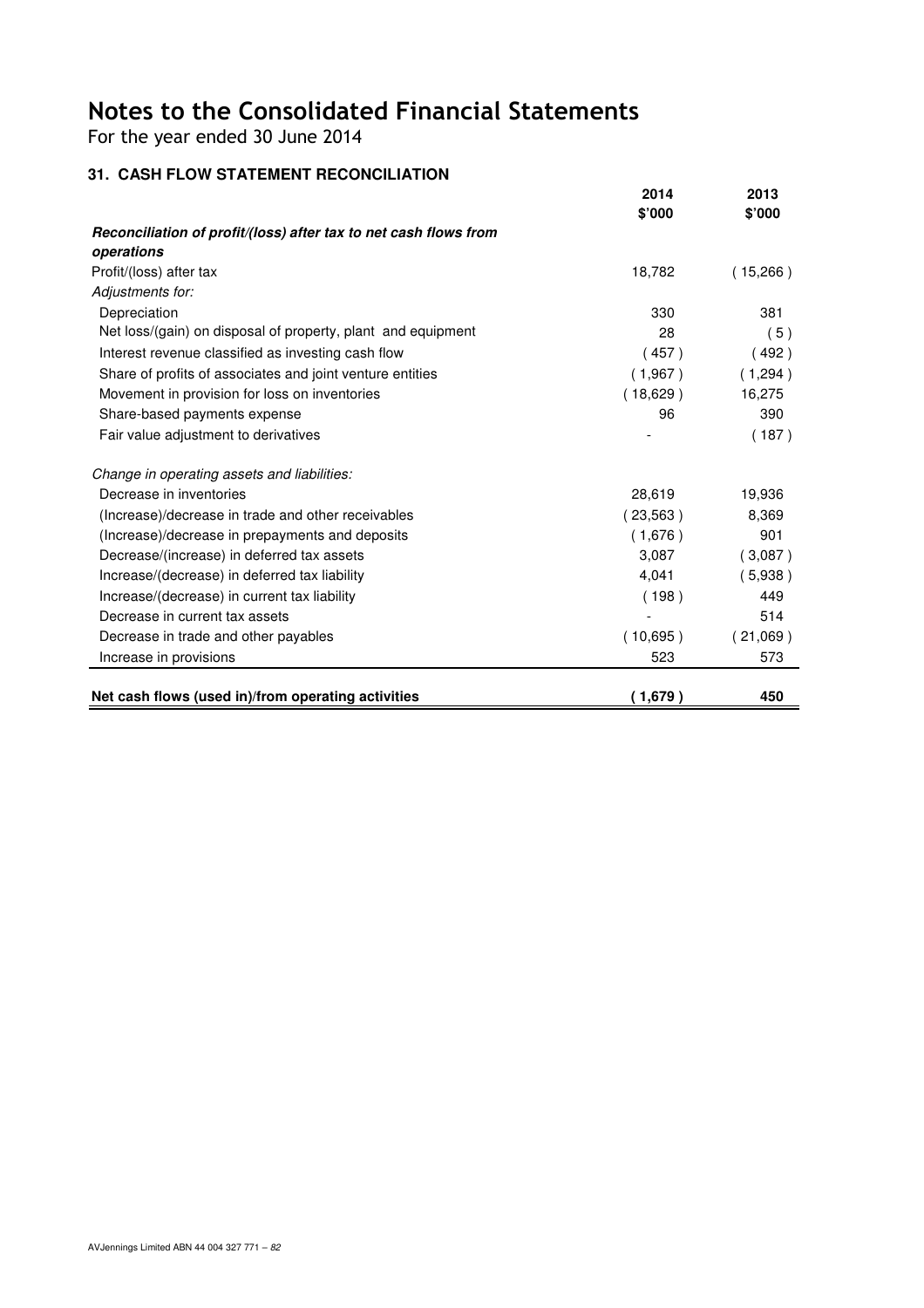# Notes to the Consolidated Financial Statements

For the year ended 30 June 2014

### 31. CASH FLOW STATEMENT RECONCILIATION

| | 2014<br>$'000 | 2013<br>$'000 |
|---|---|---|
| ***Reconciliation of profit/(loss) after tax to net cash flows from operations*** | | |
| Profit/(loss) after tax | 18,782 | ( 15,266 ) |
| *Adjustments for:* | | |
| Depreciation | 330 | 381 |
| Net loss/(gain) on disposal of property, plant and equipment | 28 | ( 5 ) |
| Interest revenue classified as investing cash flow | ( 457 ) | ( 492 ) |
| Share of profits of associates and joint venture entities | ( 1,967 ) | ( 1,294 ) |
| Movement in provision for loss on inventories | ( 18,629 ) | 16,275 |
| Share-based payments expense | 96 | 390 |
| Fair value adjustment to derivatives | - | ( 187 ) |
| *Change in operating assets and liabilities:* | | |
| Decrease in inventories | 28,619 | 19,936 |
| (Increase)/decrease in trade and other receivables | ( 23,563 ) | 8,369 |
| (Increase)/decrease in prepayments and deposits | ( 1,676 ) | 901 |
| Decrease/(increase) in deferred tax assets | 3,087 | ( 3,087 ) |
| Increase/(decrease) in deferred tax liability | 4,041 | ( 5,938 ) |
| Increase/(decrease) in current tax liability | ( 198 ) | 449 |
| Decrease in current tax assets | - | 514 |
| Decrease in trade and other payables | ( 10,695 ) | ( 21,069 ) |
| Increase in provisions | 523 | 573 |
| **Net cash flows (used in)/from operating activities** | **( 1,679 )** | **450** |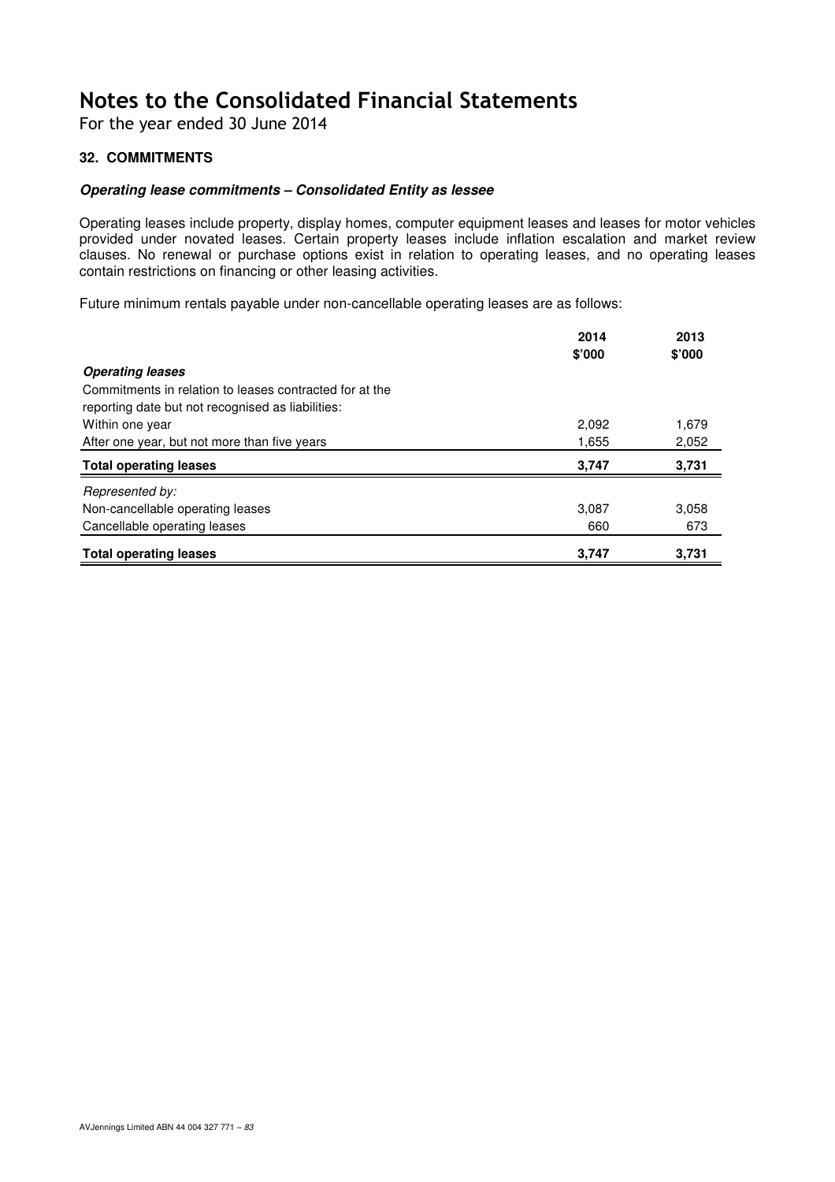# Notes to the Consolidated Financial Statements

For the year ended 30 June 2014

## 32. COMMITMENTS

***Operating lease commitments – Consolidated Entity as lessee***

Operating leases include property, display homes, computer equipment leases and leases for motor vehicles provided under novated leases. Certain property leases include inflation escalation and market review clauses. No renewal or purchase options exist in relation to operating leases, and no operating leases contain restrictions on financing or other leasing activities.

Future minimum rentals payable under non-cancellable operating leases are as follows:

| | 2014 $'000 | 2013 $'000 |
|---|---|---|
| ***Operating leases*** | | |
| Commitments in relation to leases contracted for at the reporting date but not recognised as liabilities: | | |
| Within one year | 2,092 | 1,679 |
| After one year, but not more than five years | 1,655 | 2,052 |
| **Total operating leases** | **3,747** | **3,731** |
| *Represented by:* | | |
| Non-cancellable operating leases | 3,087 | 3,058 |
| Cancellable operating leases | 660 | 673 |
| **Total operating leases** | **3,747** | **3,731** |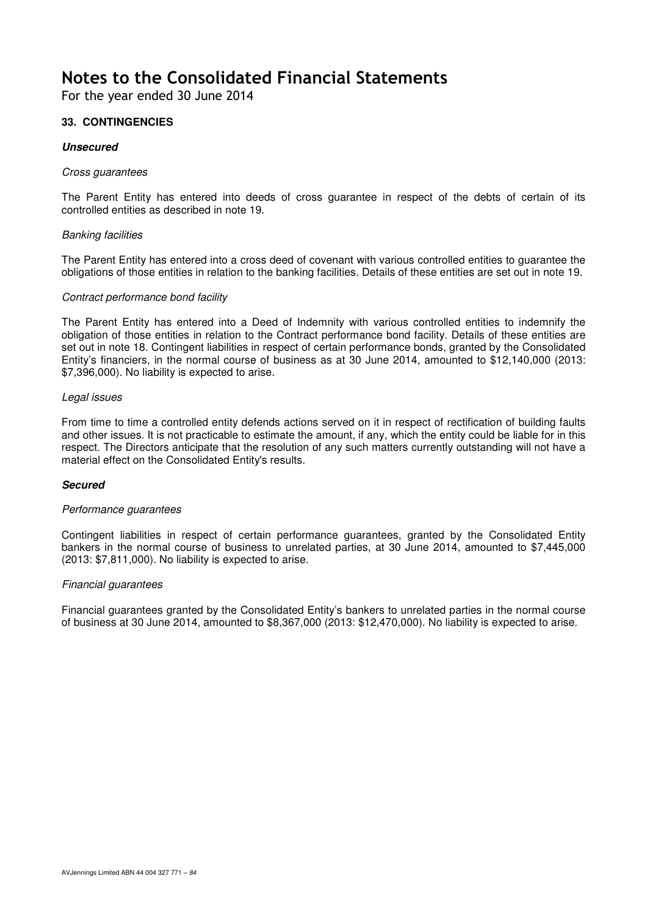# Notes to the Consolidated Financial Statements

For the year ended 30 June 2014

## 33. CONTINGENCIES

### *Unsecured*

*Cross guarantees*

The Parent Entity has entered into deeds of cross guarantee in respect of the debts of certain of its controlled entities as described in note 19.

*Banking facilities*

The Parent Entity has entered into a cross deed of covenant with various controlled entities to guarantee the obligations of those entities in relation to the banking facilities. Details of these entities are set out in note 19.

*Contract performance bond facility*

The Parent Entity has entered into a Deed of Indemnity with various controlled entities to indemnify the obligation of those entities in relation to the Contract performance bond facility. Details of these entities are set out in note 18. Contingent liabilities in respect of certain performance bonds, granted by the Consolidated Entity's financiers, in the normal course of business as at 30 June 2014, amounted to $12,140,000 (2013: $7,396,000). No liability is expected to arise.

*Legal issues*

From time to time a controlled entity defends actions served on it in respect of rectification of building faults and other issues. It is not practicable to estimate the amount, if any, which the entity could be liable for in this respect. The Directors anticipate that the resolution of any such matters currently outstanding will not have a material effect on the Consolidated Entity's results.

### *Secured*

*Performance guarantees*

Contingent liabilities in respect of certain performance guarantees, granted by the Consolidated Entity bankers in the normal course of business to unrelated parties, at 30 June 2014, amounted to $7,445,000 (2013: $7,811,000). No liability is expected to arise.

*Financial guarantees*

Financial guarantees granted by the Consolidated Entity's bankers to unrelated parties in the normal course of business at 30 June 2014, amounted to $8,367,000 (2013: $12,470,000). No liability is expected to arise.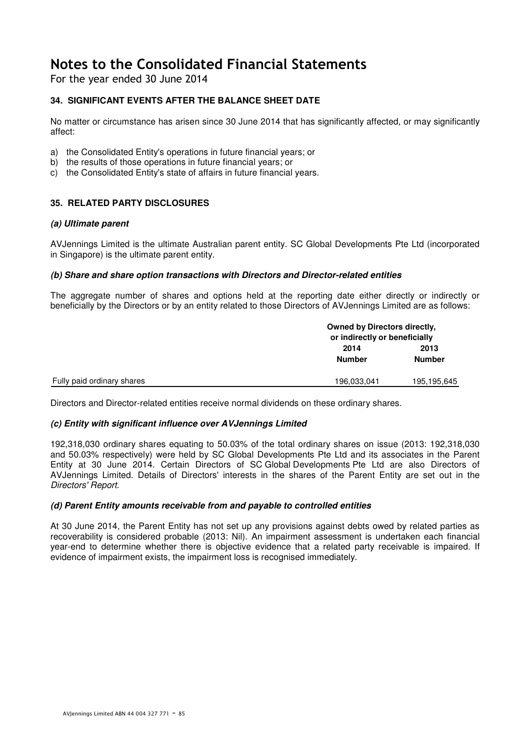# Notes to the Consolidated Financial Statements

For the year ended 30 June 2014

### 34. SIGNIFICANT EVENTS AFTER THE BALANCE SHEET DATE

No matter or circumstance has arisen since 30 June 2014 that has significantly affected, or may significantly affect:

a) the Consolidated Entity's operations in future financial years; or
b) the results of those operations in future financial years; or
c) the Consolidated Entity's state of affairs in future financial years.

### 35. RELATED PARTY DISCLOSURES

#### *(a) Ultimate parent*

AVJennings Limited is the ultimate Australian parent entity. SC Global Developments Pte Ltd (incorporated in Singapore) is the ultimate parent entity.

#### *(b) Share and share option transactions with Directors and Director-related entities*

The aggregate number of shares and options held at the reporting date either directly or indirectly or beneficially by the Directors or by an entity related to those Directors of AVJennings Limited are as follows:

| | Owned by Directors directly, or indirectly or beneficially | |
|---|---|---|
| | 2014 Number | 2013 Number |
| Fully paid ordinary shares | 196,033,041 | 195,195,645 |

Directors and Director-related entities receive normal dividends on these ordinary shares.

#### *(c) Entity with significant influence over AVJennings Limited*

192,318,030 ordinary shares equating to 50.03% of the total ordinary shares on issue (2013: 192,318,030 and 50.03% respectively) were held by SC Global Developments Pte Ltd and its associates in the Parent Entity at 30 June 2014. Certain Directors of SC Global Developments Pte Ltd are also Directors of AVJennings Limited. Details of Directors' interests in the shares of the Parent Entity are set out in the *Directors' Report.*

#### *(d) Parent Entity amounts receivable from and payable to controlled entities*

At 30 June 2014, the Parent Entity has not set up any provisions against debts owed by related parties as recoverability is considered probable (2013: Nil). An impairment assessment is undertaken each financial year-end to determine whether there is objective evidence that a related party receivable is impaired. If evidence of impairment exists, the impairment loss is recognised immediately.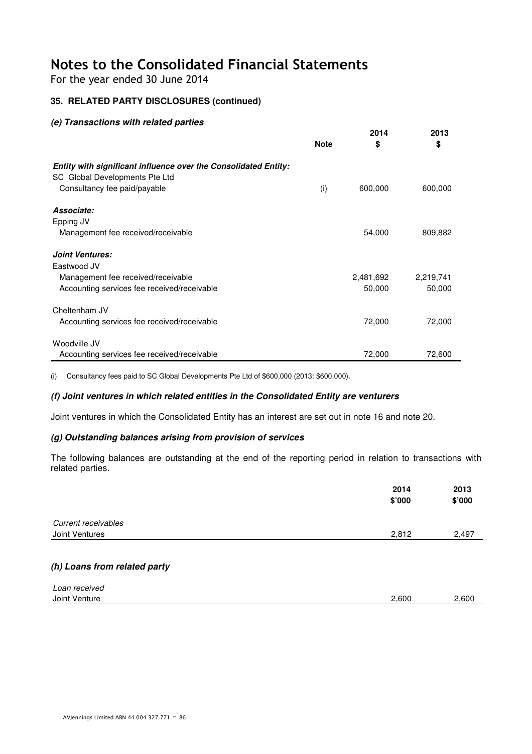# Notes to the Consolidated Financial Statements

For the year ended 30 June 2014

### 35. RELATED PARTY DISCLOSURES (continued)

#### *(e) Transactions with related parties*

| | Note | 2014 $ | 2013 $ |
|---|---|---|---|
| ***Entity with significant influence over the Consolidated Entity:*** | | | |
| SC Global Developments Pte Ltd | | | |
| Consultancy fee paid/payable | (i) | 600,000 | 600,000 |
| ***Associate:*** | | | |
| Epping JV | | | |
| Management fee received/receivable | | 54,000 | 809,882 |
| ***Joint Ventures:*** | | | |
| Eastwood JV | | | |
| Management fee received/receivable | | 2,481,692 | 2,219,741 |
| Accounting services fee received/receivable | | 50,000 | 50,000 |
| Cheltenham JV | | | |
| Accounting services fee received/receivable | | 72,000 | 72,000 |
| Woodville JV | | | |
| Accounting services fee received/receivable | | 72,000 | 72,600 |

(i) Consultancy fees paid to SC Global Developments Pte Ltd of $600,000 (2013: $600,000).

#### *(f) Joint ventures in which related entities in the Consolidated Entity are venturers*

Joint ventures in which the Consolidated Entity has an interest are set out in note 16 and note 20.

#### *(g) Outstanding balances arising from provision of services*

The following balances are outstanding at the end of the reporting period in relation to transactions with related parties.

| | 2014 $'000 | 2013 $'000 |
|---|---|---|
| *Current receivables* | | |
| Joint Ventures | 2,812 | 2,497 |

#### *(h) Loans from related party*

| | 2014 $'000 | 2013 $'000 |
|---|---|---|
| *Loan received* | | |
| Joint Venture | 2,600 | 2,600 |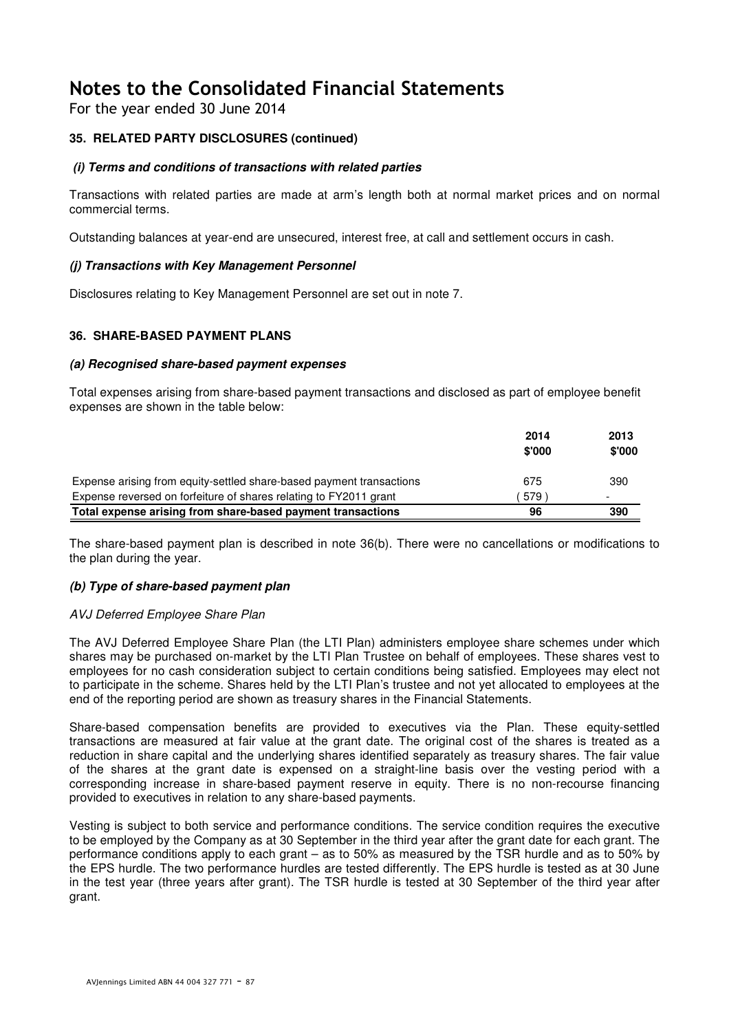# Notes to the Consolidated Financial Statements

For the year ended 30 June 2014

**35. RELATED PARTY DISCLOSURES (continued)**

***(i) Terms and conditions of transactions with related parties***

Transactions with related parties are made at arm's length both at normal market prices and on normal commercial terms.

Outstanding balances at year-end are unsecured, interest free, at call and settlement occurs in cash.

***(j) Transactions with Key Management Personnel***

Disclosures relating to Key Management Personnel are set out in note 7.

**36. SHARE-BASED PAYMENT PLANS**

***(a) Recognised share-based payment expenses***

Total expenses arising from share-based payment transactions and disclosed as part of employee benefit expenses are shown in the table below:

| | 2014 $'000 | 2013 $'000 |
|---|---|---|
| Expense arising from equity-settled share-based payment transactions | 675 | 390 |
| Expense reversed on forfeiture of shares relating to FY2011 grant | ( 579 ) | - |
| **Total expense arising from share-based payment transactions** | **96** | **390** |

The share-based payment plan is described in note 36(b). There were no cancellations or modifications to the plan during the year.

***(b) Type of share-based payment plan***

*AVJ Deferred Employee Share Plan*

The AVJ Deferred Employee Share Plan (the LTI Plan) administers employee share schemes under which shares may be purchased on-market by the LTI Plan Trustee on behalf of employees. These shares vest to employees for no cash consideration subject to certain conditions being satisfied. Employees may elect not to participate in the scheme. Shares held by the LTI Plan's trustee and not yet allocated to employees at the end of the reporting period are shown as treasury shares in the Financial Statements.

Share-based compensation benefits are provided to executives via the Plan. These equity-settled transactions are measured at fair value at the grant date. The original cost of the shares is treated as a reduction in share capital and the underlying shares identified separately as treasury shares. The fair value of the shares at the grant date is expensed on a straight-line basis over the vesting period with a corresponding increase in share-based payment reserve in equity. There is no non-recourse financing provided to executives in relation to any share-based payments.

Vesting is subject to both service and performance conditions. The service condition requires the executive to be employed by the Company as at 30 September in the third year after the grant date for each grant. The performance conditions apply to each grant – as to 50% as measured by the TSR hurdle and as to 50% by the EPS hurdle. The two performance hurdles are tested differently. The EPS hurdle is tested as at 30 June in the test year (three years after grant). The TSR hurdle is tested at 30 September of the third year after grant.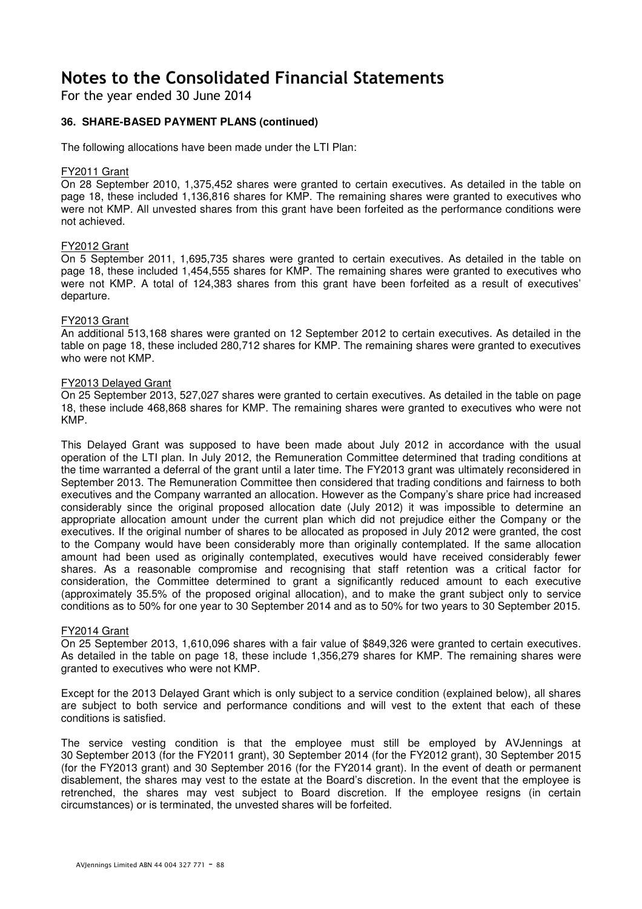# Notes to the Consolidated Financial Statements

For the year ended 30 June 2014

### 36. SHARE-BASED PAYMENT PLANS (continued)

The following allocations have been made under the LTI Plan:

FY2011 Grant

On 28 September 2010, 1,375,452 shares were granted to certain executives. As detailed in the table on page 18, these included 1,136,816 shares for KMP. The remaining shares were granted to executives who were not KMP. All unvested shares from this grant have been forfeited as the performance conditions were not achieved.

FY2012 Grant

On 5 September 2011, 1,695,735 shares were granted to certain executives. As detailed in the table on page 18, these included 1,454,555 shares for KMP. The remaining shares were granted to executives who were not KMP. A total of 124,383 shares from this grant have been forfeited as a result of executives' departure.

FY2013 Grant

An additional 513,168 shares were granted on 12 September 2012 to certain executives. As detailed in the table on page 18, these included 280,712 shares for KMP. The remaining shares were granted to executives who were not KMP.

FY2013 Delayed Grant

On 25 September 2013, 527,027 shares were granted to certain executives. As detailed in the table on page 18, these include 468,868 shares for KMP. The remaining shares were granted to executives who were not KMP.

This Delayed Grant was supposed to have been made about July 2012 in accordance with the usual operation of the LTI plan. In July 2012, the Remuneration Committee determined that trading conditions at the time warranted a deferral of the grant until a later time. The FY2013 grant was ultimately reconsidered in September 2013. The Remuneration Committee then considered that trading conditions and fairness to both executives and the Company warranted an allocation. However as the Company's share price had increased considerably since the original proposed allocation date (July 2012) it was impossible to determine an appropriate allocation amount under the current plan which did not prejudice either the Company or the executives. If the original number of shares to be allocated as proposed in July 2012 were granted, the cost to the Company would have been considerably more than originally contemplated. If the same allocation amount had been used as originally contemplated, executives would have received considerably fewer shares. As a reasonable compromise and recognising that staff retention was a critical factor for consideration, the Committee determined to grant a significantly reduced amount to each executive (approximately 35.5% of the proposed original allocation), and to make the grant subject only to service conditions as to 50% for one year to 30 September 2014 and as to 50% for two years to 30 September 2015.

FY2014 Grant

On 25 September 2013, 1,610,096 shares with a fair value of $849,326 were granted to certain executives. As detailed in the table on page 18, these include 1,356,279 shares for KMP. The remaining shares were granted to executives who were not KMP.

Except for the 2013 Delayed Grant which is only subject to a service condition (explained below), all shares are subject to both service and performance conditions and will vest to the extent that each of these conditions is satisfied.

The service vesting condition is that the employee must still be employed by AVJennings at 30 September 2013 (for the FY2011 grant), 30 September 2014 (for the FY2012 grant), 30 September 2015 (for the FY2013 grant) and 30 September 2016 (for the FY2014 grant). In the event of death or permanent disablement, the shares may vest to the estate at the Board's discretion. In the event that the employee is retrenched, the shares may vest subject to Board discretion. If the employee resigns (in certain circumstances) or is terminated, the unvested shares will be forfeited.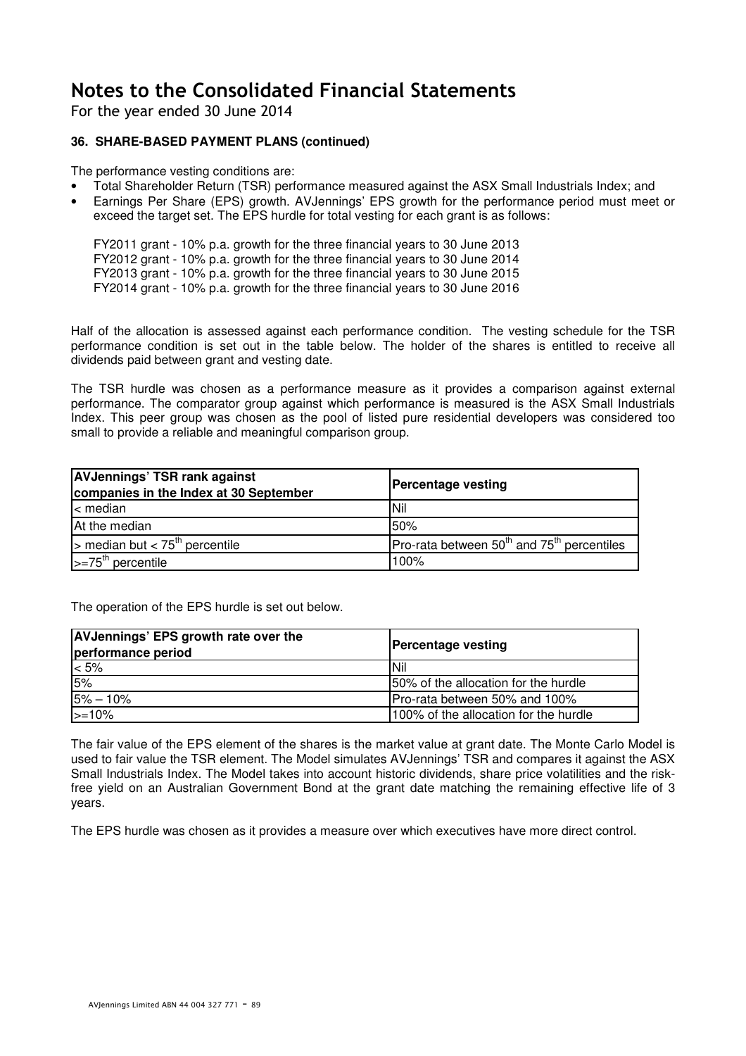# Notes to the Consolidated Financial Statements

For the year ended 30 June 2014

### 36. SHARE-BASED PAYMENT PLANS (continued)

The performance vesting conditions are:

- Total Shareholder Return (TSR) performance measured against the ASX Small Industrials Index; and
- Earnings Per Share (EPS) growth. AVJennings' EPS growth for the performance period must meet or exceed the target set. The EPS hurdle for total vesting for each grant is as follows:

FY2011 grant - 10% p.a. growth for the three financial years to 30 June 2013
FY2012 grant - 10% p.a. growth for the three financial years to 30 June 2014
FY2013 grant - 10% p.a. growth for the three financial years to 30 June 2015
FY2014 grant - 10% p.a. growth for the three financial years to 30 June 2016

Half of the allocation is assessed against each performance condition. The vesting schedule for the TSR performance condition is set out in the table below. The holder of the shares is entitled to receive all dividends paid between grant and vesting date.

The TSR hurdle was chosen as a performance measure as it provides a comparison against external performance. The comparator group against which performance is measured is the ASX Small Industrials Index. This peer group was chosen as the pool of listed pure residential developers was considered too small to provide a reliable and meaningful comparison group.

| AVJennings' TSR rank against companies in the Index at 30 September | Percentage vesting |
|---|---|
| < median | Nil |
| At the median | 50% |
| > median but < 75th percentile | Pro-rata between 50th and 75th percentiles |
| >=75th percentile | 100% |

The operation of the EPS hurdle is set out below.

| AVJennings' EPS growth rate over the performance period | Percentage vesting |
|---|---|
| < 5% | Nil |
| 5% | 50% of the allocation for the hurdle |
| 5% – 10% | Pro-rata between 50% and 100% |
| >=10% | 100% of the allocation for the hurdle |

The fair value of the EPS element of the shares is the market value at grant date. The Monte Carlo Model is used to fair value the TSR element. The Model simulates AVJennings' TSR and compares it against the ASX Small Industrials Index. The Model takes into account historic dividends, share price volatilities and the risk-free yield on an Australian Government Bond at the grant date matching the remaining effective life of 3 years.

The EPS hurdle was chosen as it provides a measure over which executives have more direct control.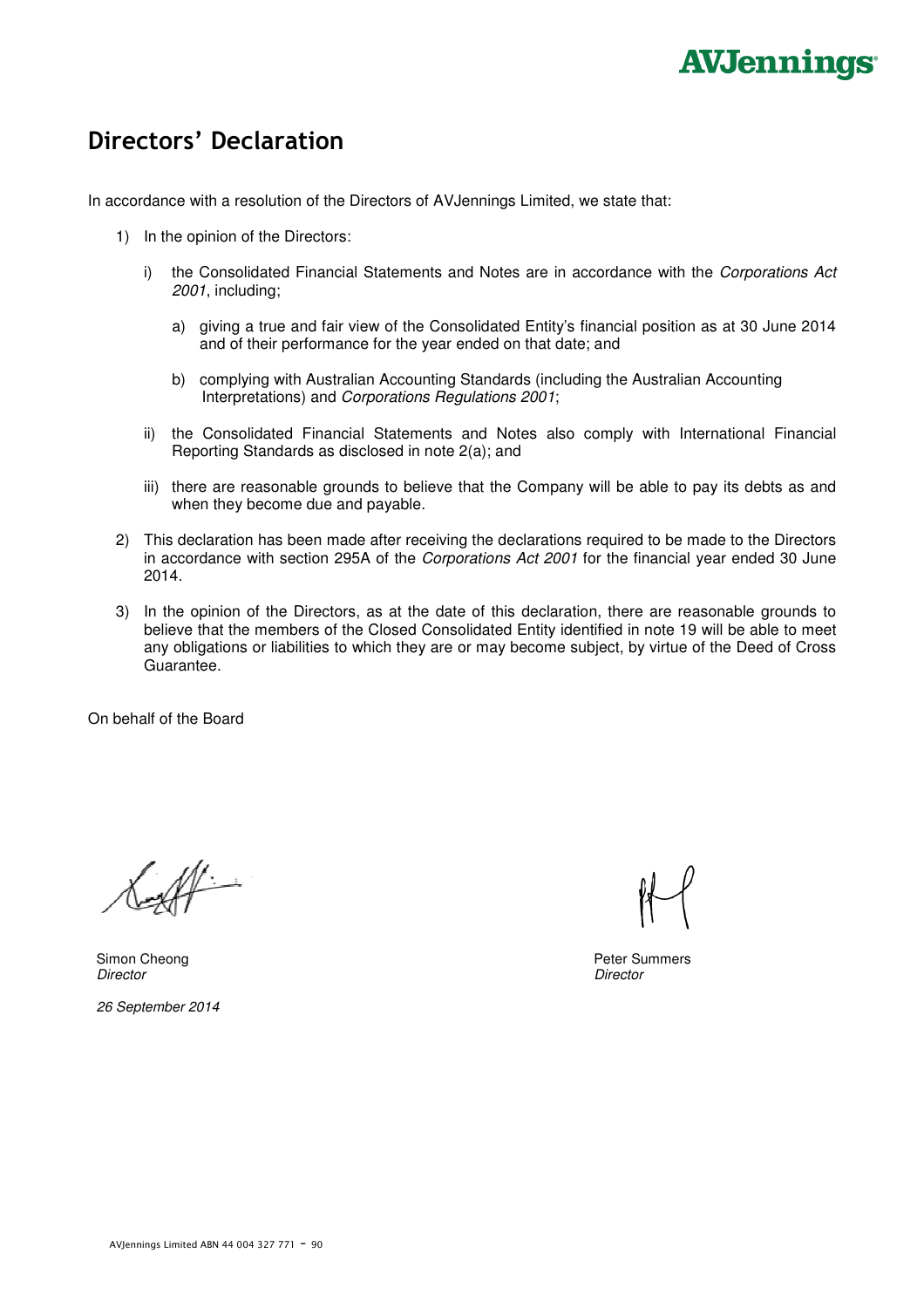# Directors' Declaration

In accordance with a resolution of the Directors of AVJennings Limited, we state that:

1) In the opinion of the Directors:

   i) the Consolidated Financial Statements and Notes are in accordance with the *Corporations Act 2001*, including;

      a) giving a true and fair view of the Consolidated Entity's financial position as at 30 June 2014 and of their performance for the year ended on that date; and

      b) complying with Australian Accounting Standards (including the Australian Accounting Interpretations) and *Corporations Regulations 2001*;

   ii) the Consolidated Financial Statements and Notes also comply with International Financial Reporting Standards as disclosed in note 2(a); and

   iii) there are reasonable grounds to believe that the Company will be able to pay its debts as and when they become due and payable.

2) This declaration has been made after receiving the declarations required to be made to the Directors in accordance with section 295A of the *Corporations Act 2001* for the financial year ended 30 June 2014.

3) In the opinion of the Directors, as at the date of this declaration, there are reasonable grounds to believe that the members of the Closed Consolidated Entity identified in note 19 will be able to meet any obligations or liabilities to which they are or may become subject, by virtue of the Deed of Cross Guarantee.

On behalf of the Board

Simon Cheong
*Director*

*26 September 2014*

Peter Summers
*Director*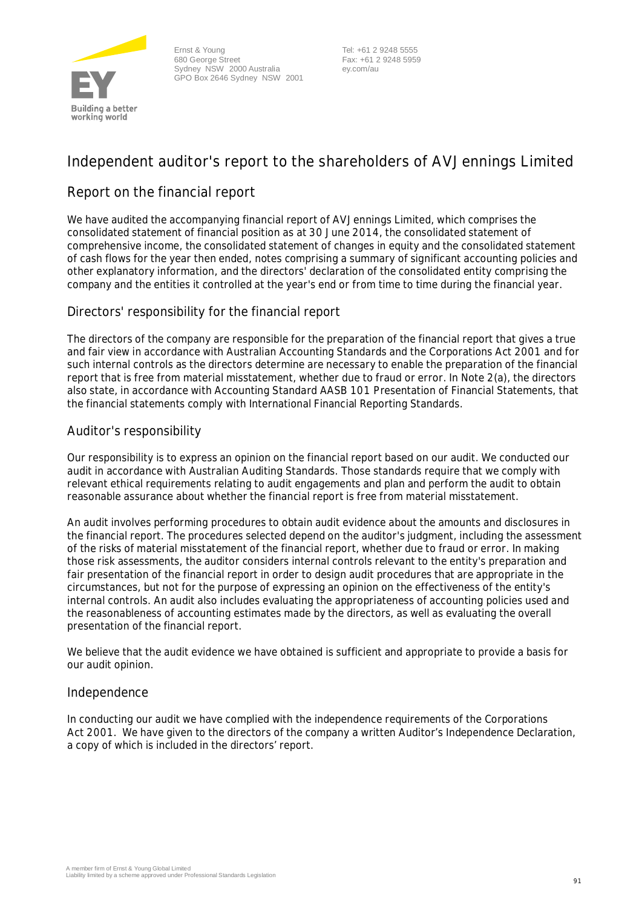Ernst & Young
680 George Street
Sydney NSW 2000 Australia
GPO Box 2646 Sydney NSW 2001

Tel: +61 2 9248 5555
Fax: +61 2 9248 5959
ey.com/au

# Independent auditor's report to the shareholders of AVJennings Limited

## Report on the financial report

We have audited the accompanying financial report of AVJennings Limited, which comprises the consolidated statement of financial position as at 30 June 2014, the consolidated statement of comprehensive income, the consolidated statement of changes in equity and the consolidated statement of cash flows for the year then ended, notes comprising a summary of significant accounting policies and other explanatory information, and the directors' declaration of the consolidated entity comprising the company and the entities it controlled at the year's end or from time to time during the financial year.

### Directors' responsibility for the financial report

The directors of the company are responsible for the preparation of the financial report that gives a true and fair view in accordance with Australian Accounting Standards and the Corporations Act 2001 and for such internal controls as the directors determine are necessary to enable the preparation of the financial report that is free from material misstatement, whether due to fraud or error. In Note 2(a), the directors also state, in accordance with Accounting Standard AASB 101 Presentation of Financial Statements, that the financial statements comply with International Financial Reporting Standards.

### Auditor's responsibility

Our responsibility is to express an opinion on the financial report based on our audit. We conducted our audit in accordance with Australian Auditing Standards. Those standards require that we comply with relevant ethical requirements relating to audit engagements and plan and perform the audit to obtain reasonable assurance about whether the financial report is free from material misstatement.

An audit involves performing procedures to obtain audit evidence about the amounts and disclosures in the financial report. The procedures selected depend on the auditor's judgment, including the assessment of the risks of material misstatement of the financial report, whether due to fraud or error. In making those risk assessments, the auditor considers internal controls relevant to the entity's preparation and fair presentation of the financial report in order to design audit procedures that are appropriate in the circumstances, but not for the purpose of expressing an opinion on the effectiveness of the entity's internal controls. An audit also includes evaluating the appropriateness of accounting policies used and the reasonableness of accounting estimates made by the directors, as well as evaluating the overall presentation of the financial report.

We believe that the audit evidence we have obtained is sufficient and appropriate to provide a basis for our audit opinion.

### Independence

In conducting our audit we have complied with the independence requirements of the Corporations Act 2001. We have given to the directors of the company a written Auditor's Independence Declaration, a copy of which is included in the directors' report.

A member firm of Ernst & Young Global Limited
Liability limited by a scheme approved under Professional Standards Legislation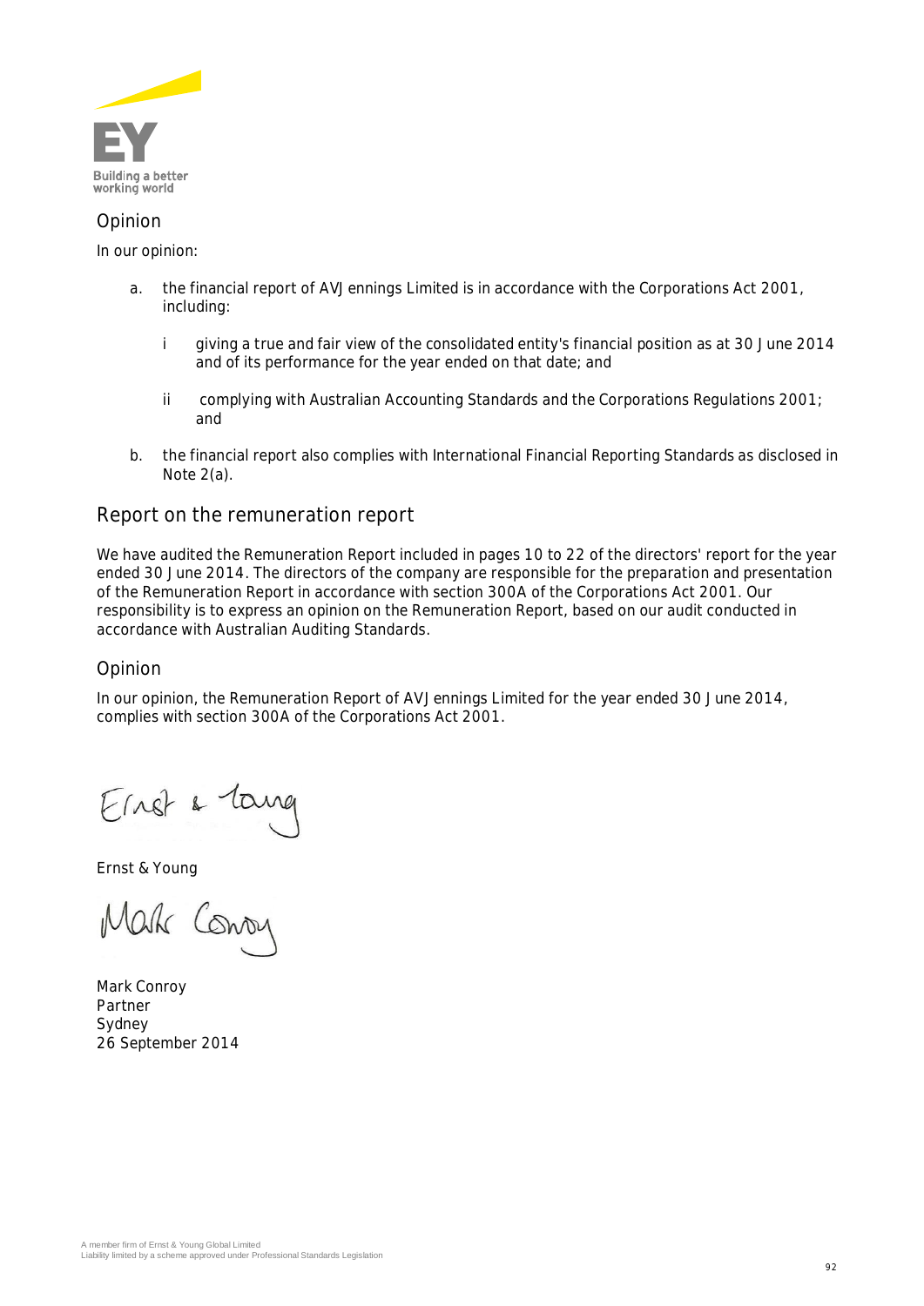## Opinion

In our opinion:

a. the financial report of AVJennings Limited is in accordance with the Corporations Act 2001, including:

   i giving a true and fair view of the consolidated entity's financial position as at 30 June 2014 and of its performance for the year ended on that date; and

   ii complying with Australian Accounting Standards and the Corporations Regulations 2001; and

b. the financial report also complies with International Financial Reporting Standards as disclosed in Note 2(a).

## Report on the remuneration report

We have audited the Remuneration Report included in pages 10 to 22 of the directors' report for the year ended 30 June 2014. The directors of the company are responsible for the preparation and presentation of the Remuneration Report in accordance with section 300A of the Corporations Act 2001. Our responsibility is to express an opinion on the Remuneration Report, based on our audit conducted in accordance with Australian Auditing Standards.

## Opinion

In our opinion, the Remuneration Report of AVJennings Limited for the year ended 30 June 2014, complies with section 300A of the Corporations Act 2001.

Ernst & Young

Mark Conroy
Partner
Sydney
26 September 2014

A member firm of Ernst & Young Global Limited
Liability limited by a scheme approved under Professional Standards Legislation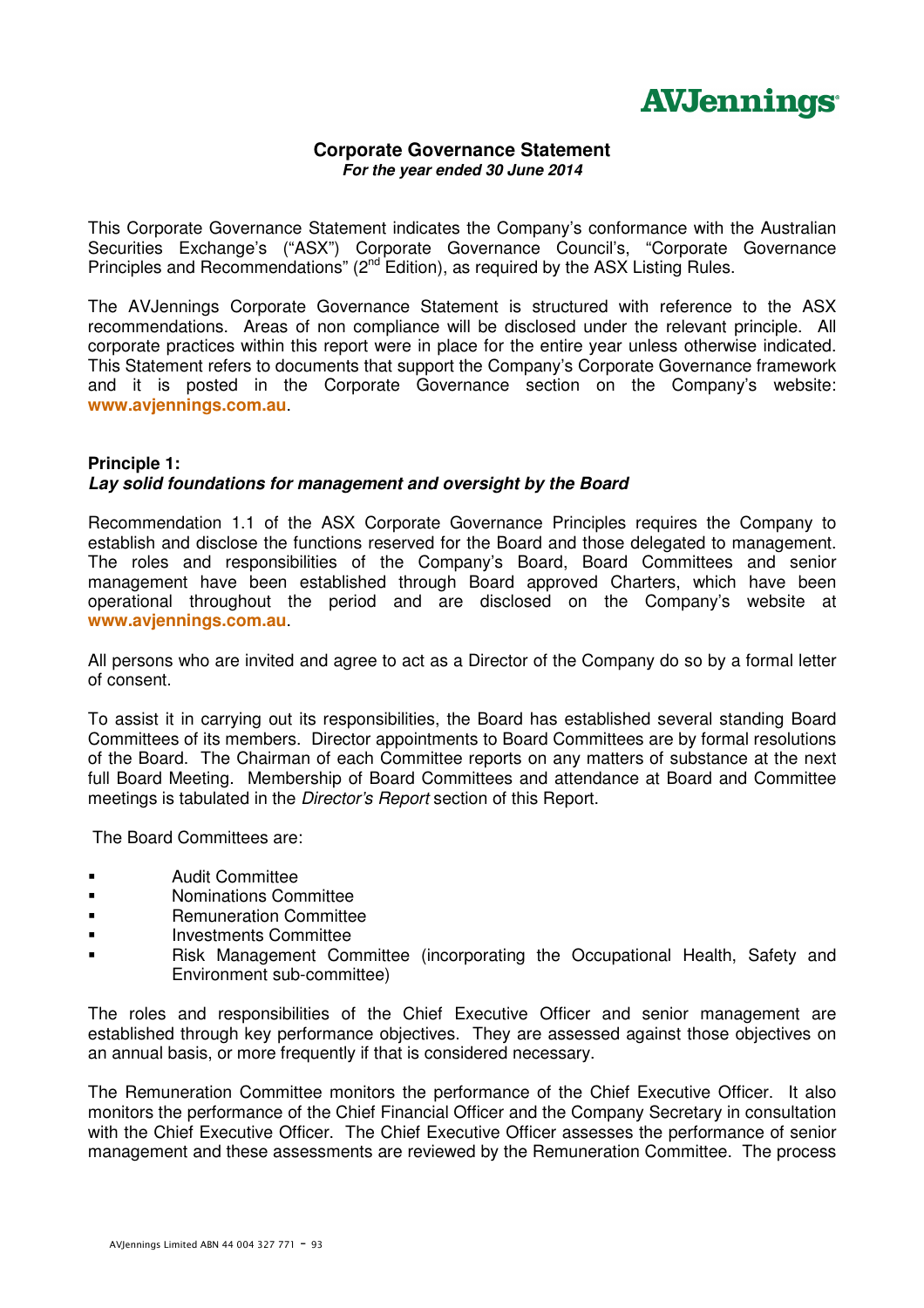# Corporate Governance Statement

***For the year ended 30 June 2014***

This Corporate Governance Statement indicates the Company's conformance with the Australian Securities Exchange's ("ASX") Corporate Governance Council's, "Corporate Governance Principles and Recommendations" (2nd Edition), as required by the ASX Listing Rules.

The AVJennings Corporate Governance Statement is structured with reference to the ASX recommendations. Areas of non compliance will be disclosed under the relevant principle. All corporate practices within this report were in place for the entire year unless otherwise indicated. This Statement refers to documents that support the Company's Corporate Governance framework and it is posted in the Corporate Governance section on the Company's website: **www.avjennings.com.au**.

**Principle 1:**
***Lay solid foundations for management and oversight by the Board***

Recommendation 1.1 of the ASX Corporate Governance Principles requires the Company to establish and disclose the functions reserved for the Board and those delegated to management. The roles and responsibilities of the Company's Board, Board Committees and senior management have been established through Board approved Charters, which have been operational throughout the period and are disclosed on the Company's website at **www.avjennings.com.au**.

All persons who are invited and agree to act as a Director of the Company do so by a formal letter of consent.

To assist it in carrying out its responsibilities, the Board has established several standing Board Committees of its members. Director appointments to Board Committees are by formal resolutions of the Board. The Chairman of each Committee reports on any matters of substance at the next full Board Meeting. Membership of Board Committees and attendance at Board and Committee meetings is tabulated in the *Director's Report* section of this Report.

The Board Committees are:

- Audit Committee
- Nominations Committee
- Remuneration Committee
- Investments Committee
- Risk Management Committee (incorporating the Occupational Health, Safety and Environment sub-committee)

The roles and responsibilities of the Chief Executive Officer and senior management are established through key performance objectives. They are assessed against those objectives on an annual basis, or more frequently if that is considered necessary.

The Remuneration Committee monitors the performance of the Chief Executive Officer. It also monitors the performance of the Chief Financial Officer and the Company Secretary in consultation with the Chief Executive Officer. The Chief Executive Officer assesses the performance of senior management and these assessments are reviewed by the Remuneration Committee. The process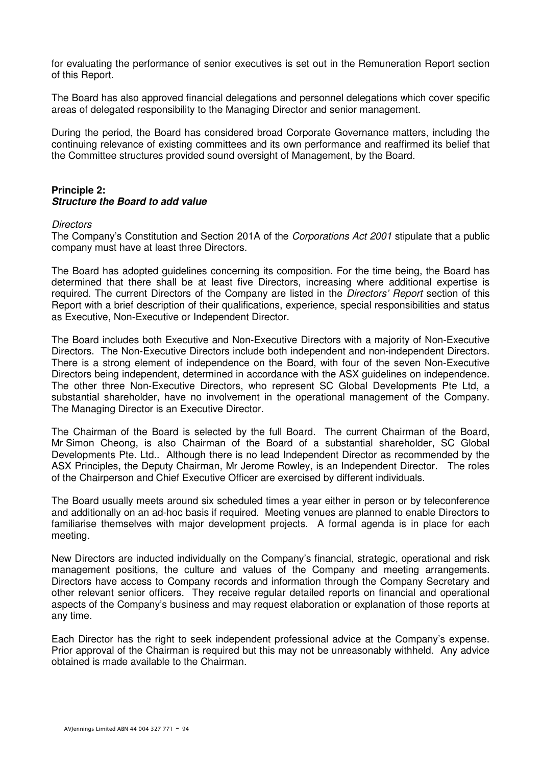for evaluating the performance of senior executives is set out in the Remuneration Report section of this Report.

The Board has also approved financial delegations and personnel delegations which cover specific areas of delegated responsibility to the Managing Director and senior management.

During the period, the Board has considered broad Corporate Governance matters, including the continuing relevance of existing committees and its own performance and reaffirmed its belief that the Committee structures provided sound oversight of Management, by the Board.

**Principle 2:**
***Structure the Board to add value***

*Directors*
The Company's Constitution and Section 201A of the *Corporations Act 2001* stipulate that a public company must have at least three Directors.

The Board has adopted guidelines concerning its composition. For the time being, the Board has determined that there shall be at least five Directors, increasing where additional expertise is required. The current Directors of the Company are listed in the *Directors' Report* section of this Report with a brief description of their qualifications, experience, special responsibilities and status as Executive, Non-Executive or Independent Director.

The Board includes both Executive and Non-Executive Directors with a majority of Non-Executive Directors. The Non-Executive Directors include both independent and non-independent Directors. There is a strong element of independence on the Board, with four of the seven Non-Executive Directors being independent, determined in accordance with the ASX guidelines on independence. The other three Non-Executive Directors, who represent SC Global Developments Pte Ltd, a substantial shareholder, have no involvement in the operational management of the Company. The Managing Director is an Executive Director.

The Chairman of the Board is selected by the full Board. The current Chairman of the Board, Mr Simon Cheong, is also Chairman of the Board of a substantial shareholder, SC Global Developments Pte. Ltd.. Although there is no lead Independent Director as recommended by the ASX Principles, the Deputy Chairman, Mr Jerome Rowley, is an Independent Director. The roles of the Chairperson and Chief Executive Officer are exercised by different individuals.

The Board usually meets around six scheduled times a year either in person or by teleconference and additionally on an ad-hoc basis if required. Meeting venues are planned to enable Directors to familiarise themselves with major development projects. A formal agenda is in place for each meeting.

New Directors are inducted individually on the Company's financial, strategic, operational and risk management positions, the culture and values of the Company and meeting arrangements. Directors have access to Company records and information through the Company Secretary and other relevant senior officers. They receive regular detailed reports on financial and operational aspects of the Company's business and may request elaboration or explanation of those reports at any time.

Each Director has the right to seek independent professional advice at the Company's expense. Prior approval of the Chairman is required but this may not be unreasonably withheld. Any advice obtained is made available to the Chairman.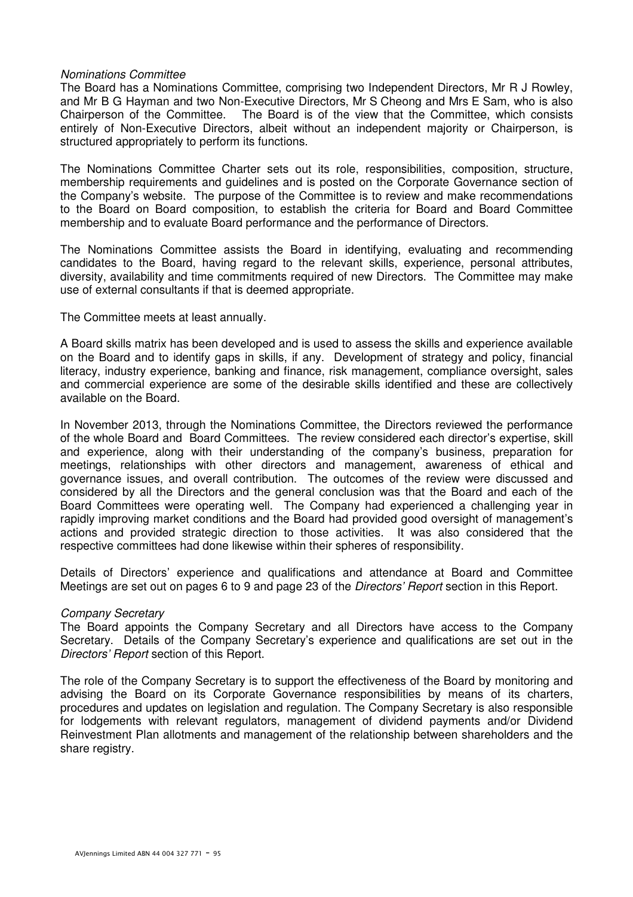*Nominations Committee*

The Board has a Nominations Committee, comprising two Independent Directors, Mr R J Rowley, and Mr B G Hayman and two Non-Executive Directors, Mr S Cheong and Mrs E Sam, who is also Chairperson of the Committee. The Board is of the view that the Committee, which consists entirely of Non-Executive Directors, albeit without an independent majority or Chairperson, is structured appropriately to perform its functions.

The Nominations Committee Charter sets out its role, responsibilities, composition, structure, membership requirements and guidelines and is posted on the Corporate Governance section of the Company's website. The purpose of the Committee is to review and make recommendations to the Board on Board composition, to establish the criteria for Board and Board Committee membership and to evaluate Board performance and the performance of Directors.

The Nominations Committee assists the Board in identifying, evaluating and recommending candidates to the Board, having regard to the relevant skills, experience, personal attributes, diversity, availability and time commitments required of new Directors. The Committee may make use of external consultants if that is deemed appropriate.

The Committee meets at least annually.

A Board skills matrix has been developed and is used to assess the skills and experience available on the Board and to identify gaps in skills, if any. Development of strategy and policy, financial literacy, industry experience, banking and finance, risk management, compliance oversight, sales and commercial experience are some of the desirable skills identified and these are collectively available on the Board.

In November 2013, through the Nominations Committee, the Directors reviewed the performance of the whole Board and Board Committees. The review considered each director's expertise, skill and experience, along with their understanding of the company's business, preparation for meetings, relationships with other directors and management, awareness of ethical and governance issues, and overall contribution. The outcomes of the review were discussed and considered by all the Directors and the general conclusion was that the Board and each of the Board Committees were operating well. The Company had experienced a challenging year in rapidly improving market conditions and the Board had provided good oversight of management's actions and provided strategic direction to those activities. It was also considered that the respective committees had done likewise within their spheres of responsibility.

Details of Directors' experience and qualifications and attendance at Board and Committee Meetings are set out on pages 6 to 9 and page 23 of the *Directors' Report* section in this Report.

*Company Secretary*

The Board appoints the Company Secretary and all Directors have access to the Company Secretary. Details of the Company Secretary's experience and qualifications are set out in the *Directors' Report* section of this Report.

The role of the Company Secretary is to support the effectiveness of the Board by monitoring and advising the Board on its Corporate Governance responsibilities by means of its charters, procedures and updates on legislation and regulation. The Company Secretary is also responsible for lodgements with relevant regulators, management of dividend payments and/or Dividend Reinvestment Plan allotments and management of the relationship between shareholders and the share registry.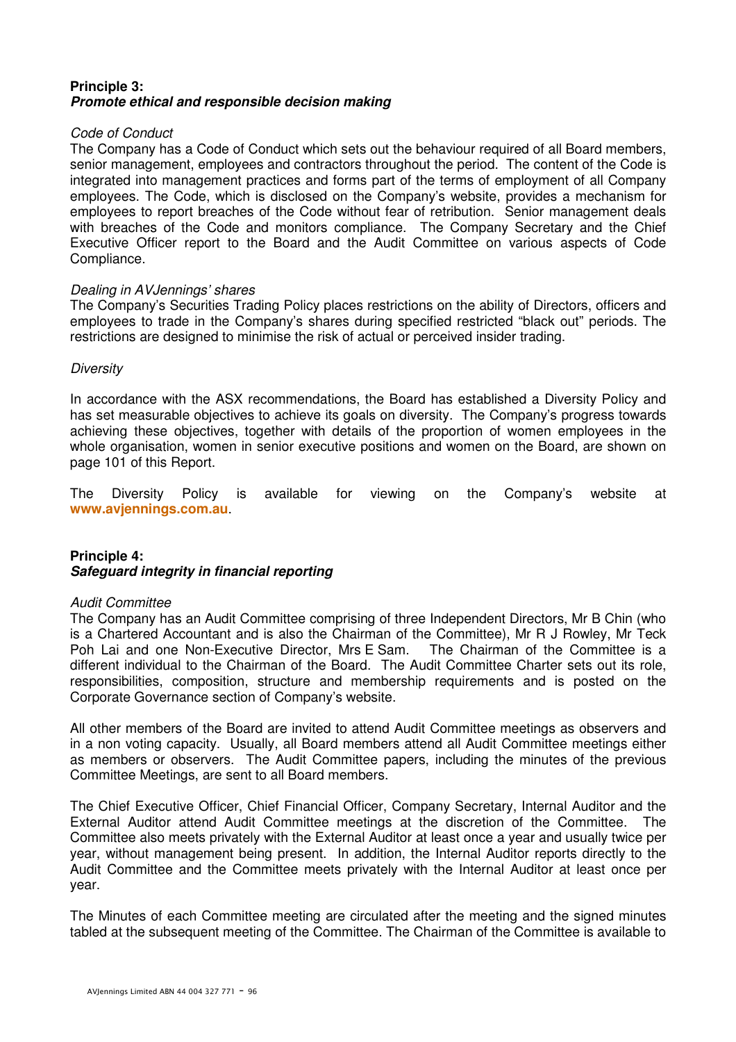**Principle 3:**
***Promote ethical and responsible decision making***

*Code of Conduct*
The Company has a Code of Conduct which sets out the behaviour required of all Board members, senior management, employees and contractors throughout the period. The content of the Code is integrated into management practices and forms part of the terms of employment of all Company employees. The Code, which is disclosed on the Company's website, provides a mechanism for employees to report breaches of the Code without fear of retribution. Senior management deals with breaches of the Code and monitors compliance. The Company Secretary and the Chief Executive Officer report to the Board and the Audit Committee on various aspects of Code Compliance.

*Dealing in AVJennings' shares*
The Company's Securities Trading Policy places restrictions on the ability of Directors, officers and employees to trade in the Company's shares during specified restricted "black out" periods. The restrictions are designed to minimise the risk of actual or perceived insider trading.

*Diversity*

In accordance with the ASX recommendations, the Board has established a Diversity Policy and has set measurable objectives to achieve its goals on diversity. The Company's progress towards achieving these objectives, together with details of the proportion of women employees in the whole organisation, women in senior executive positions and women on the Board, are shown on page 101 of this Report.

The Diversity Policy is available for viewing on the Company's website at **www.avjennings.com.au**.

**Principle 4:**
***Safeguard integrity in financial reporting***

*Audit Committee*
The Company has an Audit Committee comprising of three Independent Directors, Mr B Chin (who is a Chartered Accountant and is also the Chairman of the Committee), Mr R J Rowley, Mr Teck Poh Lai and one Non-Executive Director, Mrs E Sam. The Chairman of the Committee is a different individual to the Chairman of the Board. The Audit Committee Charter sets out its role, responsibilities, composition, structure and membership requirements and is posted on the Corporate Governance section of Company's website.

All other members of the Board are invited to attend Audit Committee meetings as observers and in a non voting capacity. Usually, all Board members attend all Audit Committee meetings either as members or observers. The Audit Committee papers, including the minutes of the previous Committee Meetings, are sent to all Board members.

The Chief Executive Officer, Chief Financial Officer, Company Secretary, Internal Auditor and the External Auditor attend Audit Committee meetings at the discretion of the Committee. The Committee also meets privately with the External Auditor at least once a year and usually twice per year, without management being present. In addition, the Internal Auditor reports directly to the Audit Committee and the Committee meets privately with the Internal Auditor at least once per year.

The Minutes of each Committee meeting are circulated after the meeting and the signed minutes tabled at the subsequent meeting of the Committee. The Chairman of the Committee is available to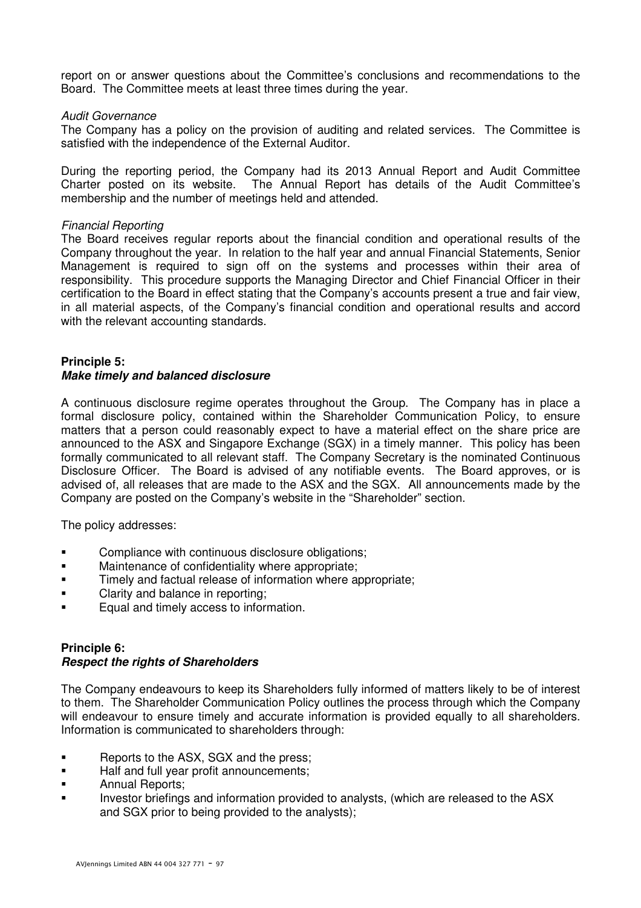report on or answer questions about the Committee's conclusions and recommendations to the Board. The Committee meets at least three times during the year.

*Audit Governance*

The Company has a policy on the provision of auditing and related services. The Committee is satisfied with the independence of the External Auditor.

During the reporting period, the Company had its 2013 Annual Report and Audit Committee Charter posted on its website. The Annual Report has details of the Audit Committee's membership and the number of meetings held and attended.

*Financial Reporting*

The Board receives regular reports about the financial condition and operational results of the Company throughout the year. In relation to the half year and annual Financial Statements, Senior Management is required to sign off on the systems and processes within their area of responsibility. This procedure supports the Managing Director and Chief Financial Officer in their certification to the Board in effect stating that the Company's accounts present a true and fair view, in all material aspects, of the Company's financial condition and operational results and accord with the relevant accounting standards.

**Principle 5:**
***Make timely and balanced disclosure***

A continuous disclosure regime operates throughout the Group. The Company has in place a formal disclosure policy, contained within the Shareholder Communication Policy, to ensure matters that a person could reasonably expect to have a material effect on the share price are announced to the ASX and Singapore Exchange (SGX) in a timely manner. This policy has been formally communicated to all relevant staff. The Company Secretary is the nominated Continuous Disclosure Officer. The Board is advised of any notifiable events. The Board approves, or is advised of, all releases that are made to the ASX and the SGX. All announcements made by the Company are posted on the Company's website in the "Shareholder" section.

The policy addresses:

- Compliance with continuous disclosure obligations;
- Maintenance of confidentiality where appropriate;
- Timely and factual release of information where appropriate;
- Clarity and balance in reporting;
- Equal and timely access to information.

**Principle 6:**
***Respect the rights of Shareholders***

The Company endeavours to keep its Shareholders fully informed of matters likely to be of interest to them. The Shareholder Communication Policy outlines the process through which the Company will endeavour to ensure timely and accurate information is provided equally to all shareholders. Information is communicated to shareholders through:

- Reports to the ASX, SGX and the press;
- Half and full year profit announcements;
- Annual Reports;
- Investor briefings and information provided to analysts, (which are released to the ASX and SGX prior to being provided to the analysts);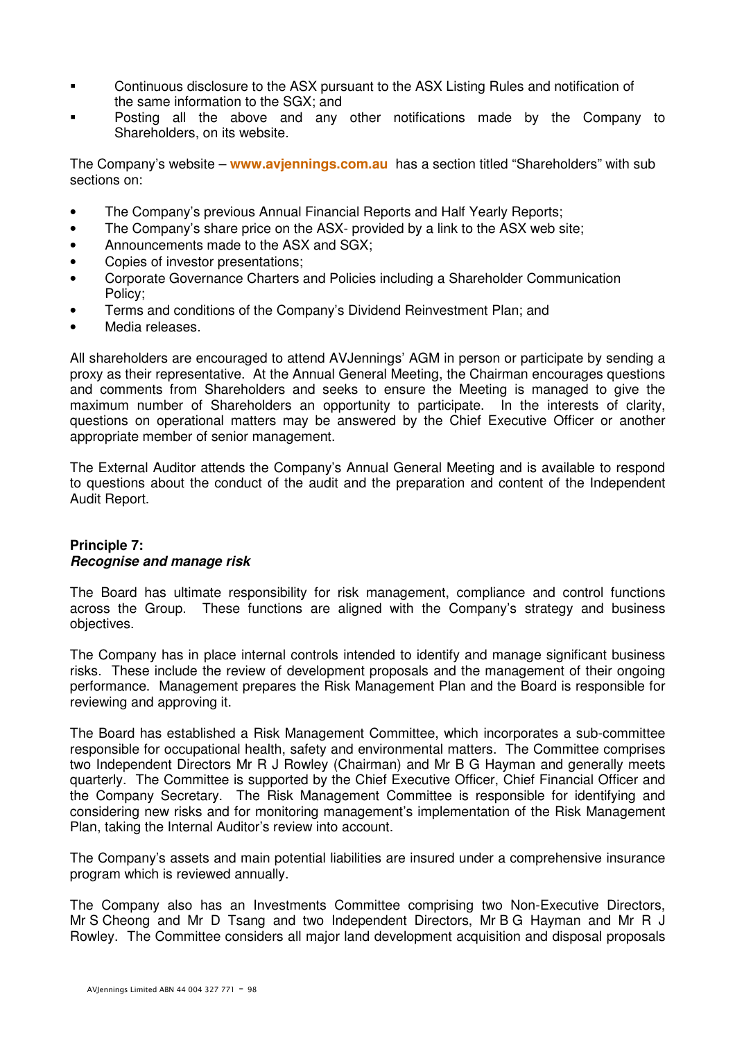- Continuous disclosure to the ASX pursuant to the ASX Listing Rules and notification of the same information to the SGX; and
- Posting all the above and any other notifications made by the Company to Shareholders, on its website.

The Company's website – **www.avjennings.com.au** has a section titled "Shareholders" with sub sections on:

- The Company's previous Annual Financial Reports and Half Yearly Reports;
- The Company's share price on the ASX- provided by a link to the ASX web site;
- Announcements made to the ASX and SGX;
- Copies of investor presentations;
- Corporate Governance Charters and Policies including a Shareholder Communication Policy;
- Terms and conditions of the Company's Dividend Reinvestment Plan; and
- Media releases.

All shareholders are encouraged to attend AVJennings' AGM in person or participate by sending a proxy as their representative. At the Annual General Meeting, the Chairman encourages questions and comments from Shareholders and seeks to ensure the Meeting is managed to give the maximum number of Shareholders an opportunity to participate. In the interests of clarity, questions on operational matters may be answered by the Chief Executive Officer or another appropriate member of senior management.

The External Auditor attends the Company's Annual General Meeting and is available to respond to questions about the conduct of the audit and the preparation and content of the Independent Audit Report.

**Principle 7:**
***Recognise and manage risk***

The Board has ultimate responsibility for risk management, compliance and control functions across the Group. These functions are aligned with the Company's strategy and business objectives.

The Company has in place internal controls intended to identify and manage significant business risks. These include the review of development proposals and the management of their ongoing performance. Management prepares the Risk Management Plan and the Board is responsible for reviewing and approving it.

The Board has established a Risk Management Committee, which incorporates a sub-committee responsible for occupational health, safety and environmental matters. The Committee comprises two Independent Directors Mr R J Rowley (Chairman) and Mr B G Hayman and generally meets quarterly. The Committee is supported by the Chief Executive Officer, Chief Financial Officer and the Company Secretary. The Risk Management Committee is responsible for identifying and considering new risks and for monitoring management's implementation of the Risk Management Plan, taking the Internal Auditor's review into account.

The Company's assets and main potential liabilities are insured under a comprehensive insurance program which is reviewed annually.

The Company also has an Investments Committee comprising two Non-Executive Directors, Mr S Cheong and Mr D Tsang and two Independent Directors, Mr B G Hayman and Mr R J Rowley. The Committee considers all major land development acquisition and disposal proposals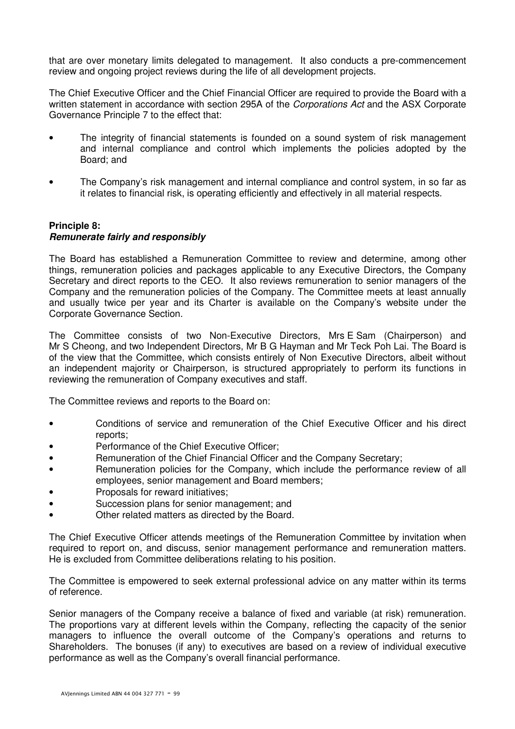that are over monetary limits delegated to management. It also conducts a pre-commencement review and ongoing project reviews during the life of all development projects.

The Chief Executive Officer and the Chief Financial Officer are required to provide the Board with a written statement in accordance with section 295A of the *Corporations Act* and the ASX Corporate Governance Principle 7 to the effect that:

- The integrity of financial statements is founded on a sound system of risk management and internal compliance and control which implements the policies adopted by the Board; and
- The Company's risk management and internal compliance and control system, in so far as it relates to financial risk, is operating efficiently and effectively in all material respects.

**Principle 8:**
***Remunerate fairly and responsibly***

The Board has established a Remuneration Committee to review and determine, among other things, remuneration policies and packages applicable to any Executive Directors, the Company Secretary and direct reports to the CEO. It also reviews remuneration to senior managers of the Company and the remuneration policies of the Company. The Committee meets at least annually and usually twice per year and its Charter is available on the Company's website under the Corporate Governance Section.

The Committee consists of two Non-Executive Directors, Mrs E Sam (Chairperson) and Mr S Cheong, and two Independent Directors, Mr B G Hayman and Mr Teck Poh Lai. The Board is of the view that the Committee, which consists entirely of Non Executive Directors, albeit without an independent majority or Chairperson, is structured appropriately to perform its functions in reviewing the remuneration of Company executives and staff.

The Committee reviews and reports to the Board on:

- Conditions of service and remuneration of the Chief Executive Officer and his direct reports;
- Performance of the Chief Executive Officer;
- Remuneration of the Chief Financial Officer and the Company Secretary;
- Remuneration policies for the Company, which include the performance review of all employees, senior management and Board members;
- Proposals for reward initiatives;
- Succession plans for senior management; and
- Other related matters as directed by the Board.

The Chief Executive Officer attends meetings of the Remuneration Committee by invitation when required to report on, and discuss, senior management performance and remuneration matters. He is excluded from Committee deliberations relating to his position.

The Committee is empowered to seek external professional advice on any matter within its terms of reference.

Senior managers of the Company receive a balance of fixed and variable (at risk) remuneration. The proportions vary at different levels within the Company, reflecting the capacity of the senior managers to influence the overall outcome of the Company's operations and returns to Shareholders. The bonuses (if any) to executives are based on a review of individual executive performance as well as the Company's overall financial performance.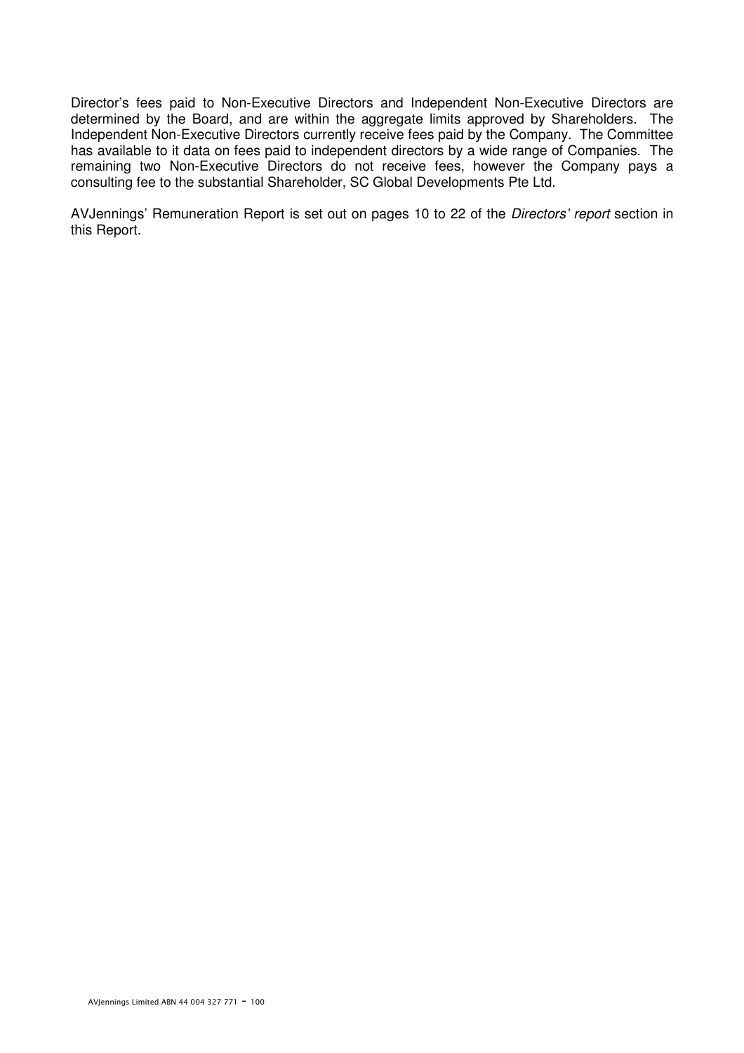Director's fees paid to Non-Executive Directors and Independent Non-Executive Directors are determined by the Board, and are within the aggregate limits approved by Shareholders. The Independent Non-Executive Directors currently receive fees paid by the Company. The Committee has available to it data on fees paid to independent directors by a wide range of Companies. The remaining two Non-Executive Directors do not receive fees, however the Company pays a consulting fee to the substantial Shareholder, SC Global Developments Pte Ltd.

AVJennings' Remuneration Report is set out on pages 10 to 22 of the *Directors' report* section in this Report.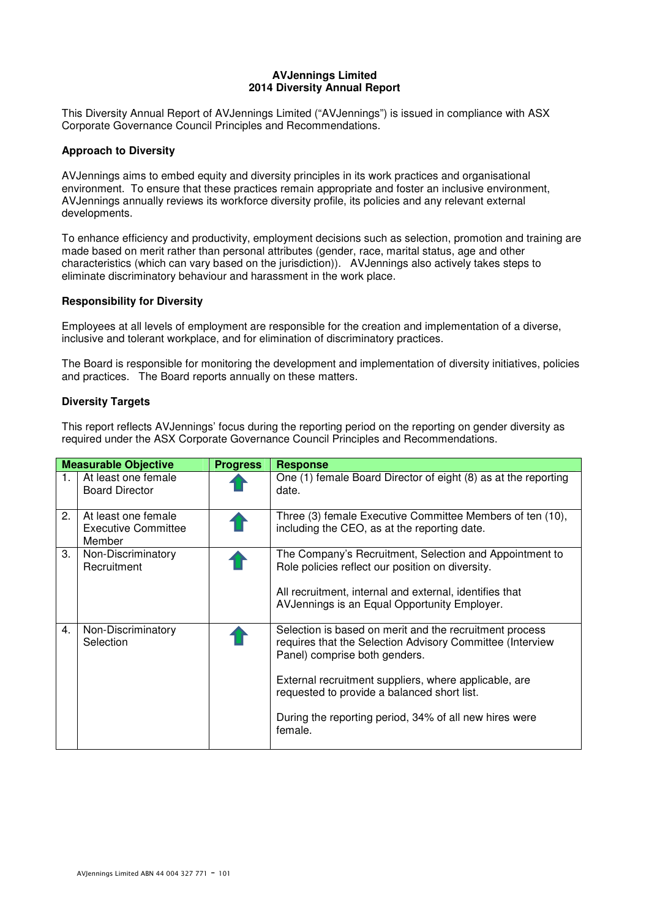**AVJennings Limited**
**2014 Diversity Annual Report**

This Diversity Annual Report of AVJennings Limited ("AVJennings") is issued in compliance with ASX Corporate Governance Council Principles and Recommendations.

**Approach to Diversity**

AVJennings aims to embed equity and diversity principles in its work practices and organisational environment. To ensure that these practices remain appropriate and foster an inclusive environment, AVJennings annually reviews its workforce diversity profile, its policies and any relevant external developments.

To enhance efficiency and productivity, employment decisions such as selection, promotion and training are made based on merit rather than personal attributes (gender, race, marital status, age and other characteristics (which can vary based on the jurisdiction)). AVJennings also actively takes steps to eliminate discriminatory behaviour and harassment in the work place.

**Responsibility for Diversity**

Employees at all levels of employment are responsible for the creation and implementation of a diverse, inclusive and tolerant workplace, and for elimination of discriminatory practices.

The Board is responsible for monitoring the development and implementation of diversity initiatives, policies and practices. The Board reports annually on these matters.

**Diversity Targets**

This report reflects AVJennings' focus during the reporting period on the reporting on gender diversity as required under the ASX Corporate Governance Council Principles and Recommendations.

| Measurable Objective | | Progress | Response |
|---|---|---|---|
| 1. | At least one female Board Director | ↑ | One (1) female Board Director of eight (8) as at the reporting date. |
| 2. | At least one female Executive Committee Member | ↑ | Three (3) female Executive Committee Members of ten (10), including the CEO, as at the reporting date. |
| 3. | Non-Discriminatory Recruitment | ↑ | The Company's Recruitment, Selection and Appointment to Role policies reflect our position on diversity.<br><br>All recruitment, internal and external, identifies that AVJennings is an Equal Opportunity Employer. |
| 4. | Non-Discriminatory Selection | ↑ | Selection is based on merit and the recruitment process requires that the Selection Advisory Committee (Interview Panel) comprise both genders.<br><br>External recruitment suppliers, where applicable, are requested to provide a balanced short list.<br><br>During the reporting period, 34% of all new hires were female. |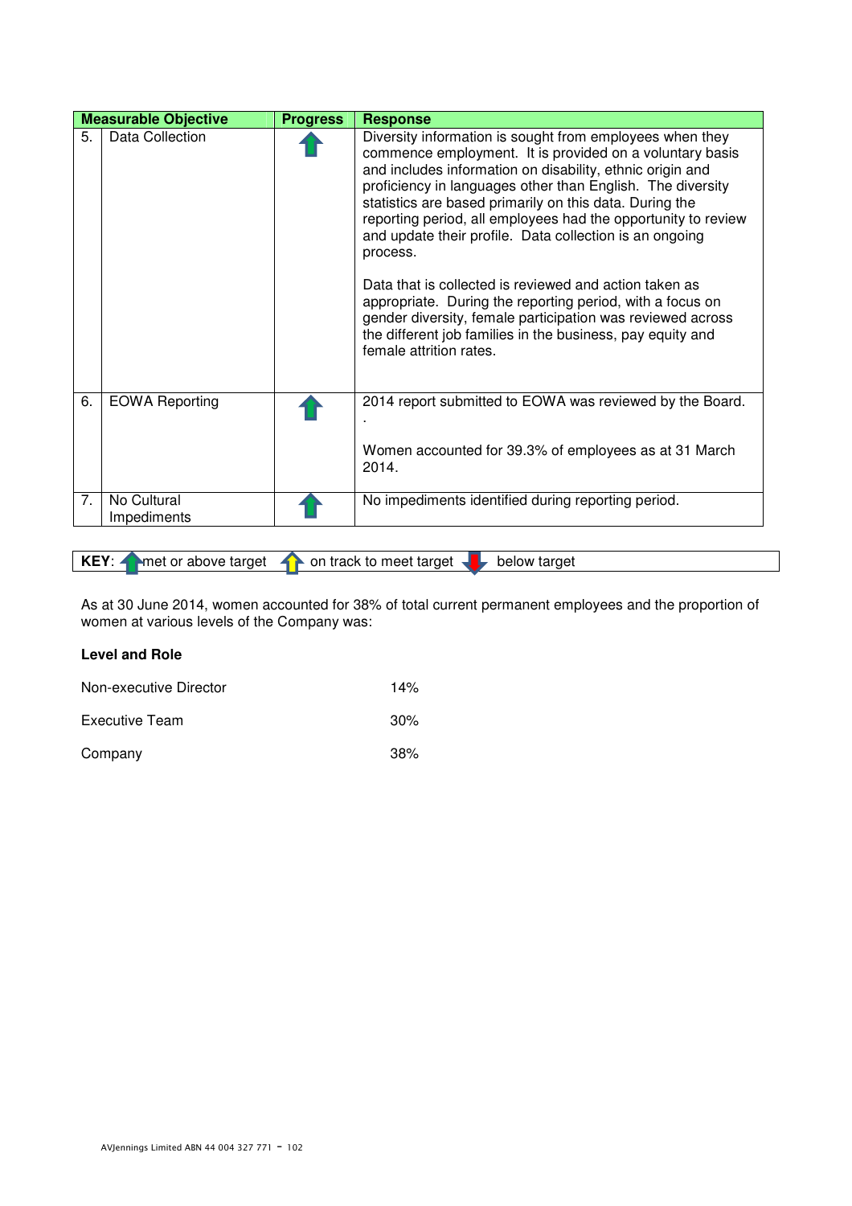| Measurable Objective | | Progress | Response |
|---|---|---|---|
| 5. | Data Collection | ⬆ | Diversity information is sought from employees when they commence employment. It is provided on a voluntary basis and includes information on disability, ethnic origin and proficiency in languages other than English. The diversity statistics are based primarily on this data. During the reporting period, all employees had the opportunity to review and update their profile. Data collection is an ongoing process.<br><br>Data that is collected is reviewed and action taken as appropriate. During the reporting period, with a focus on gender diversity, female participation was reviewed across the different job families in the business, pay equity and female attrition rates. |
| 6. | EOWA Reporting | ⬆ | 2014 report submitted to EOWA was reviewed by the Board.<br>.<br><br>Women accounted for 39.3% of employees as at 31 March 2014. |
| 7. | No Cultural Impediments | ⬆ | No impediments identified during reporting period. |

**KEY**: ⬆ met or above target ⬆ on track to meet target ⬇ below target

As at 30 June 2014, women accounted for 38% of total current permanent employees and the proportion of women at various levels of the Company was:

**Level and Role**

| | |
|---|---|
| Non-executive Director | 14% |
| Executive Team | 30% |
| Company | 38% |